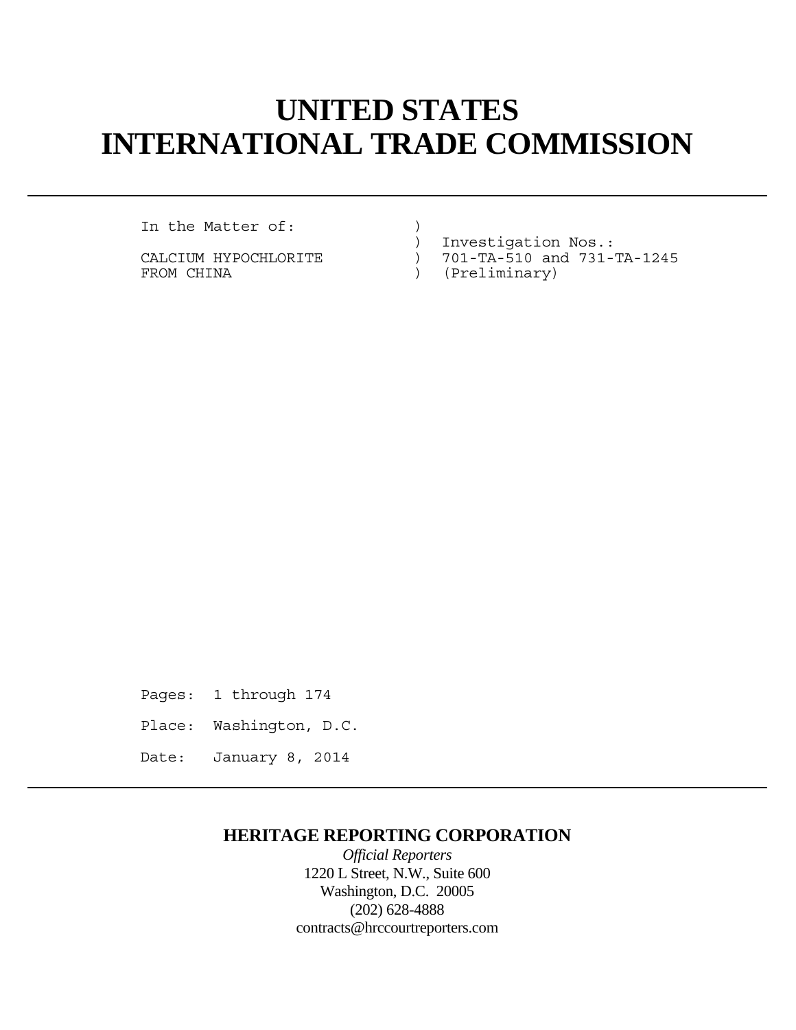# UNITED STATES
# INTERNATIONAL TRADE COMMISSION

---

```
In the Matter of:            )
                             )  Investigation Nos.:
CALCIUM HYPOCHLORITE         )  701-TA-510 and 731-TA-1245
FROM CHINA                   )  (Preliminary)
```

Pages: 1 through 174

Place: Washington, D.C.

Date: January 8, 2014

---

**HERITAGE REPORTING CORPORATION**

*Official Reporters*

1220 L Street, N.W., Suite 600

Washington, D.C. 20005

(202) 628-4888

contracts@hrccourtreporters.com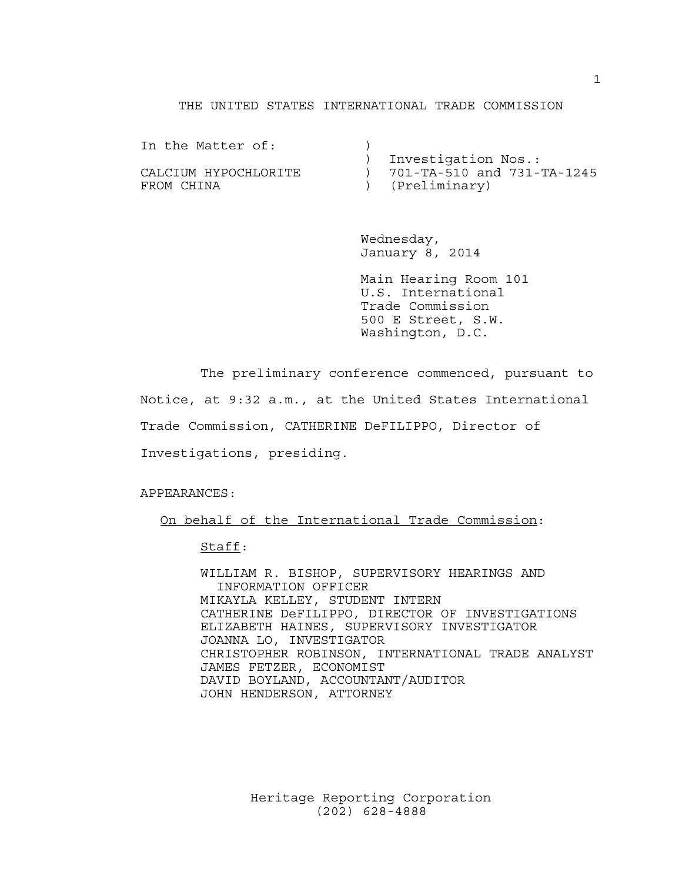THE UNITED STATES INTERNATIONAL TRADE COMMISSION

| In the Matter of: | ) | |
|---|---|---|
| | ) | Investigation Nos.: |
| CALCIUM HYPOCHLORITE | ) | 701-TA-510 and 731-TA-1245 |
| FROM CHINA | ) | (Preliminary) |

Wednesday,
January 8, 2014

Main Hearing Room 101
U.S. International
Trade Commission
500 E Street, S.W.
Washington, D.C.

The preliminary conference commenced, pursuant to Notice, at 9:32 a.m., at the United States International Trade Commission, CATHERINE DeFILIPPO, Director of Investigations, presiding.

APPEARANCES:

On behalf of the International Trade Commission:

Staff:

WILLIAM R. BISHOP, SUPERVISORY HEARINGS AND INFORMATION OFFICER
MIKAYLA KELLEY, STUDENT INTERN
CATHERINE DeFILIPPO, DIRECTOR OF INVESTIGATIONS
ELIZABETH HAINES, SUPERVISORY INVESTIGATOR
JOANNA LO, INVESTIGATOR
CHRISTOPHER ROBINSON, INTERNATIONAL TRADE ANALYST
JAMES FETZER, ECONOMIST
DAVID BOYLAND, ACCOUNTANT/AUDITOR
JOHN HENDERSON, ATTORNEY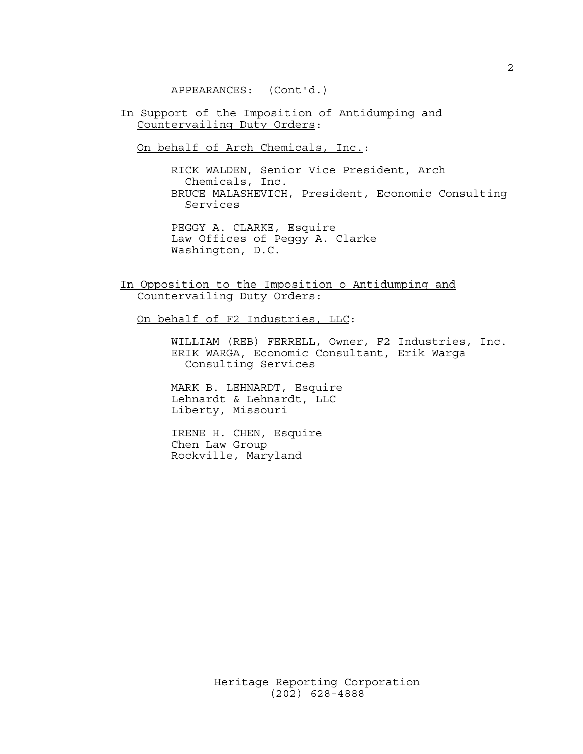APPEARANCES: (Cont'd.)

In Support of the Imposition of Antidumping and Countervailing Duty Orders:

On behalf of Arch Chemicals, Inc.:

RICK WALDEN, Senior Vice President, Arch Chemicals, Inc.
BRUCE MALASHEVICH, President, Economic Consulting Services

PEGGY A. CLARKE, Esquire
Law Offices of Peggy A. Clarke
Washington, D.C.

In Opposition to the Imposition o Antidumping and Countervailing Duty Orders:

On behalf of F2 Industries, LLC:

WILLIAM (REB) FERRELL, Owner, F2 Industries, Inc.
ERIK WARGA, Economic Consultant, Erik Warga Consulting Services

MARK B. LEHNARDT, Esquire
Lehnardt & Lehnardt, LLC
Liberty, Missouri

IRENE H. CHEN, Esquire
Chen Law Group
Rockville, Maryland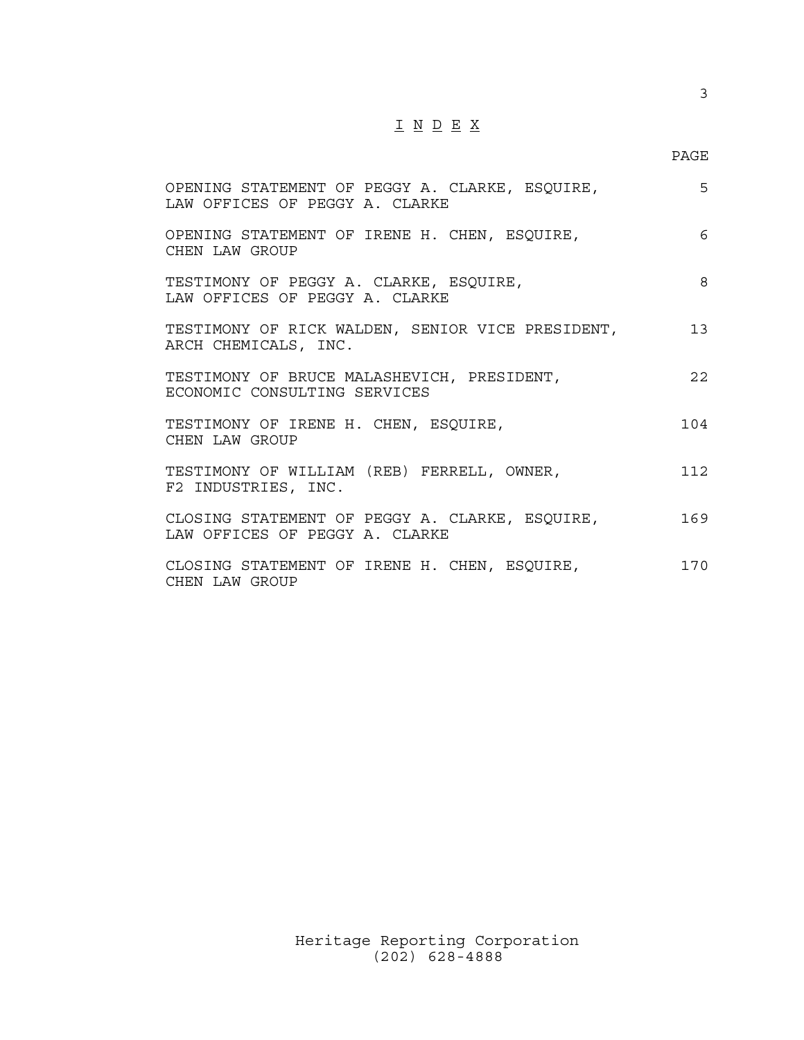# I N D E X

| | PAGE |
|---|---|
| OPENING STATEMENT OF PEGGY A. CLARKE, ESQUIRE, LAW OFFICES OF PEGGY A. CLARKE | 5 |
| OPENING STATEMENT OF IRENE H. CHEN, ESQUIRE, CHEN LAW GROUP | 6 |
| TESTIMONY OF PEGGY A. CLARKE, ESQUIRE, LAW OFFICES OF PEGGY A. CLARKE | 8 |
| TESTIMONY OF RICK WALDEN, SENIOR VICE PRESIDENT, ARCH CHEMICALS, INC. | 13 |
| TESTIMONY OF BRUCE MALASHEVICH, PRESIDENT, ECONOMIC CONSULTING SERVICES | 22 |
| TESTIMONY OF IRENE H. CHEN, ESQUIRE, CHEN LAW GROUP | 104 |
| TESTIMONY OF WILLIAM (REB) FERRELL, OWNER, F2 INDUSTRIES, INC. | 112 |
| CLOSING STATEMENT OF PEGGY A. CLARKE, ESQUIRE, LAW OFFICES OF PEGGY A. CLARKE | 169 |
| CLOSING STATEMENT OF IRENE H. CHEN, ESQUIRE, CHEN LAW GROUP | 170 |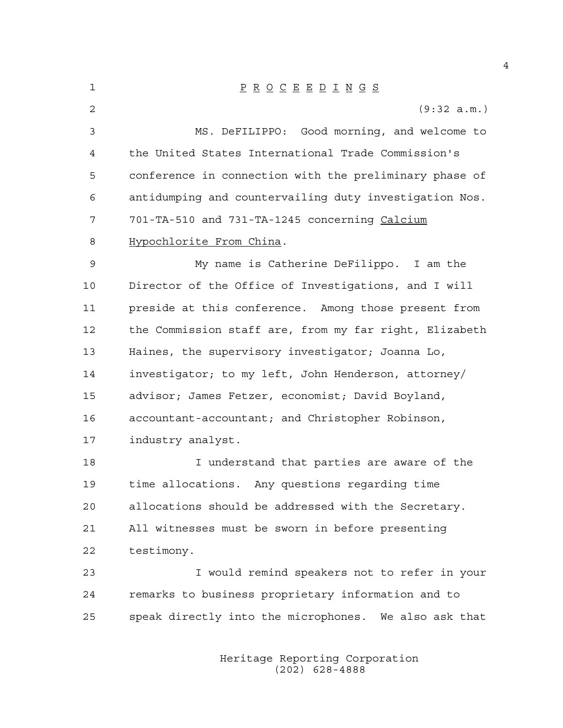P R O C E E D I N G S

(9:32 a.m.)

MS. DeFILIPPO: Good morning, and welcome to the United States International Trade Commission's conference in connection with the preliminary phase of antidumping and countervailing duty investigation Nos. 701-TA-510 and 731-TA-1245 concerning Calcium Hypochlorite From China.

My name is Catherine DeFilippo. I am the Director of the Office of Investigations, and I will preside at this conference. Among those present from the Commission staff are, from my far right, Elizabeth Haines, the supervisory investigator; Joanna Lo, investigator; to my left, John Henderson, attorney/advisor; James Fetzer, economist; David Boyland, accountant-accountant; and Christopher Robinson, industry analyst.

I understand that parties are aware of the time allocations. Any questions regarding time allocations should be addressed with the Secretary. All witnesses must be sworn in before presenting testimony.

I would remind speakers not to refer in your remarks to business proprietary information and to speak directly into the microphones. We also ask that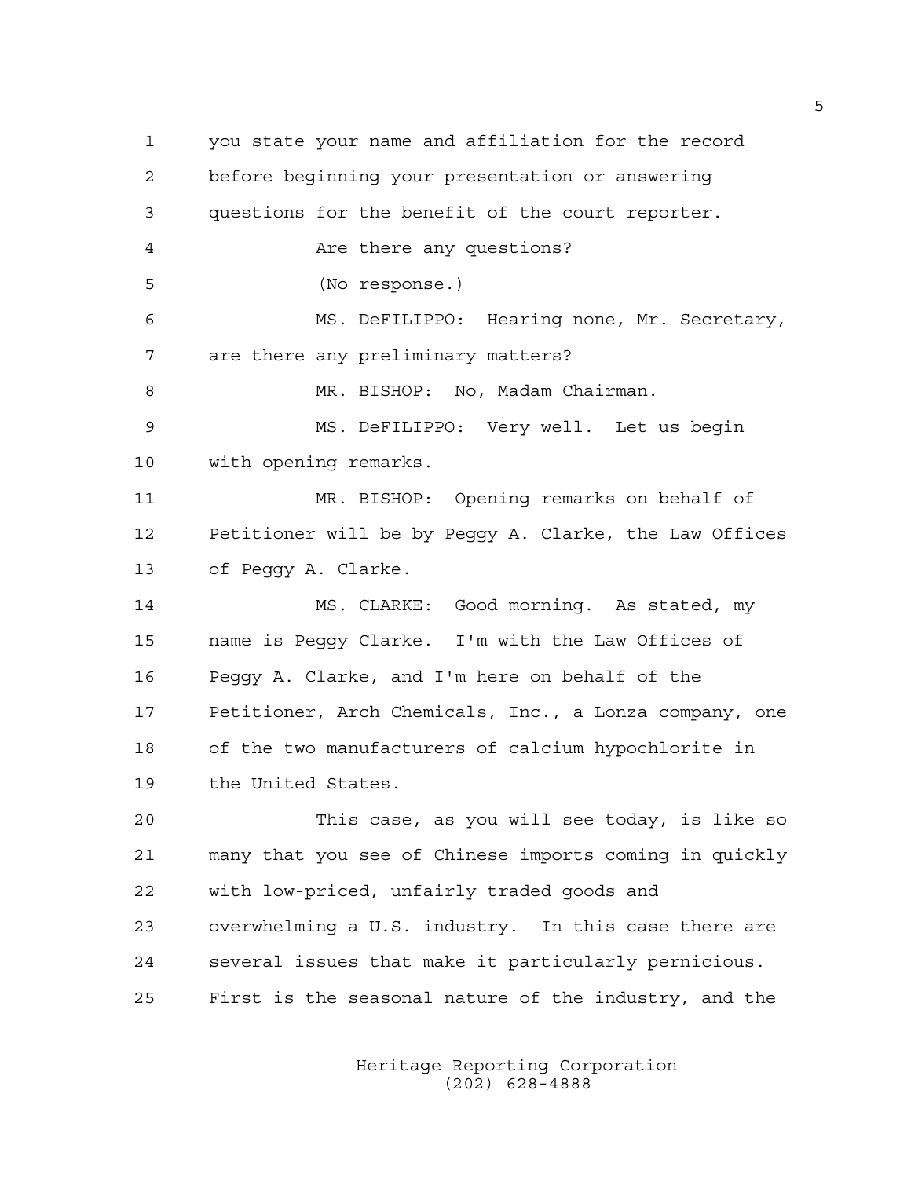you state your name and affiliation for the record before beginning your presentation or answering questions for the benefit of the court reporter.

Are there any questions?

(No response.)

MS. DeFILIPPO: Hearing none, Mr. Secretary, are there any preliminary matters?

MR. BISHOP: No, Madam Chairman.

MS. DeFILIPPO: Very well. Let us begin with opening remarks.

MR. BISHOP: Opening remarks on behalf of Petitioner will be by Peggy A. Clarke, the Law Offices of Peggy A. Clarke.

MS. CLARKE: Good morning. As stated, my name is Peggy Clarke. I'm with the Law Offices of Peggy A. Clarke, and I'm here on behalf of the Petitioner, Arch Chemicals, Inc., a Lonza company, one of the two manufacturers of calcium hypochlorite in the United States.

This case, as you will see today, is like so many that you see of Chinese imports coming in quickly with low-priced, unfairly traded goods and overwhelming a U.S. industry. In this case there are several issues that make it particularly pernicious. First is the seasonal nature of the industry, and the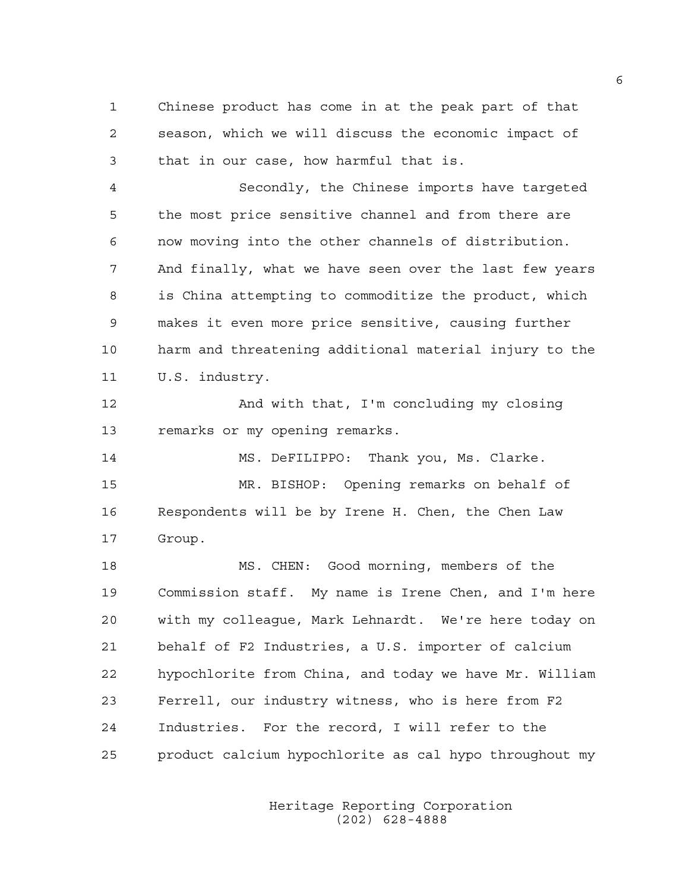Chinese product has come in at the peak part of that season, which we will discuss the economic impact of that in our case, how harmful that is.

Secondly, the Chinese imports have targeted the most price sensitive channel and from there are now moving into the other channels of distribution. And finally, what we have seen over the last few years is China attempting to commoditize the product, which makes it even more price sensitive, causing further harm and threatening additional material injury to the U.S. industry.

And with that, I'm concluding my closing remarks or my opening remarks.

MS. DeFILIPPO: Thank you, Ms. Clarke.

MR. BISHOP: Opening remarks on behalf of Respondents will be by Irene H. Chen, the Chen Law Group.

MS. CHEN: Good morning, members of the Commission staff. My name is Irene Chen, and I'm here with my colleague, Mark Lehnardt. We're here today on behalf of F2 Industries, a U.S. importer of calcium hypochlorite from China, and today we have Mr. William Ferrell, our industry witness, who is here from F2 Industries. For the record, I will refer to the product calcium hypochlorite as cal hypo throughout my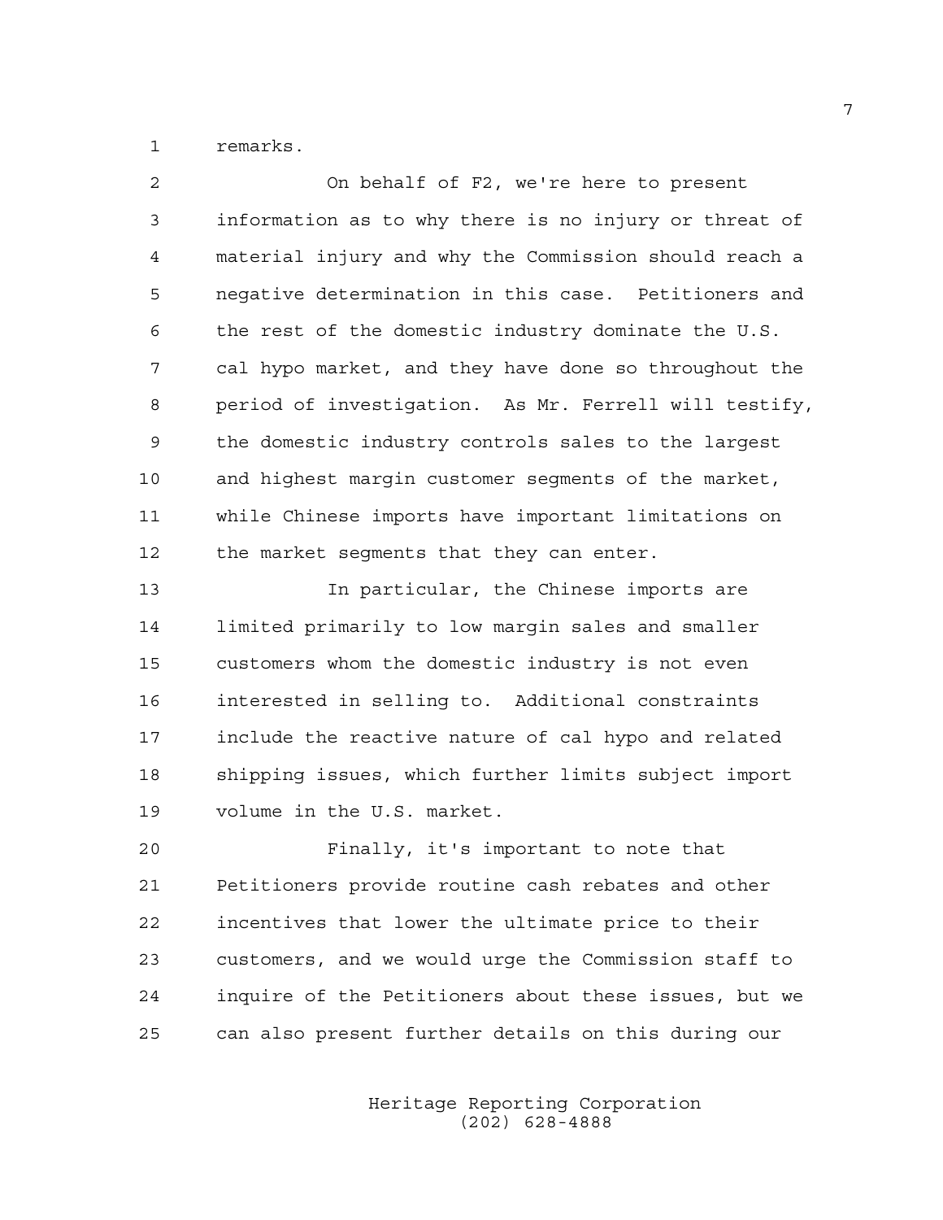remarks.

On behalf of F2, we're here to present information as to why there is no injury or threat of material injury and why the Commission should reach a negative determination in this case. Petitioners and the rest of the domestic industry dominate the U.S. cal hypo market, and they have done so throughout the period of investigation. As Mr. Ferrell will testify, the domestic industry controls sales to the largest and highest margin customer segments of the market, while Chinese imports have important limitations on the market segments that they can enter.

In particular, the Chinese imports are limited primarily to low margin sales and smaller customers whom the domestic industry is not even interested in selling to. Additional constraints include the reactive nature of cal hypo and related shipping issues, which further limits subject import volume in the U.S. market.

Finally, it's important to note that Petitioners provide routine cash rebates and other incentives that lower the ultimate price to their customers, and we would urge the Commission staff to inquire of the Petitioners about these issues, but we can also present further details on this during our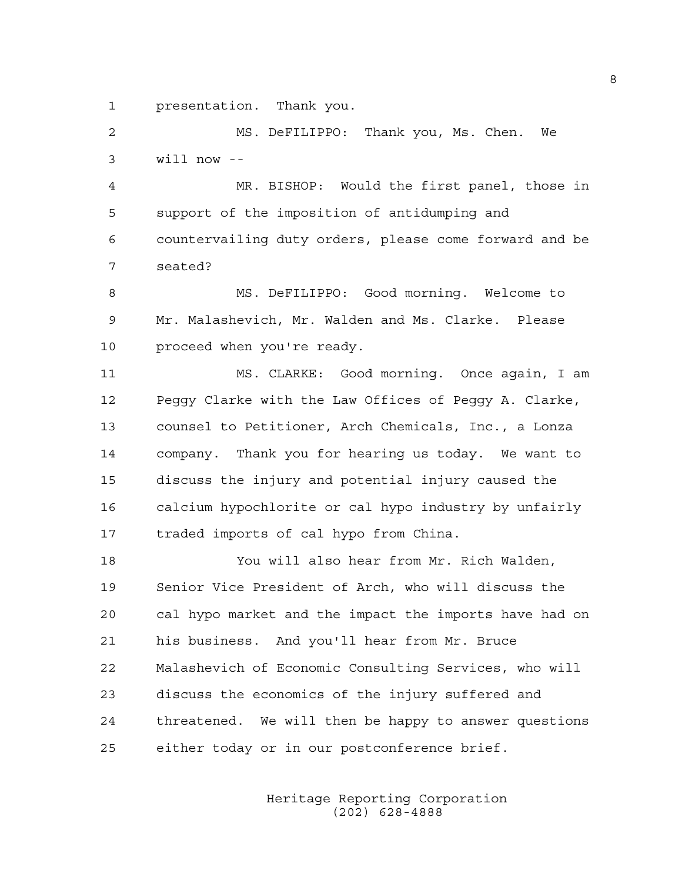presentation. Thank you.

MS. DeFILIPPO: Thank you, Ms. Chen. We will now --

MR. BISHOP: Would the first panel, those in support of the imposition of antidumping and countervailing duty orders, please come forward and be seated?

MS. DeFILIPPO: Good morning. Welcome to Mr. Malashevich, Mr. Walden and Ms. Clarke. Please proceed when you're ready.

MS. CLARKE: Good morning. Once again, I am Peggy Clarke with the Law Offices of Peggy A. Clarke, counsel to Petitioner, Arch Chemicals, Inc., a Lonza company. Thank you for hearing us today. We want to discuss the injury and potential injury caused the calcium hypochlorite or cal hypo industry by unfairly traded imports of cal hypo from China.

You will also hear from Mr. Rich Walden, Senior Vice President of Arch, who will discuss the cal hypo market and the impact the imports have had on his business. And you'll hear from Mr. Bruce Malashevich of Economic Consulting Services, who will discuss the economics of the injury suffered and threatened. We will then be happy to answer questions either today or in our postconference brief.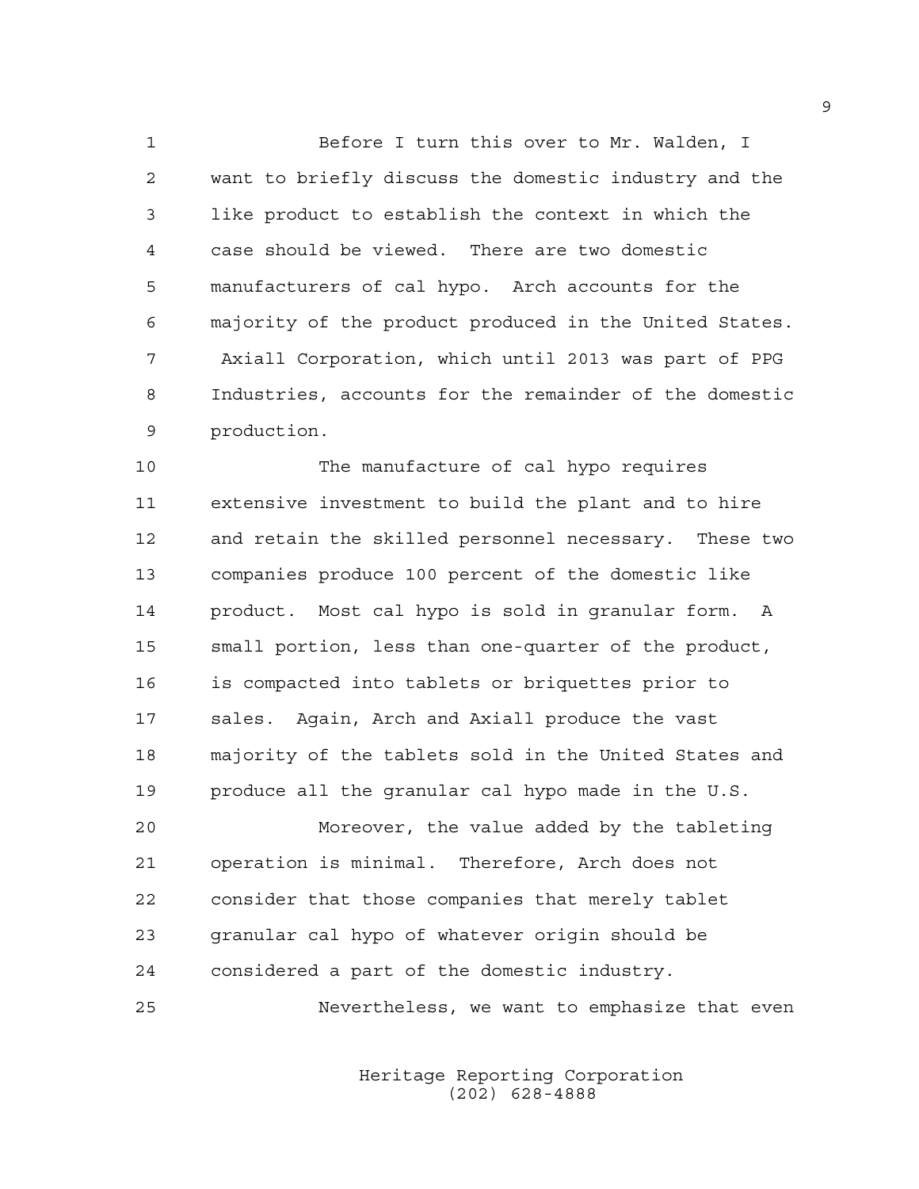Before I turn this over to Mr. Walden, I want to briefly discuss the domestic industry and the like product to establish the context in which the case should be viewed. There are two domestic manufacturers of cal hypo. Arch accounts for the majority of the product produced in the United States. Axiall Corporation, which until 2013 was part of PPG Industries, accounts for the remainder of the domestic production.

The manufacture of cal hypo requires extensive investment to build the plant and to hire and retain the skilled personnel necessary. These two companies produce 100 percent of the domestic like product. Most cal hypo is sold in granular form. A small portion, less than one-quarter of the product, is compacted into tablets or briquettes prior to sales. Again, Arch and Axiall produce the vast majority of the tablets sold in the United States and produce all the granular cal hypo made in the U.S.

Moreover, the value added by the tableting operation is minimal. Therefore, Arch does not consider that those companies that merely tablet granular cal hypo of whatever origin should be considered a part of the domestic industry.

Nevertheless, we want to emphasize that even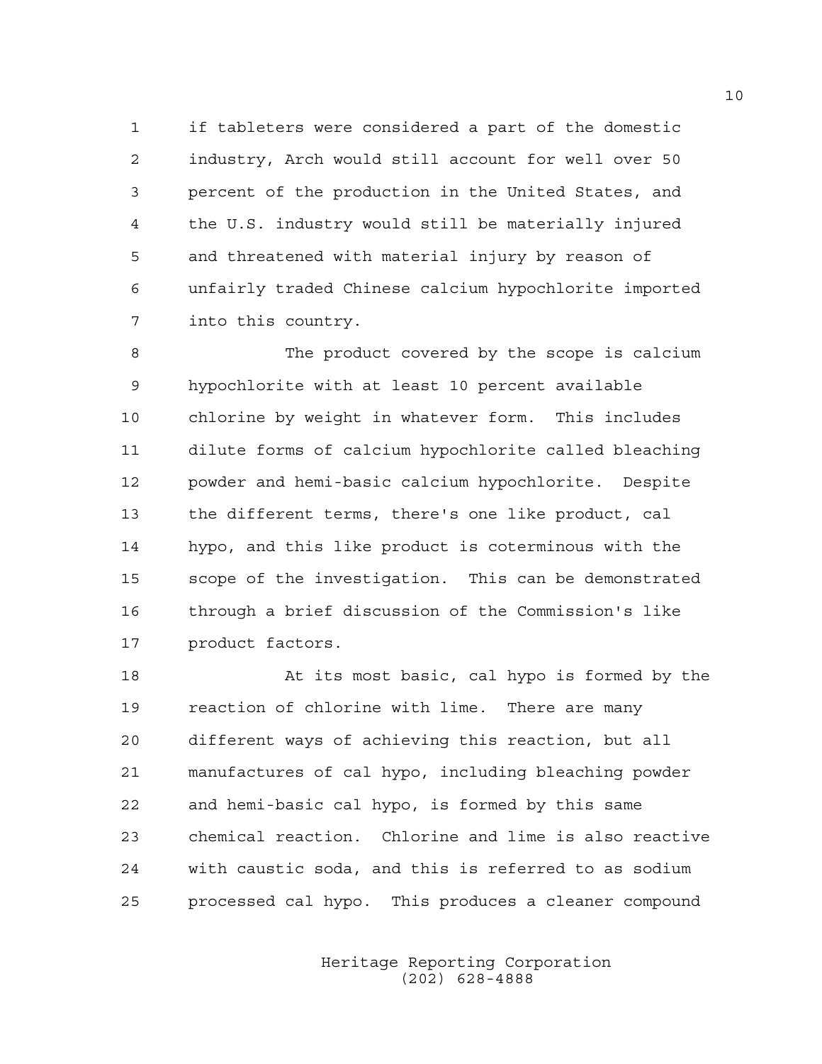if tableters were considered a part of the domestic industry, Arch would still account for well over 50 percent of the production in the United States, and the U.S. industry would still be materially injured and threatened with material injury by reason of unfairly traded Chinese calcium hypochlorite imported into this country.

The product covered by the scope is calcium hypochlorite with at least 10 percent available chlorine by weight in whatever form. This includes dilute forms of calcium hypochlorite called bleaching powder and hemi-basic calcium hypochlorite. Despite the different terms, there's one like product, cal hypo, and this like product is coterminous with the scope of the investigation. This can be demonstrated through a brief discussion of the Commission's like product factors.

At its most basic, cal hypo is formed by the reaction of chlorine with lime. There are many different ways of achieving this reaction, but all manufactures of cal hypo, including bleaching powder and hemi-basic cal hypo, is formed by this same chemical reaction. Chlorine and lime is also reactive with caustic soda, and this is referred to as sodium processed cal hypo. This produces a cleaner compound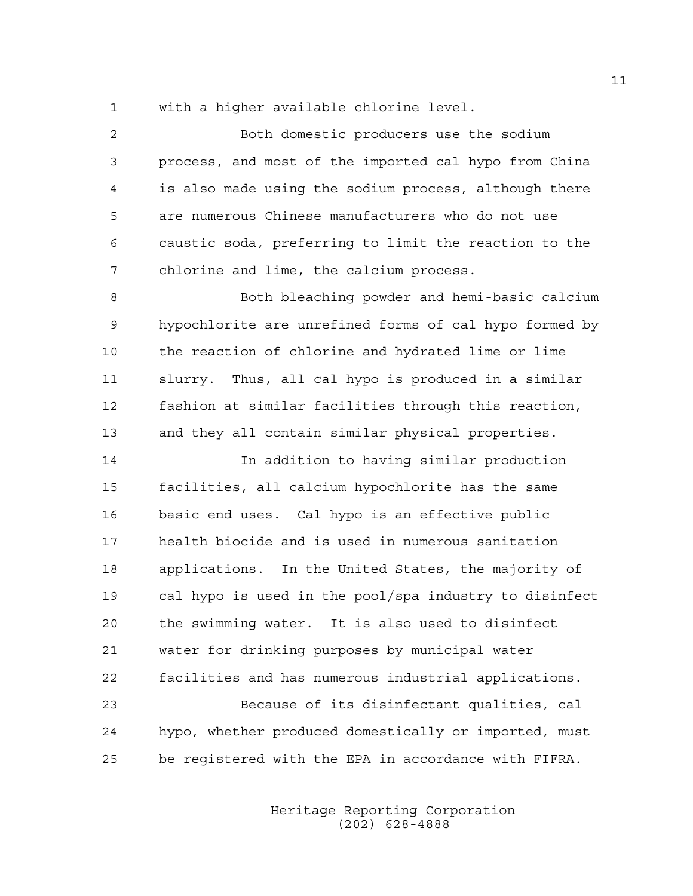with a higher available chlorine level.

Both domestic producers use the sodium process, and most of the imported cal hypo from China is also made using the sodium process, although there are numerous Chinese manufacturers who do not use caustic soda, preferring to limit the reaction to the chlorine and lime, the calcium process.

Both bleaching powder and hemi-basic calcium hypochlorite are unrefined forms of cal hypo formed by the reaction of chlorine and hydrated lime or lime slurry. Thus, all cal hypo is produced in a similar fashion at similar facilities through this reaction, and they all contain similar physical properties.

In addition to having similar production facilities, all calcium hypochlorite has the same basic end uses. Cal hypo is an effective public health biocide and is used in numerous sanitation applications. In the United States, the majority of cal hypo is used in the pool/spa industry to disinfect the swimming water. It is also used to disinfect water for drinking purposes by municipal water facilities and has numerous industrial applications.

Because of its disinfectant qualities, cal hypo, whether produced domestically or imported, must be registered with the EPA in accordance with FIFRA.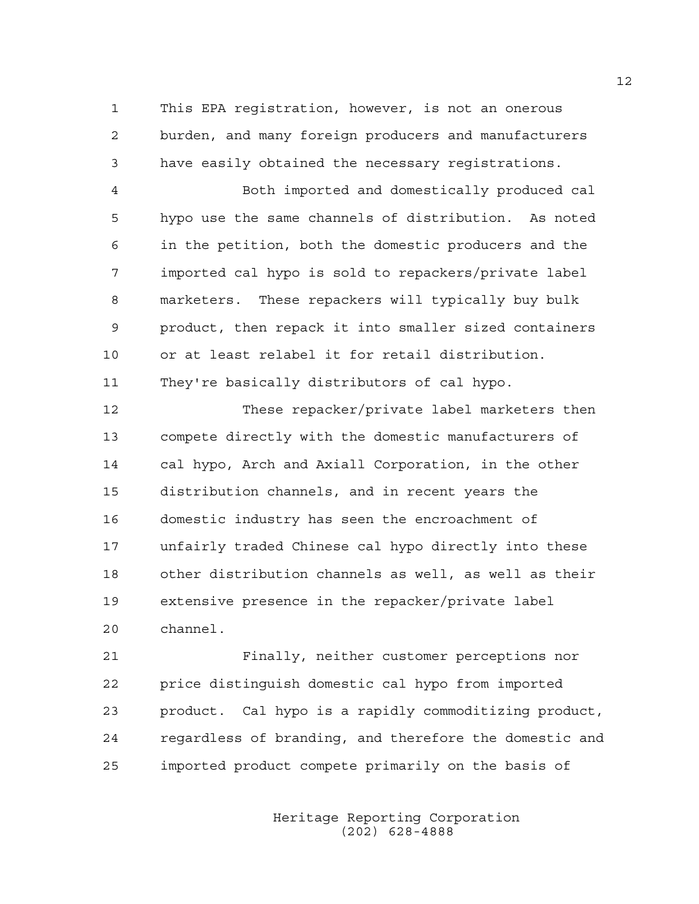This EPA registration, however, is not an onerous burden, and many foreign producers and manufacturers have easily obtained the necessary registrations.

Both imported and domestically produced cal hypo use the same channels of distribution. As noted in the petition, both the domestic producers and the imported cal hypo is sold to repackers/private label marketers. These repackers will typically buy bulk product, then repack it into smaller sized containers or at least relabel it for retail distribution. They're basically distributors of cal hypo.

These repacker/private label marketers then compete directly with the domestic manufacturers of cal hypo, Arch and Axiall Corporation, in the other distribution channels, and in recent years the domestic industry has seen the encroachment of unfairly traded Chinese cal hypo directly into these other distribution channels as well, as well as their extensive presence in the repacker/private label channel.

Finally, neither customer perceptions nor price distinguish domestic cal hypo from imported product. Cal hypo is a rapidly commoditizing product, regardless of branding, and therefore the domestic and imported product compete primarily on the basis of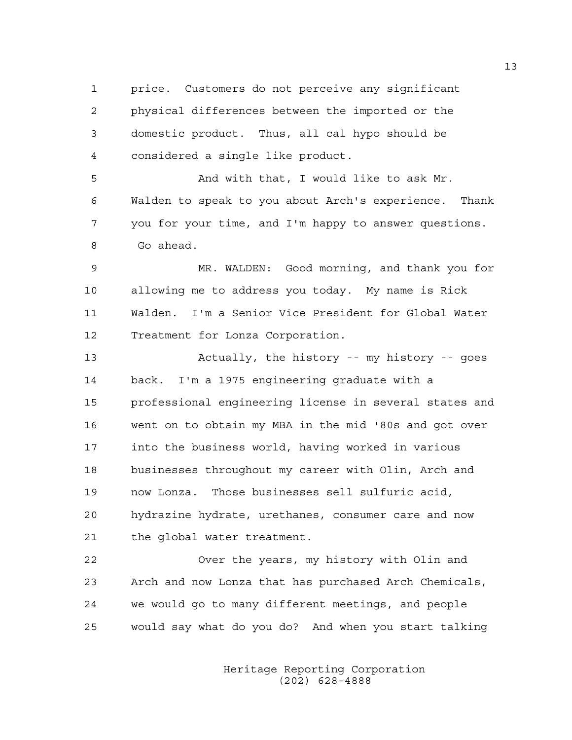price. Customers do not perceive any significant physical differences between the imported or the domestic product. Thus, all cal hypo should be considered a single like product.

And with that, I would like to ask Mr. Walden to speak to you about Arch's experience. Thank you for your time, and I'm happy to answer questions. Go ahead.

MR. WALDEN: Good morning, and thank you for allowing me to address you today. My name is Rick Walden. I'm a Senior Vice President for Global Water Treatment for Lonza Corporation.

Actually, the history -- my history -- goes back. I'm a 1975 engineering graduate with a professional engineering license in several states and went on to obtain my MBA in the mid '80s and got over into the business world, having worked in various businesses throughout my career with Olin, Arch and now Lonza. Those businesses sell sulfuric acid, hydrazine hydrate, urethanes, consumer care and now the global water treatment.

Over the years, my history with Olin and Arch and now Lonza that has purchased Arch Chemicals, we would go to many different meetings, and people would say what do you do? And when you start talking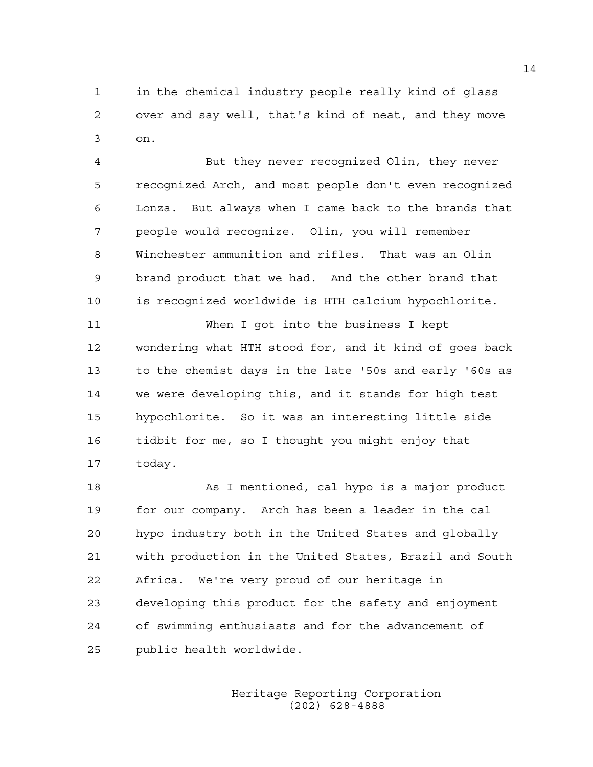in the chemical industry people really kind of glass over and say well, that's kind of neat, and they move on.

But they never recognized Olin, they never recognized Arch, and most people don't even recognized Lonza. But always when I came back to the brands that people would recognize. Olin, you will remember Winchester ammunition and rifles. That was an Olin brand product that we had. And the other brand that is recognized worldwide is HTH calcium hypochlorite.

When I got into the business I kept wondering what HTH stood for, and it kind of goes back to the chemist days in the late '50s and early '60s as we were developing this, and it stands for high test hypochlorite. So it was an interesting little side tidbit for me, so I thought you might enjoy that today.

As I mentioned, cal hypo is a major product for our company. Arch has been a leader in the cal hypo industry both in the United States and globally with production in the United States, Brazil and South Africa. We're very proud of our heritage in developing this product for the safety and enjoyment of swimming enthusiasts and for the advancement of public health worldwide.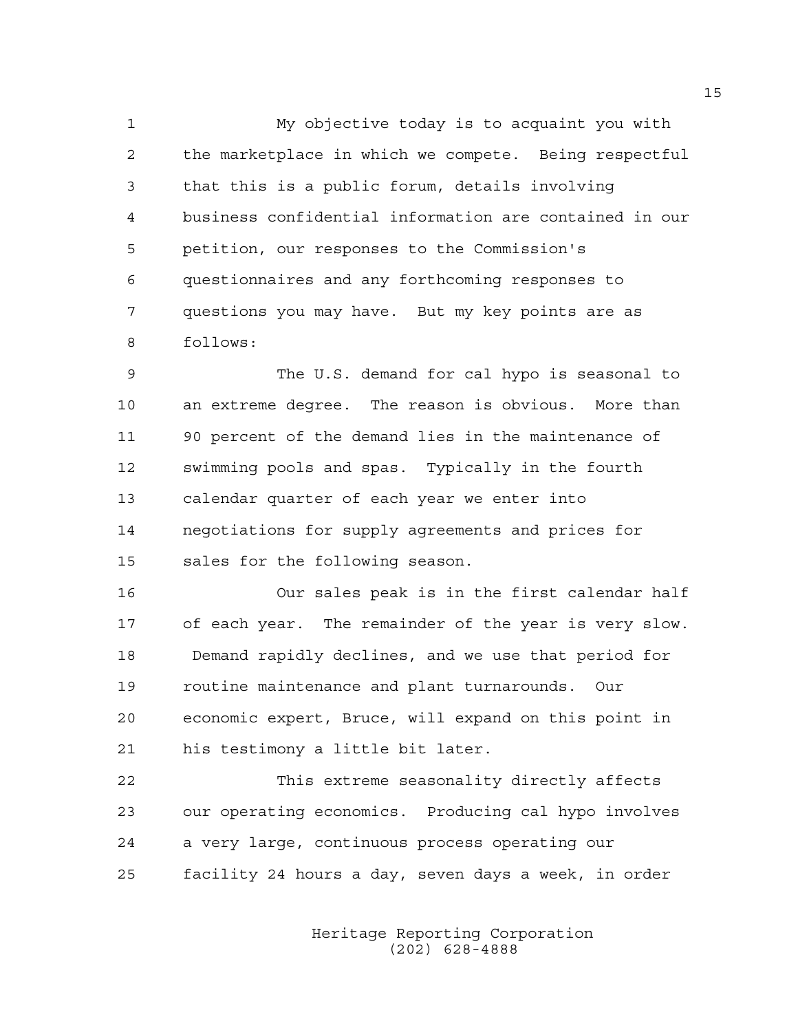My objective today is to acquaint you with the marketplace in which we compete. Being respectful that this is a public forum, details involving business confidential information are contained in our petition, our responses to the Commission's questionnaires and any forthcoming responses to questions you may have. But my key points are as follows:

The U.S. demand for cal hypo is seasonal to an extreme degree. The reason is obvious. More than 90 percent of the demand lies in the maintenance of swimming pools and spas. Typically in the fourth calendar quarter of each year we enter into negotiations for supply agreements and prices for sales for the following season.

Our sales peak is in the first calendar half of each year. The remainder of the year is very slow. Demand rapidly declines, and we use that period for routine maintenance and plant turnarounds. Our economic expert, Bruce, will expand on this point in his testimony a little bit later.

This extreme seasonality directly affects our operating economics. Producing cal hypo involves a very large, continuous process operating our facility 24 hours a day, seven days a week, in order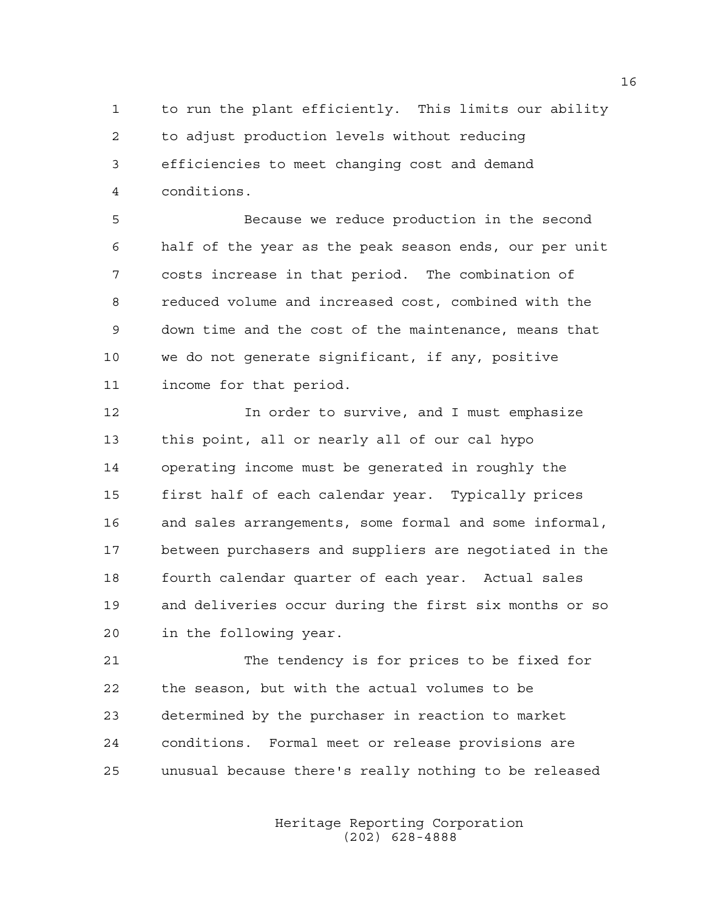to run the plant efficiently. This limits our ability to adjust production levels without reducing efficiencies to meet changing cost and demand conditions.

Because we reduce production in the second half of the year as the peak season ends, our per unit costs increase in that period. The combination of reduced volume and increased cost, combined with the down time and the cost of the maintenance, means that we do not generate significant, if any, positive income for that period.

In order to survive, and I must emphasize this point, all or nearly all of our cal hypo operating income must be generated in roughly the first half of each calendar year. Typically prices and sales arrangements, some formal and some informal, between purchasers and suppliers are negotiated in the fourth calendar quarter of each year. Actual sales and deliveries occur during the first six months or so in the following year.

The tendency is for prices to be fixed for the season, but with the actual volumes to be determined by the purchaser in reaction to market conditions. Formal meet or release provisions are unusual because there's really nothing to be released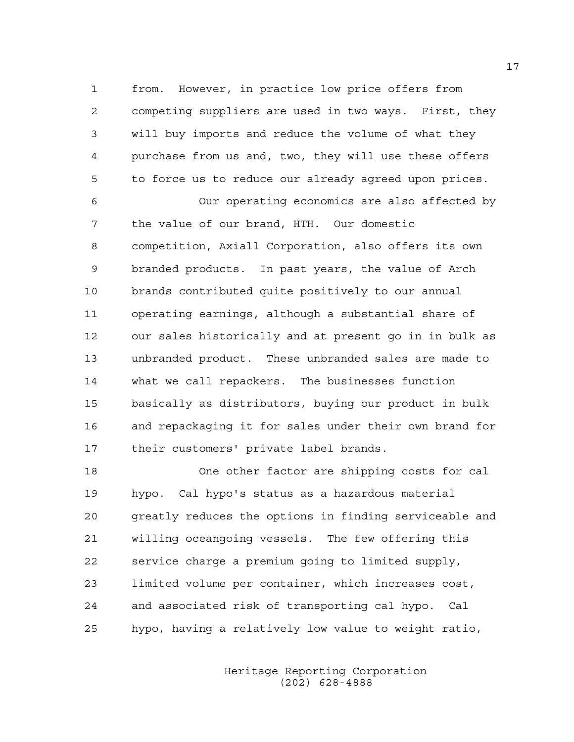from. However, in practice low price offers from competing suppliers are used in two ways. First, they will buy imports and reduce the volume of what they purchase from us and, two, they will use these offers to force us to reduce our already agreed upon prices.

Our operating economics are also affected by the value of our brand, HTH. Our domestic competition, Axiall Corporation, also offers its own branded products. In past years, the value of Arch brands contributed quite positively to our annual operating earnings, although a substantial share of our sales historically and at present go in in bulk as unbranded product. These unbranded sales are made to what we call repackers. The businesses function basically as distributors, buying our product in bulk and repackaging it for sales under their own brand for their customers' private label brands.

One other factor are shipping costs for cal hypo. Cal hypo's status as a hazardous material greatly reduces the options in finding serviceable and willing oceangoing vessels. The few offering this service charge a premium going to limited supply, limited volume per container, which increases cost, and associated risk of transporting cal hypo. Cal hypo, having a relatively low value to weight ratio,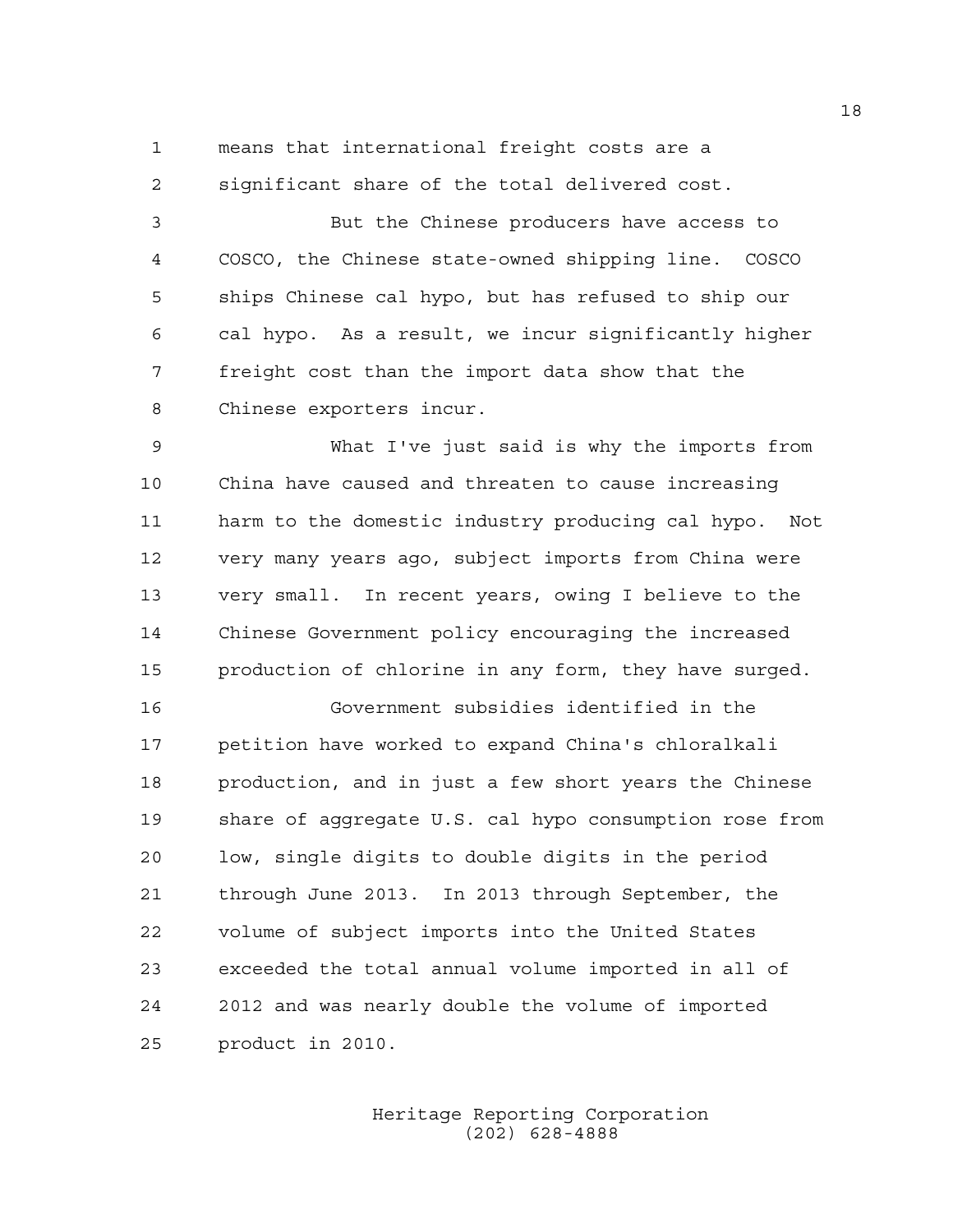means that international freight costs are a significant share of the total delivered cost.

But the Chinese producers have access to COSCO, the Chinese state-owned shipping line. COSCO ships Chinese cal hypo, but has refused to ship our cal hypo. As a result, we incur significantly higher freight cost than the import data show that the Chinese exporters incur.

What I've just said is why the imports from China have caused and threaten to cause increasing harm to the domestic industry producing cal hypo. Not very many years ago, subject imports from China were very small. In recent years, owing I believe to the Chinese Government policy encouraging the increased production of chlorine in any form, they have surged.

Government subsidies identified in the petition have worked to expand China's chloralkali production, and in just a few short years the Chinese share of aggregate U.S. cal hypo consumption rose from low, single digits to double digits in the period through June 2013. In 2013 through September, the volume of subject imports into the United States exceeded the total annual volume imported in all of 2012 and was nearly double the volume of imported product in 2010.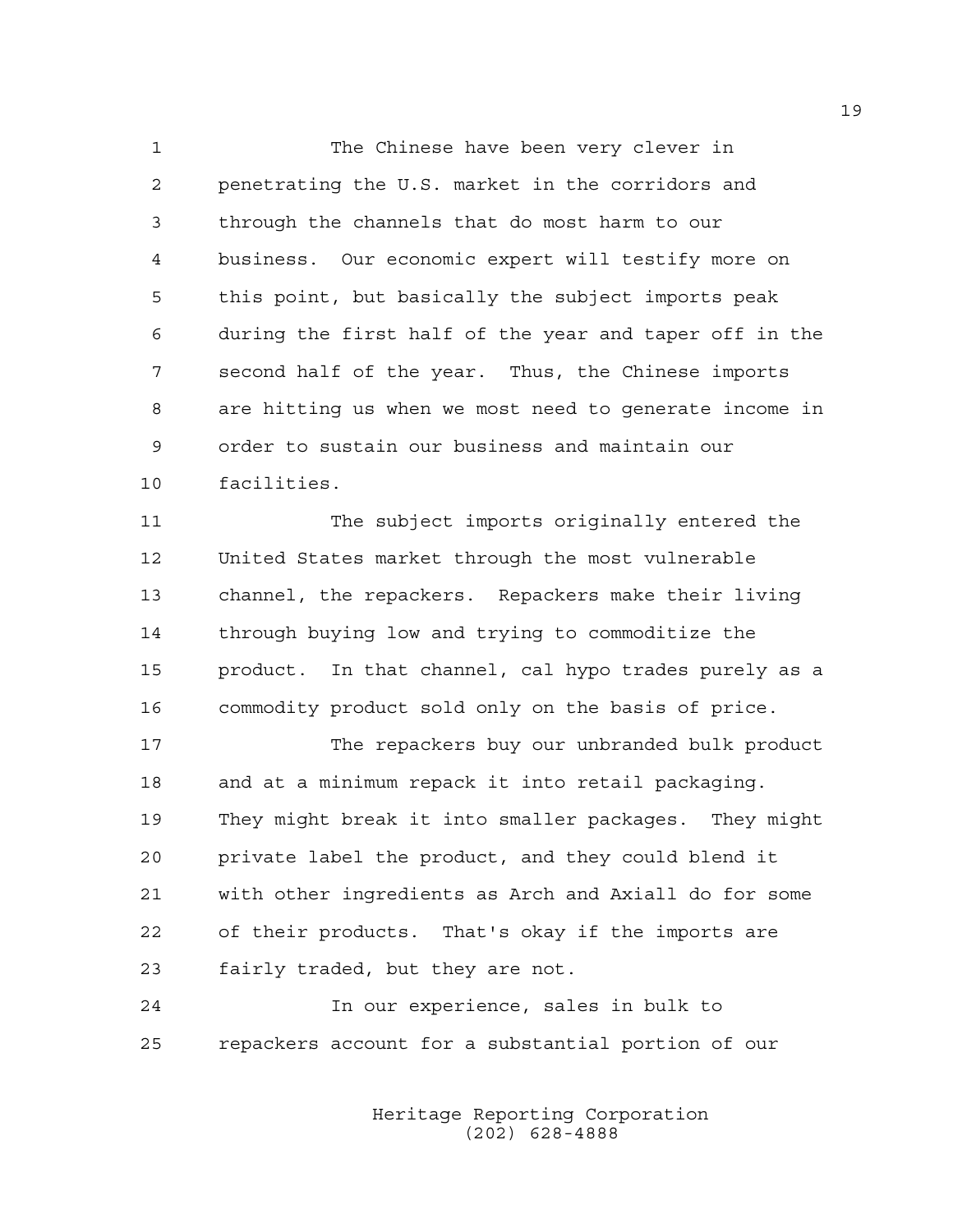The Chinese have been very clever in penetrating the U.S. market in the corridors and through the channels that do most harm to our business. Our economic expert will testify more on this point, but basically the subject imports peak during the first half of the year and taper off in the second half of the year. Thus, the Chinese imports are hitting us when we most need to generate income in order to sustain our business and maintain our facilities.

The subject imports originally entered the United States market through the most vulnerable channel, the repackers. Repackers make their living through buying low and trying to commoditize the product. In that channel, cal hypo trades purely as a commodity product sold only on the basis of price.

The repackers buy our unbranded bulk product and at a minimum repack it into retail packaging. They might break it into smaller packages. They might private label the product, and they could blend it with other ingredients as Arch and Axiall do for some of their products. That's okay if the imports are fairly traded, but they are not.

In our experience, sales in bulk to repackers account for a substantial portion of our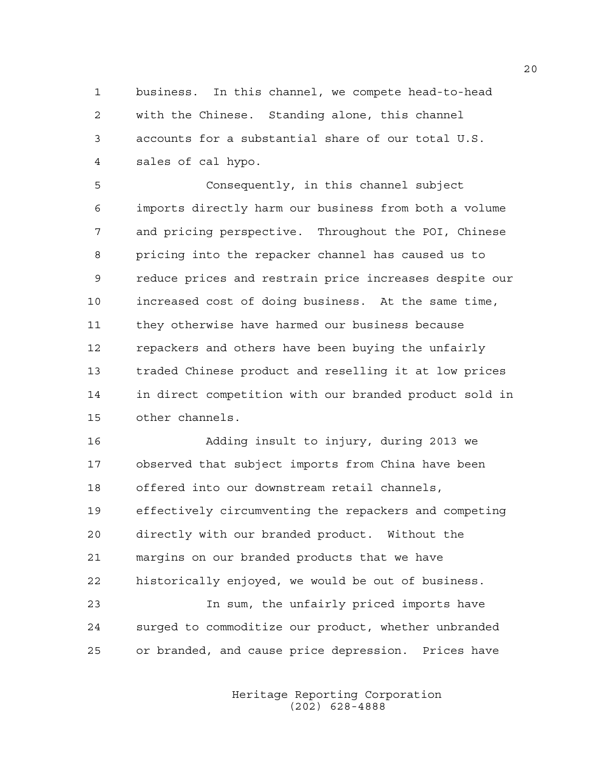business. In this channel, we compete head-to-head with the Chinese. Standing alone, this channel accounts for a substantial share of our total U.S. sales of cal hypo.

Consequently, in this channel subject imports directly harm our business from both a volume and pricing perspective. Throughout the POI, Chinese pricing into the repacker channel has caused us to reduce prices and restrain price increases despite our increased cost of doing business. At the same time, they otherwise have harmed our business because repackers and others have been buying the unfairly traded Chinese product and reselling it at low prices in direct competition with our branded product sold in other channels.

Adding insult to injury, during 2013 we observed that subject imports from China have been offered into our downstream retail channels, effectively circumventing the repackers and competing directly with our branded product. Without the margins on our branded products that we have historically enjoyed, we would be out of business.

In sum, the unfairly priced imports have surged to commoditize our product, whether unbranded or branded, and cause price depression. Prices have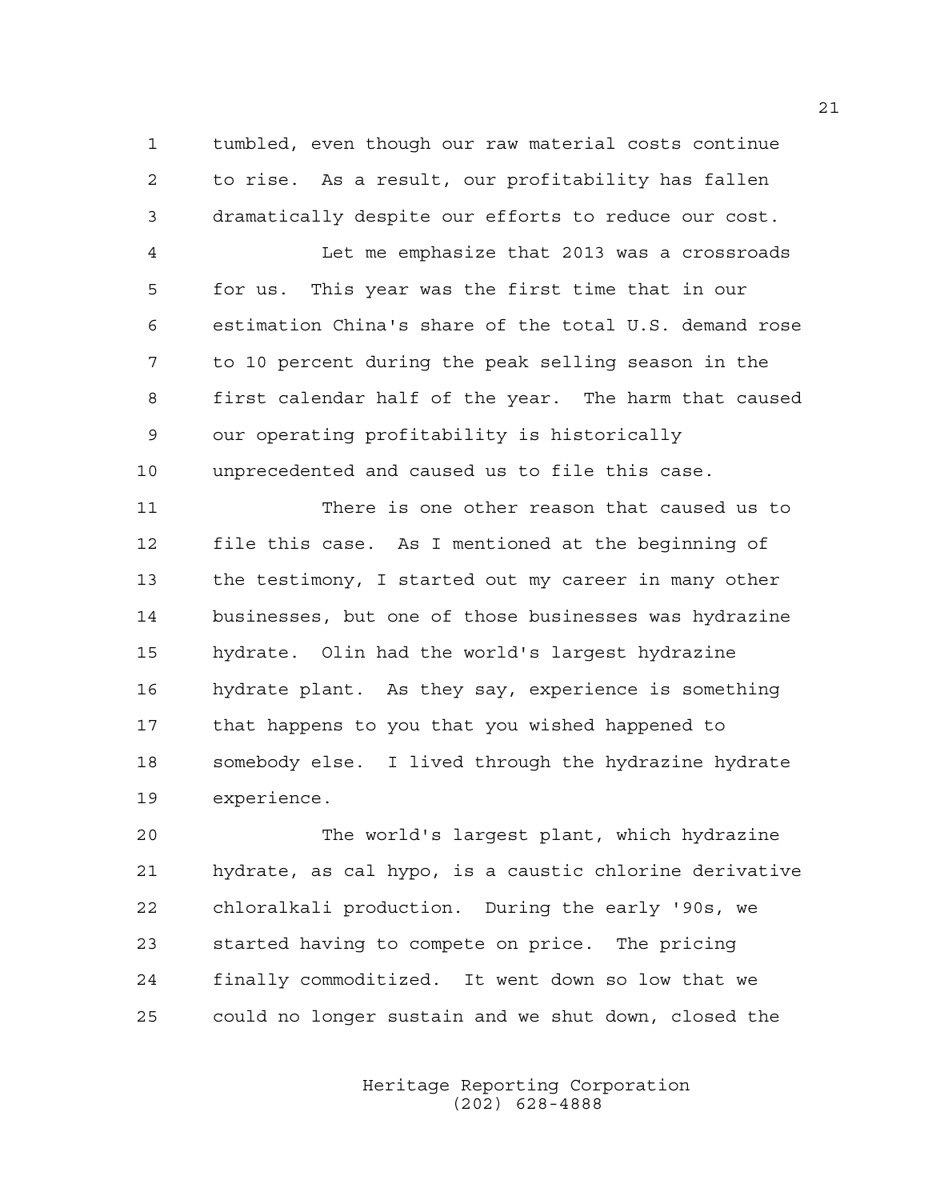tumbled, even though our raw material costs continue to rise. As a result, our profitability has fallen dramatically despite our efforts to reduce our cost.

Let me emphasize that 2013 was a crossroads for us. This year was the first time that in our estimation China's share of the total U.S. demand rose to 10 percent during the peak selling season in the first calendar half of the year. The harm that caused our operating profitability is historically unprecedented and caused us to file this case.

There is one other reason that caused us to file this case. As I mentioned at the beginning of the testimony, I started out my career in many other businesses, but one of those businesses was hydrazine hydrate. Olin had the world's largest hydrazine hydrate plant. As they say, experience is something that happens to you that you wished happened to somebody else. I lived through the hydrazine hydrate experience.

The world's largest plant, which hydrazine hydrate, as cal hypo, is a caustic chlorine derivative chloralkali production. During the early '90s, we started having to compete on price. The pricing finally commoditized. It went down so low that we could no longer sustain and we shut down, closed the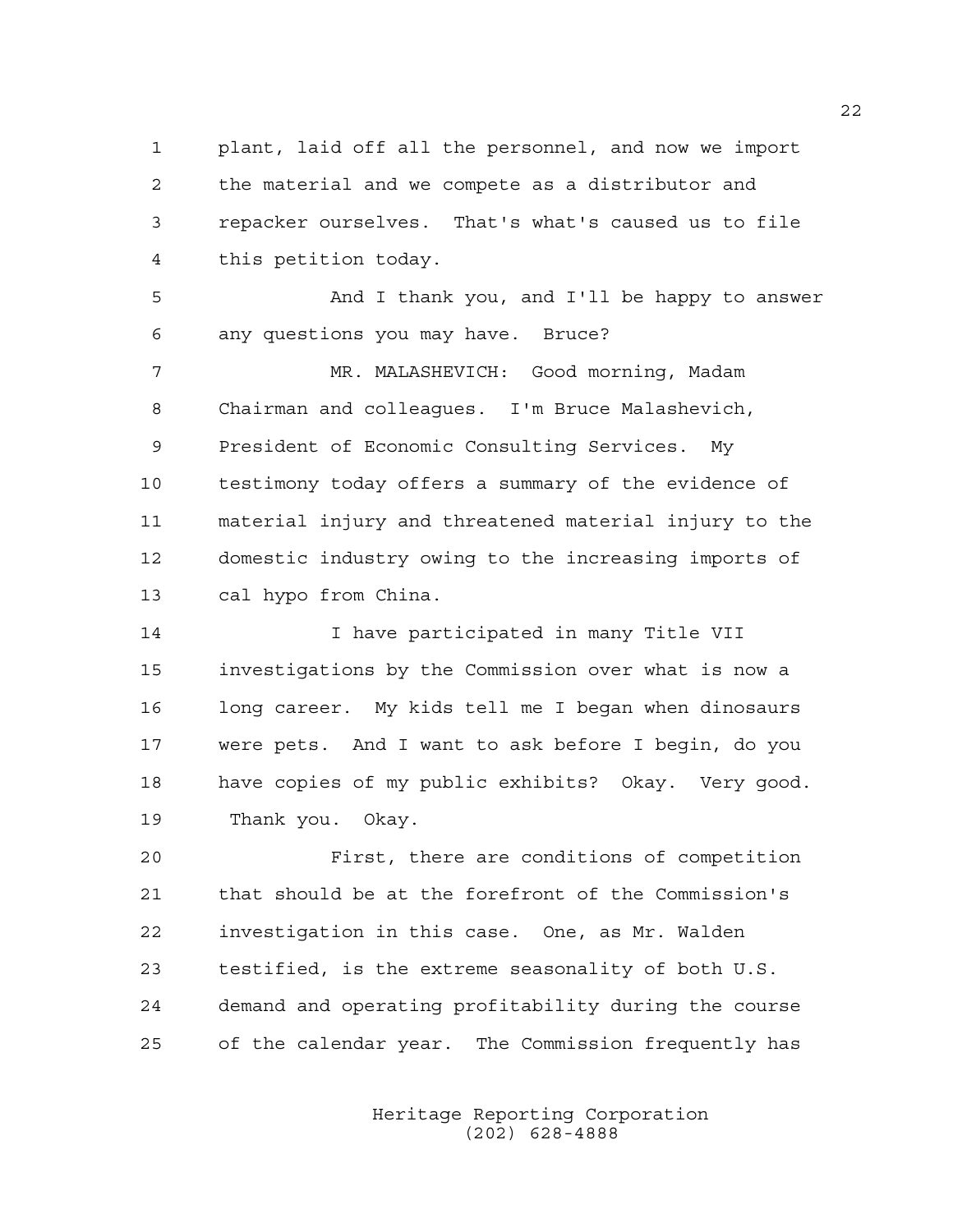plant, laid off all the personnel, and now we import the material and we compete as a distributor and repacker ourselves. That's what's caused us to file this petition today.

And I thank you, and I'll be happy to answer any questions you may have. Bruce?

MR. MALASHEVICH: Good morning, Madam Chairman and colleagues. I'm Bruce Malashevich, President of Economic Consulting Services. My testimony today offers a summary of the evidence of material injury and threatened material injury to the domestic industry owing to the increasing imports of cal hypo from China.

I have participated in many Title VII investigations by the Commission over what is now a long career. My kids tell me I began when dinosaurs were pets. And I want to ask before I begin, do you have copies of my public exhibits? Okay. Very good. Thank you. Okay.

First, there are conditions of competition that should be at the forefront of the Commission's investigation in this case. One, as Mr. Walden testified, is the extreme seasonality of both U.S. demand and operating profitability during the course of the calendar year. The Commission frequently has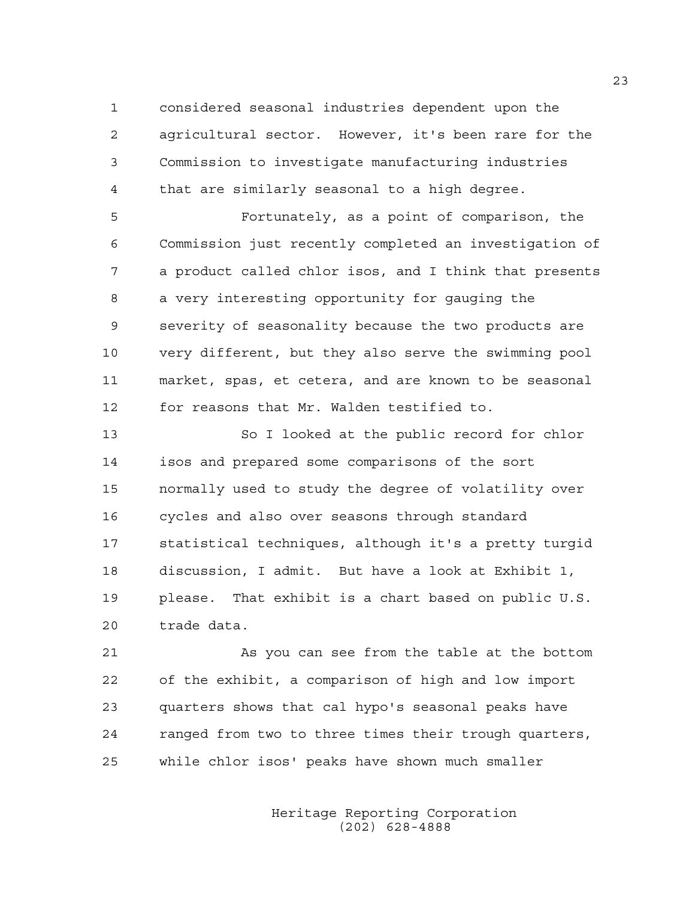considered seasonal industries dependent upon the agricultural sector. However, it's been rare for the Commission to investigate manufacturing industries that are similarly seasonal to a high degree.

Fortunately, as a point of comparison, the Commission just recently completed an investigation of a product called chlor isos, and I think that presents a very interesting opportunity for gauging the severity of seasonality because the two products are very different, but they also serve the swimming pool market, spas, et cetera, and are known to be seasonal for reasons that Mr. Walden testified to.

So I looked at the public record for chlor isos and prepared some comparisons of the sort normally used to study the degree of volatility over cycles and also over seasons through standard statistical techniques, although it's a pretty turgid discussion, I admit. But have a look at Exhibit 1, please. That exhibit is a chart based on public U.S. trade data.

As you can see from the table at the bottom of the exhibit, a comparison of high and low import quarters shows that cal hypo's seasonal peaks have ranged from two to three times their trough quarters, while chlor isos' peaks have shown much smaller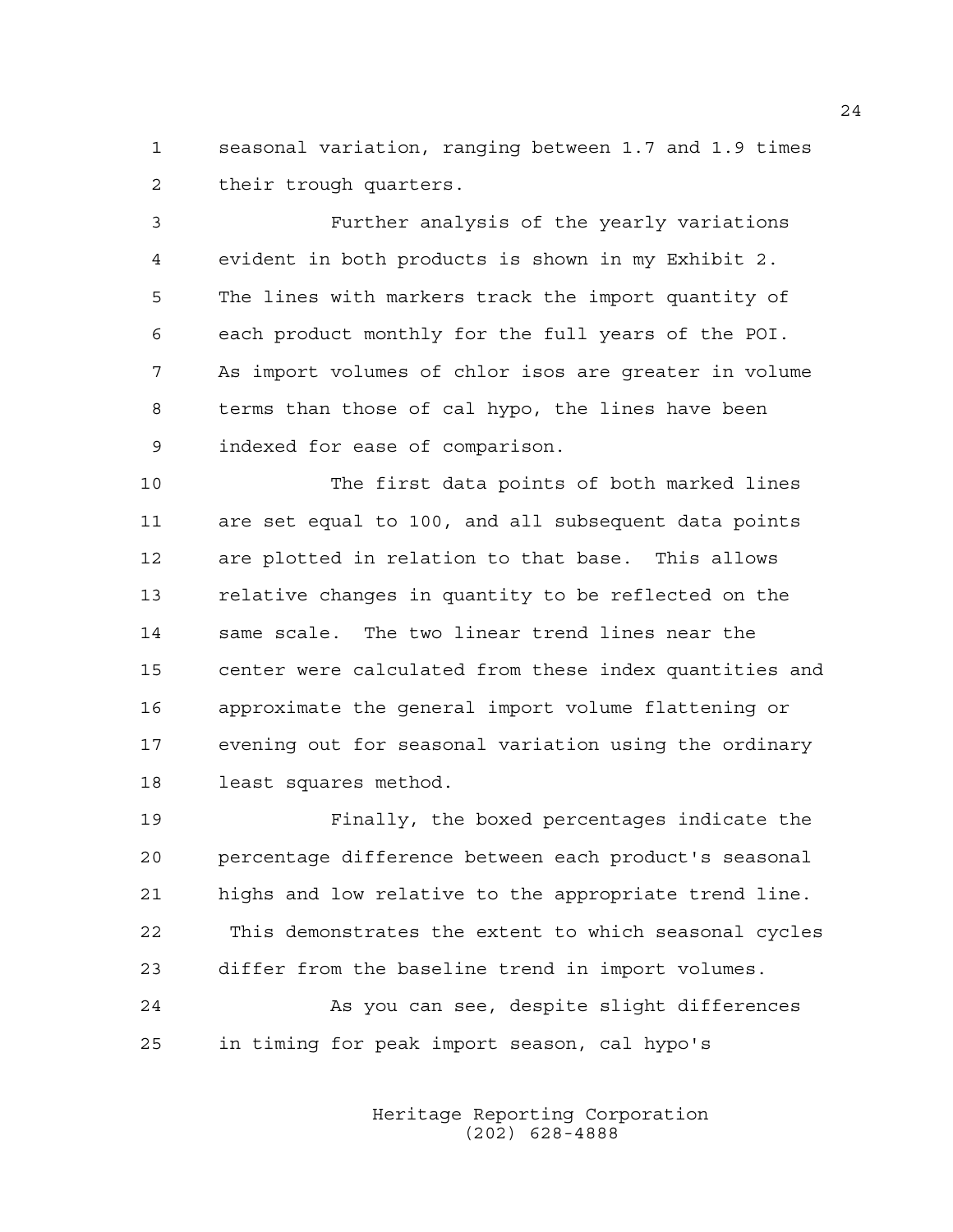seasonal variation, ranging between 1.7 and 1.9 times their trough quarters.

Further analysis of the yearly variations evident in both products is shown in my Exhibit 2. The lines with markers track the import quantity of each product monthly for the full years of the POI. As import volumes of chlor isos are greater in volume terms than those of cal hypo, the lines have been indexed for ease of comparison.

The first data points of both marked lines are set equal to 100, and all subsequent data points are plotted in relation to that base. This allows relative changes in quantity to be reflected on the same scale. The two linear trend lines near the center were calculated from these index quantities and approximate the general import volume flattening or evening out for seasonal variation using the ordinary least squares method.

Finally, the boxed percentages indicate the percentage difference between each product's seasonal highs and low relative to the appropriate trend line. This demonstrates the extent to which seasonal cycles differ from the baseline trend in import volumes.

As you can see, despite slight differences in timing for peak import season, cal hypo's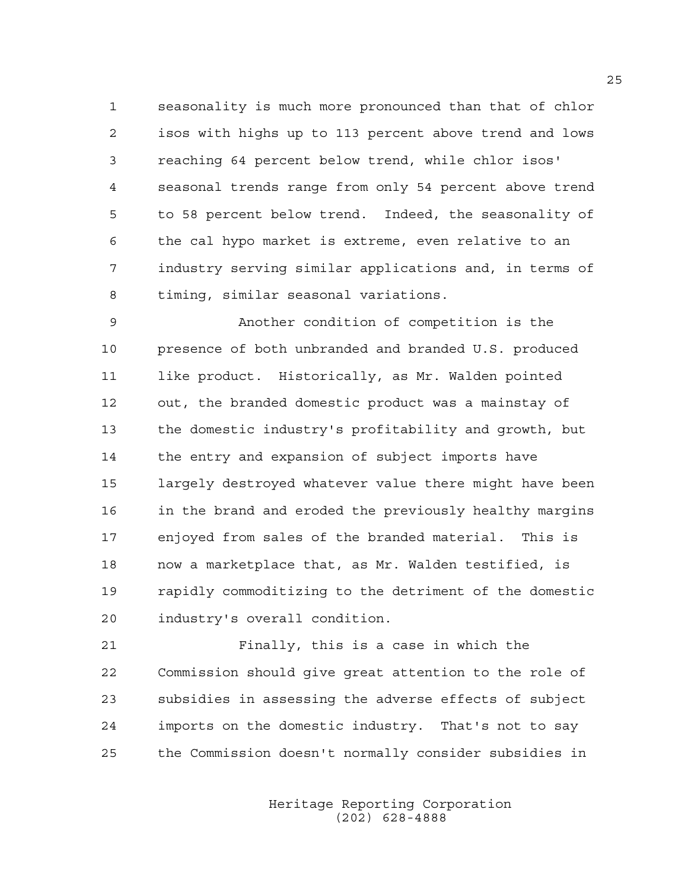seasonality is much more pronounced than that of chlor isos with highs up to 113 percent above trend and lows reaching 64 percent below trend, while chlor isos' seasonal trends range from only 54 percent above trend to 58 percent below trend. Indeed, the seasonality of the cal hypo market is extreme, even relative to an industry serving similar applications and, in terms of timing, similar seasonal variations.

Another condition of competition is the presence of both unbranded and branded U.S. produced like product. Historically, as Mr. Walden pointed out, the branded domestic product was a mainstay of the domestic industry's profitability and growth, but the entry and expansion of subject imports have largely destroyed whatever value there might have been in the brand and eroded the previously healthy margins enjoyed from sales of the branded material. This is now a marketplace that, as Mr. Walden testified, is rapidly commoditizing to the detriment of the domestic industry's overall condition.

Finally, this is a case in which the Commission should give great attention to the role of subsidies in assessing the adverse effects of subject imports on the domestic industry. That's not to say the Commission doesn't normally consider subsidies in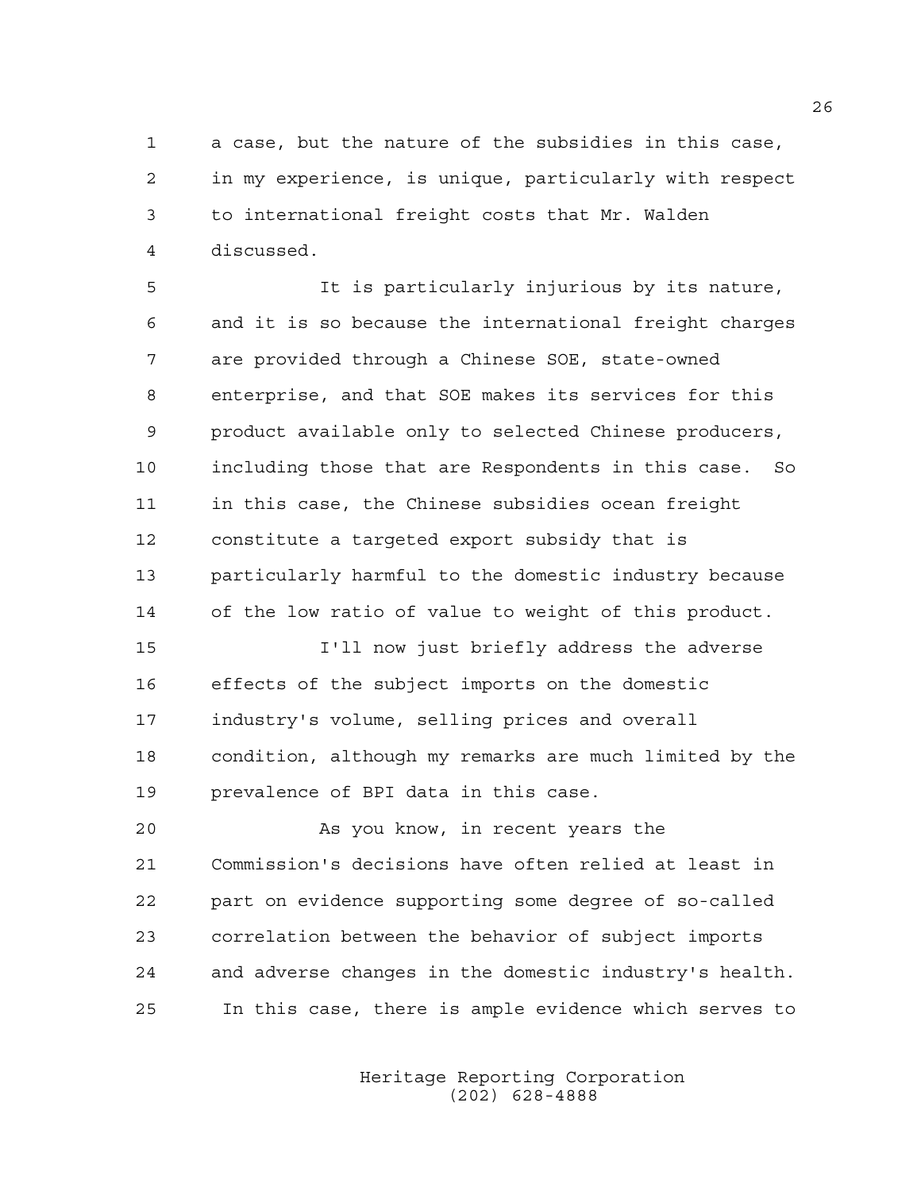a case, but the nature of the subsidies in this case, in my experience, is unique, particularly with respect to international freight costs that Mr. Walden discussed.

It is particularly injurious by its nature, and it is so because the international freight charges are provided through a Chinese SOE, state-owned enterprise, and that SOE makes its services for this product available only to selected Chinese producers, including those that are Respondents in this case. So in this case, the Chinese subsidies ocean freight constitute a targeted export subsidy that is particularly harmful to the domestic industry because of the low ratio of value to weight of this product.

I'll now just briefly address the adverse effects of the subject imports on the domestic industry's volume, selling prices and overall condition, although my remarks are much limited by the prevalence of BPI data in this case.

As you know, in recent years the Commission's decisions have often relied at least in part on evidence supporting some degree of so-called correlation between the behavior of subject imports and adverse changes in the domestic industry's health. In this case, there is ample evidence which serves to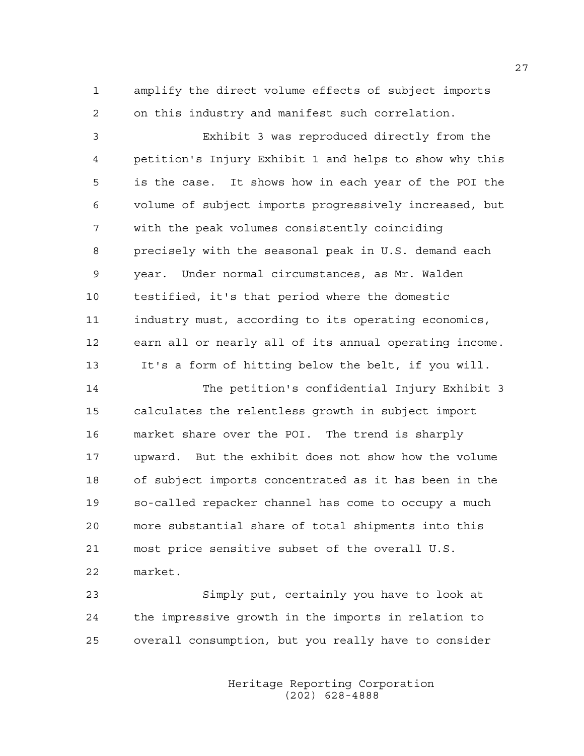amplify the direct volume effects of subject imports on this industry and manifest such correlation.

Exhibit 3 was reproduced directly from the petition's Injury Exhibit 1 and helps to show why this is the case. It shows how in each year of the POI the volume of subject imports progressively increased, but with the peak volumes consistently coinciding precisely with the seasonal peak in U.S. demand each year. Under normal circumstances, as Mr. Walden testified, it's that period where the domestic industry must, according to its operating economics, earn all or nearly all of its annual operating income. It's a form of hitting below the belt, if you will.

The petition's confidential Injury Exhibit 3 calculates the relentless growth in subject import market share over the POI. The trend is sharply upward. But the exhibit does not show how the volume of subject imports concentrated as it has been in the so-called repacker channel has come to occupy a much more substantial share of total shipments into this most price sensitive subset of the overall U.S. market.

Simply put, certainly you have to look at the impressive growth in the imports in relation to overall consumption, but you really have to consider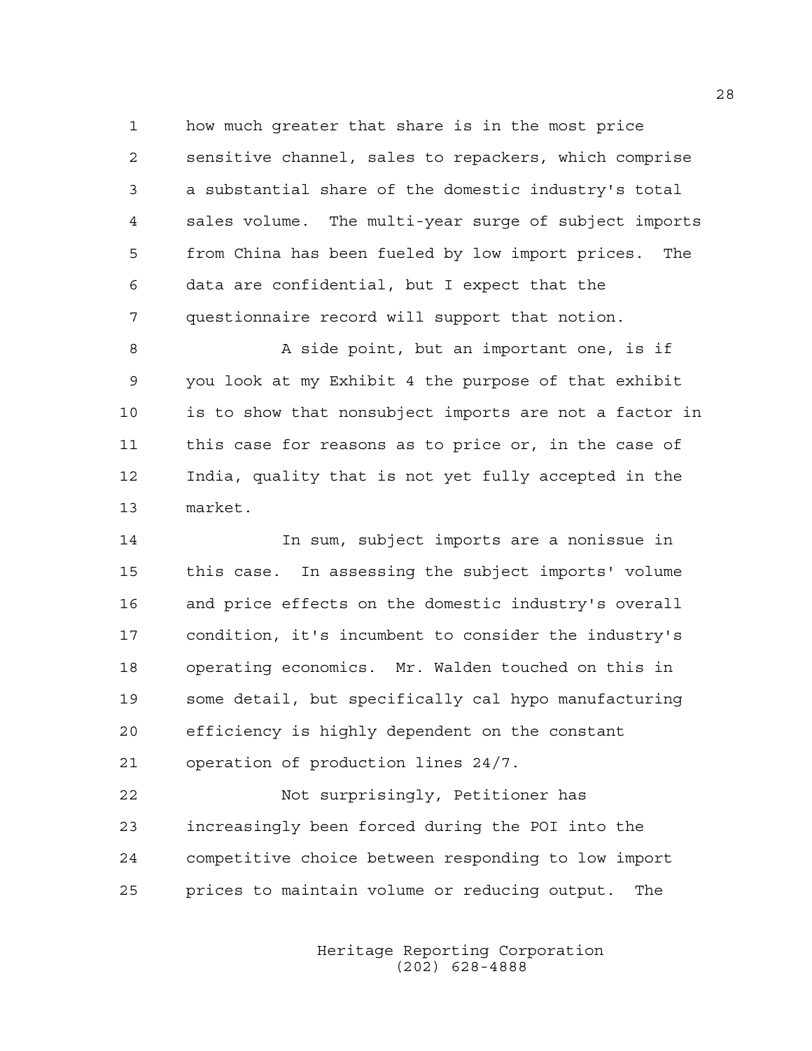how much greater that share is in the most price sensitive channel, sales to repackers, which comprise a substantial share of the domestic industry's total sales volume. The multi-year surge of subject imports from China has been fueled by low import prices. The data are confidential, but I expect that the questionnaire record will support that notion.

A side point, but an important one, is if you look at my Exhibit 4 the purpose of that exhibit is to show that nonsubject imports are not a factor in this case for reasons as to price or, in the case of India, quality that is not yet fully accepted in the market.

In sum, subject imports are a nonissue in this case. In assessing the subject imports' volume and price effects on the domestic industry's overall condition, it's incumbent to consider the industry's operating economics. Mr. Walden touched on this in some detail, but specifically cal hypo manufacturing efficiency is highly dependent on the constant operation of production lines 24/7.

Not surprisingly, Petitioner has increasingly been forced during the POI into the competitive choice between responding to low import prices to maintain volume or reducing output. The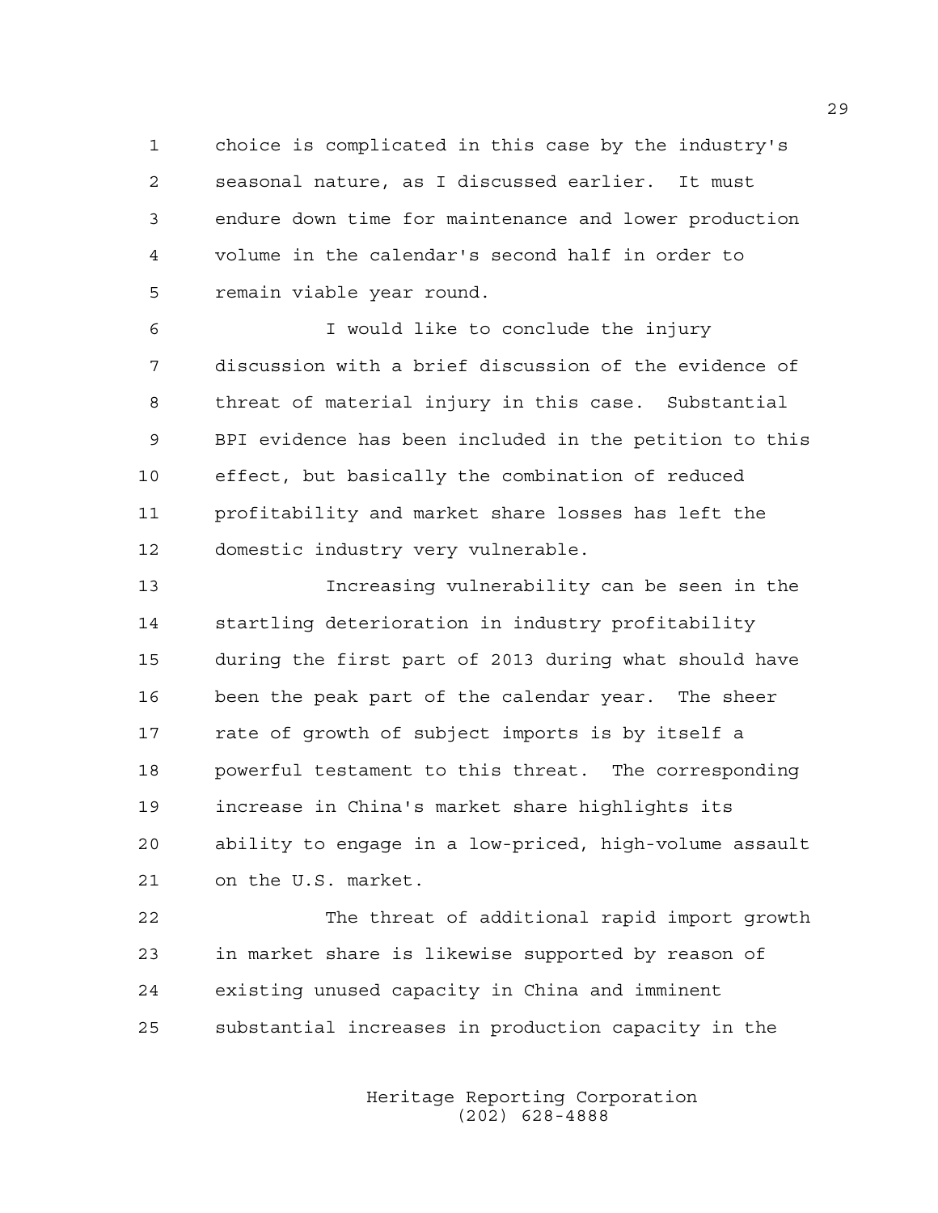choice is complicated in this case by the industry's seasonal nature, as I discussed earlier. It must endure down time for maintenance and lower production volume in the calendar's second half in order to remain viable year round.

I would like to conclude the injury discussion with a brief discussion of the evidence of threat of material injury in this case. Substantial BPI evidence has been included in the petition to this effect, but basically the combination of reduced profitability and market share losses has left the domestic industry very vulnerable.

Increasing vulnerability can be seen in the startling deterioration in industry profitability during the first part of 2013 during what should have been the peak part of the calendar year. The sheer rate of growth of subject imports is by itself a powerful testament to this threat. The corresponding increase in China's market share highlights its ability to engage in a low-priced, high-volume assault on the U.S. market.

The threat of additional rapid import growth in market share is likewise supported by reason of existing unused capacity in China and imminent substantial increases in production capacity in the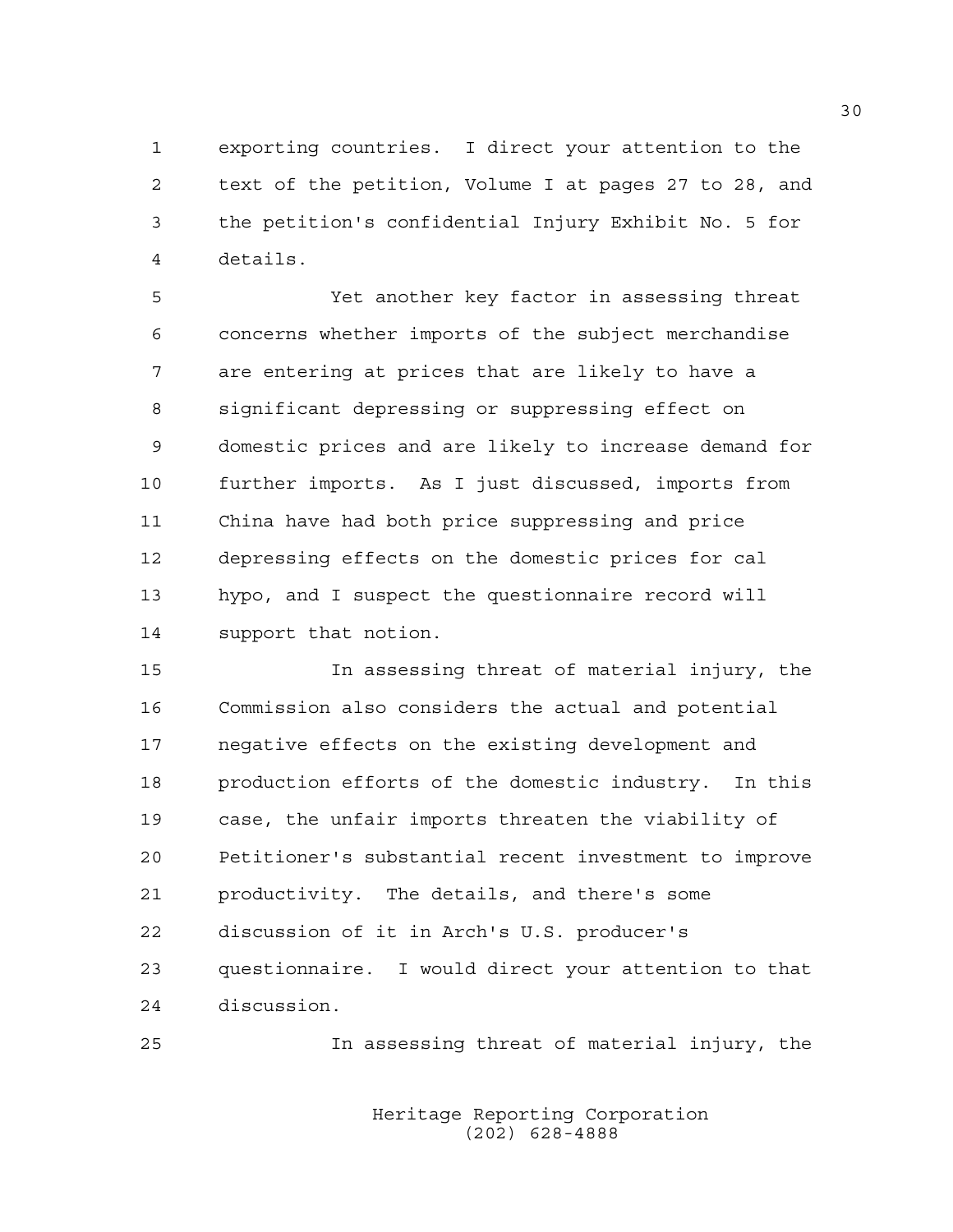exporting countries. I direct your attention to the text of the petition, Volume I at pages 27 to 28, and the petition's confidential Injury Exhibit No. 5 for details.

Yet another key factor in assessing threat concerns whether imports of the subject merchandise are entering at prices that are likely to have a significant depressing or suppressing effect on domestic prices and are likely to increase demand for further imports. As I just discussed, imports from China have had both price suppressing and price depressing effects on the domestic prices for cal hypo, and I suspect the questionnaire record will support that notion.

In assessing threat of material injury, the Commission also considers the actual and potential negative effects on the existing development and production efforts of the domestic industry. In this case, the unfair imports threaten the viability of Petitioner's substantial recent investment to improve productivity. The details, and there's some discussion of it in Arch's U.S. producer's questionnaire. I would direct your attention to that discussion.

In assessing threat of material injury, the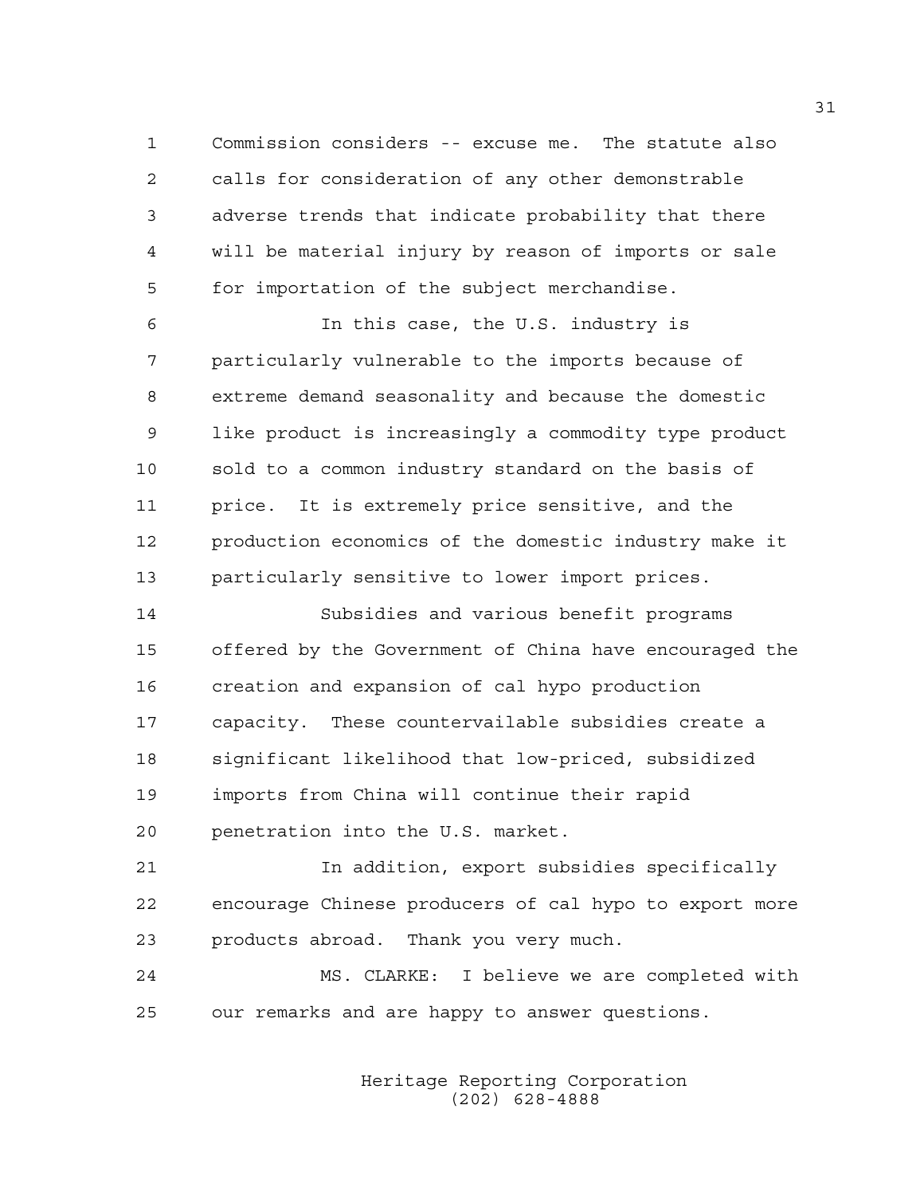Commission considers -- excuse me. The statute also calls for consideration of any other demonstrable adverse trends that indicate probability that there will be material injury by reason of imports or sale for importation of the subject merchandise.

In this case, the U.S. industry is particularly vulnerable to the imports because of extreme demand seasonality and because the domestic like product is increasingly a commodity type product sold to a common industry standard on the basis of price. It is extremely price sensitive, and the production economics of the domestic industry make it particularly sensitive to lower import prices.

Subsidies and various benefit programs offered by the Government of China have encouraged the creation and expansion of cal hypo production capacity. These countervailable subsidies create a significant likelihood that low-priced, subsidized imports from China will continue their rapid penetration into the U.S. market.

In addition, export subsidies specifically encourage Chinese producers of cal hypo to export more products abroad. Thank you very much.

MS. CLARKE: I believe we are completed with our remarks and are happy to answer questions.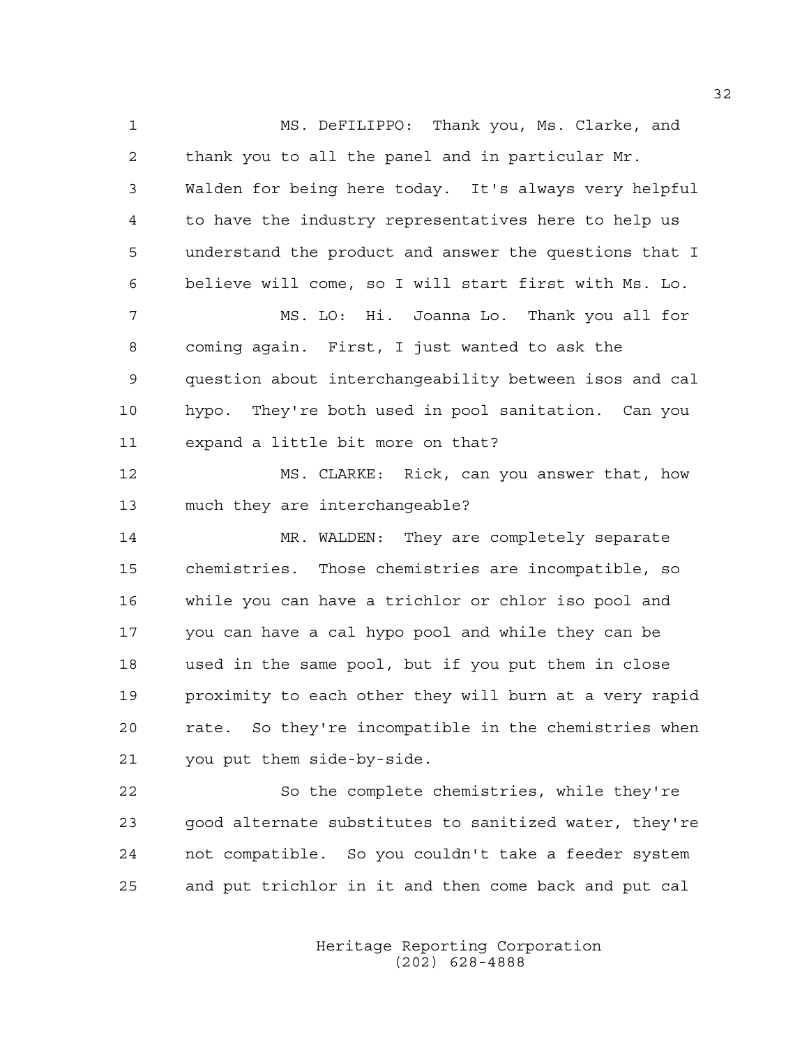MS. DeFILIPPO: Thank you, Ms. Clarke, and thank you to all the panel and in particular Mr. Walden for being here today. It's always very helpful to have the industry representatives here to help us understand the product and answer the questions that I believe will come, so I will start first with Ms. Lo.

MS. LO: Hi. Joanna Lo. Thank you all for coming again. First, I just wanted to ask the question about interchangeability between isos and cal hypo. They're both used in pool sanitation. Can you expand a little bit more on that?

MS. CLARKE: Rick, can you answer that, how much they are interchangeable?

MR. WALDEN: They are completely separate chemistries. Those chemistries are incompatible, so while you can have a trichlor or chlor iso pool and you can have a cal hypo pool and while they can be used in the same pool, but if you put them in close proximity to each other they will burn at a very rapid rate. So they're incompatible in the chemistries when you put them side-by-side.

So the complete chemistries, while they're good alternate substitutes to sanitized water, they're not compatible. So you couldn't take a feeder system and put trichlor in it and then come back and put cal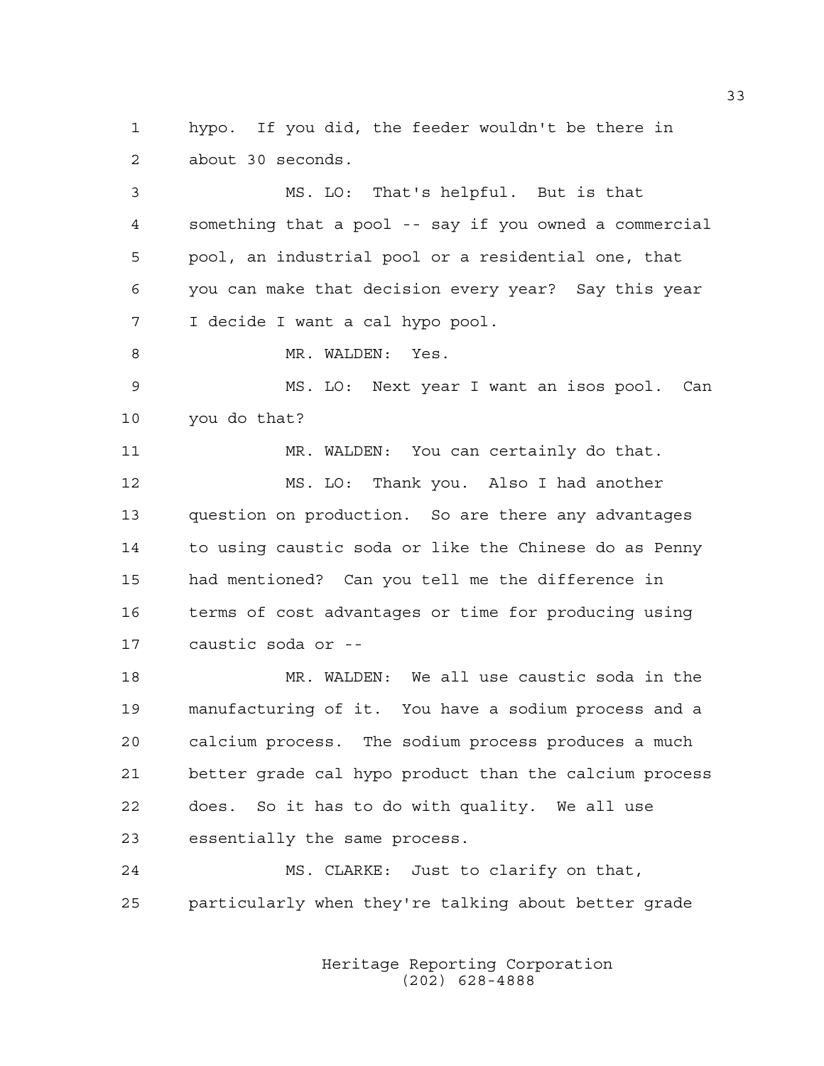hypo. If you did, the feeder wouldn't be there in about 30 seconds.

MS. LO: That's helpful. But is that something that a pool -- say if you owned a commercial pool, an industrial pool or a residential one, that you can make that decision every year? Say this year I decide I want a cal hypo pool.

MR. WALDEN: Yes.

MS. LO: Next year I want an isos pool. Can you do that?

MR. WALDEN: You can certainly do that.

MS. LO: Thank you. Also I had another question on production. So are there any advantages to using caustic soda or like the Chinese do as Penny had mentioned? Can you tell me the difference in terms of cost advantages or time for producing using caustic soda or --

MR. WALDEN: We all use caustic soda in the manufacturing of it. You have a sodium process and a calcium process. The sodium process produces a much better grade cal hypo product than the calcium process does. So it has to do with quality. We all use essentially the same process.

MS. CLARKE: Just to clarify on that, particularly when they're talking about better grade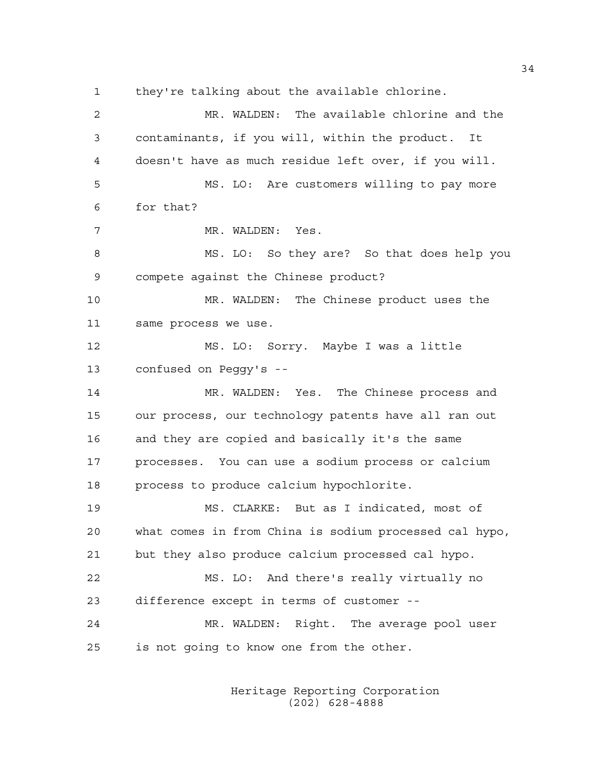they're talking about the available chlorine.

MR. WALDEN: The available chlorine and the contaminants, if you will, within the product. It doesn't have as much residue left over, if you will.

MS. LO: Are customers willing to pay more for that?

MR. WALDEN: Yes.

MS. LO: So they are? So that does help you compete against the Chinese product?

MR. WALDEN: The Chinese product uses the same process we use.

MS. LO: Sorry. Maybe I was a little confused on Peggy's --

MR. WALDEN: Yes. The Chinese process and our process, our technology patents have all ran out and they are copied and basically it's the same processes. You can use a sodium process or calcium process to produce calcium hypochlorite.

MS. CLARKE: But as I indicated, most of what comes in from China is sodium processed cal hypo, but they also produce calcium processed cal hypo.

MS. LO: And there's really virtually no difference except in terms of customer --

MR. WALDEN: Right. The average pool user is not going to know one from the other.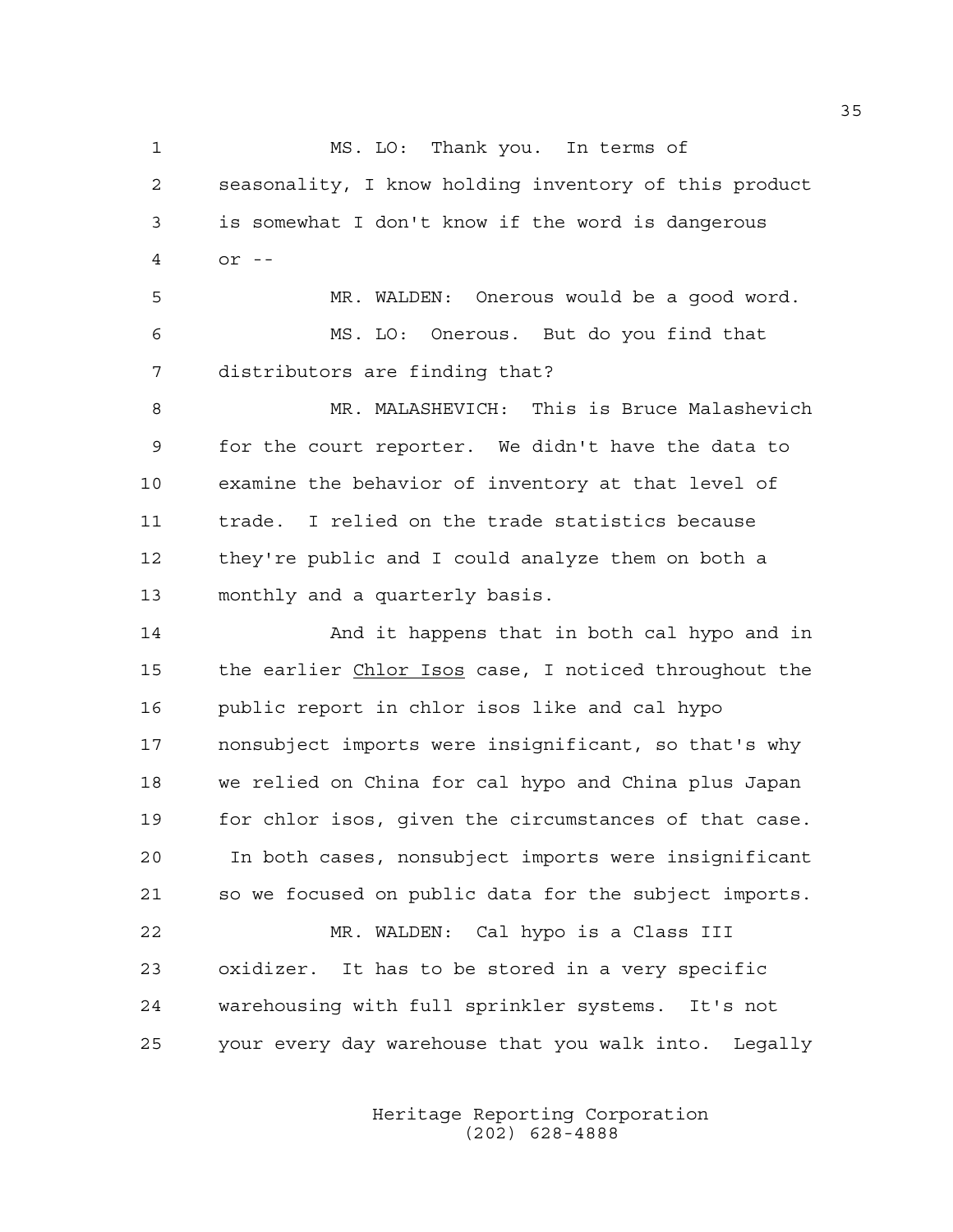MS. LO: Thank you. In terms of seasonality, I know holding inventory of this product is somewhat I don't know if the word is dangerous or --

MR. WALDEN: Onerous would be a good word.

MS. LO: Onerous. But do you find that distributors are finding that?

MR. MALASHEVICH: This is Bruce Malashevich for the court reporter. We didn't have the data to examine the behavior of inventory at that level of trade. I relied on the trade statistics because they're public and I could analyze them on both a monthly and a quarterly basis.

And it happens that in both cal hypo and in the earlier _Chlor Isos_ case, I noticed throughout the public report in chlor isos like and cal hypo nonsubject imports were insignificant, so that's why we relied on China for cal hypo and China plus Japan for chlor isos, given the circumstances of that case. In both cases, nonsubject imports were insignificant so we focused on public data for the subject imports.

MR. WALDEN: Cal hypo is a Class III oxidizer. It has to be stored in a very specific warehousing with full sprinkler systems. It's not your every day warehouse that you walk into. Legally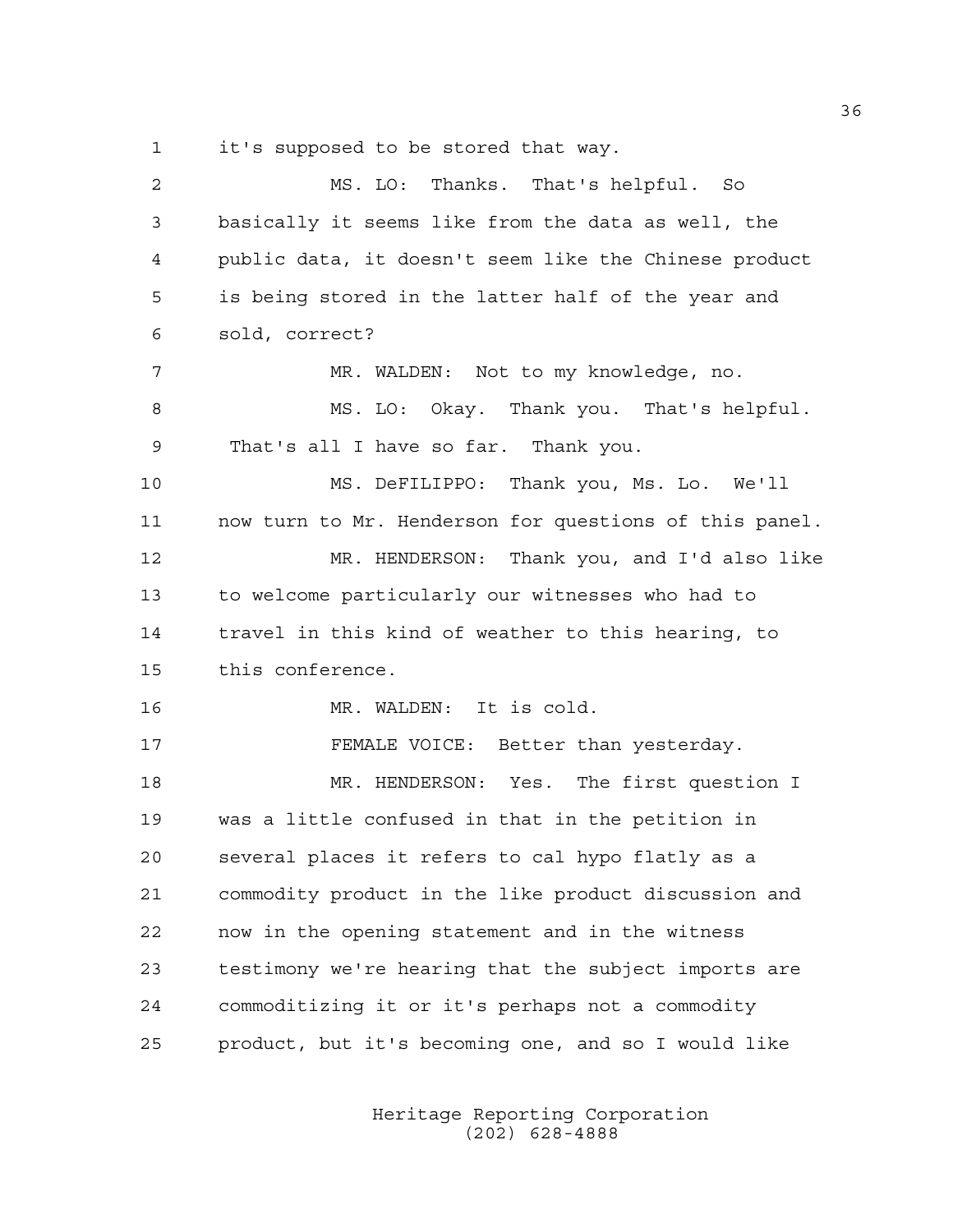it's supposed to be stored that way.

MS. LO: Thanks. That's helpful. So basically it seems like from the data as well, the public data, it doesn't seem like the Chinese product is being stored in the latter half of the year and sold, correct?

MR. WALDEN: Not to my knowledge, no.

MS. LO: Okay. Thank you. That's helpful. That's all I have so far. Thank you.

MS. DeFILIPPO: Thank you, Ms. Lo. We'll now turn to Mr. Henderson for questions of this panel.

MR. HENDERSON: Thank you, and I'd also like to welcome particularly our witnesses who had to travel in this kind of weather to this hearing, to this conference.

MR. WALDEN: It is cold.

FEMALE VOICE: Better than yesterday.

MR. HENDERSON: Yes. The first question I was a little confused in that in the petition in several places it refers to cal hypo flatly as a commodity product in the like product discussion and now in the opening statement and in the witness testimony we're hearing that the subject imports are commoditizing it or it's perhaps not a commodity product, but it's becoming one, and so I would like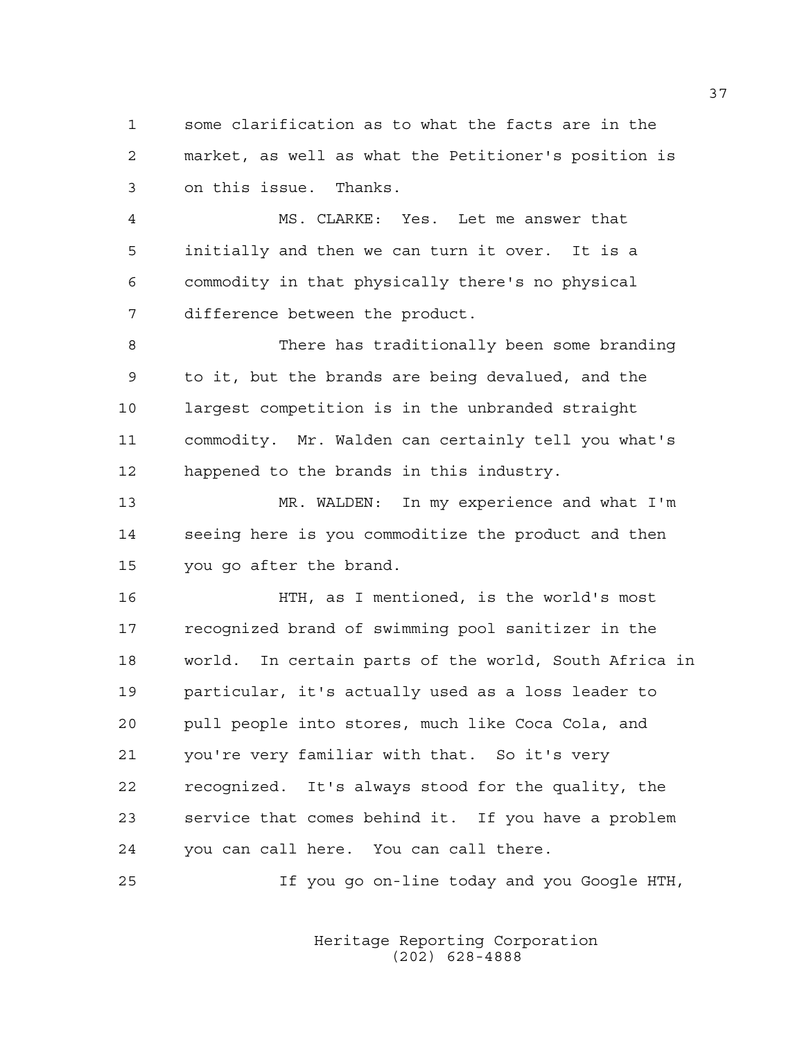some clarification as to what the facts are in the market, as well as what the Petitioner's position is on this issue. Thanks.

MS. CLARKE: Yes. Let me answer that initially and then we can turn it over. It is a commodity in that physically there's no physical difference between the product.

There has traditionally been some branding to it, but the brands are being devalued, and the largest competition is in the unbranded straight commodity. Mr. Walden can certainly tell you what's happened to the brands in this industry.

MR. WALDEN: In my experience and what I'm seeing here is you commoditize the product and then you go after the brand.

HTH, as I mentioned, is the world's most recognized brand of swimming pool sanitizer in the world. In certain parts of the world, South Africa in particular, it's actually used as a loss leader to pull people into stores, much like Coca Cola, and you're very familiar with that. So it's very recognized. It's always stood for the quality, the service that comes behind it. If you have a problem you can call here. You can call there.

If you go on-line today and you Google HTH,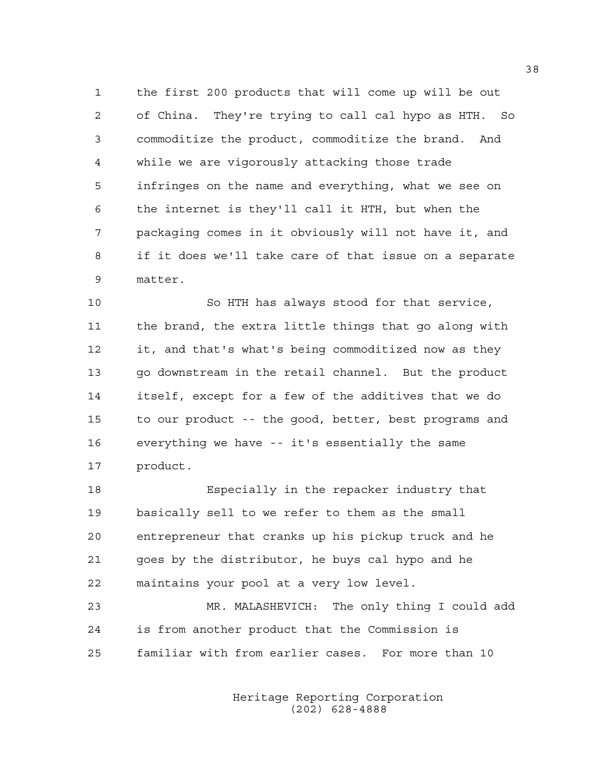the first 200 products that will come up will be out of China. They're trying to call cal hypo as HTH. So commoditize the product, commoditize the brand. And while we are vigorously attacking those trade infringes on the name and everything, what we see on the internet is they'll call it HTH, but when the packaging comes in it obviously will not have it, and if it does we'll take care of that issue on a separate matter.

So HTH has always stood for that service, the brand, the extra little things that go along with it, and that's what's being commoditized now as they go downstream in the retail channel. But the product itself, except for a few of the additives that we do to our product -- the good, better, best programs and everything we have -- it's essentially the same product.

Especially in the repacker industry that basically sell to we refer to them as the small entrepreneur that cranks up his pickup truck and he goes by the distributor, he buys cal hypo and he maintains your pool at a very low level.

MR. MALASHEVICH: The only thing I could add is from another product that the Commission is familiar with from earlier cases. For more than 10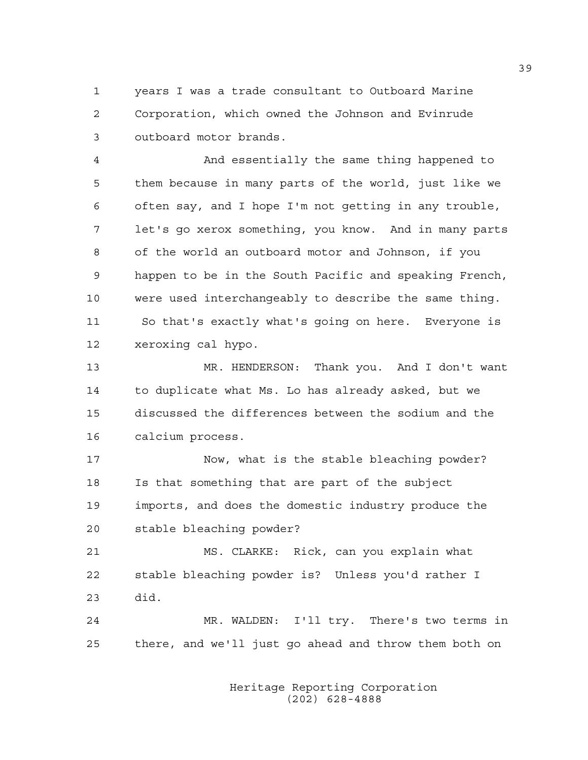years I was a trade consultant to Outboard Marine Corporation, which owned the Johnson and Evinrude outboard motor brands.

And essentially the same thing happened to them because in many parts of the world, just like we often say, and I hope I'm not getting in any trouble, let's go xerox something, you know. And in many parts of the world an outboard motor and Johnson, if you happen to be in the South Pacific and speaking French, were used interchangeably to describe the same thing. So that's exactly what's going on here. Everyone is xeroxing cal hypo.

MR. HENDERSON: Thank you. And I don't want to duplicate what Ms. Lo has already asked, but we discussed the differences between the sodium and the calcium process.

Now, what is the stable bleaching powder? Is that something that are part of the subject imports, and does the domestic industry produce the stable bleaching powder?

MS. CLARKE: Rick, can you explain what stable bleaching powder is? Unless you'd rather I did.

MR. WALDEN: I'll try. There's two terms in there, and we'll just go ahead and throw them both on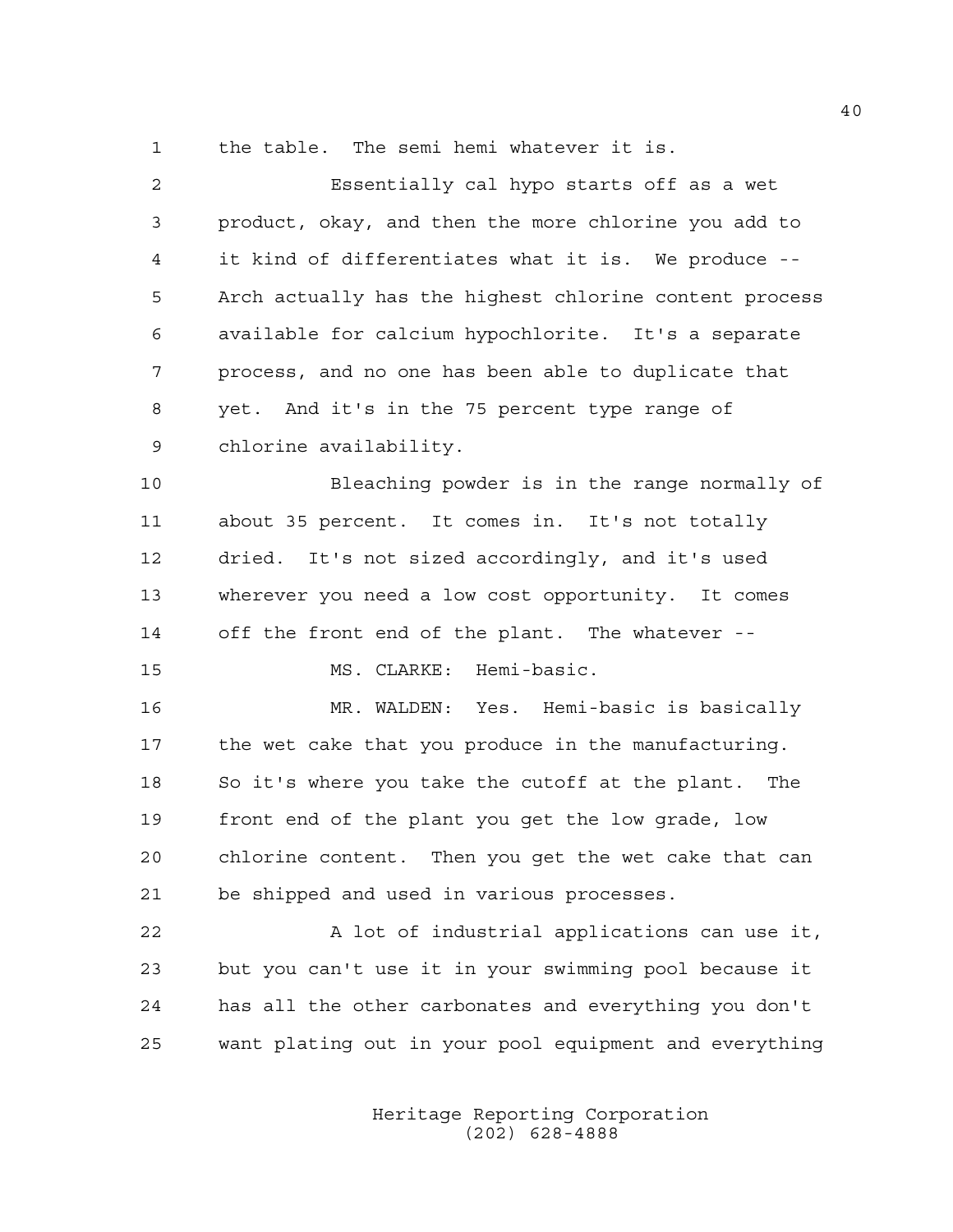the table. The semi hemi whatever it is.

Essentially cal hypo starts off as a wet product, okay, and then the more chlorine you add to it kind of differentiates what it is. We produce -- Arch actually has the highest chlorine content process available for calcium hypochlorite. It's a separate process, and no one has been able to duplicate that yet. And it's in the 75 percent type range of chlorine availability.

Bleaching powder is in the range normally of about 35 percent. It comes in. It's not totally dried. It's not sized accordingly, and it's used wherever you need a low cost opportunity. It comes off the front end of the plant. The whatever --

MS. CLARKE: Hemi-basic.

MR. WALDEN: Yes. Hemi-basic is basically the wet cake that you produce in the manufacturing. So it's where you take the cutoff at the plant. The front end of the plant you get the low grade, low chlorine content. Then you get the wet cake that can be shipped and used in various processes.

A lot of industrial applications can use it, but you can't use it in your swimming pool because it has all the other carbonates and everything you don't want plating out in your pool equipment and everything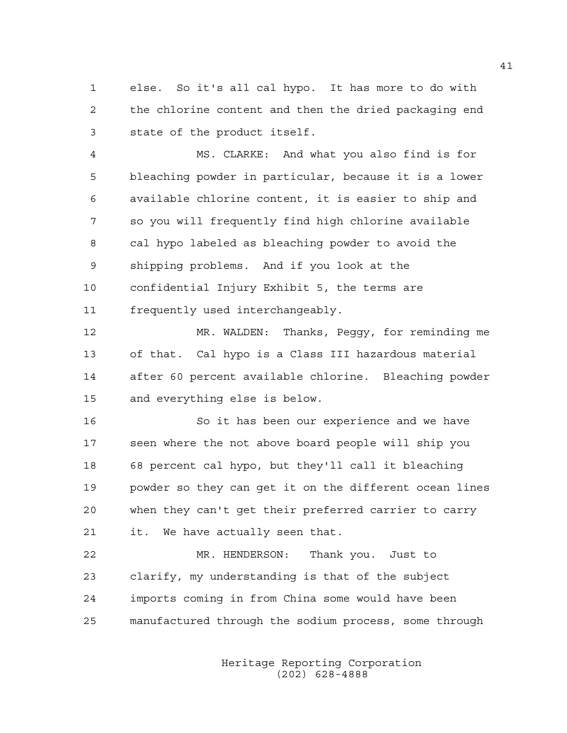else. So it's all cal hypo. It has more to do with the chlorine content and then the dried packaging end state of the product itself.

MS. CLARKE: And what you also find is for bleaching powder in particular, because it is a lower available chlorine content, it is easier to ship and so you will frequently find high chlorine available cal hypo labeled as bleaching powder to avoid the shipping problems. And if you look at the confidential Injury Exhibit 5, the terms are frequently used interchangeably.

MR. WALDEN: Thanks, Peggy, for reminding me of that. Cal hypo is a Class III hazardous material after 60 percent available chlorine. Bleaching powder and everything else is below.

So it has been our experience and we have seen where the not above board people will ship you 68 percent cal hypo, but they'll call it bleaching powder so they can get it on the different ocean lines when they can't get their preferred carrier to carry it. We have actually seen that.

MR. HENDERSON: Thank you. Just to clarify, my understanding is that of the subject imports coming in from China some would have been manufactured through the sodium process, some through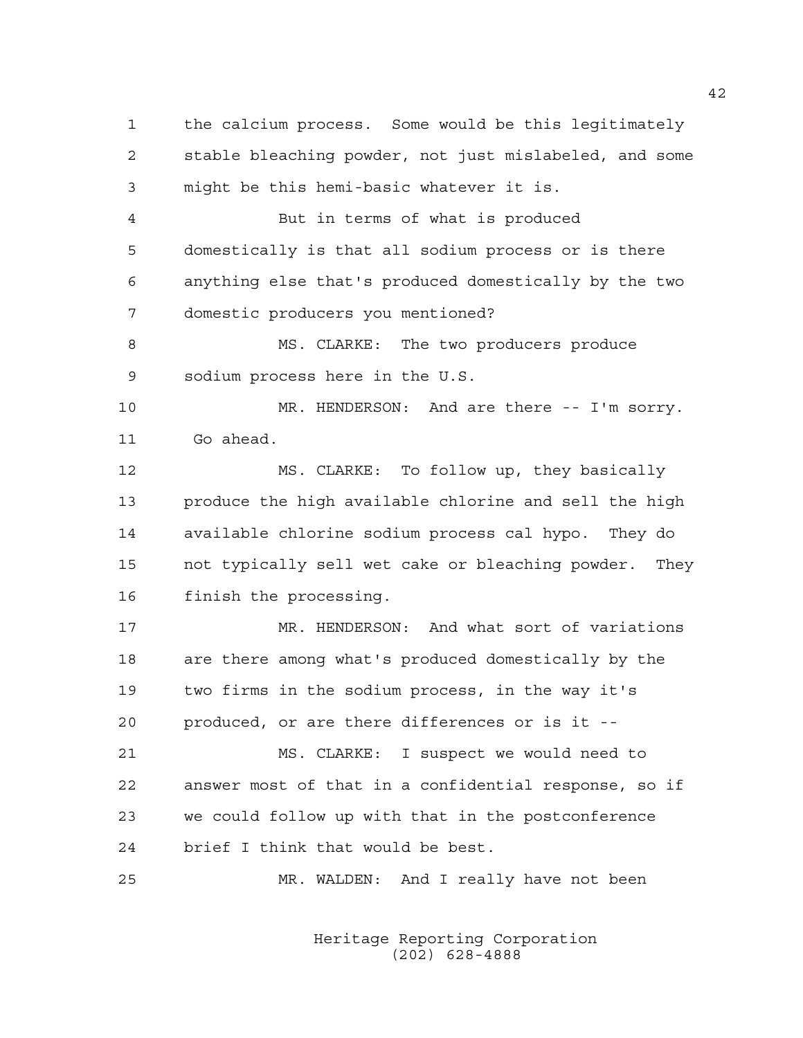the calcium process. Some would be this legitimately stable bleaching powder, not just mislabeled, and some might be this hemi-basic whatever it is.

But in terms of what is produced domestically is that all sodium process or is there anything else that's produced domestically by the two domestic producers you mentioned?

MS. CLARKE: The two producers produce sodium process here in the U.S.

MR. HENDERSON: And are there -- I'm sorry. Go ahead.

MS. CLARKE: To follow up, they basically produce the high available chlorine and sell the high available chlorine sodium process cal hypo. They do not typically sell wet cake or bleaching powder. They finish the processing.

MR. HENDERSON: And what sort of variations are there among what's produced domestically by the two firms in the sodium process, in the way it's produced, or are there differences or is it --

MS. CLARKE: I suspect we would need to answer most of that in a confidential response, so if we could follow up with that in the postconference brief I think that would be best.

MR. WALDEN: And I really have not been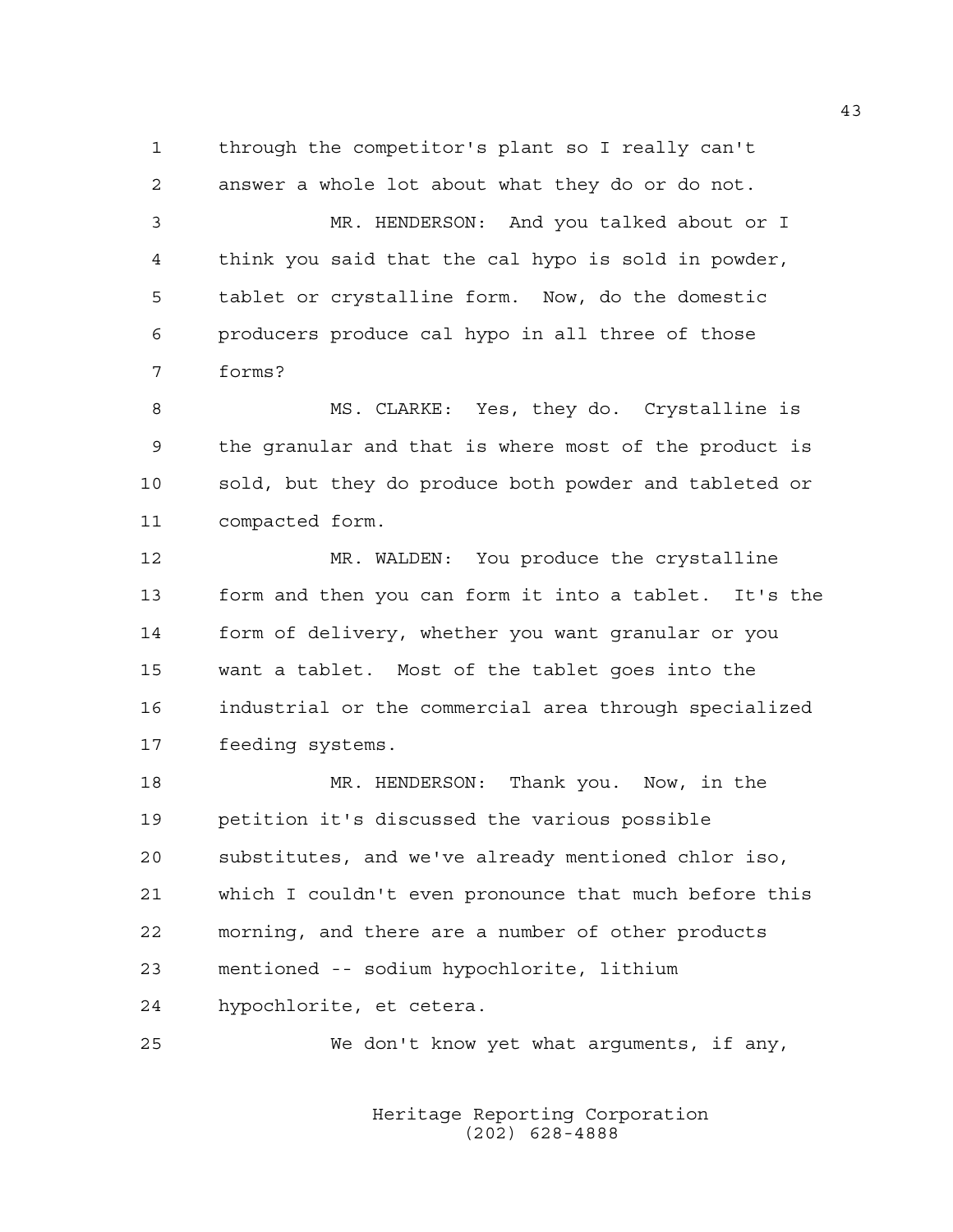through the competitor's plant so I really can't answer a whole lot about what they do or do not.

MR. HENDERSON: And you talked about or I think you said that the cal hypo is sold in powder, tablet or crystalline form. Now, do the domestic producers produce cal hypo in all three of those forms?

MS. CLARKE: Yes, they do. Crystalline is the granular and that is where most of the product is sold, but they do produce both powder and tableted or compacted form.

MR. WALDEN: You produce the crystalline form and then you can form it into a tablet. It's the form of delivery, whether you want granular or you want a tablet. Most of the tablet goes into the industrial or the commercial area through specialized feeding systems.

MR. HENDERSON: Thank you. Now, in the petition it's discussed the various possible substitutes, and we've already mentioned chlor iso, which I couldn't even pronounce that much before this morning, and there are a number of other products mentioned -- sodium hypochlorite, lithium hypochlorite, et cetera.

We don't know yet what arguments, if any,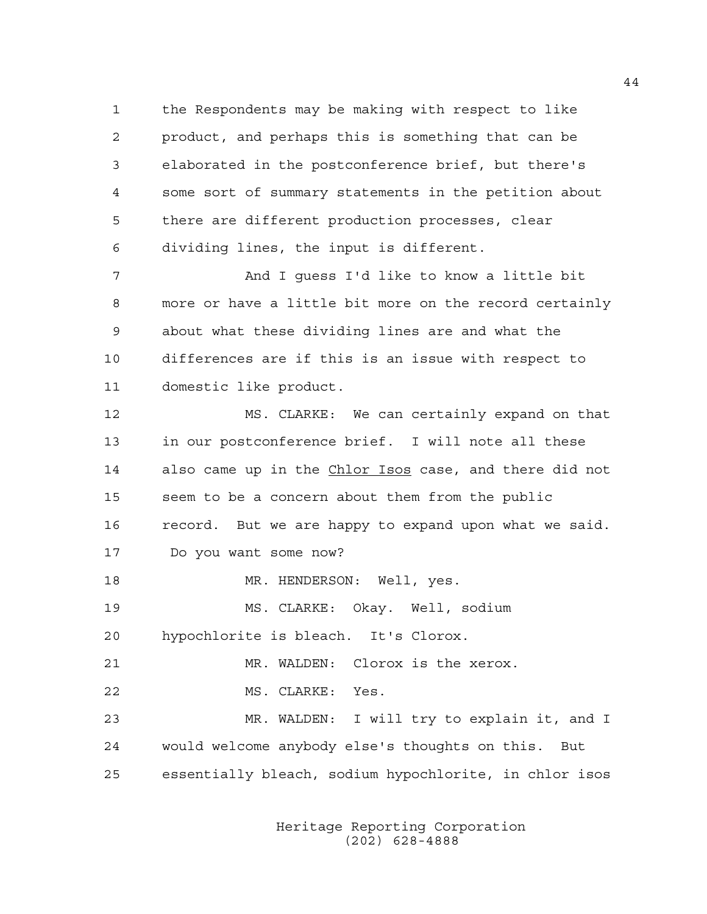the Respondents may be making with respect to like product, and perhaps this is something that can be elaborated in the postconference brief, but there's some sort of summary statements in the petition about there are different production processes, clear dividing lines, the input is different.

And I guess I'd like to know a little bit more or have a little bit more on the record certainly about what these dividing lines are and what the differences are if this is an issue with respect to domestic like product.

MS. CLARKE: We can certainly expand on that in our postconference brief. I will note all these also came up in the _Chlor Isos_ case, and there did not seem to be a concern about them from the public record. But we are happy to expand upon what we said. Do you want some now?

MR. HENDERSON: Well, yes.

MS. CLARKE: Okay. Well, sodium hypochlorite is bleach. It's Clorox.

MR. WALDEN: Clorox is the xerox.

MS. CLARKE: Yes.

MR. WALDEN: I will try to explain it, and I would welcome anybody else's thoughts on this. But essentially bleach, sodium hypochlorite, in chlor isos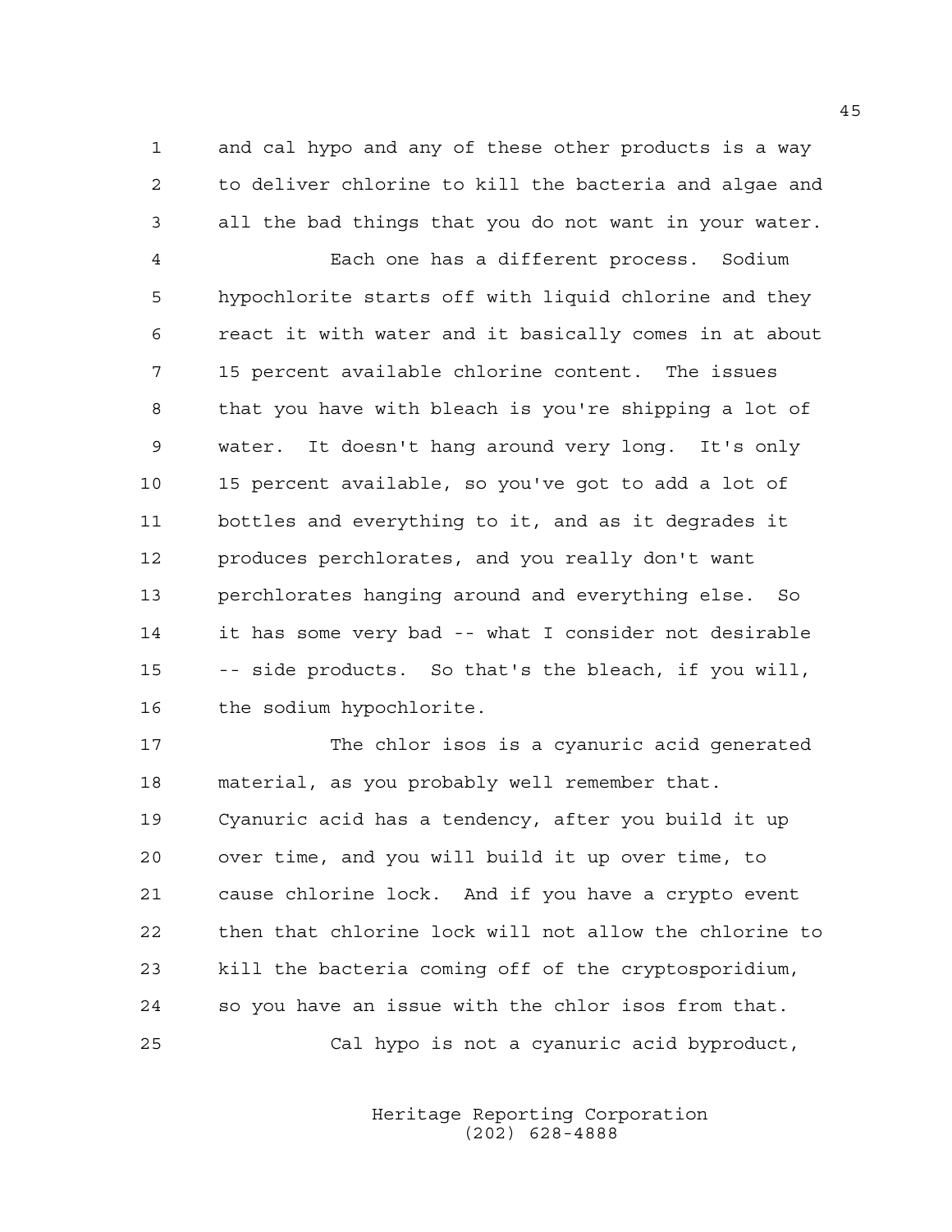and cal hypo and any of these other products is a way to deliver chlorine to kill the bacteria and algae and all the bad things that you do not want in your water.

Each one has a different process. Sodium hypochlorite starts off with liquid chlorine and they react it with water and it basically comes in at about 15 percent available chlorine content. The issues that you have with bleach is you're shipping a lot of water. It doesn't hang around very long. It's only 15 percent available, so you've got to add a lot of bottles and everything to it, and as it degrades it produces perchlorates, and you really don't want perchlorates hanging around and everything else. So it has some very bad -- what I consider not desirable -- side products. So that's the bleach, if you will, the sodium hypochlorite.

The chlor isos is a cyanuric acid generated material, as you probably well remember that. Cyanuric acid has a tendency, after you build it up over time, and you will build it up over time, to cause chlorine lock. And if you have a crypto event then that chlorine lock will not allow the chlorine to kill the bacteria coming off of the cryptosporidium, so you have an issue with the chlor isos from that.

Cal hypo is not a cyanuric acid byproduct,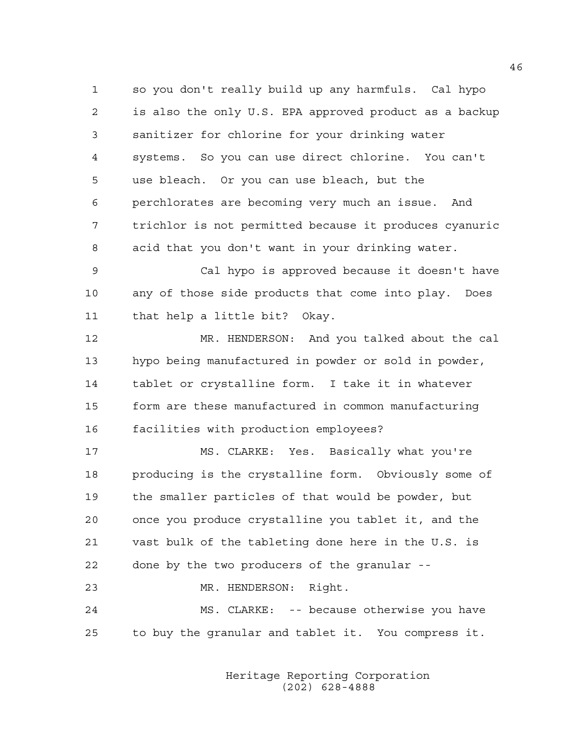so you don't really build up any harmfuls. Cal hypo is also the only U.S. EPA approved product as a backup sanitizer for chlorine for your drinking water systems. So you can use direct chlorine. You can't use bleach. Or you can use bleach, but the perchlorates are becoming very much an issue. And trichlor is not permitted because it produces cyanuric acid that you don't want in your drinking water.

Cal hypo is approved because it doesn't have any of those side products that come into play. Does that help a little bit? Okay.

MR. HENDERSON: And you talked about the cal hypo being manufactured in powder or sold in powder, tablet or crystalline form. I take it in whatever form are these manufactured in common manufacturing facilities with production employees?

MS. CLARKE: Yes. Basically what you're producing is the crystalline form. Obviously some of the smaller particles of that would be powder, but once you produce crystalline you tablet it, and the vast bulk of the tableting done here in the U.S. is done by the two producers of the granular --

MR. HENDERSON: Right.

MS. CLARKE: -- because otherwise you have to buy the granular and tablet it. You compress it.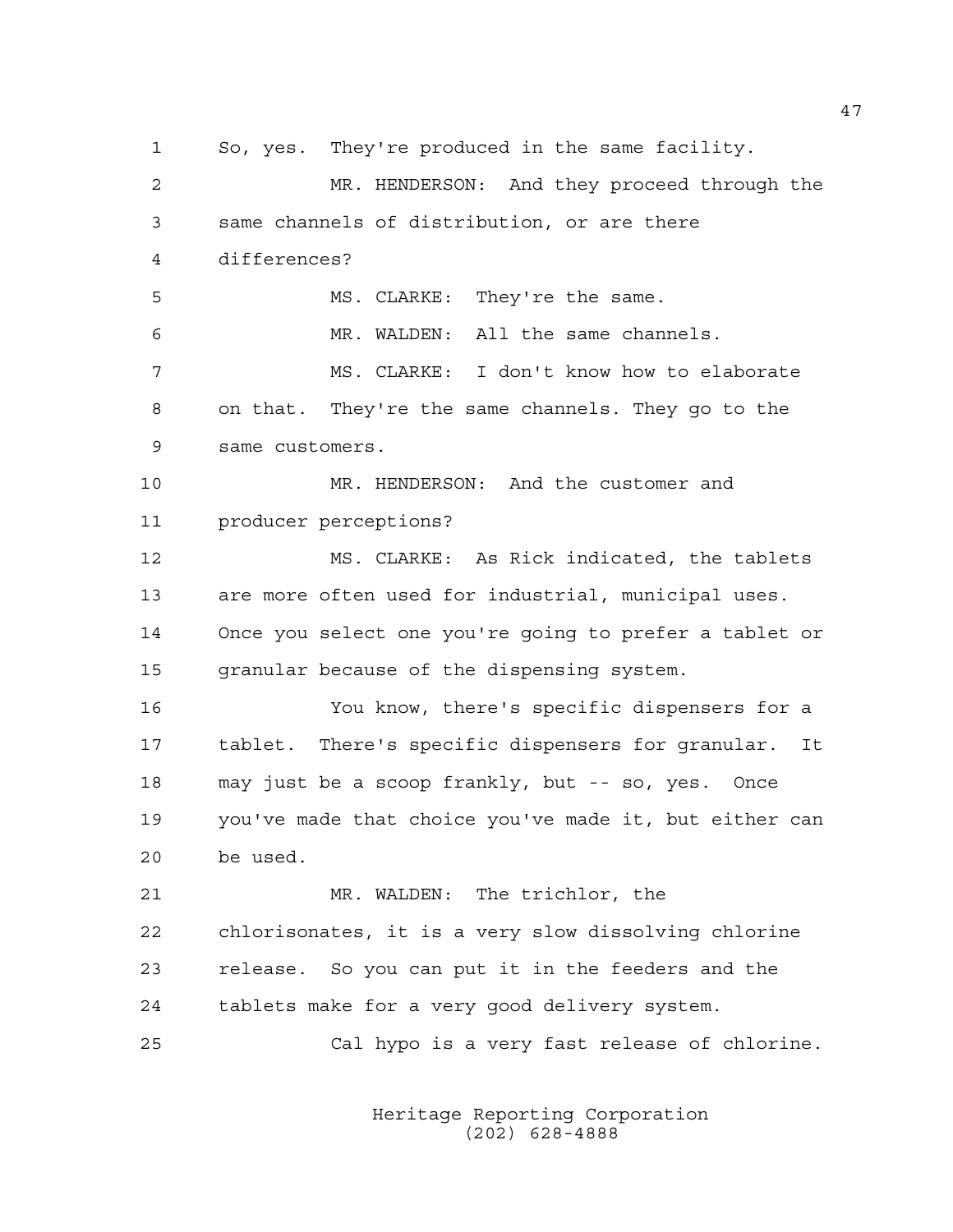So, yes. They're produced in the same facility.

MR. HENDERSON: And they proceed through the same channels of distribution, or are there differences?

MS. CLARKE: They're the same.

MR. WALDEN: All the same channels.

MS. CLARKE: I don't know how to elaborate on that. They're the same channels. They go to the same customers.

MR. HENDERSON: And the customer and producer perceptions?

MS. CLARKE: As Rick indicated, the tablets are more often used for industrial, municipal uses. Once you select one you're going to prefer a tablet or granular because of the dispensing system.

You know, there's specific dispensers for a tablet. There's specific dispensers for granular. It may just be a scoop frankly, but -- so, yes. Once you've made that choice you've made it, but either can be used.

MR. WALDEN: The trichlor, the chlorisonates, it is a very slow dissolving chlorine release. So you can put it in the feeders and the tablets make for a very good delivery system.

Cal hypo is a very fast release of chlorine.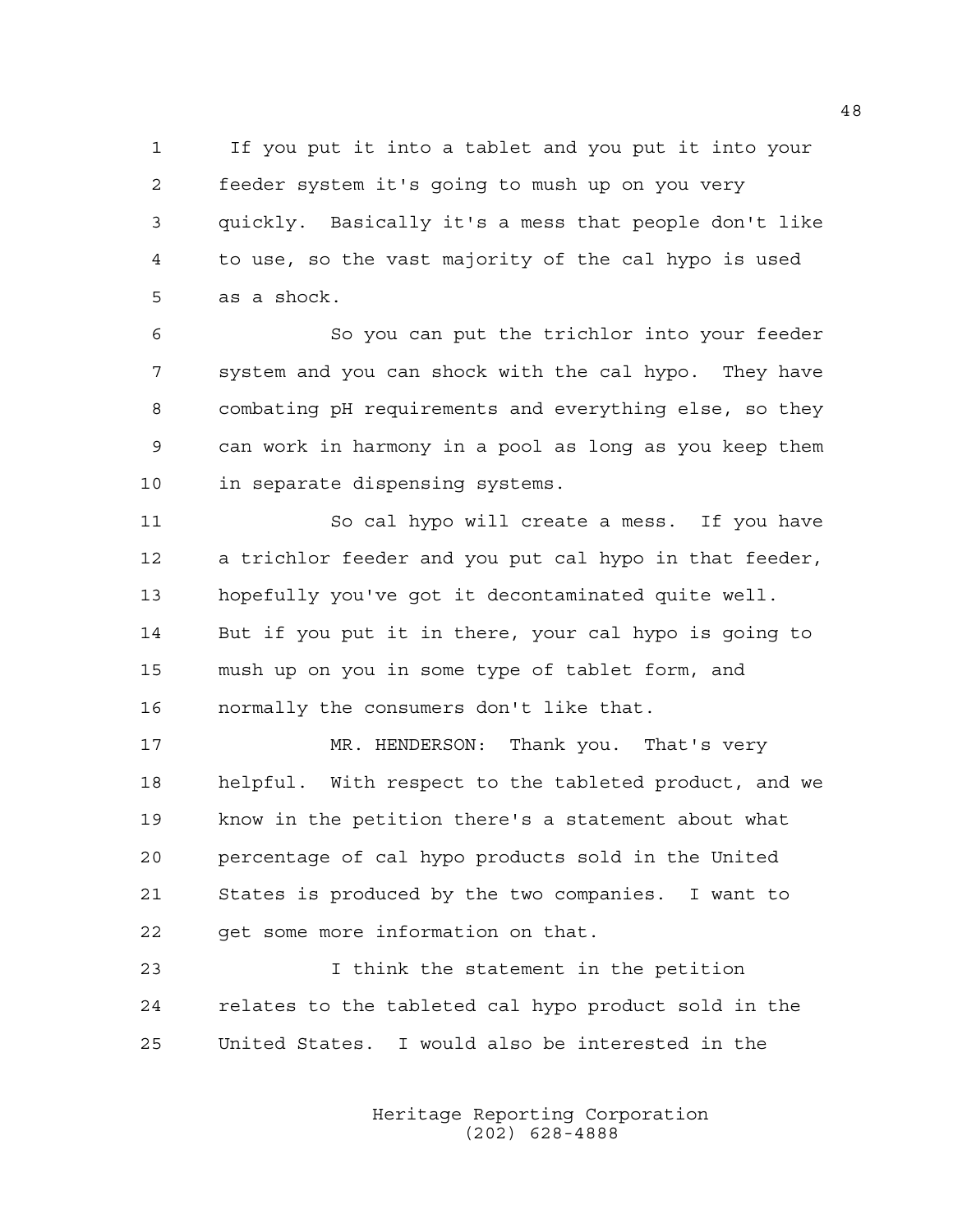If you put it into a tablet and you put it into your feeder system it's going to mush up on you very quickly. Basically it's a mess that people don't like to use, so the vast majority of the cal hypo is used as a shock.

So you can put the trichlor into your feeder system and you can shock with the cal hypo. They have combating pH requirements and everything else, so they can work in harmony in a pool as long as you keep them in separate dispensing systems.

So cal hypo will create a mess. If you have a trichlor feeder and you put cal hypo in that feeder, hopefully you've got it decontaminated quite well. But if you put it in there, your cal hypo is going to mush up on you in some type of tablet form, and normally the consumers don't like that.

MR. HENDERSON: Thank you. That's very helpful. With respect to the tableted product, and we know in the petition there's a statement about what percentage of cal hypo products sold in the United States is produced by the two companies. I want to get some more information on that.

I think the statement in the petition relates to the tableted cal hypo product sold in the United States. I would also be interested in the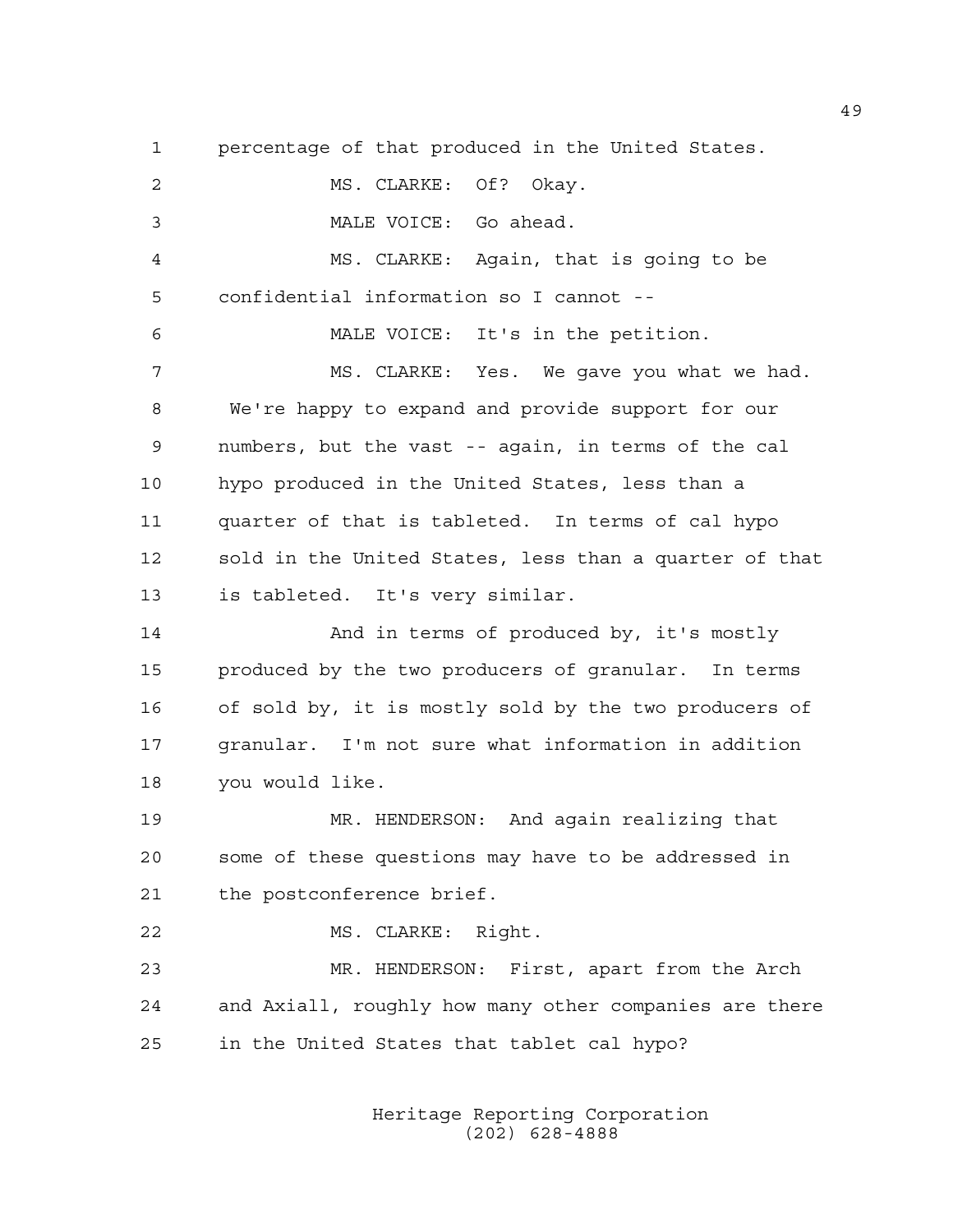percentage of that produced in the United States.

MS. CLARKE: Of? Okay.

MALE VOICE: Go ahead.

MS. CLARKE: Again, that is going to be confidential information so I cannot --

MALE VOICE: It's in the petition.

MS. CLARKE: Yes. We gave you what we had. We're happy to expand and provide support for our numbers, but the vast -- again, in terms of the cal hypo produced in the United States, less than a quarter of that is tableted. In terms of cal hypo sold in the United States, less than a quarter of that is tableted. It's very similar.

And in terms of produced by, it's mostly produced by the two producers of granular. In terms of sold by, it is mostly sold by the two producers of granular. I'm not sure what information in addition you would like.

MR. HENDERSON: And again realizing that some of these questions may have to be addressed in the postconference brief.

MS. CLARKE: Right.

MR. HENDERSON: First, apart from the Arch and Axiall, roughly how many other companies are there in the United States that tablet cal hypo?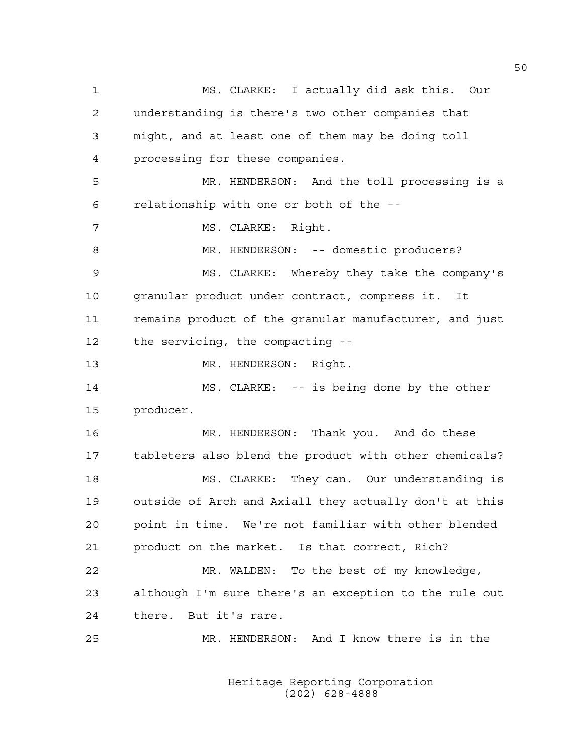MS. CLARKE: I actually did ask this. Our understanding is there's two other companies that might, and at least one of them may be doing toll processing for these companies.

MR. HENDERSON: And the toll processing is a relationship with one or both of the --

MS. CLARKE: Right.

MR. HENDERSON: -- domestic producers?

MS. CLARKE: Whereby they take the company's granular product under contract, compress it. It remains product of the granular manufacturer, and just the servicing, the compacting --

MR. HENDERSON: Right.

MS. CLARKE: -- is being done by the other producer.

MR. HENDERSON: Thank you. And do these tableters also blend the product with other chemicals?

MS. CLARKE: They can. Our understanding is outside of Arch and Axiall they actually don't at this point in time. We're not familiar with other blended product on the market. Is that correct, Rich?

MR. WALDEN: To the best of my knowledge, although I'm sure there's an exception to the rule out there. But it's rare.

MR. HENDERSON: And I know there is in the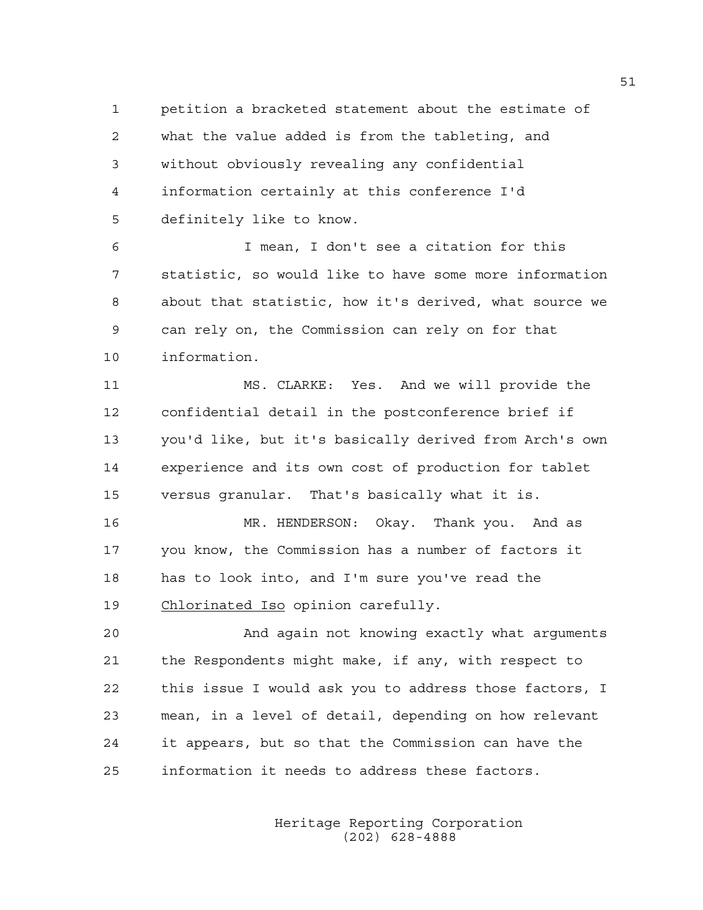petition a bracketed statement about the estimate of what the value added is from the tableting, and without obviously revealing any confidential information certainly at this conference I'd definitely like to know.

I mean, I don't see a citation for this statistic, so would like to have some more information about that statistic, how it's derived, what source we can rely on, the Commission can rely on for that information.

MS. CLARKE: Yes. And we will provide the confidential detail in the postconference brief if you'd like, but it's basically derived from Arch's own experience and its own cost of production for tablet versus granular. That's basically what it is.

MR. HENDERSON: Okay. Thank you. And as you know, the Commission has a number of factors it has to look into, and I'm sure you've read the Chlorinated Iso opinion carefully.

And again not knowing exactly what arguments the Respondents might make, if any, with respect to this issue I would ask you to address those factors, I mean, in a level of detail, depending on how relevant it appears, but so that the Commission can have the information it needs to address these factors.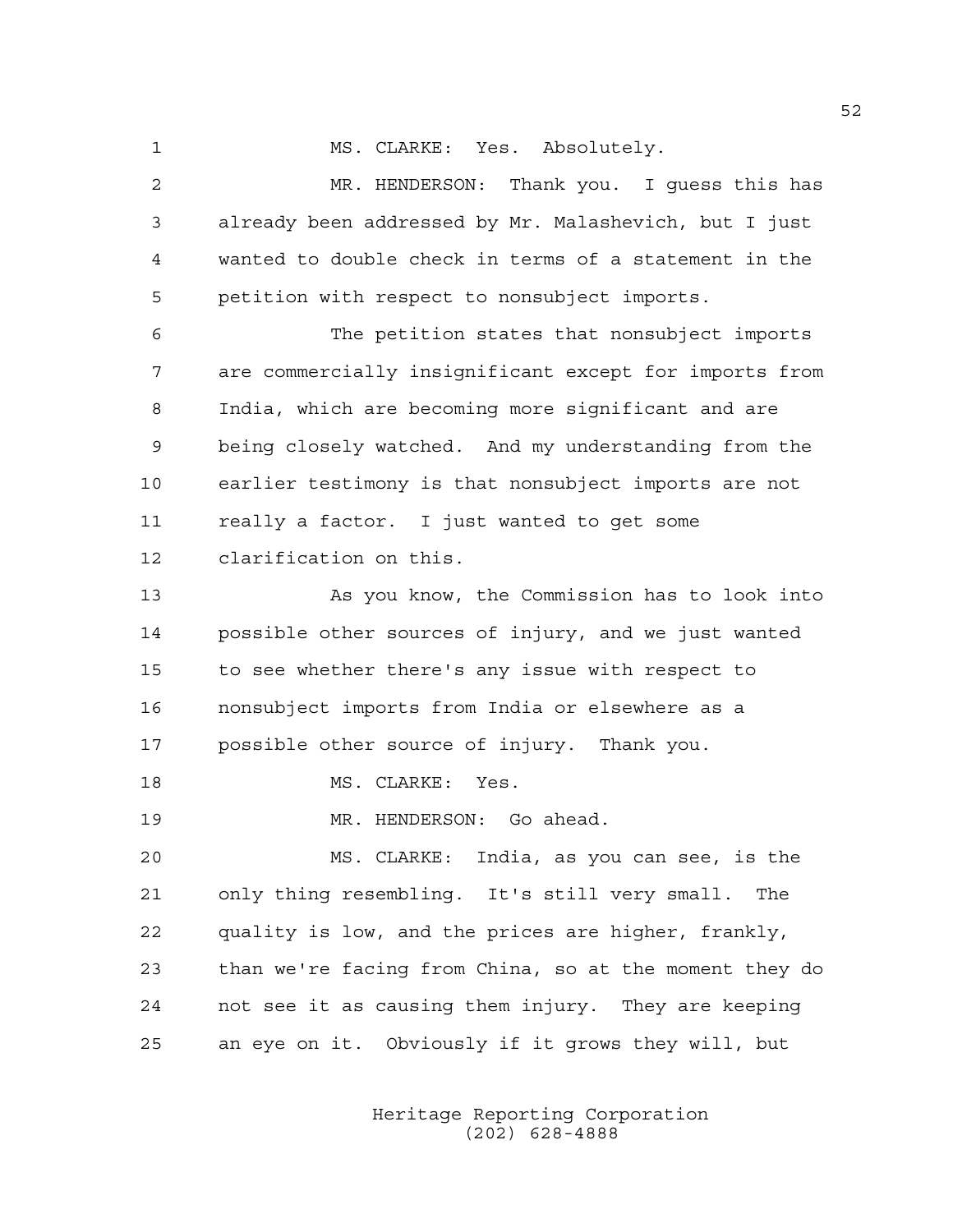MS. CLARKE: Yes. Absolutely.

MR. HENDERSON: Thank you. I guess this has already been addressed by Mr. Malashevich, but I just wanted to double check in terms of a statement in the petition with respect to nonsubject imports.

The petition states that nonsubject imports are commercially insignificant except for imports from India, which are becoming more significant and are being closely watched. And my understanding from the earlier testimony is that nonsubject imports are not really a factor. I just wanted to get some clarification on this.

As you know, the Commission has to look into possible other sources of injury, and we just wanted to see whether there's any issue with respect to nonsubject imports from India or elsewhere as a possible other source of injury. Thank you.

MS. CLARKE: Yes.

MR. HENDERSON: Go ahead.

MS. CLARKE: India, as you can see, is the only thing resembling. It's still very small. The quality is low, and the prices are higher, frankly, than we're facing from China, so at the moment they do not see it as causing them injury. They are keeping an eye on it. Obviously if it grows they will, but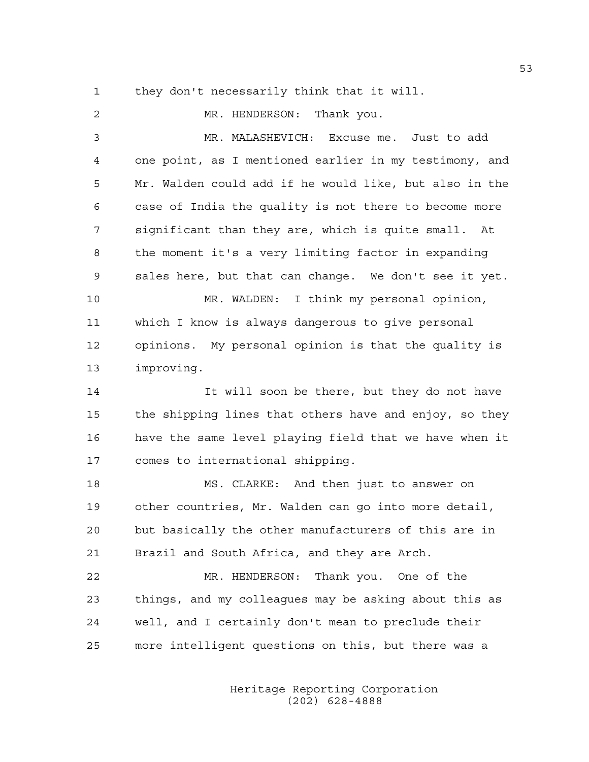they don't necessarily think that it will.

MR. HENDERSON: Thank you.

MR. MALASHEVICH: Excuse me. Just to add one point, as I mentioned earlier in my testimony, and Mr. Walden could add if he would like, but also in the case of India the quality is not there to become more significant than they are, which is quite small. At the moment it's a very limiting factor in expanding sales here, but that can change. We don't see it yet.

MR. WALDEN: I think my personal opinion, which I know is always dangerous to give personal opinions. My personal opinion is that the quality is improving.

It will soon be there, but they do not have the shipping lines that others have and enjoy, so they have the same level playing field that we have when it comes to international shipping.

MS. CLARKE: And then just to answer on other countries, Mr. Walden can go into more detail, but basically the other manufacturers of this are in Brazil and South Africa, and they are Arch.

MR. HENDERSON: Thank you. One of the things, and my colleagues may be asking about this as well, and I certainly don't mean to preclude their more intelligent questions on this, but there was a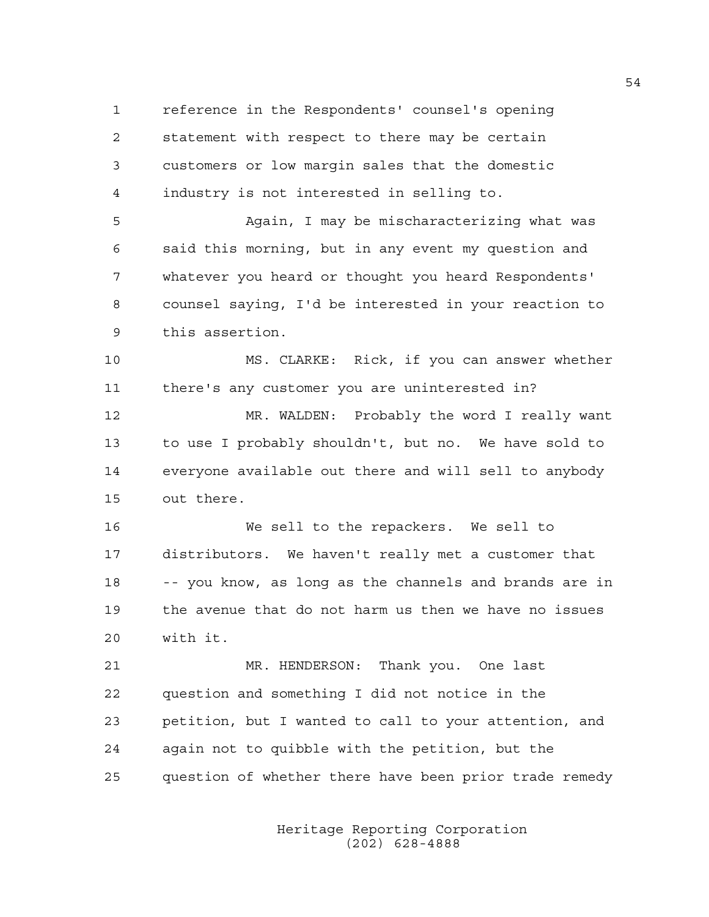reference in the Respondents' counsel's opening statement with respect to there may be certain customers or low margin sales that the domestic industry is not interested in selling to.

Again, I may be mischaracterizing what was said this morning, but in any event my question and whatever you heard or thought you heard Respondents' counsel saying, I'd be interested in your reaction to this assertion.

MS. CLARKE: Rick, if you can answer whether there's any customer you are uninterested in?

MR. WALDEN: Probably the word I really want to use I probably shouldn't, but no. We have sold to everyone available out there and will sell to anybody out there.

We sell to the repackers. We sell to distributors. We haven't really met a customer that -- you know, as long as the channels and brands are in the avenue that do not harm us then we have no issues with it.

MR. HENDERSON: Thank you. One last question and something I did not notice in the petition, but I wanted to call to your attention, and again not to quibble with the petition, but the question of whether there have been prior trade remedy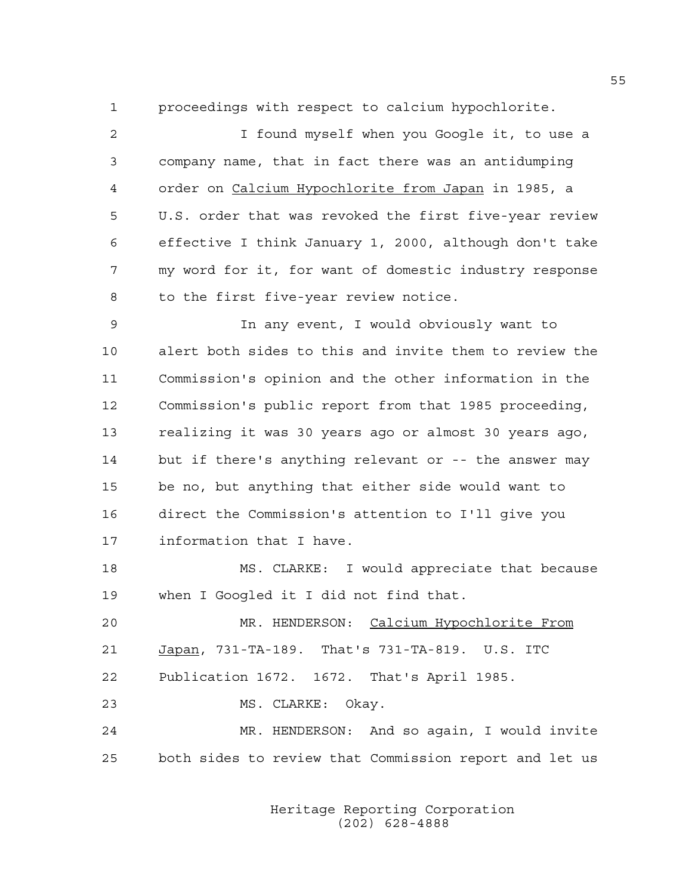proceedings with respect to calcium hypochlorite.

I found myself when you Google it, to use a company name, that in fact there was an antidumping order on Calcium Hypochlorite from Japan in 1985, a U.S. order that was revoked the first five-year review effective I think January 1, 2000, although don't take my word for it, for want of domestic industry response to the first five-year review notice.

In any event, I would obviously want to alert both sides to this and invite them to review the Commission's opinion and the other information in the Commission's public report from that 1985 proceeding, realizing it was 30 years ago or almost 30 years ago, but if there's anything relevant or -- the answer may be no, but anything that either side would want to direct the Commission's attention to I'll give you information that I have.

MS. CLARKE: I would appreciate that because when I Googled it I did not find that.

MR. HENDERSON: Calcium Hypochlorite From Japan, 731-TA-189. That's 731-TA-819. U.S. ITC Publication 1672. 1672. That's April 1985.

MS. CLARKE: Okay.

MR. HENDERSON: And so again, I would invite both sides to review that Commission report and let us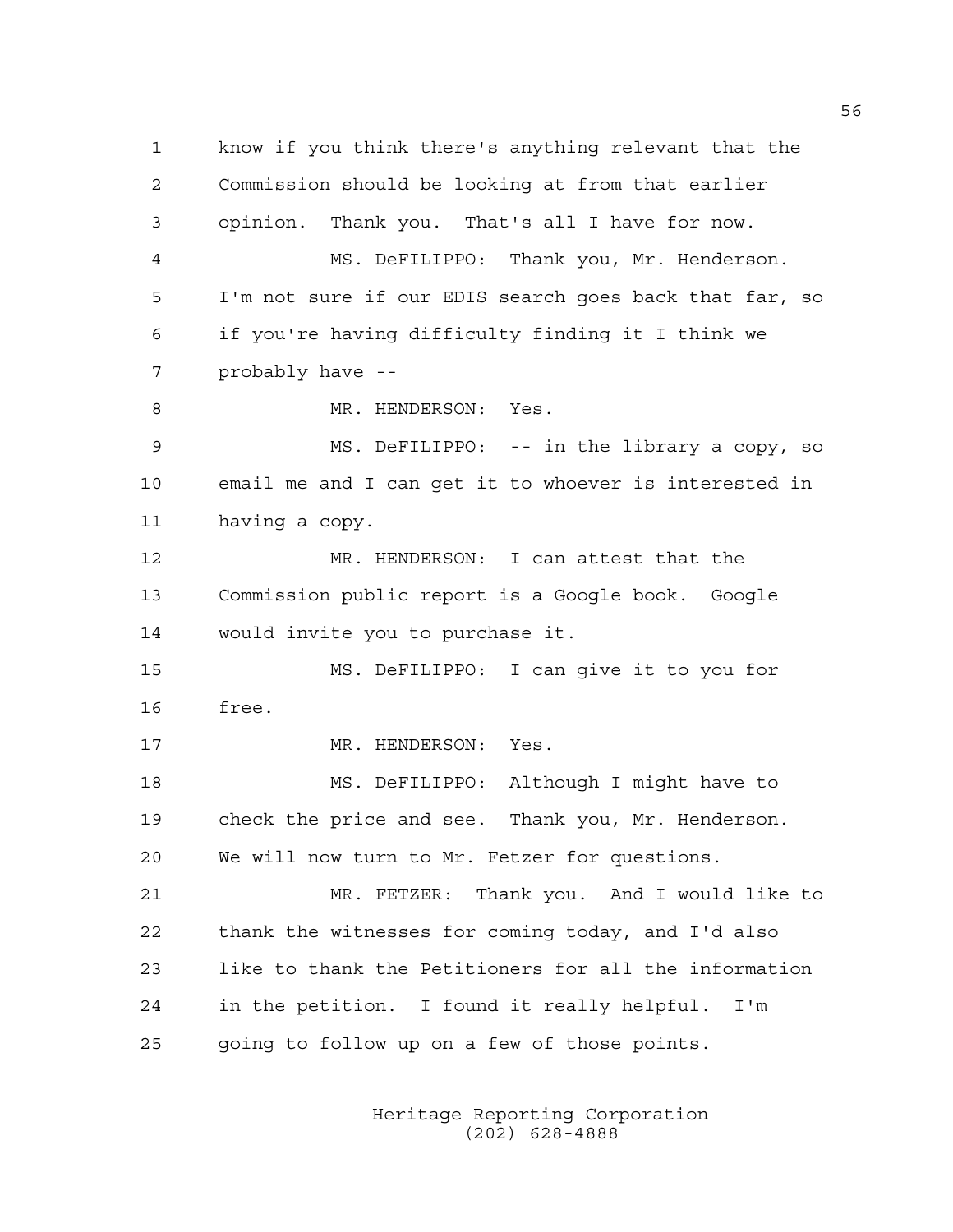know if you think there's anything relevant that the Commission should be looking at from that earlier opinion. Thank you. That's all I have for now.

MS. DeFILIPPO: Thank you, Mr. Henderson. I'm not sure if our EDIS search goes back that far, so if you're having difficulty finding it I think we probably have --

MR. HENDERSON: Yes.

MS. DeFILIPPO: -- in the library a copy, so email me and I can get it to whoever is interested in having a copy.

MR. HENDERSON: I can attest that the Commission public report is a Google book. Google would invite you to purchase it.

MS. DeFILIPPO: I can give it to you for free.

MR. HENDERSON: Yes.

MS. DeFILIPPO: Although I might have to check the price and see. Thank you, Mr. Henderson. We will now turn to Mr. Fetzer for questions.

MR. FETZER: Thank you. And I would like to thank the witnesses for coming today, and I'd also like to thank the Petitioners for all the information in the petition. I found it really helpful. I'm going to follow up on a few of those points.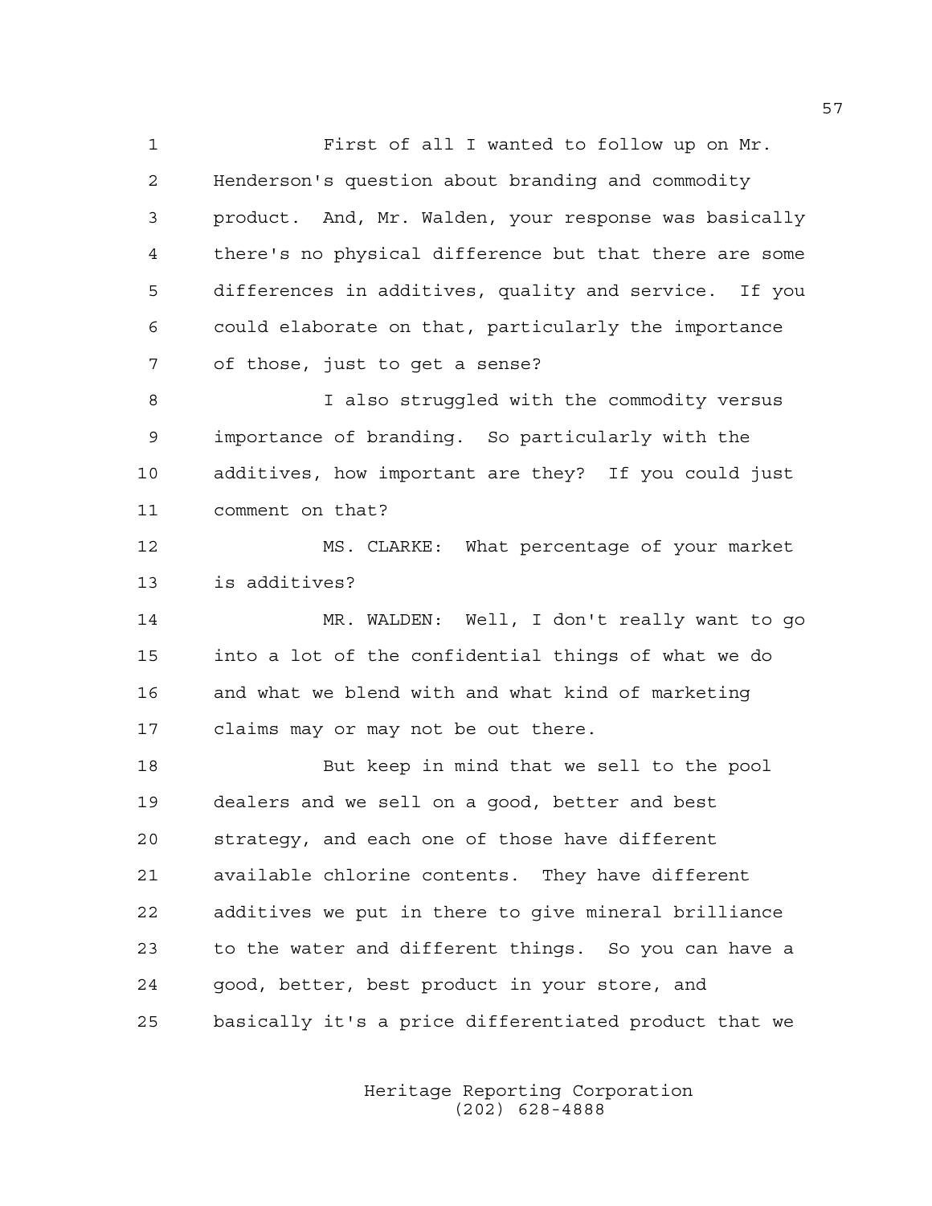First of all I wanted to follow up on Mr. Henderson's question about branding and commodity product. And, Mr. Walden, your response was basically there's no physical difference but that there are some differences in additives, quality and service. If you could elaborate on that, particularly the importance of those, just to get a sense?

I also struggled with the commodity versus importance of branding. So particularly with the additives, how important are they? If you could just comment on that?

MS. CLARKE: What percentage of your market is additives?

MR. WALDEN: Well, I don't really want to go into a lot of the confidential things of what we do and what we blend with and what kind of marketing claims may or may not be out there.

But keep in mind that we sell to the pool dealers and we sell on a good, better and best strategy, and each one of those have different available chlorine contents. They have different additives we put in there to give mineral brilliance to the water and different things. So you can have a good, better, best product in your store, and basically it's a price differentiated product that we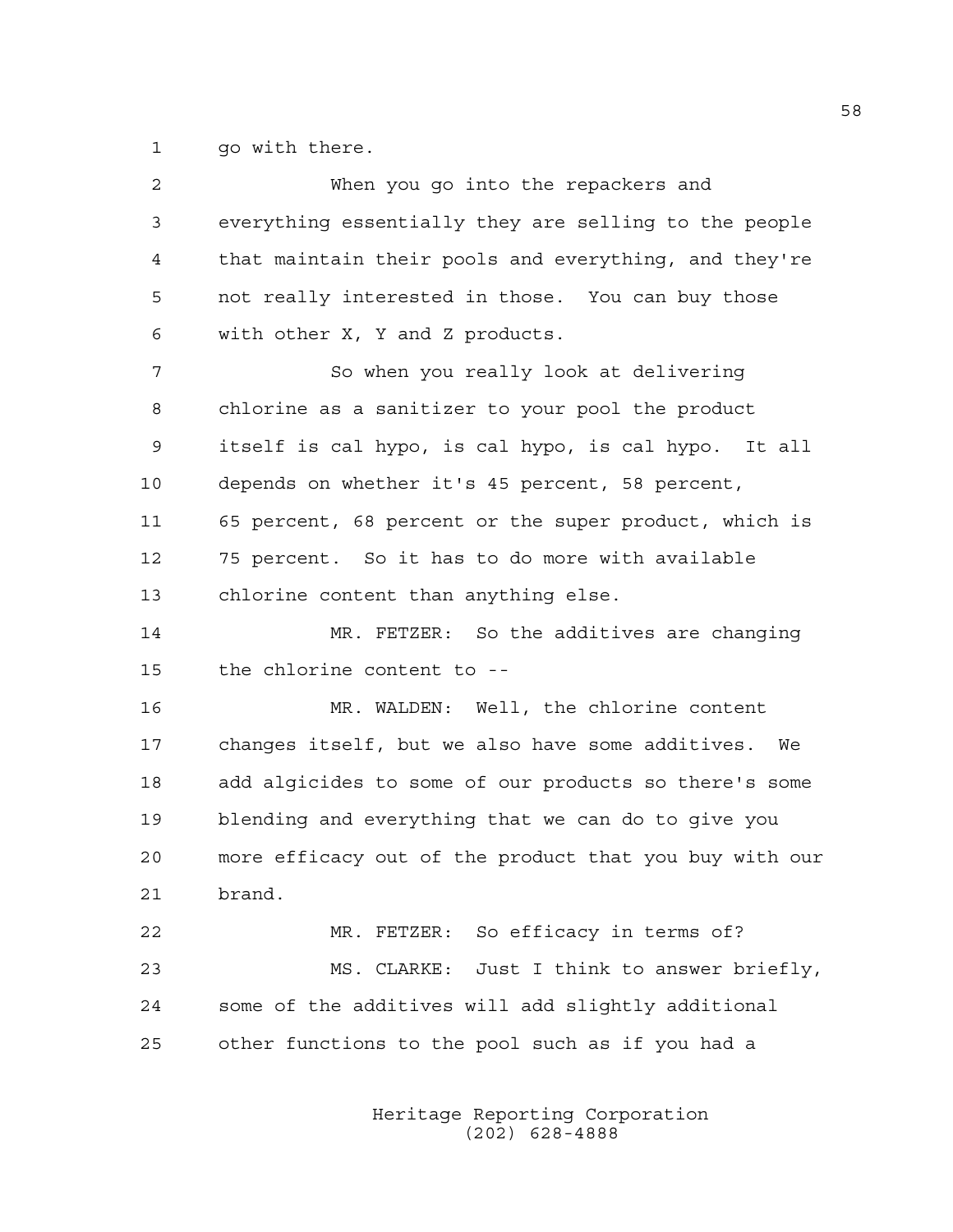go with there.

When you go into the repackers and everything essentially they are selling to the people that maintain their pools and everything, and they're not really interested in those. You can buy those with other X, Y and Z products.

So when you really look at delivering chlorine as a sanitizer to your pool the product itself is cal hypo, is cal hypo, is cal hypo. It all depends on whether it's 45 percent, 58 percent, 65 percent, 68 percent or the super product, which is 75 percent. So it has to do more with available chlorine content than anything else.

MR. FETZER: So the additives are changing the chlorine content to --

MR. WALDEN: Well, the chlorine content changes itself, but we also have some additives. We add algicides to some of our products so there's some blending and everything that we can do to give you more efficacy out of the product that you buy with our brand.

MR. FETZER: So efficacy in terms of?

MS. CLARKE: Just I think to answer briefly, some of the additives will add slightly additional other functions to the pool such as if you had a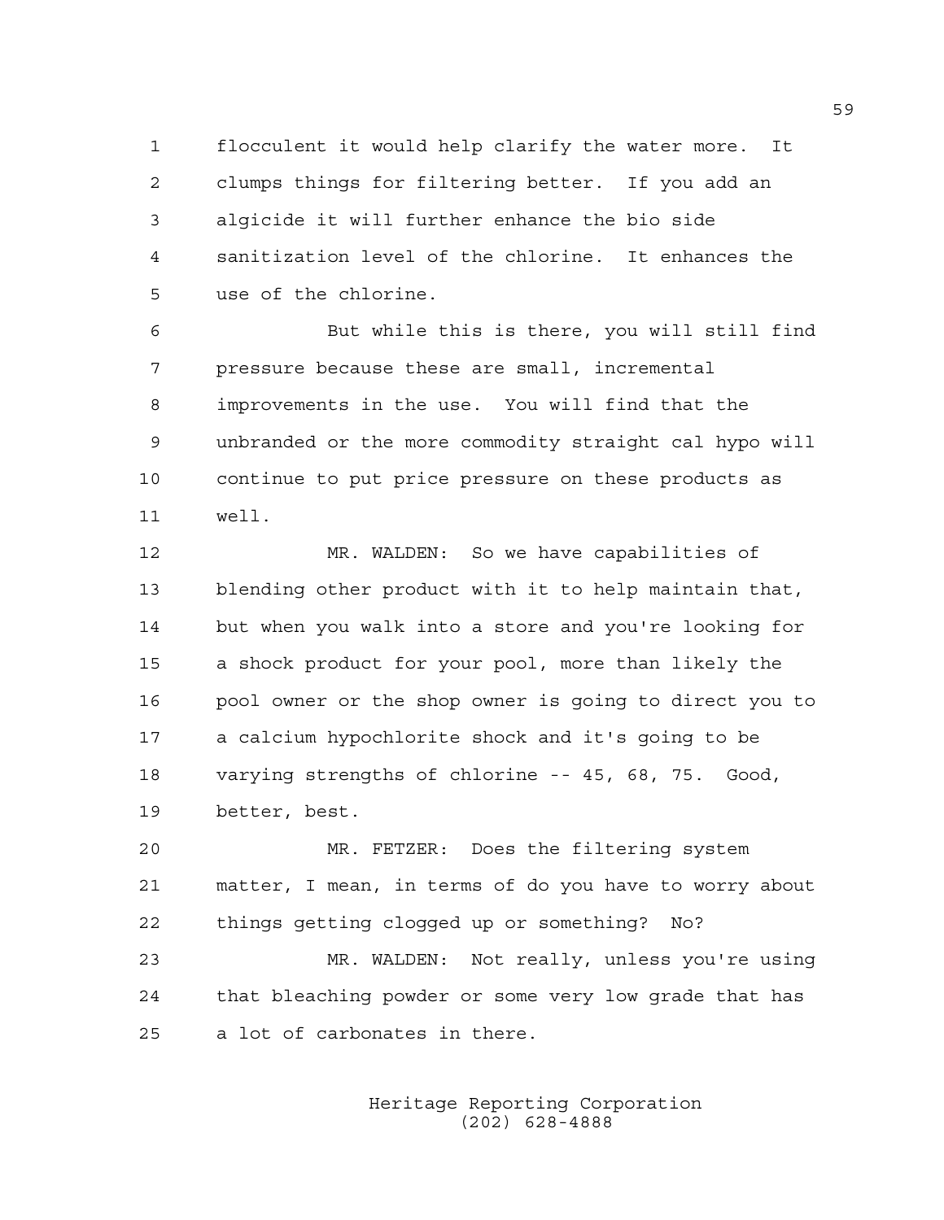flocculent it would help clarify the water more. It clumps things for filtering better. If you add an algicide it will further enhance the bio side sanitization level of the chlorine. It enhances the use of the chlorine.

But while this is there, you will still find pressure because these are small, incremental improvements in the use. You will find that the unbranded or the more commodity straight cal hypo will continue to put price pressure on these products as well.

MR. WALDEN: So we have capabilities of blending other product with it to help maintain that, but when you walk into a store and you're looking for a shock product for your pool, more than likely the pool owner or the shop owner is going to direct you to a calcium hypochlorite shock and it's going to be varying strengths of chlorine -- 45, 68, 75. Good, better, best.

MR. FETZER: Does the filtering system matter, I mean, in terms of do you have to worry about things getting clogged up or something? No?

MR. WALDEN: Not really, unless you're using that bleaching powder or some very low grade that has a lot of carbonates in there.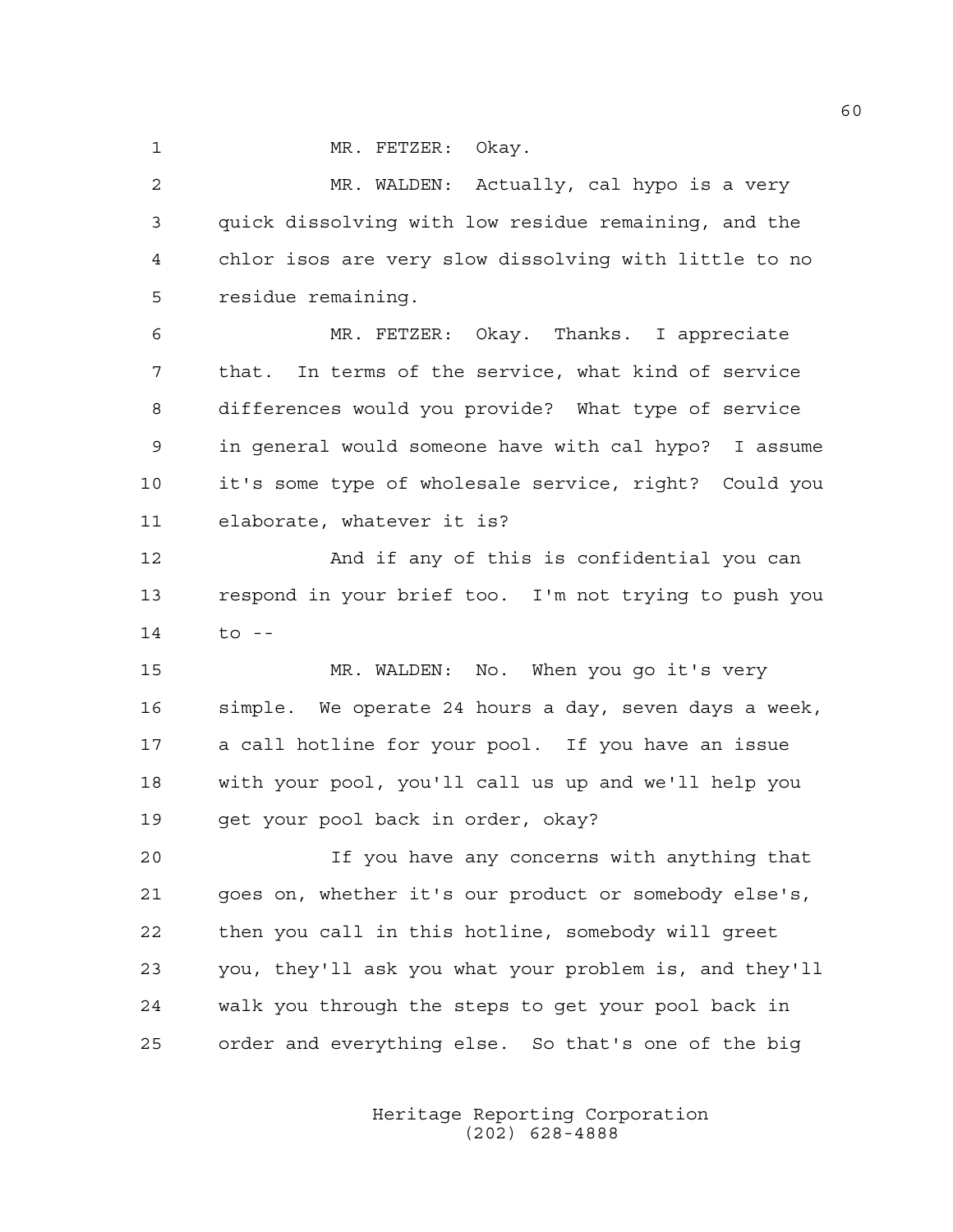MR. FETZER: Okay.

MR. WALDEN: Actually, cal hypo is a very quick dissolving with low residue remaining, and the chlor isos are very slow dissolving with little to no residue remaining.

MR. FETZER: Okay. Thanks. I appreciate that. In terms of the service, what kind of service differences would you provide? What type of service in general would someone have with cal hypo? I assume it's some type of wholesale service, right? Could you elaborate, whatever it is?

And if any of this is confidential you can respond in your brief too. I'm not trying to push you to --

MR. WALDEN: No. When you go it's very simple. We operate 24 hours a day, seven days a week, a call hotline for your pool. If you have an issue with your pool, you'll call us up and we'll help you get your pool back in order, okay?

If you have any concerns with anything that goes on, whether it's our product or somebody else's, then you call in this hotline, somebody will greet you, they'll ask you what your problem is, and they'll walk you through the steps to get your pool back in order and everything else. So that's one of the big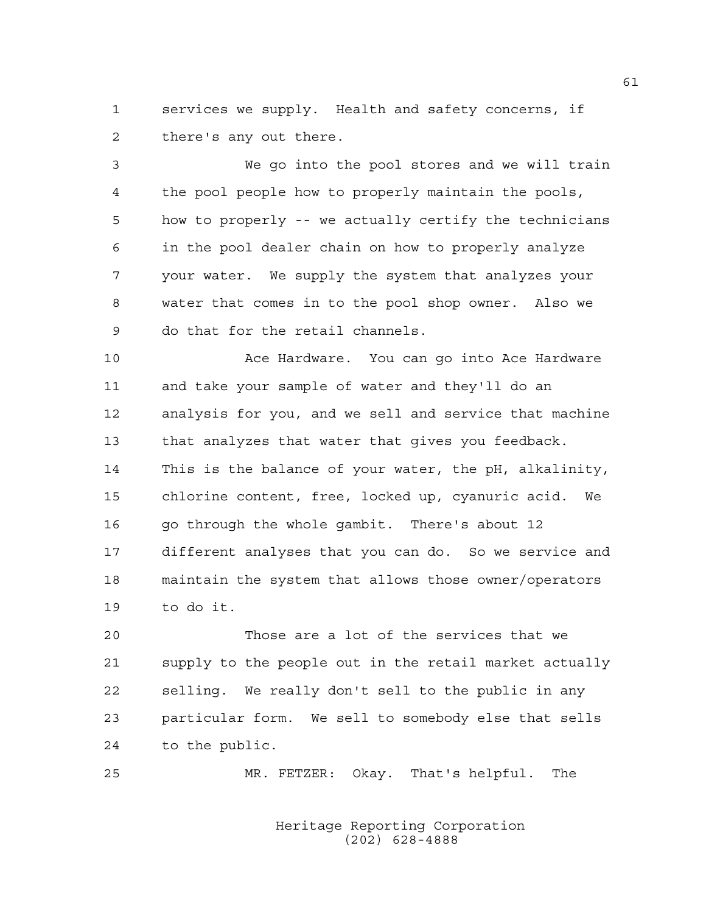services we supply. Health and safety concerns, if there's any out there.

We go into the pool stores and we will train the pool people how to properly maintain the pools, how to properly -- we actually certify the technicians in the pool dealer chain on how to properly analyze your water. We supply the system that analyzes your water that comes in to the pool shop owner. Also we do that for the retail channels.

Ace Hardware. You can go into Ace Hardware and take your sample of water and they'll do an analysis for you, and we sell and service that machine that analyzes that water that gives you feedback. This is the balance of your water, the pH, alkalinity, chlorine content, free, locked up, cyanuric acid. We go through the whole gambit. There's about 12 different analyses that you can do. So we service and maintain the system that allows those owner/operators to do it.

Those are a lot of the services that we supply to the people out in the retail market actually selling. We really don't sell to the public in any particular form. We sell to somebody else that sells to the public.

MR. FETZER: Okay. That's helpful. The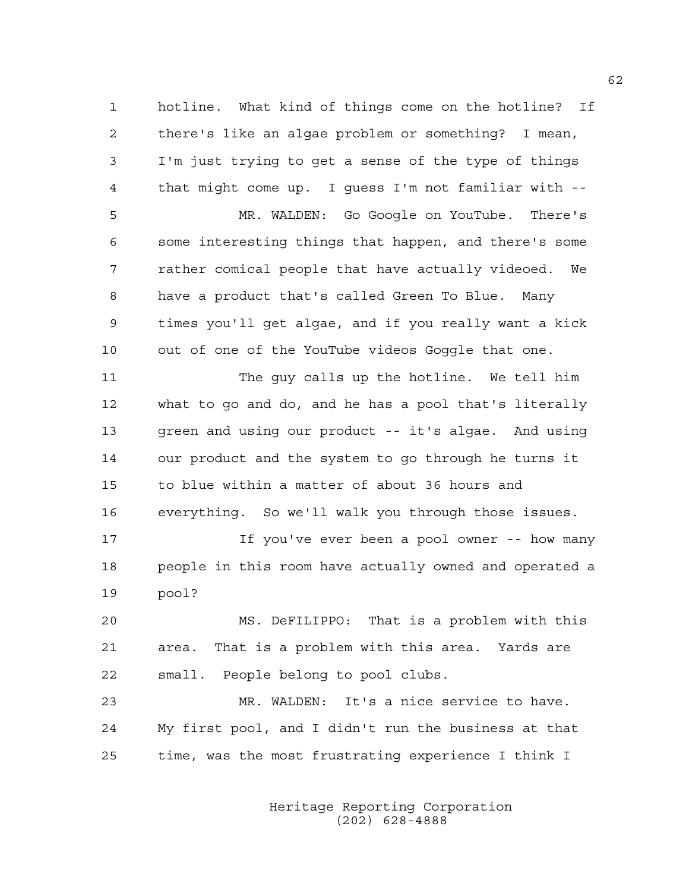hotline. What kind of things come on the hotline? If there's like an algae problem or something? I mean, I'm just trying to get a sense of the type of things that might come up. I guess I'm not familiar with --

MR. WALDEN: Go Google on YouTube. There's some interesting things that happen, and there's some rather comical people that have actually videoed. We have a product that's called Green To Blue. Many times you'll get algae, and if you really want a kick out of one of the YouTube videos Goggle that one.

The guy calls up the hotline. We tell him what to go and do, and he has a pool that's literally green and using our product -- it's algae. And using our product and the system to go through he turns it to blue within a matter of about 36 hours and everything. So we'll walk you through those issues.

If you've ever been a pool owner -- how many people in this room have actually owned and operated a pool?

MS. DeFILIPPO: That is a problem with this area. That is a problem with this area. Yards are small. People belong to pool clubs.

MR. WALDEN: It's a nice service to have. My first pool, and I didn't run the business at that time, was the most frustrating experience I think I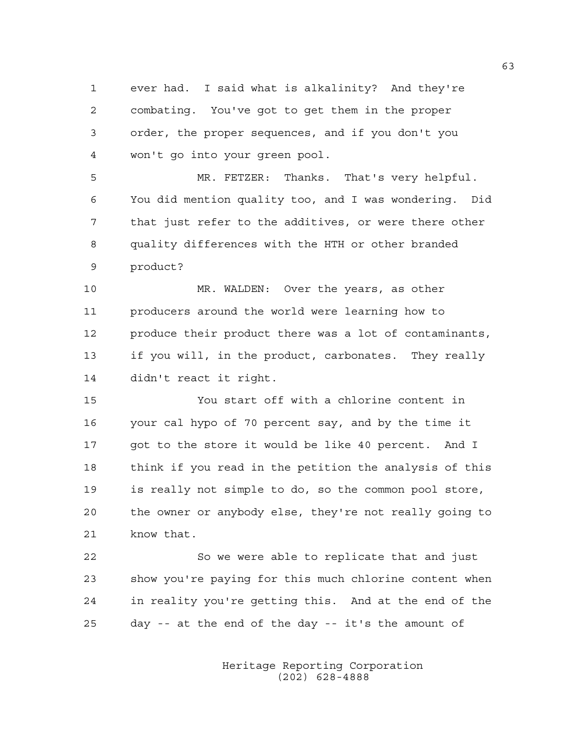ever had. I said what is alkalinity? And they're combating. You've got to get them in the proper order, the proper sequences, and if you don't you won't go into your green pool.

MR. FETZER: Thanks. That's very helpful. You did mention quality too, and I was wondering. Did that just refer to the additives, or were there other quality differences with the HTH or other branded product?

MR. WALDEN: Over the years, as other producers around the world were learning how to produce their product there was a lot of contaminants, if you will, in the product, carbonates. They really didn't react it right.

You start off with a chlorine content in your cal hypo of 70 percent say, and by the time it got to the store it would be like 40 percent. And I think if you read in the petition the analysis of this is really not simple to do, so the common pool store, the owner or anybody else, they're not really going to know that.

So we were able to replicate that and just show you're paying for this much chlorine content when in reality you're getting this. And at the end of the day -- at the end of the day -- it's the amount of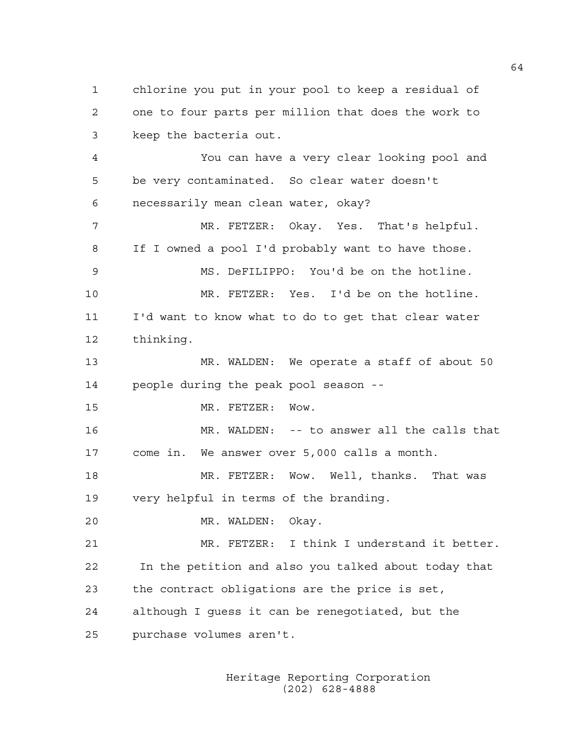chlorine you put in your pool to keep a residual of one to four parts per million that does the work to keep the bacteria out.

You can have a very clear looking pool and be very contaminated. So clear water doesn't necessarily mean clean water, okay?

MR. FETZER: Okay. Yes. That's helpful. If I owned a pool I'd probably want to have those.

MS. DeFILIPPO: You'd be on the hotline.

MR. FETZER: Yes. I'd be on the hotline. I'd want to know what to do to get that clear water thinking.

MR. WALDEN: We operate a staff of about 50 people during the peak pool season --

MR. FETZER: Wow.

MR. WALDEN: -- to answer all the calls that come in. We answer over 5,000 calls a month.

MR. FETZER: Wow. Well, thanks. That was very helpful in terms of the branding.

MR. WALDEN: Okay.

MR. FETZER: I think I understand it better. In the petition and also you talked about today that the contract obligations are the price is set, although I guess it can be renegotiated, but the purchase volumes aren't.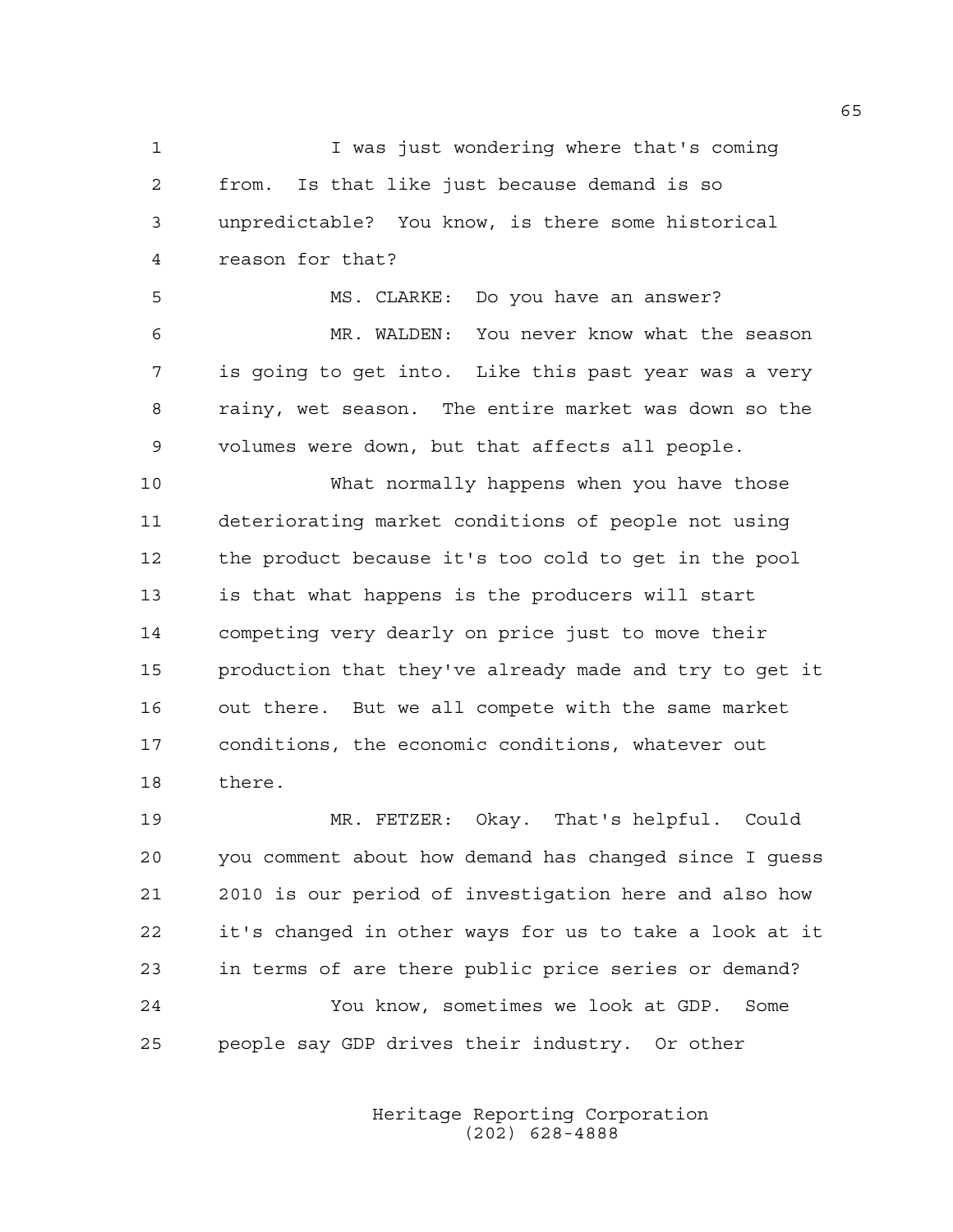I was just wondering where that's coming from. Is that like just because demand is so unpredictable? You know, is there some historical reason for that?

MS. CLARKE: Do you have an answer?

MR. WALDEN: You never know what the season is going to get into. Like this past year was a very rainy, wet season. The entire market was down so the volumes were down, but that affects all people.

What normally happens when you have those deteriorating market conditions of people not using the product because it's too cold to get in the pool is that what happens is the producers will start competing very dearly on price just to move their production that they've already made and try to get it out there. But we all compete with the same market conditions, the economic conditions, whatever out there.

MR. FETZER: Okay. That's helpful. Could you comment about how demand has changed since I guess 2010 is our period of investigation here and also how it's changed in other ways for us to take a look at it in terms of are there public price series or demand?

You know, sometimes we look at GDP. Some people say GDP drives their industry. Or other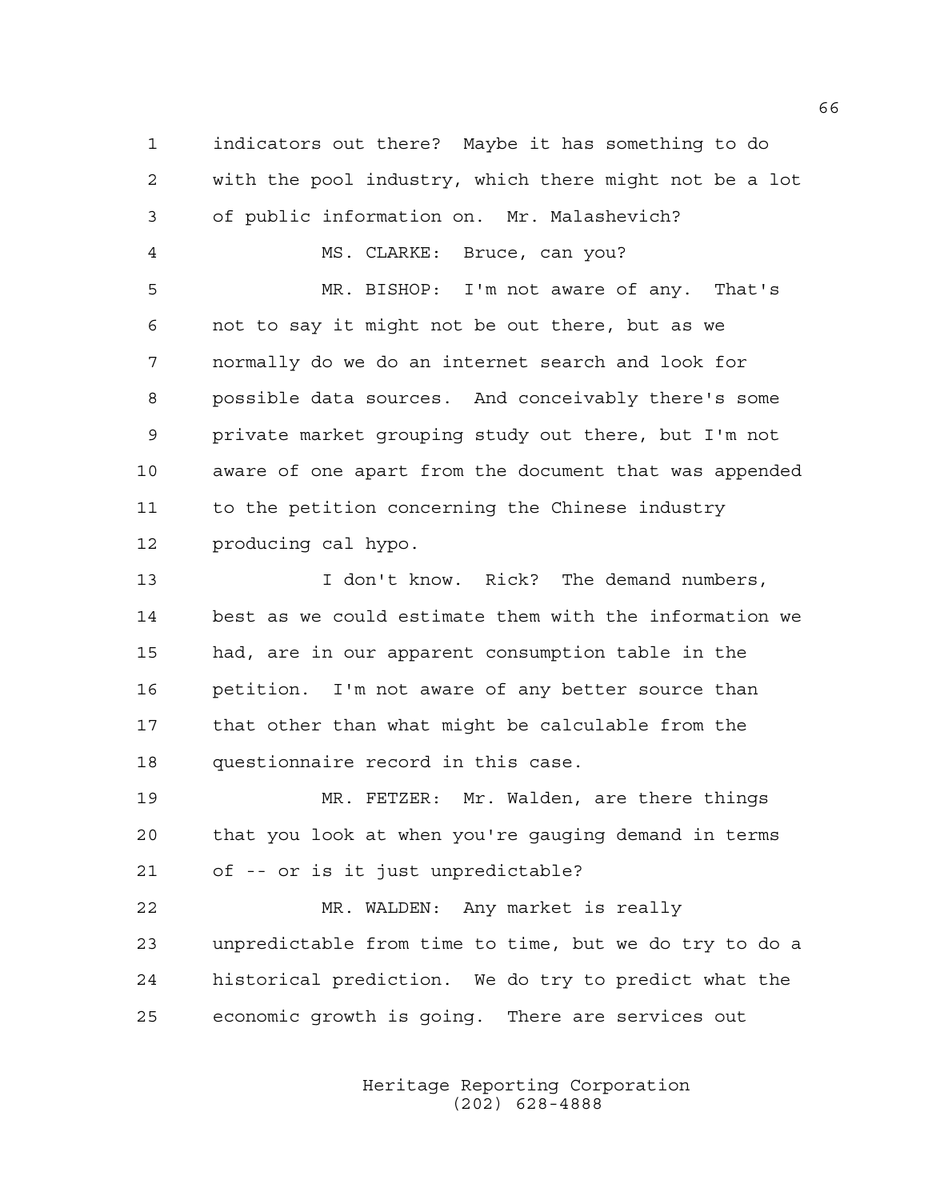1 indicators out there? Maybe it has something to do
2 with the pool industry, which there might not be a lot
3 of public information on. Mr. Malashevich?

4 MS. CLARKE: Bruce, can you?

5 MR. BISHOP: I'm not aware of any. That's
6 not to say it might not be out there, but as we
7 normally do we do an internet search and look for
8 possible data sources. And conceivably there's some
9 private market grouping study out there, but I'm not
10 aware of one apart from the document that was appended
11 to the petition concerning the Chinese industry
12 producing cal hypo.

13 I don't know. Rick? The demand numbers,
14 best as we could estimate them with the information we
15 had, are in our apparent consumption table in the
16 petition. I'm not aware of any better source than
17 that other than what might be calculable from the
18 questionnaire record in this case.

19 MR. FETZER: Mr. Walden, are there things
20 that you look at when you're gauging demand in terms
21 of -- or is it just unpredictable?

22 MR. WALDEN: Any market is really
23 unpredictable from time to time, but we do try to do a
24 historical prediction. We do try to predict what the
25 economic growth is going. There are services out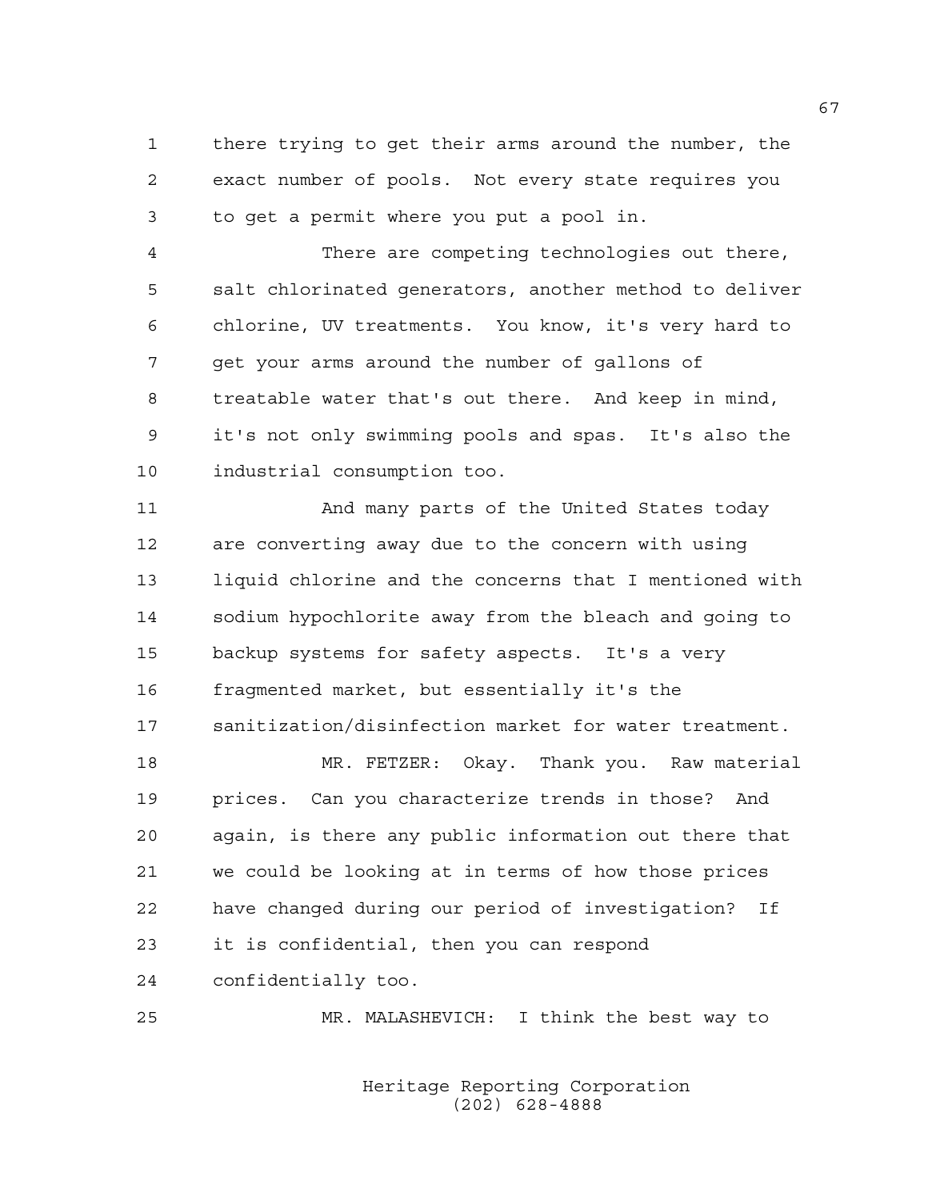there trying to get their arms around the number, the exact number of pools. Not every state requires you to get a permit where you put a pool in.

There are competing technologies out there, salt chlorinated generators, another method to deliver chlorine, UV treatments. You know, it's very hard to get your arms around the number of gallons of treatable water that's out there. And keep in mind, it's not only swimming pools and spas. It's also the industrial consumption too.

And many parts of the United States today are converting away due to the concern with using liquid chlorine and the concerns that I mentioned with sodium hypochlorite away from the bleach and going to backup systems for safety aspects. It's a very fragmented market, but essentially it's the sanitization/disinfection market for water treatment.

MR. FETZER: Okay. Thank you. Raw material prices. Can you characterize trends in those? And again, is there any public information out there that we could be looking at in terms of how those prices have changed during our period of investigation? If it is confidential, then you can respond confidentially too.

MR. MALASHEVICH: I think the best way to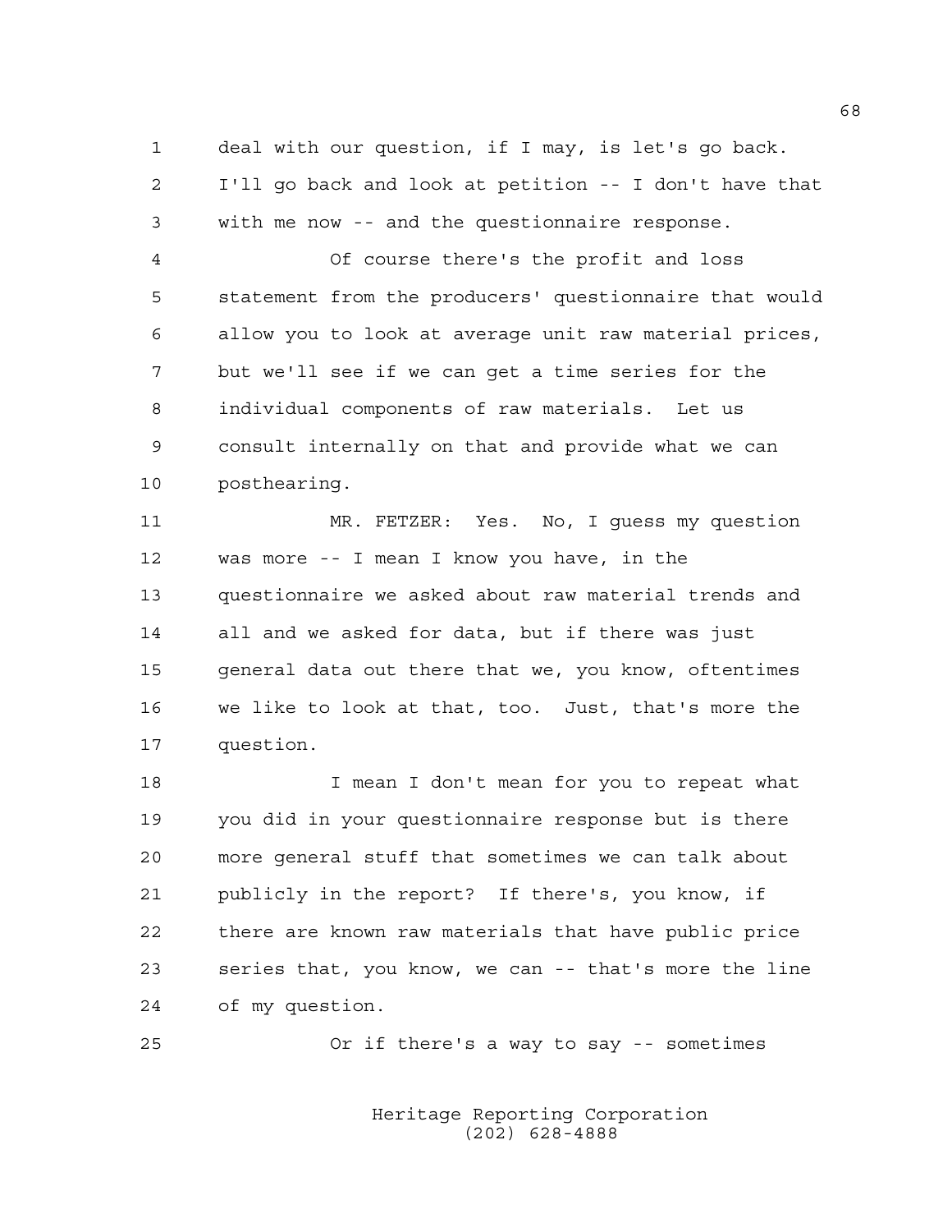deal with our question, if I may, is let's go back. I'll go back and look at petition -- I don't have that with me now -- and the questionnaire response.

Of course there's the profit and loss statement from the producers' questionnaire that would allow you to look at average unit raw material prices, but we'll see if we can get a time series for the individual components of raw materials. Let us consult internally on that and provide what we can posthearing.

MR. FETZER: Yes. No, I guess my question was more -- I mean I know you have, in the questionnaire we asked about raw material trends and all and we asked for data, but if there was just general data out there that we, you know, oftentimes we like to look at that, too. Just, that's more the question.

I mean I don't mean for you to repeat what you did in your questionnaire response but is there more general stuff that sometimes we can talk about publicly in the report? If there's, you know, if there are known raw materials that have public price series that, you know, we can -- that's more the line of my question.

Or if there's a way to say -- sometimes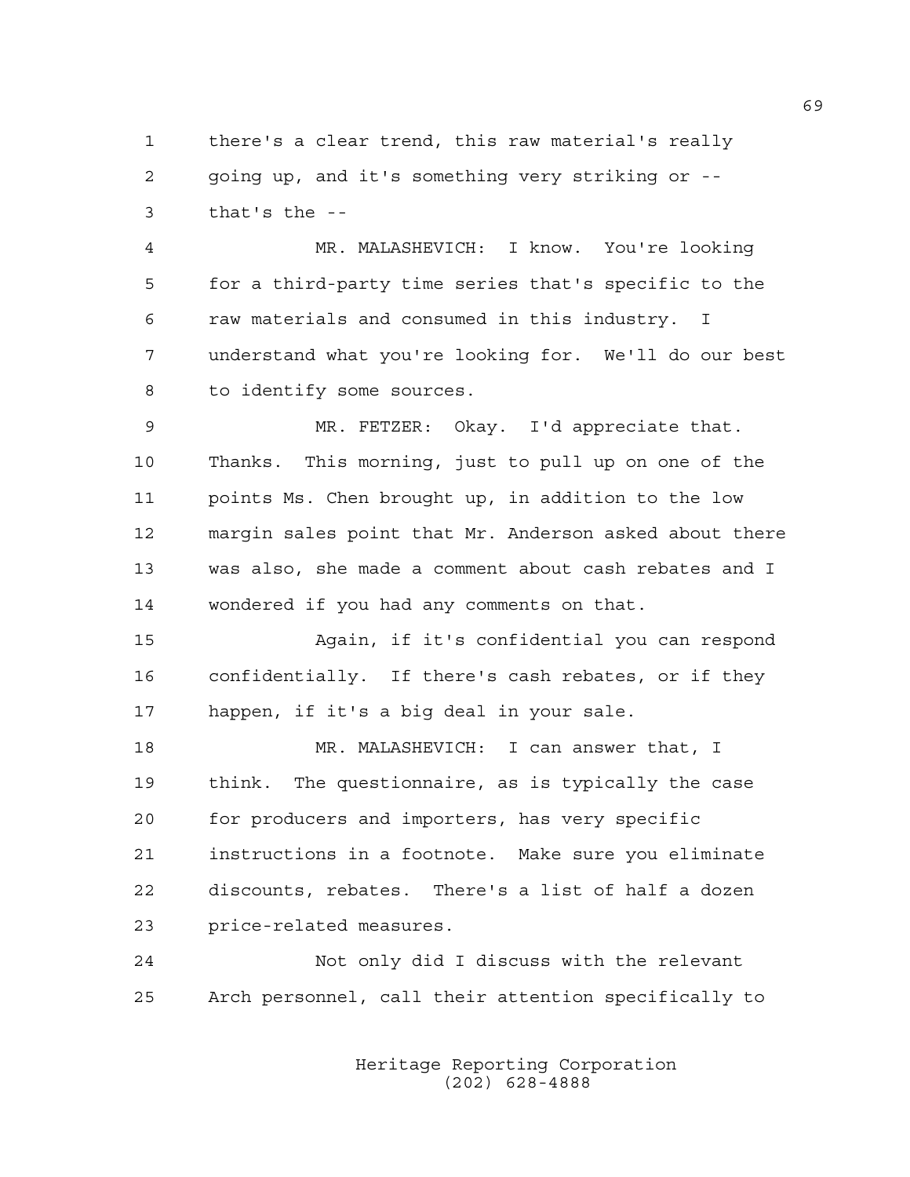there's a clear trend, this raw material's really going up, and it's something very striking or -- that's the --

MR. MALASHEVICH: I know. You're looking for a third-party time series that's specific to the raw materials and consumed in this industry. I understand what you're looking for. We'll do our best to identify some sources.

MR. FETZER: Okay. I'd appreciate that. Thanks. This morning, just to pull up on one of the points Ms. Chen brought up, in addition to the low margin sales point that Mr. Anderson asked about there was also, she made a comment about cash rebates and I wondered if you had any comments on that.

Again, if it's confidential you can respond confidentially. If there's cash rebates, or if they happen, if it's a big deal in your sale.

MR. MALASHEVICH: I can answer that, I think. The questionnaire, as is typically the case for producers and importers, has very specific instructions in a footnote. Make sure you eliminate discounts, rebates. There's a list of half a dozen price-related measures.

Not only did I discuss with the relevant Arch personnel, call their attention specifically to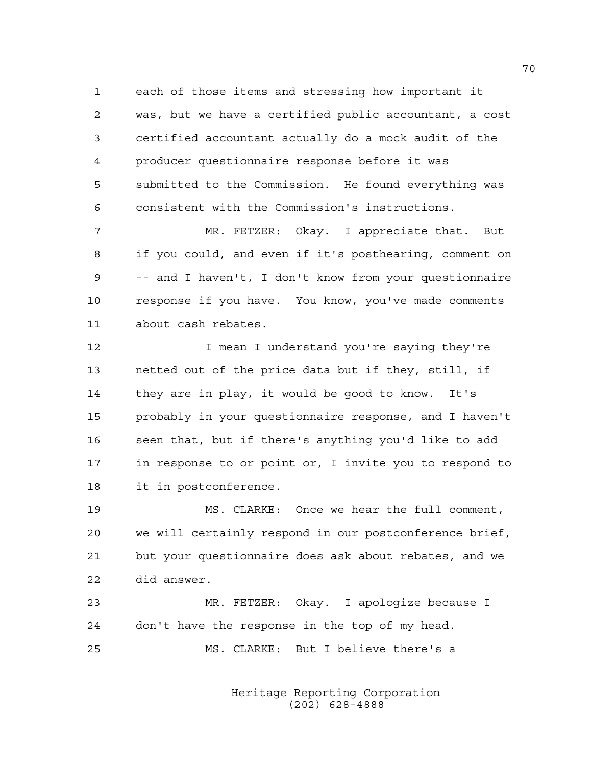each of those items and stressing how important it was, but we have a certified public accountant, a cost certified accountant actually do a mock audit of the producer questionnaire response before it was submitted to the Commission. He found everything was consistent with the Commission's instructions.

MR. FETZER: Okay. I appreciate that. But if you could, and even if it's posthearing, comment on -- and I haven't, I don't know from your questionnaire response if you have. You know, you've made comments about cash rebates.

I mean I understand you're saying they're netted out of the price data but if they, still, if they are in play, it would be good to know. It's probably in your questionnaire response, and I haven't seen that, but if there's anything you'd like to add in response to or point or, I invite you to respond to it in postconference.

MS. CLARKE: Once we hear the full comment, we will certainly respond in our postconference brief, but your questionnaire does ask about rebates, and we did answer.

MR. FETZER: Okay. I apologize because I don't have the response in the top of my head.

MS. CLARKE: But I believe there's a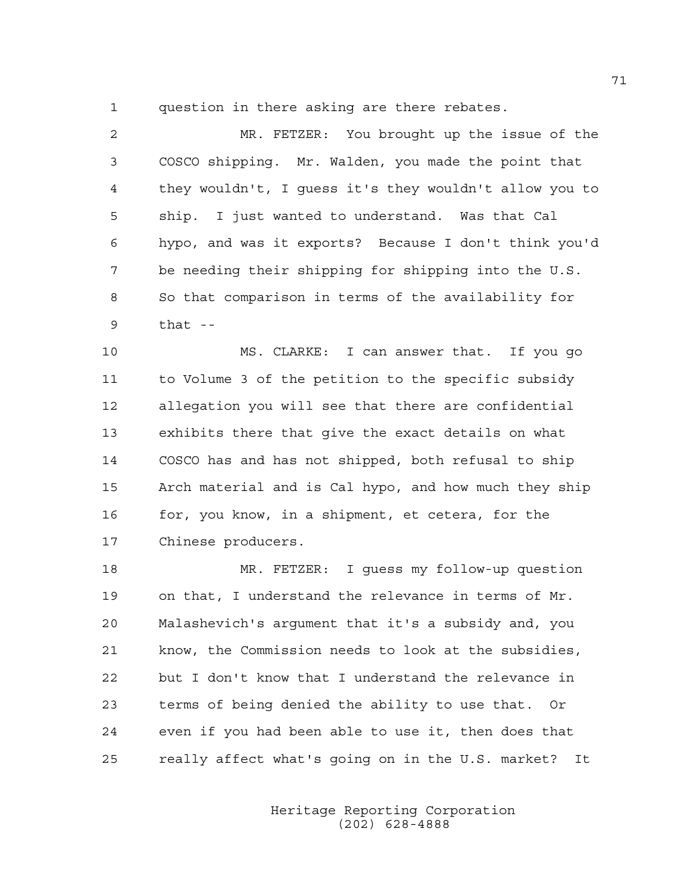question in there asking are there rebates.

MR. FETZER: You brought up the issue of the COSCO shipping. Mr. Walden, you made the point that they wouldn't, I guess it's they wouldn't allow you to ship. I just wanted to understand. Was that Cal hypo, and was it exports? Because I don't think you'd be needing their shipping for shipping into the U.S. So that comparison in terms of the availability for that --

MS. CLARKE: I can answer that. If you go to Volume 3 of the petition to the specific subsidy allegation you will see that there are confidential exhibits there that give the exact details on what COSCO has and has not shipped, both refusal to ship Arch material and is Cal hypo, and how much they ship for, you know, in a shipment, et cetera, for the Chinese producers.

MR. FETZER: I guess my follow-up question on that, I understand the relevance in terms of Mr. Malashevich's argument that it's a subsidy and, you know, the Commission needs to look at the subsidies, but I don't know that I understand the relevance in terms of being denied the ability to use that. Or even if you had been able to use it, then does that really affect what's going on in the U.S. market? It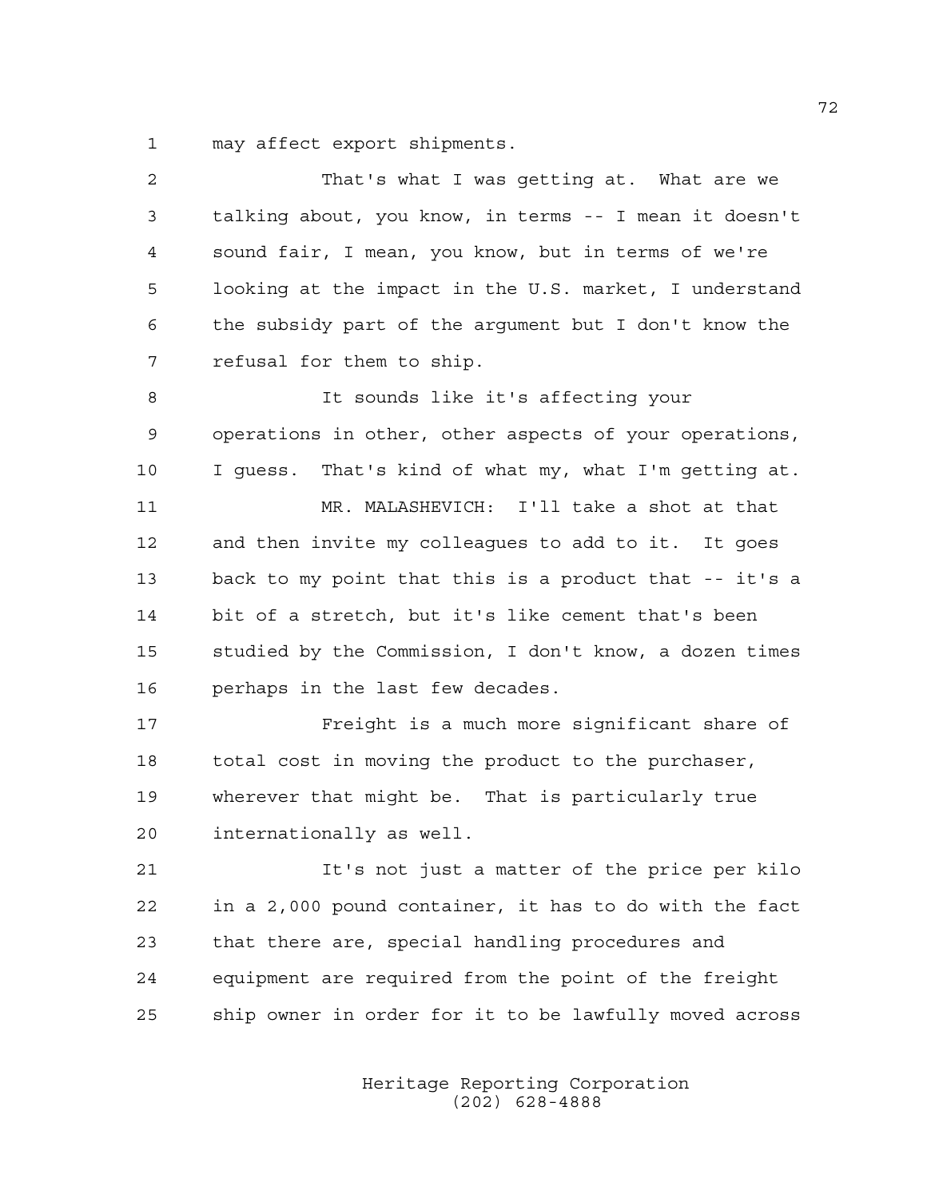may affect export shipments.

That's what I was getting at. What are we talking about, you know, in terms -- I mean it doesn't sound fair, I mean, you know, but in terms of we're looking at the impact in the U.S. market, I understand the subsidy part of the argument but I don't know the refusal for them to ship.

It sounds like it's affecting your operations in other, other aspects of your operations, I guess. That's kind of what my, what I'm getting at.

MR. MALASHEVICH: I'll take a shot at that and then invite my colleagues to add to it. It goes back to my point that this is a product that -- it's a bit of a stretch, but it's like cement that's been studied by the Commission, I don't know, a dozen times perhaps in the last few decades.

Freight is a much more significant share of total cost in moving the product to the purchaser, wherever that might be. That is particularly true internationally as well.

It's not just a matter of the price per kilo in a 2,000 pound container, it has to do with the fact that there are, special handling procedures and equipment are required from the point of the freight ship owner in order for it to be lawfully moved across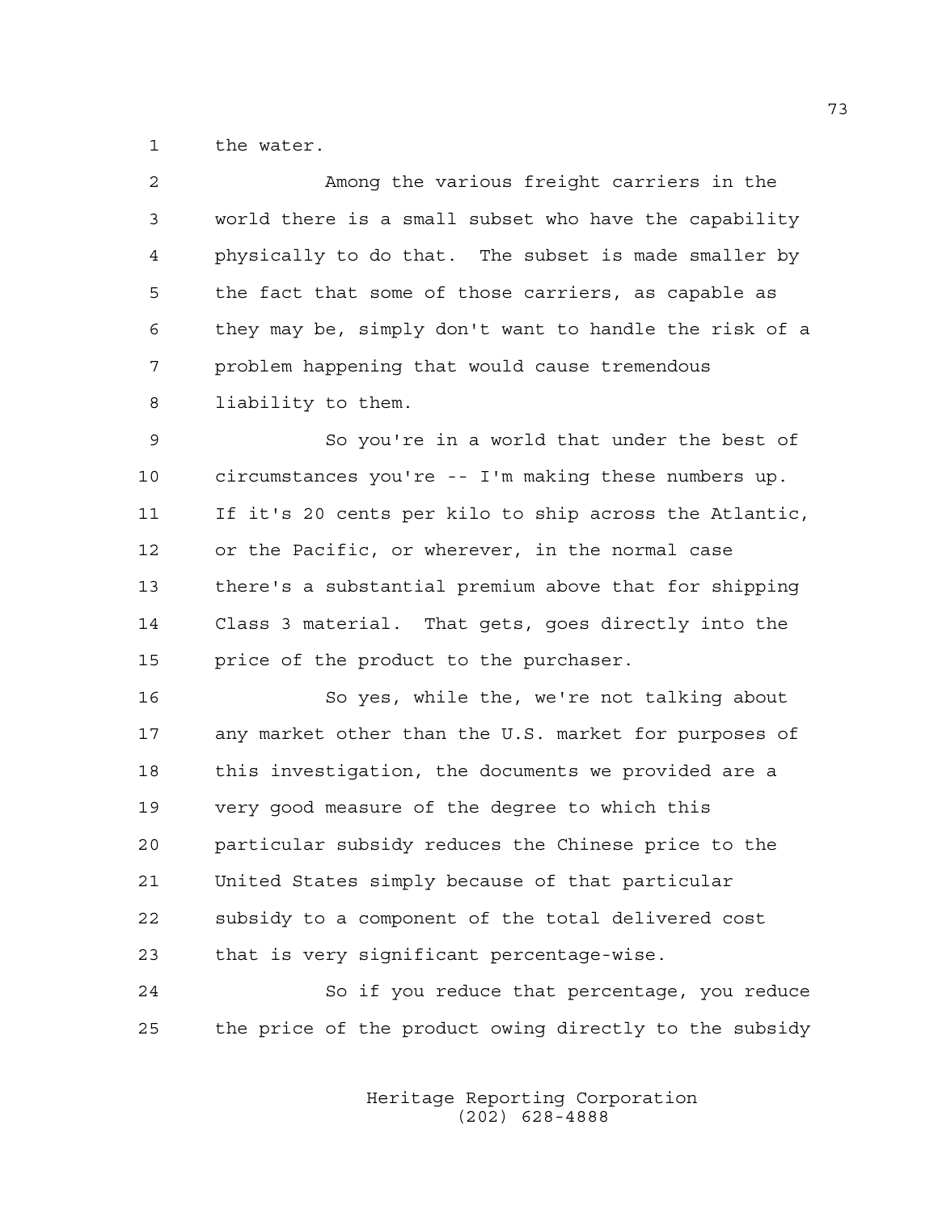the water.

Among the various freight carriers in the world there is a small subset who have the capability physically to do that. The subset is made smaller by the fact that some of those carriers, as capable as they may be, simply don't want to handle the risk of a problem happening that would cause tremendous liability to them.

So you're in a world that under the best of circumstances you're -- I'm making these numbers up. If it's 20 cents per kilo to ship across the Atlantic, or the Pacific, or wherever, in the normal case there's a substantial premium above that for shipping Class 3 material. That gets, goes directly into the price of the product to the purchaser.

So yes, while the, we're not talking about any market other than the U.S. market for purposes of this investigation, the documents we provided are a very good measure of the degree to which this particular subsidy reduces the Chinese price to the United States simply because of that particular subsidy to a component of the total delivered cost that is very significant percentage-wise.

So if you reduce that percentage, you reduce the price of the product owing directly to the subsidy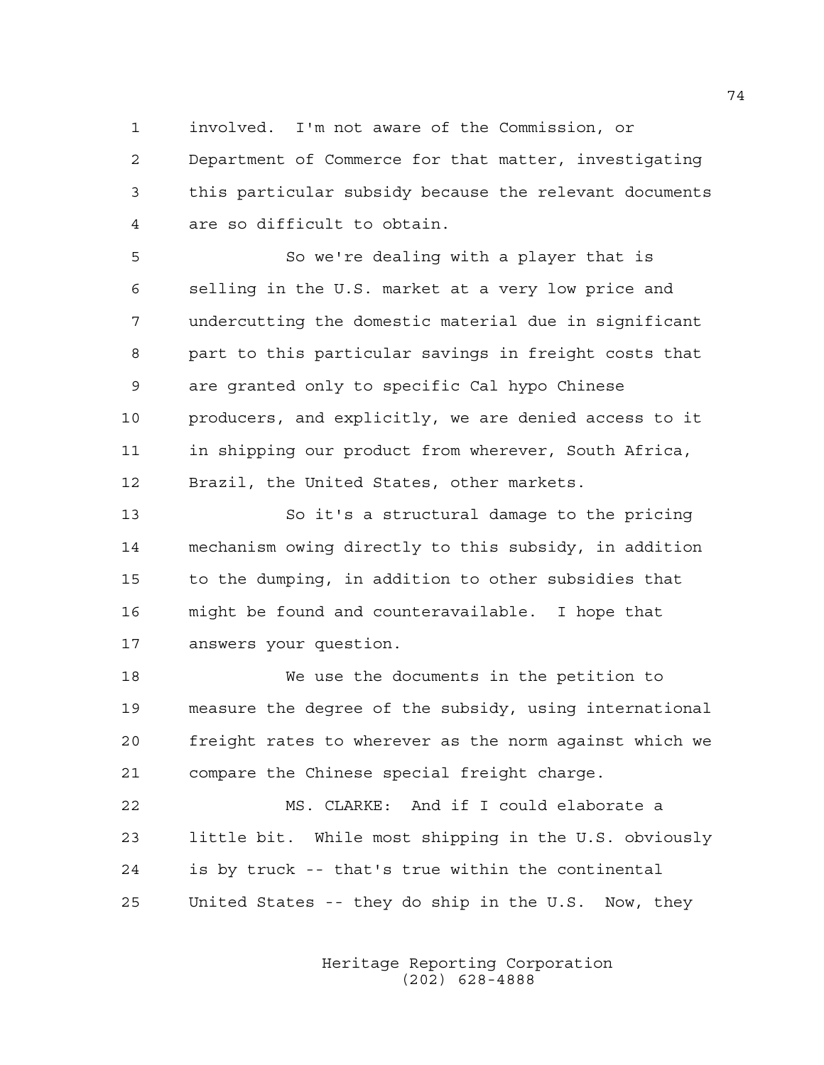involved. I'm not aware of the Commission, or Department of Commerce for that matter, investigating this particular subsidy because the relevant documents are so difficult to obtain.

So we're dealing with a player that is selling in the U.S. market at a very low price and undercutting the domestic material due in significant part to this particular savings in freight costs that are granted only to specific Cal hypo Chinese producers, and explicitly, we are denied access to it in shipping our product from wherever, South Africa, Brazil, the United States, other markets.

So it's a structural damage to the pricing mechanism owing directly to this subsidy, in addition to the dumping, in addition to other subsidies that might be found and counteravailable. I hope that answers your question.

We use the documents in the petition to measure the degree of the subsidy, using international freight rates to wherever as the norm against which we compare the Chinese special freight charge.

MS. CLARKE: And if I could elaborate a little bit. While most shipping in the U.S. obviously is by truck -- that's true within the continental United States -- they do ship in the U.S. Now, they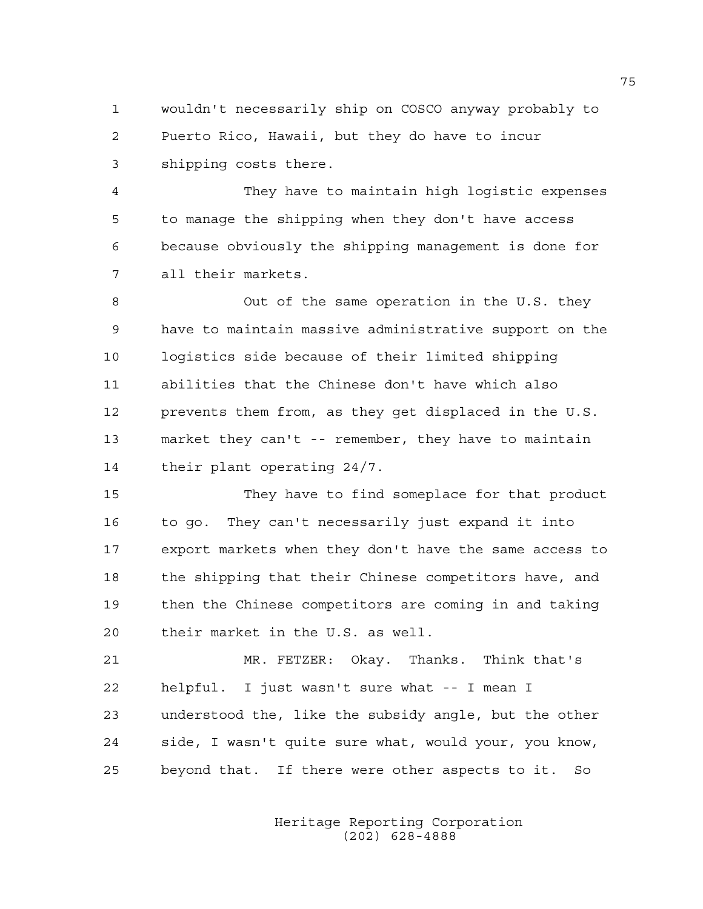wouldn't necessarily ship on COSCO anyway probably to Puerto Rico, Hawaii, but they do have to incur shipping costs there.

They have to maintain high logistic expenses to manage the shipping when they don't have access because obviously the shipping management is done for all their markets.

Out of the same operation in the U.S. they have to maintain massive administrative support on the logistics side because of their limited shipping abilities that the Chinese don't have which also prevents them from, as they get displaced in the U.S. market they can't -- remember, they have to maintain their plant operating 24/7.

They have to find someplace for that product to go. They can't necessarily just expand it into export markets when they don't have the same access to the shipping that their Chinese competitors have, and then the Chinese competitors are coming in and taking their market in the U.S. as well.

MR. FETZER: Okay. Thanks. Think that's helpful. I just wasn't sure what -- I mean I understood the, like the subsidy angle, but the other side, I wasn't quite sure what, would your, you know, beyond that. If there were other aspects to it. So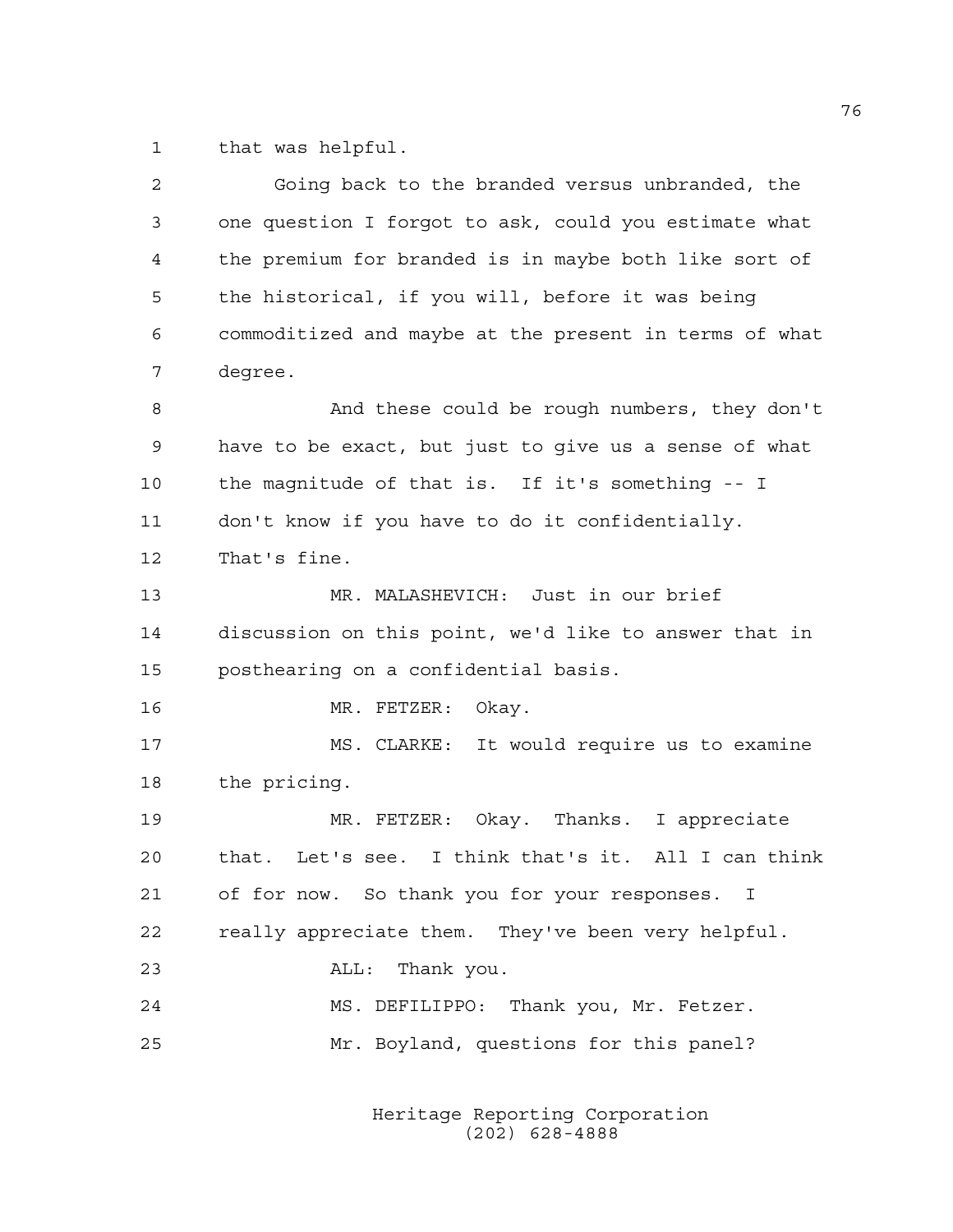that was helpful.

Going back to the branded versus unbranded, the one question I forgot to ask, could you estimate what the premium for branded is in maybe both like sort of the historical, if you will, before it was being commoditized and maybe at the present in terms of what degree.

And these could be rough numbers, they don't have to be exact, but just to give us a sense of what the magnitude of that is. If it's something -- I don't know if you have to do it confidentially. That's fine.

MR. MALASHEVICH: Just in our brief discussion on this point, we'd like to answer that in posthearing on a confidential basis.

MR. FETZER: Okay.

MS. CLARKE: It would require us to examine the pricing.

MR. FETZER: Okay. Thanks. I appreciate that. Let's see. I think that's it. All I can think of for now. So thank you for your responses. I really appreciate them. They've been very helpful.

ALL: Thank you.

MS. DEFILIPPO: Thank you, Mr. Fetzer.

Mr. Boyland, questions for this panel?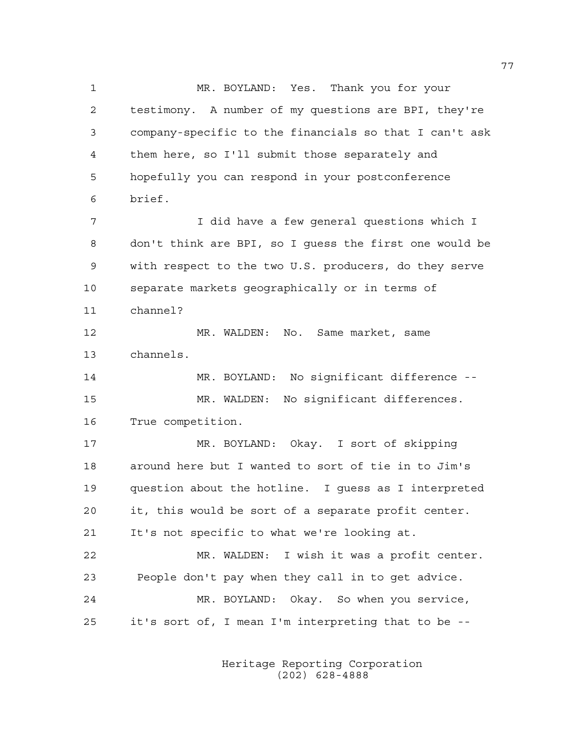MR. BOYLAND: Yes. Thank you for your testimony. A number of my questions are BPI, they're company-specific to the financials so that I can't ask them here, so I'll submit those separately and hopefully you can respond in your postconference brief.

I did have a few general questions which I don't think are BPI, so I guess the first one would be with respect to the two U.S. producers, do they serve separate markets geographically or in terms of channel?

MR. WALDEN: No. Same market, same channels.

MR. BOYLAND: No significant difference --

MR. WALDEN: No significant differences. True competition.

MR. BOYLAND: Okay. I sort of skipping around here but I wanted to sort of tie in to Jim's question about the hotline. I guess as I interpreted it, this would be sort of a separate profit center. It's not specific to what we're looking at.

MR. WALDEN: I wish it was a profit center. People don't pay when they call in to get advice.

MR. BOYLAND: Okay. So when you service, it's sort of, I mean I'm interpreting that to be --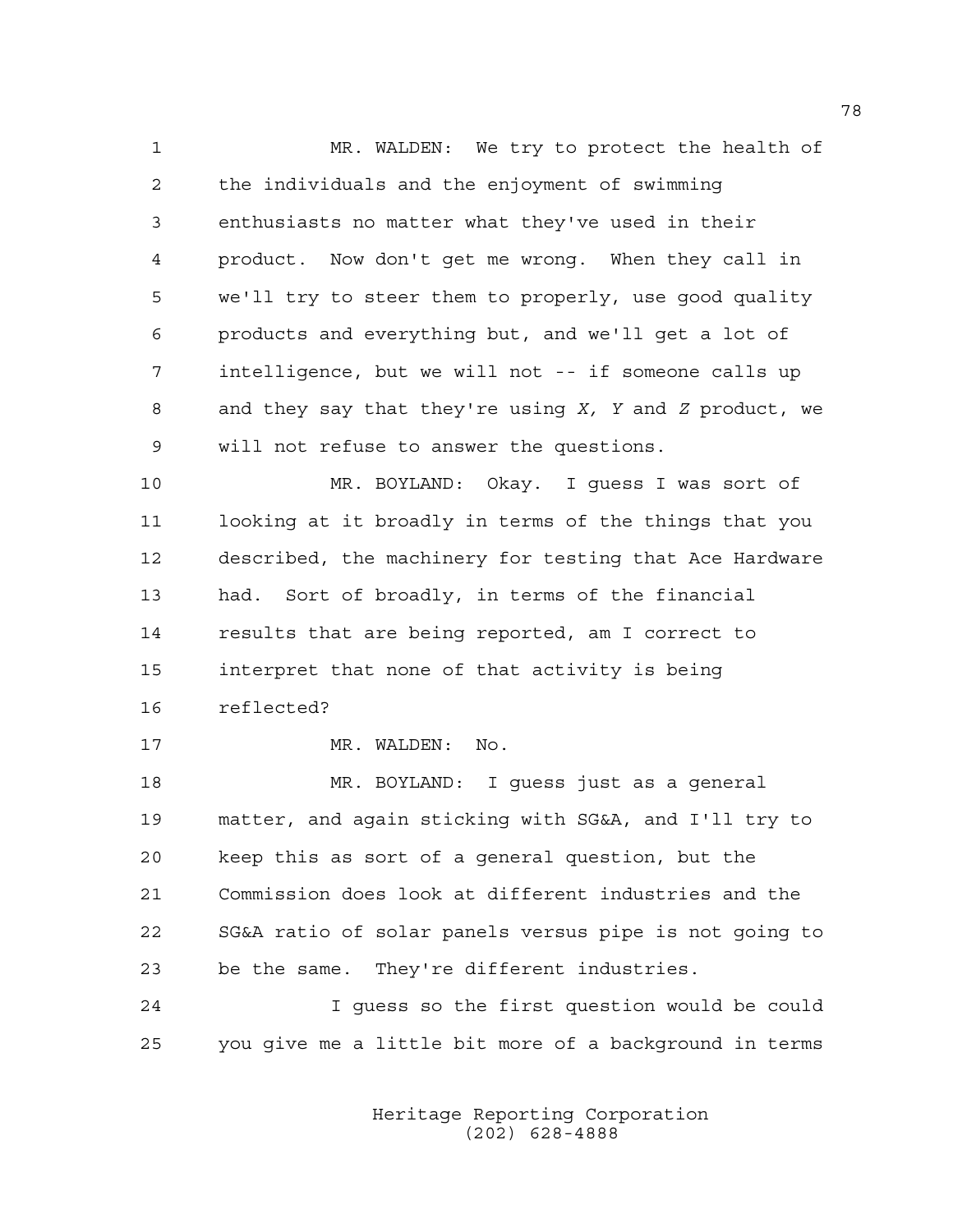MR. WALDEN: We try to protect the health of the individuals and the enjoyment of swimming enthusiasts no matter what they've used in their product. Now don't get me wrong. When they call in we'll try to steer them to properly, use good quality products and everything but, and we'll get a lot of intelligence, but we will not -- if someone calls up and they say that they're using *X, Y* and *Z* product, we will not refuse to answer the questions.

MR. BOYLAND: Okay. I guess I was sort of looking at it broadly in terms of the things that you described, the machinery for testing that Ace Hardware had. Sort of broadly, in terms of the financial results that are being reported, am I correct to interpret that none of that activity is being reflected?

MR. WALDEN: No.

MR. BOYLAND: I guess just as a general matter, and again sticking with SG&A, and I'll try to keep this as sort of a general question, but the Commission does look at different industries and the SG&A ratio of solar panels versus pipe is not going to be the same. They're different industries.

I guess so the first question would be could you give me a little bit more of a background in terms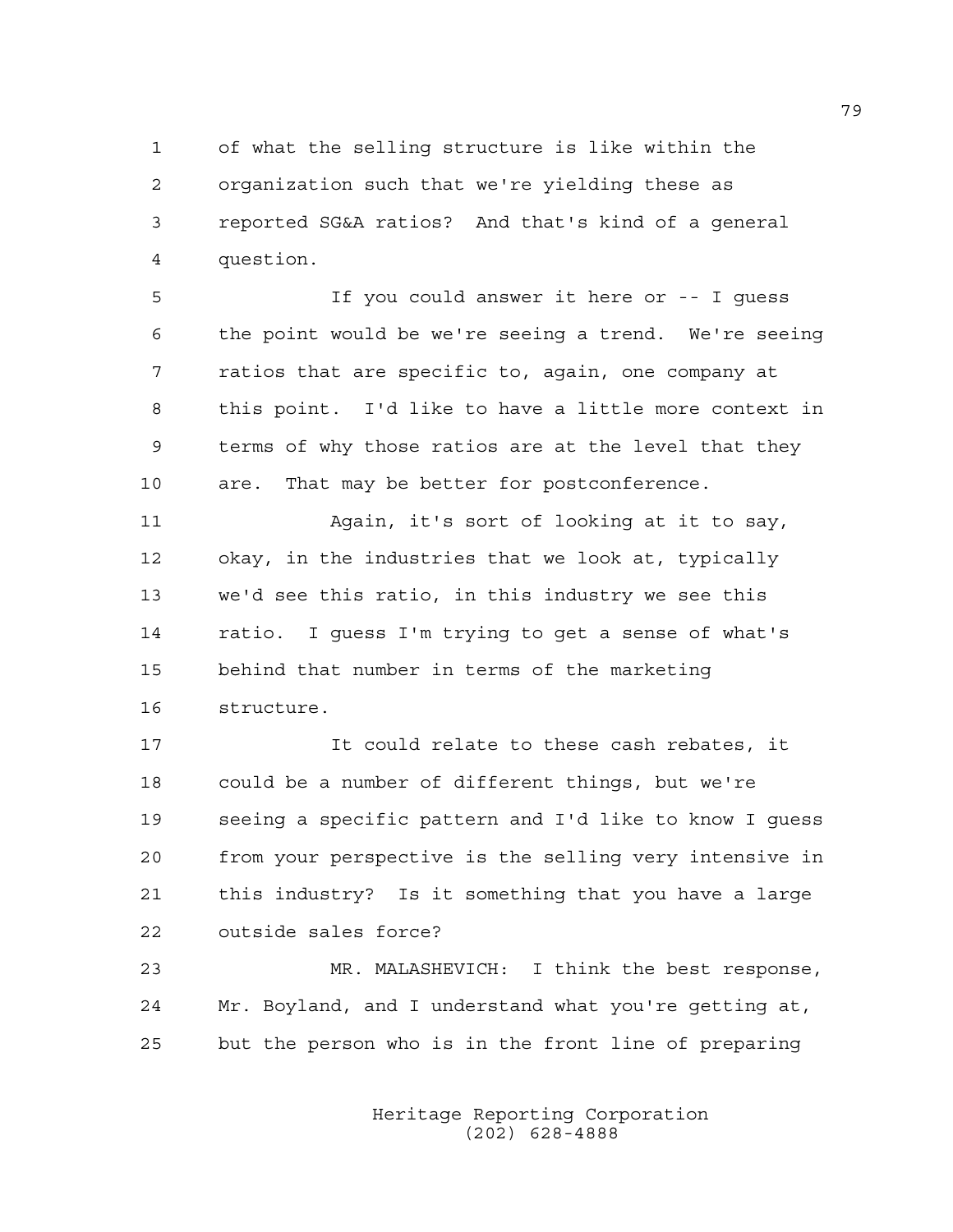of what the selling structure is like within the organization such that we're yielding these as reported SG&A ratios? And that's kind of a general question.

If you could answer it here or -- I guess the point would be we're seeing a trend. We're seeing ratios that are specific to, again, one company at this point. I'd like to have a little more context in terms of why those ratios are at the level that they are. That may be better for postconference.

Again, it's sort of looking at it to say, okay, in the industries that we look at, typically we'd see this ratio, in this industry we see this ratio. I guess I'm trying to get a sense of what's behind that number in terms of the marketing structure.

It could relate to these cash rebates, it could be a number of different things, but we're seeing a specific pattern and I'd like to know I guess from your perspective is the selling very intensive in this industry? Is it something that you have a large outside sales force?

MR. MALASHEVICH: I think the best response, Mr. Boyland, and I understand what you're getting at, but the person who is in the front line of preparing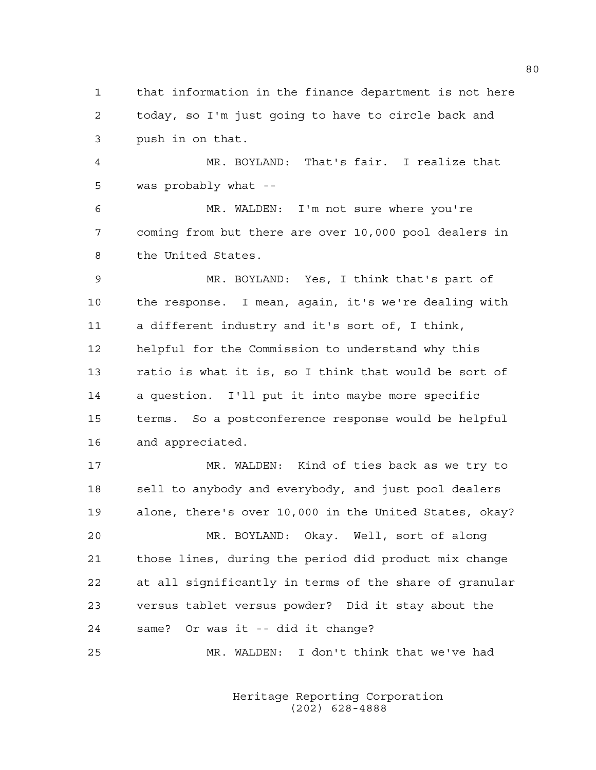that information in the finance department is not here today, so I'm just going to have to circle back and push in on that.

MR. BOYLAND: That's fair. I realize that was probably what --

MR. WALDEN: I'm not sure where you're coming from but there are over 10,000 pool dealers in the United States.

MR. BOYLAND: Yes, I think that's part of the response. I mean, again, it's we're dealing with a different industry and it's sort of, I think, helpful for the Commission to understand why this ratio is what it is, so I think that would be sort of a question. I'll put it into maybe more specific terms. So a postconference response would be helpful and appreciated.

MR. WALDEN: Kind of ties back as we try to sell to anybody and everybody, and just pool dealers alone, there's over 10,000 in the United States, okay?

MR. BOYLAND: Okay. Well, sort of along those lines, during the period did product mix change at all significantly in terms of the share of granular versus tablet versus powder? Did it stay about the same? Or was it -- did it change?

MR. WALDEN: I don't think that we've had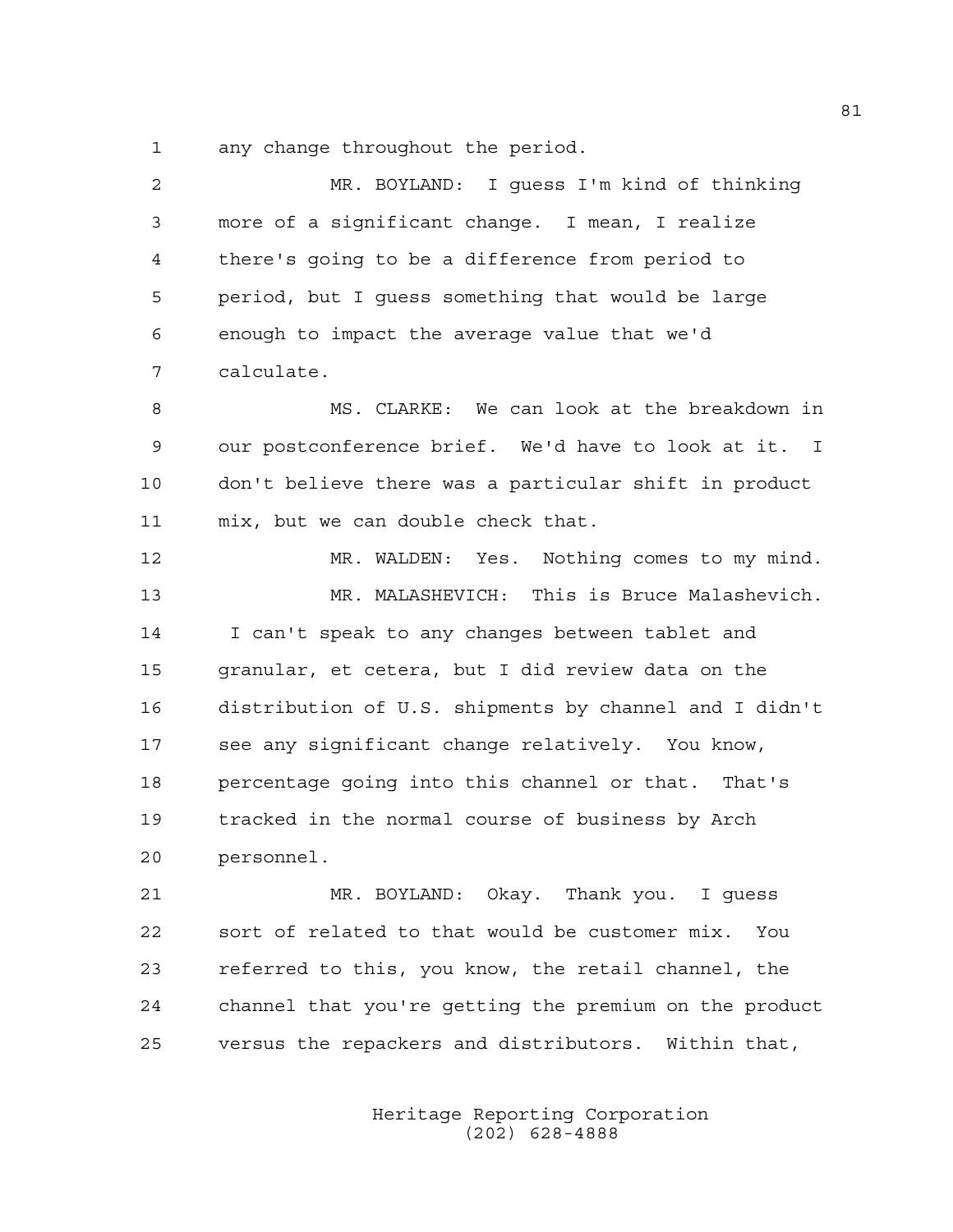any change throughout the period.

MR. BOYLAND: I guess I'm kind of thinking more of a significant change. I mean, I realize there's going to be a difference from period to period, but I guess something that would be large enough to impact the average value that we'd calculate.

MS. CLARKE: We can look at the breakdown in our postconference brief. We'd have to look at it. I don't believe there was a particular shift in product mix, but we can double check that.

MR. WALDEN: Yes. Nothing comes to my mind.

MR. MALASHEVICH: This is Bruce Malashevich. I can't speak to any changes between tablet and granular, et cetera, but I did review data on the distribution of U.S. shipments by channel and I didn't see any significant change relatively. You know, percentage going into this channel or that. That's tracked in the normal course of business by Arch personnel.

MR. BOYLAND: Okay. Thank you. I guess sort of related to that would be customer mix. You referred to this, you know, the retail channel, the channel that you're getting the premium on the product versus the repackers and distributors. Within that,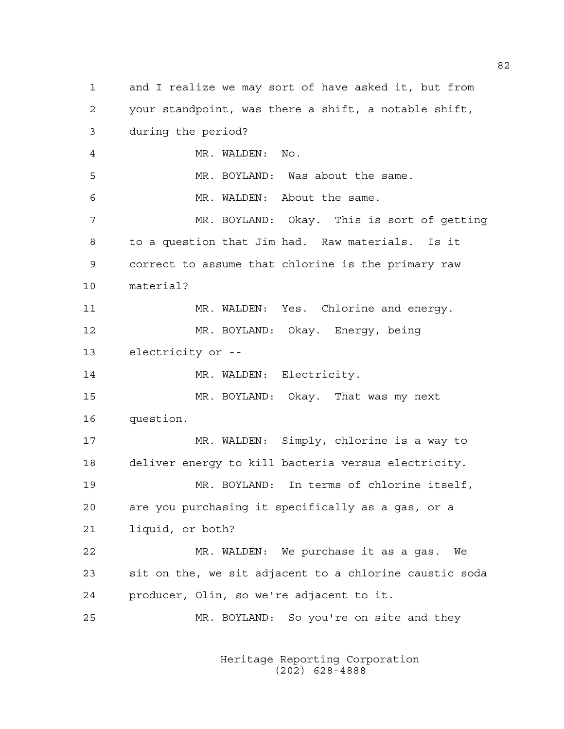and I realize we may sort of have asked it, but from your standpoint, was there a shift, a notable shift, during the period?

MR. WALDEN: No.

MR. BOYLAND: Was about the same.

MR. WALDEN: About the same.

MR. BOYLAND: Okay. This is sort of getting to a question that Jim had. Raw materials. Is it correct to assume that chlorine is the primary raw material?

MR. WALDEN: Yes. Chlorine and energy.

MR. BOYLAND: Okay. Energy, being electricity or --

MR. WALDEN: Electricity.

MR. BOYLAND: Okay. That was my next question.

MR. WALDEN: Simply, chlorine is a way to deliver energy to kill bacteria versus electricity.

MR. BOYLAND: In terms of chlorine itself, are you purchasing it specifically as a gas, or a liquid, or both?

MR. WALDEN: We purchase it as a gas. We sit on the, we sit adjacent to a chlorine caustic soda producer, Olin, so we're adjacent to it.

MR. BOYLAND: So you're on site and they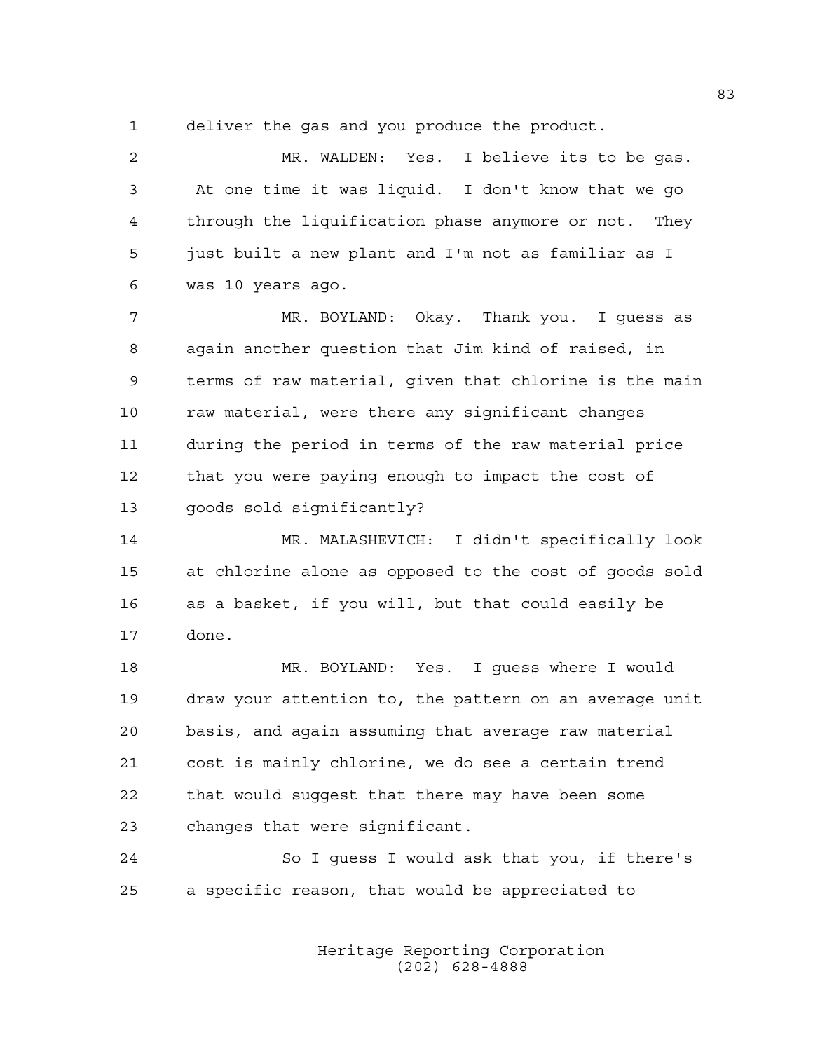1 deliver the gas and you produce the product.

2 MR. WALDEN: Yes. I believe its to be gas.

3 At one time it was liquid. I don't know that we go

4 through the liquification phase anymore or not. They

5 just built a new plant and I'm not as familiar as I

6 was 10 years ago.

7 MR. BOYLAND: Okay. Thank you. I guess as

8 again another question that Jim kind of raised, in

9 terms of raw material, given that chlorine is the main

10 raw material, were there any significant changes

11 during the period in terms of the raw material price

12 that you were paying enough to impact the cost of

13 goods sold significantly?

14 MR. MALASHEVICH: I didn't specifically look

15 at chlorine alone as opposed to the cost of goods sold

16 as a basket, if you will, but that could easily be

17 done.

18 MR. BOYLAND: Yes. I guess where I would

19 draw your attention to, the pattern on an average unit

20 basis, and again assuming that average raw material

21 cost is mainly chlorine, we do see a certain trend

22 that would suggest that there may have been some

23 changes that were significant.

24 So I guess I would ask that you, if there's

25 a specific reason, that would be appreciated to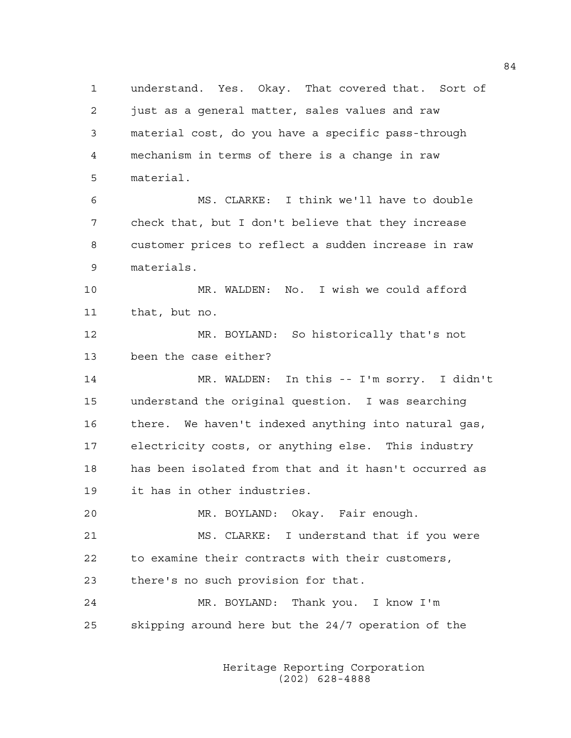understand. Yes. Okay. That covered that. Sort of just as a general matter, sales values and raw material cost, do you have a specific pass-through mechanism in terms of there is a change in raw material.

MS. CLARKE: I think we'll have to double check that, but I don't believe that they increase customer prices to reflect a sudden increase in raw materials.

MR. WALDEN: No. I wish we could afford that, but no.

MR. BOYLAND: So historically that's not been the case either?

MR. WALDEN: In this -- I'm sorry. I didn't understand the original question. I was searching there. We haven't indexed anything into natural gas, electricity costs, or anything else. This industry has been isolated from that and it hasn't occurred as it has in other industries.

MR. BOYLAND: Okay. Fair enough.

MS. CLARKE: I understand that if you were to examine their contracts with their customers, there's no such provision for that.

MR. BOYLAND: Thank you. I know I'm skipping around here but the 24/7 operation of the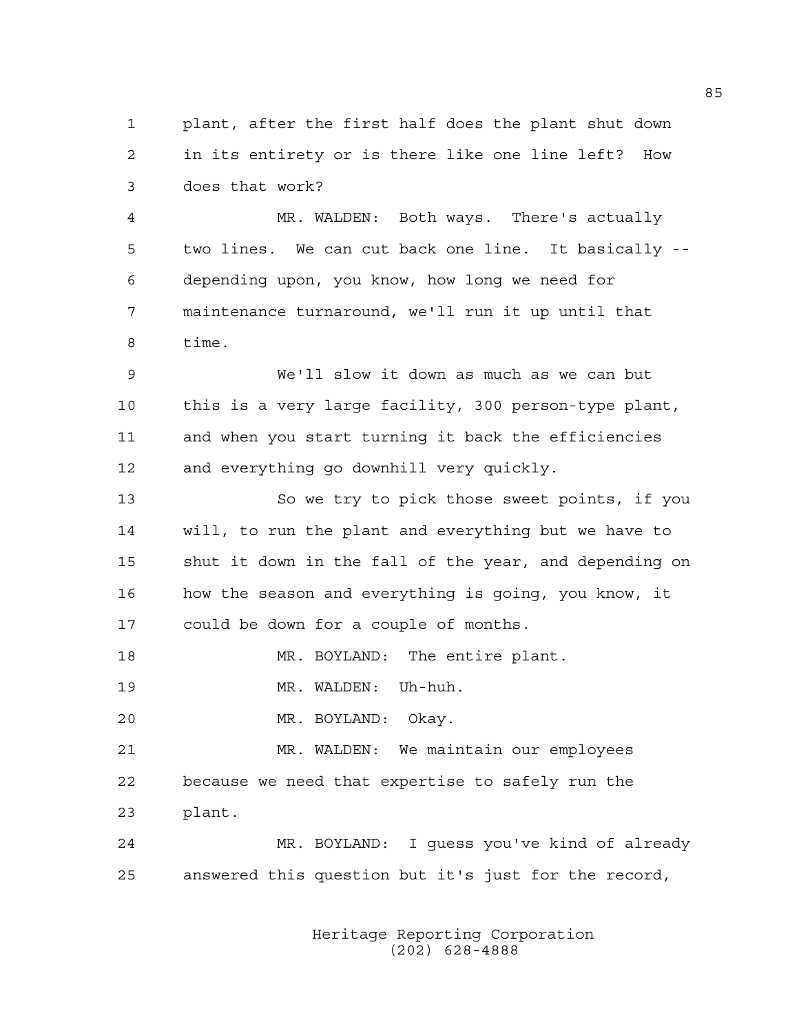plant, after the first half does the plant shut down in its entirety or is there like one line left? How does that work?

MR. WALDEN: Both ways. There's actually two lines. We can cut back one line. It basically -- depending upon, you know, how long we need for maintenance turnaround, we'll run it up until that time.

We'll slow it down as much as we can but this is a very large facility, 300 person-type plant, and when you start turning it back the efficiencies and everything go downhill very quickly.

So we try to pick those sweet points, if you will, to run the plant and everything but we have to shut it down in the fall of the year, and depending on how the season and everything is going, you know, it could be down for a couple of months.

MR. BOYLAND: The entire plant.

MR. WALDEN: Uh-huh.

MR. BOYLAND: Okay.

MR. WALDEN: We maintain our employees because we need that expertise to safely run the plant.

MR. BOYLAND: I guess you've kind of already answered this question but it's just for the record,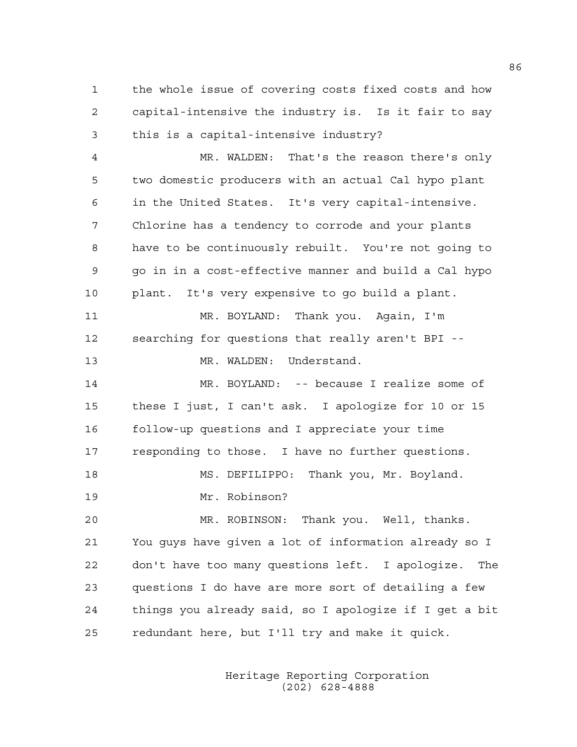the whole issue of covering costs fixed costs and how capital-intensive the industry is. Is it fair to say this is a capital-intensive industry?

MR. WALDEN: That's the reason there's only two domestic producers with an actual Cal hypo plant in the United States. It's very capital-intensive. Chlorine has a tendency to corrode and your plants have to be continuously rebuilt. You're not going to go in in a cost-effective manner and build a Cal hypo plant. It's very expensive to go build a plant.

MR. BOYLAND: Thank you. Again, I'm searching for questions that really aren't BPI --

MR. WALDEN: Understand.

MR. BOYLAND: -- because I realize some of these I just, I can't ask. I apologize for 10 or 15 follow-up questions and I appreciate your time responding to those. I have no further questions.

MS. DEFILIPPO: Thank you, Mr. Boyland.

Mr. Robinson?

MR. ROBINSON: Thank you. Well, thanks. You guys have given a lot of information already so I don't have too many questions left. I apologize. The questions I do have are more sort of detailing a few things you already said, so I apologize if I get a bit redundant here, but I'll try and make it quick.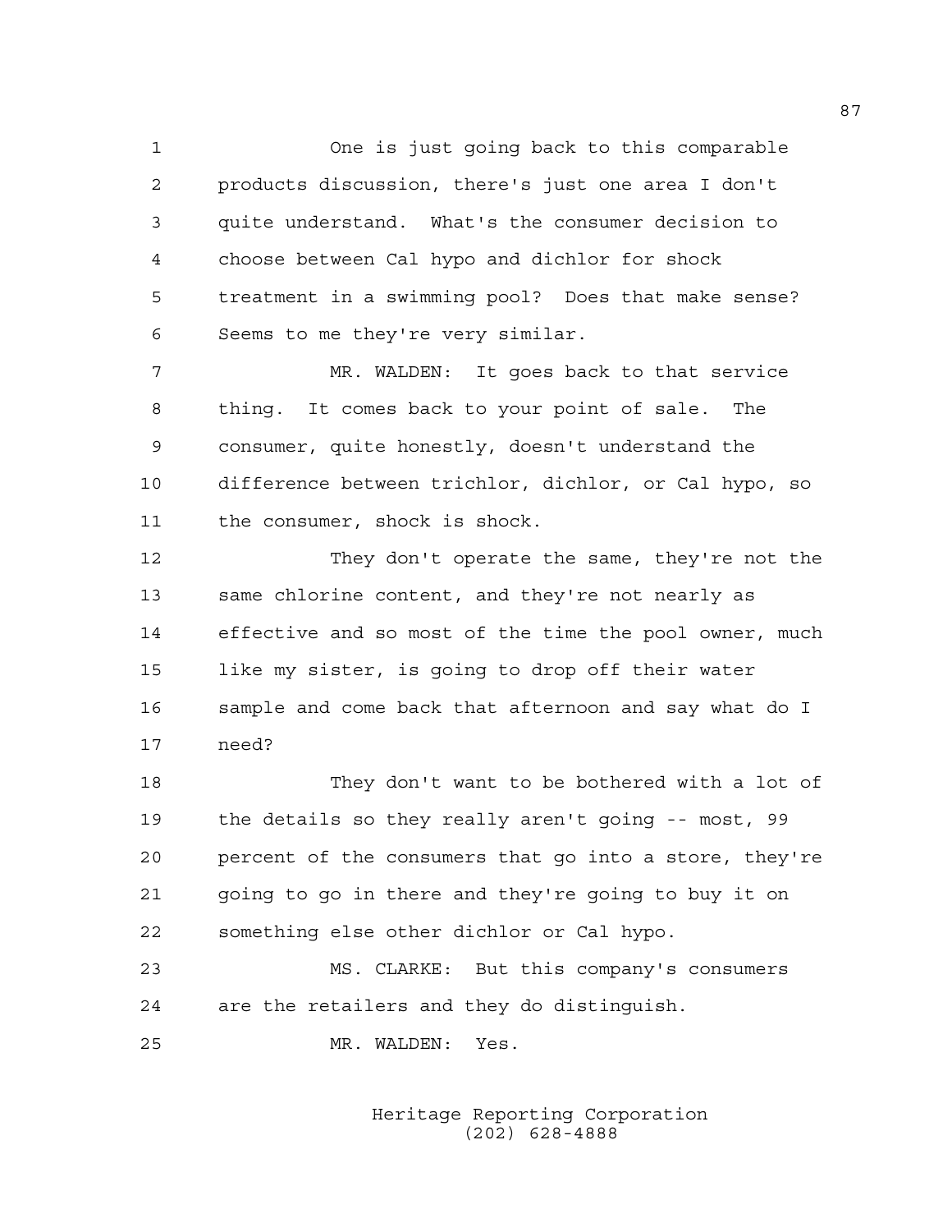One is just going back to this comparable products discussion, there's just one area I don't quite understand. What's the consumer decision to choose between Cal hypo and dichlor for shock treatment in a swimming pool? Does that make sense? Seems to me they're very similar.

MR. WALDEN: It goes back to that service thing. It comes back to your point of sale. The consumer, quite honestly, doesn't understand the difference between trichlor, dichlor, or Cal hypo, so the consumer, shock is shock.

They don't operate the same, they're not the same chlorine content, and they're not nearly as effective and so most of the time the pool owner, much like my sister, is going to drop off their water sample and come back that afternoon and say what do I need?

They don't want to be bothered with a lot of the details so they really aren't going -- most, 99 percent of the consumers that go into a store, they're going to go in there and they're going to buy it on something else other dichlor or Cal hypo.

MS. CLARKE: But this company's consumers are the retailers and they do distinguish.

MR. WALDEN: Yes.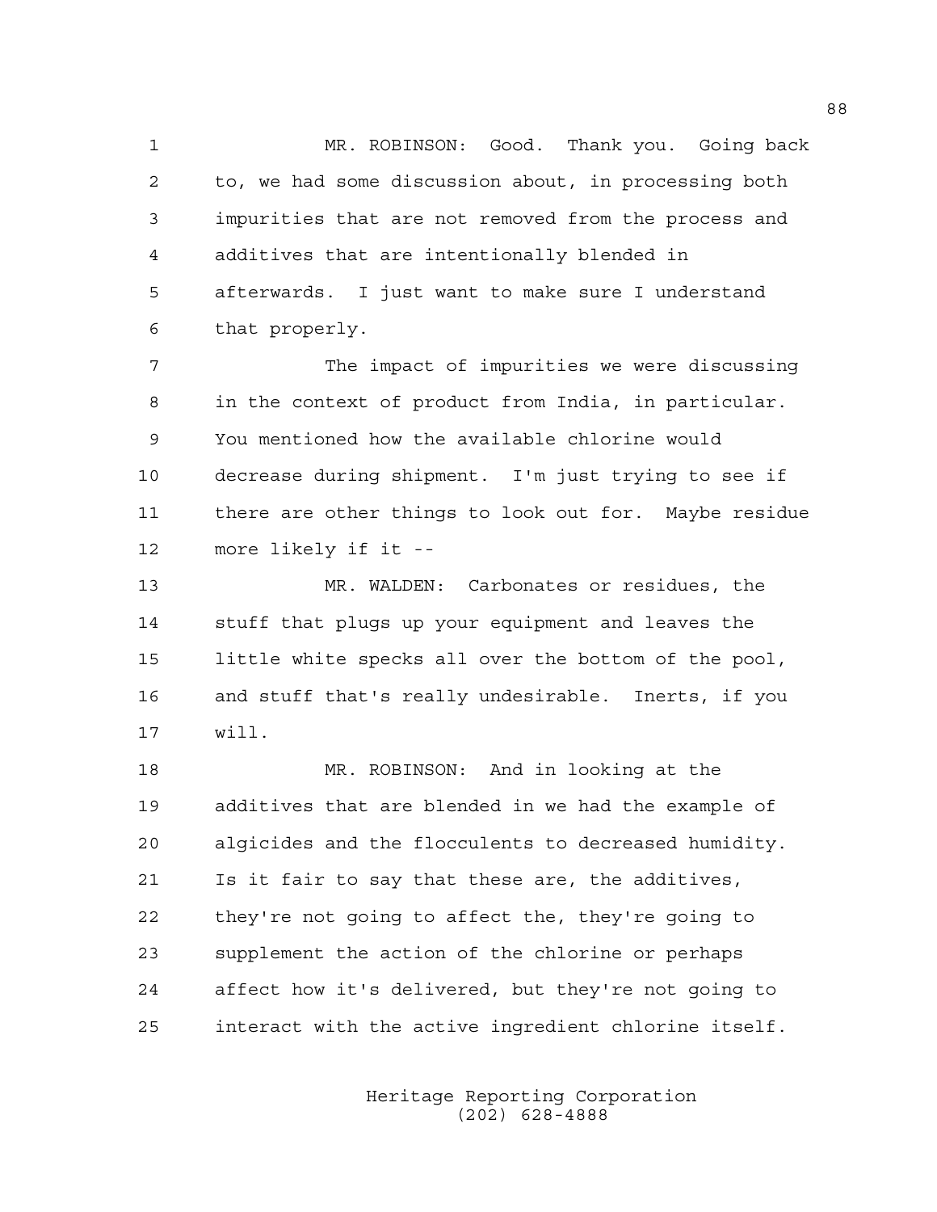MR. ROBINSON: Good. Thank you. Going back to, we had some discussion about, in processing both impurities that are not removed from the process and additives that are intentionally blended in afterwards. I just want to make sure I understand that properly.

The impact of impurities we were discussing in the context of product from India, in particular. You mentioned how the available chlorine would decrease during shipment. I'm just trying to see if there are other things to look out for. Maybe residue more likely if it --

MR. WALDEN: Carbonates or residues, the stuff that plugs up your equipment and leaves the little white specks all over the bottom of the pool, and stuff that's really undesirable. Inerts, if you will.

MR. ROBINSON: And in looking at the additives that are blended in we had the example of algicides and the flocculents to decreased humidity. Is it fair to say that these are, the additives, they're not going to affect the, they're going to supplement the action of the chlorine or perhaps affect how it's delivered, but they're not going to interact with the active ingredient chlorine itself.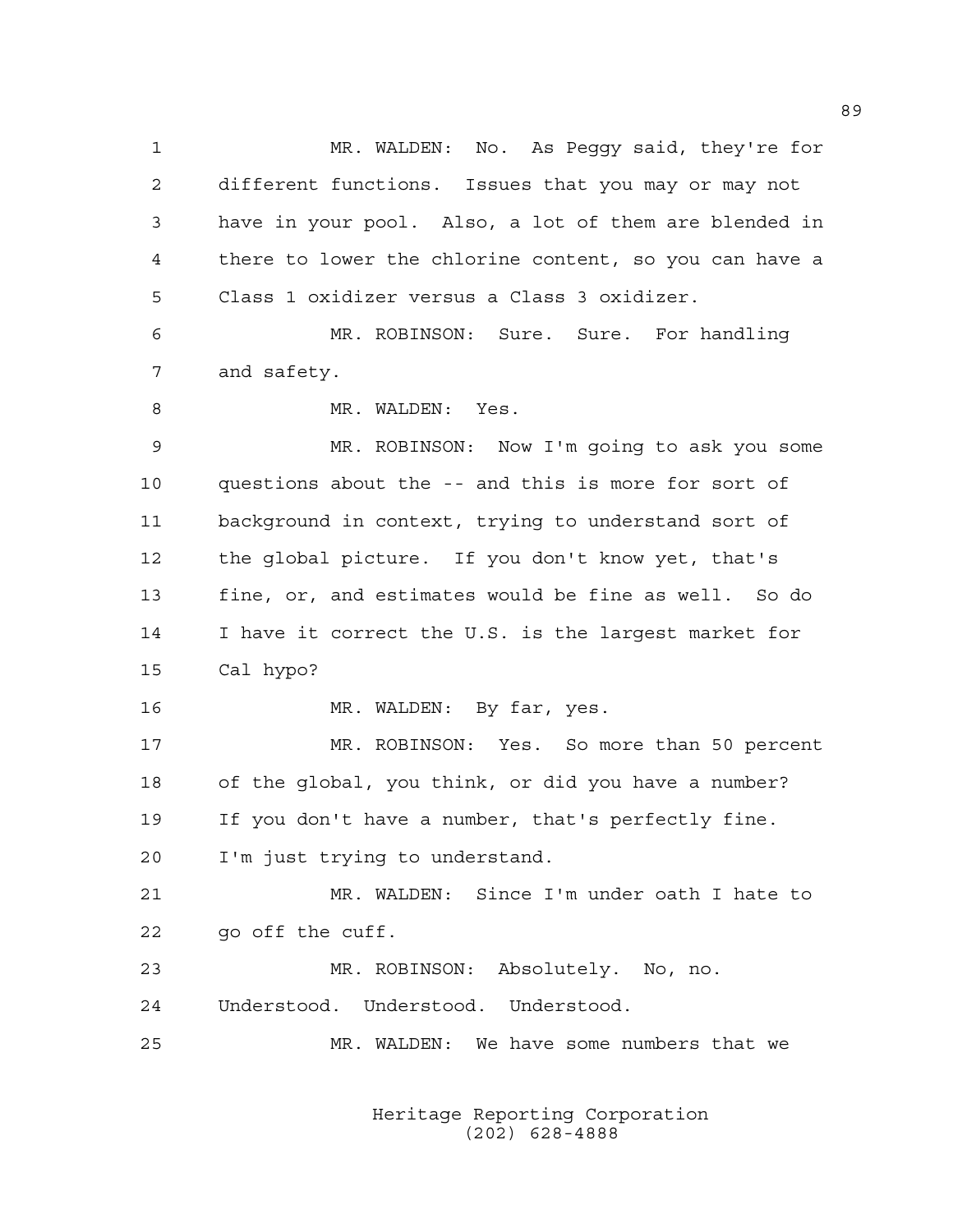MR. WALDEN: No. As Peggy said, they're for different functions. Issues that you may or may not have in your pool. Also, a lot of them are blended in there to lower the chlorine content, so you can have a Class 1 oxidizer versus a Class 3 oxidizer.

MR. ROBINSON: Sure. Sure. For handling and safety.

MR. WALDEN: Yes.

MR. ROBINSON: Now I'm going to ask you some questions about the -- and this is more for sort of background in context, trying to understand sort of the global picture. If you don't know yet, that's fine, or, and estimates would be fine as well. So do I have it correct the U.S. is the largest market for Cal hypo?

MR. WALDEN: By far, yes.

MR. ROBINSON: Yes. So more than 50 percent of the global, you think, or did you have a number? If you don't have a number, that's perfectly fine. I'm just trying to understand.

MR. WALDEN: Since I'm under oath I hate to go off the cuff.

MR. ROBINSON: Absolutely. No, no. Understood. Understood. Understood.

MR. WALDEN: We have some numbers that we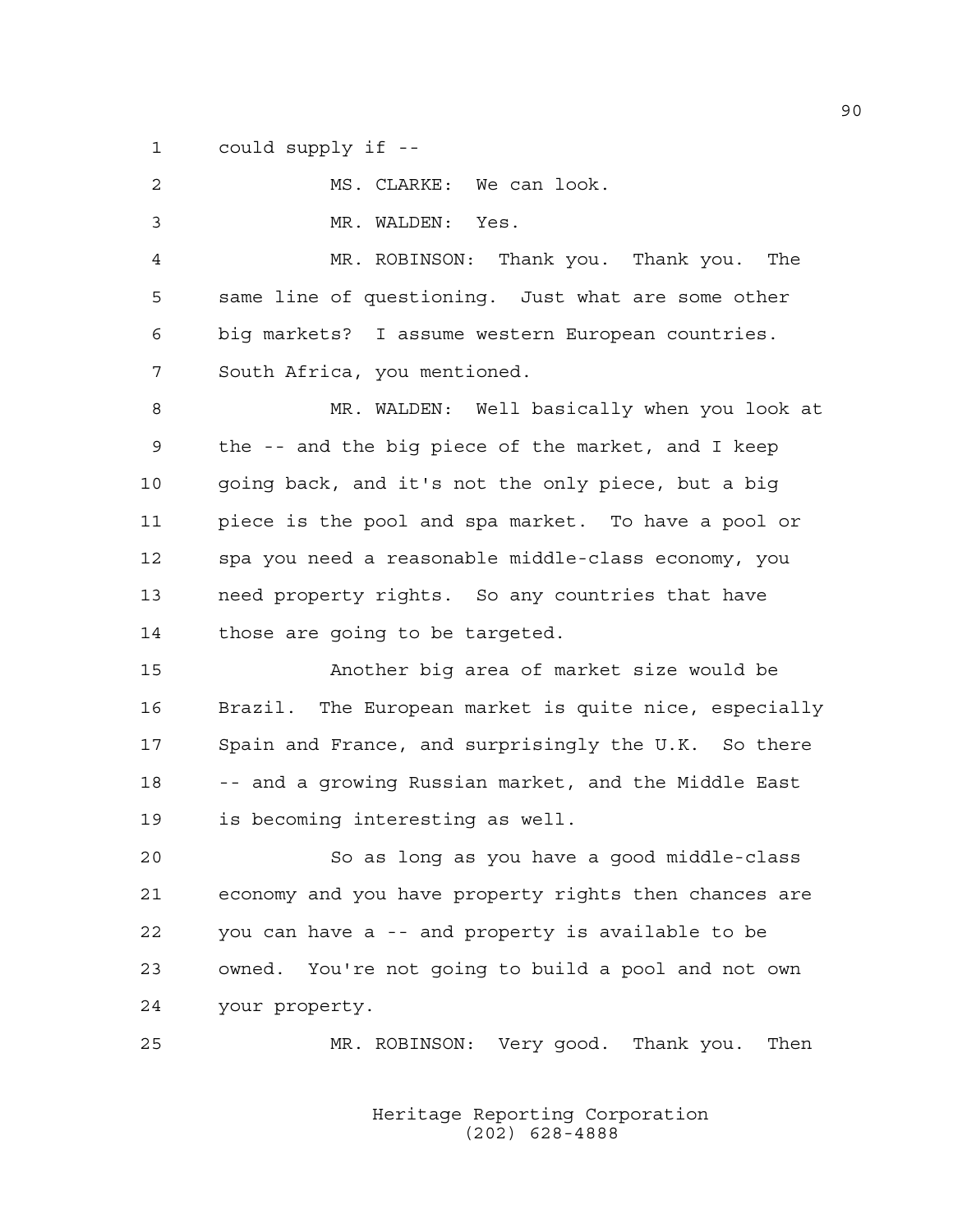could supply if --

MS. CLARKE: We can look.

MR. WALDEN: Yes.

MR. ROBINSON: Thank you. Thank you. The same line of questioning. Just what are some other big markets? I assume western European countries. South Africa, you mentioned.

MR. WALDEN: Well basically when you look at the -- and the big piece of the market, and I keep going back, and it's not the only piece, but a big piece is the pool and spa market. To have a pool or spa you need a reasonable middle-class economy, you need property rights. So any countries that have those are going to be targeted.

Another big area of market size would be Brazil. The European market is quite nice, especially Spain and France, and surprisingly the U.K. So there -- and a growing Russian market, and the Middle East is becoming interesting as well.

So as long as you have a good middle-class economy and you have property rights then chances are you can have a -- and property is available to be owned. You're not going to build a pool and not own your property.

MR. ROBINSON: Very good. Thank you. Then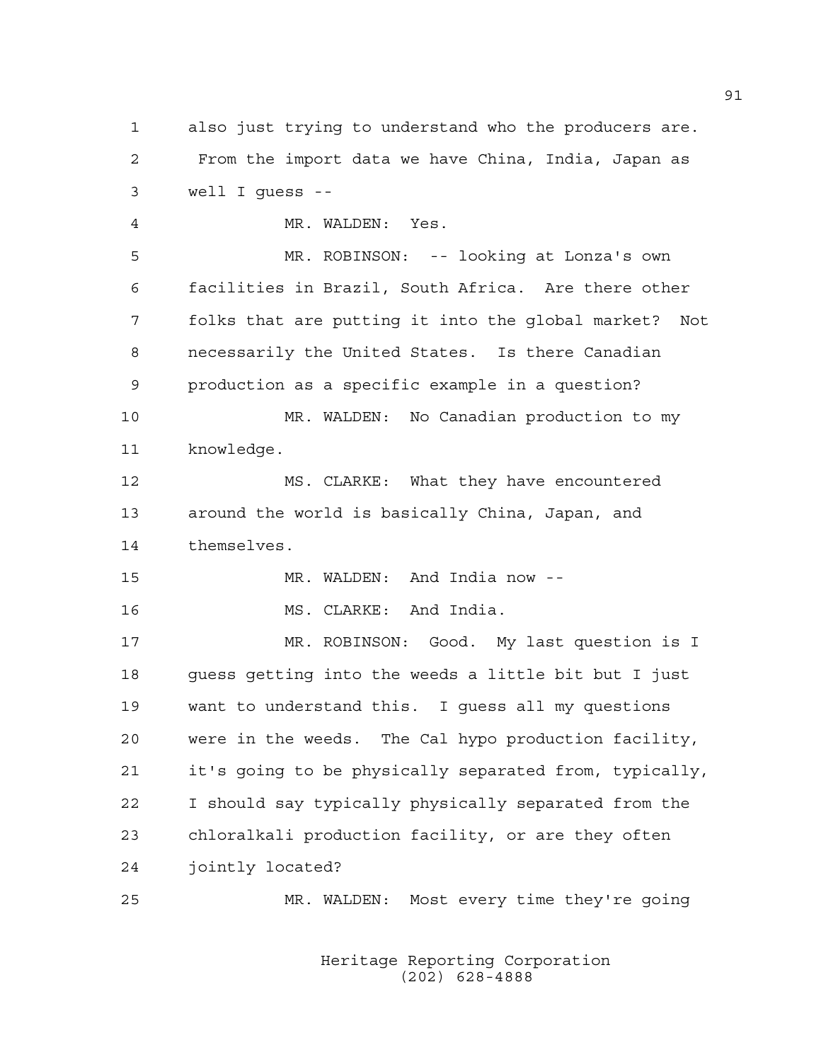also just trying to understand who the producers are. From the import data we have China, India, Japan as well I guess --

MR. WALDEN: Yes.

MR. ROBINSON: -- looking at Lonza's own facilities in Brazil, South Africa. Are there other folks that are putting it into the global market? Not necessarily the United States. Is there Canadian production as a specific example in a question?

MR. WALDEN: No Canadian production to my knowledge.

MS. CLARKE: What they have encountered around the world is basically China, Japan, and themselves.

MR. WALDEN: And India now --

MS. CLARKE: And India.

MR. ROBINSON: Good. My last question is I guess getting into the weeds a little bit but I just want to understand this. I guess all my questions were in the weeds. The Cal hypo production facility, it's going to be physically separated from, typically, I should say typically physically separated from the chloralkali production facility, or are they often jointly located?

MR. WALDEN: Most every time they're going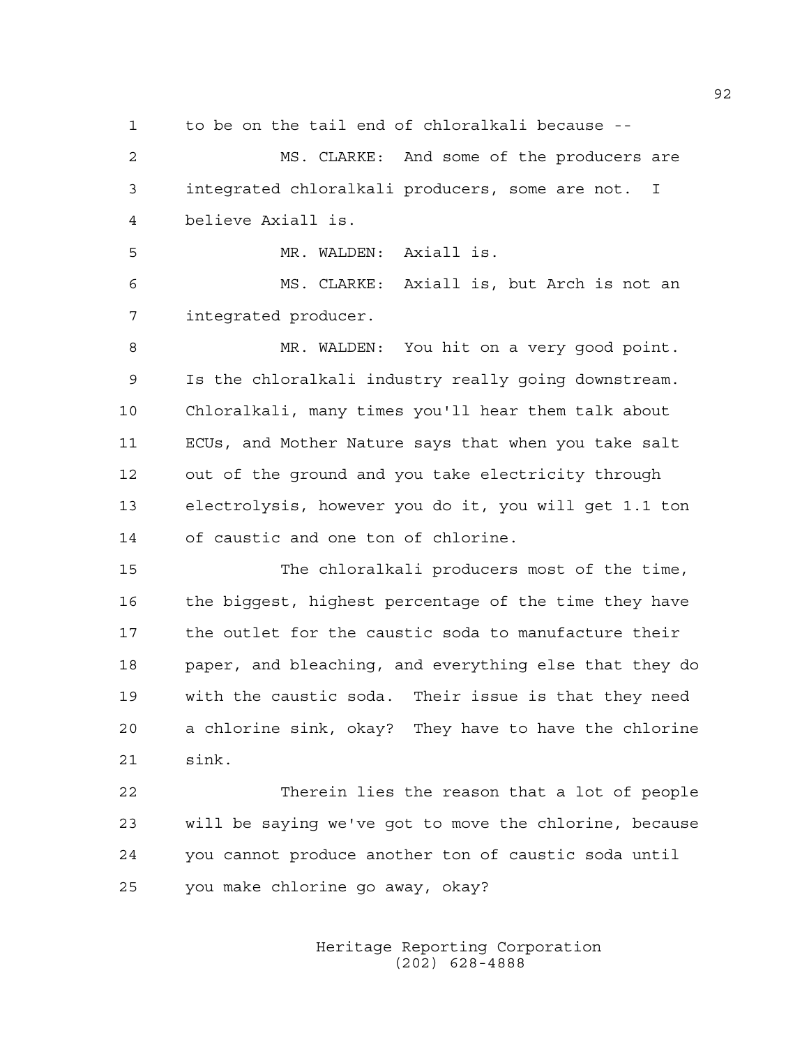to be on the tail end of chloralkali because --

MS. CLARKE: And some of the producers are integrated chloralkali producers, some are not. I believe Axiall is.

MR. WALDEN: Axiall is.

MS. CLARKE: Axiall is, but Arch is not an integrated producer.

MR. WALDEN: You hit on a very good point. Is the chloralkali industry really going downstream. Chloralkali, many times you'll hear them talk about ECUs, and Mother Nature says that when you take salt out of the ground and you take electricity through electrolysis, however you do it, you will get 1.1 ton of caustic and one ton of chlorine.

The chloralkali producers most of the time, the biggest, highest percentage of the time they have the outlet for the caustic soda to manufacture their paper, and bleaching, and everything else that they do with the caustic soda. Their issue is that they need a chlorine sink, okay? They have to have the chlorine sink.

Therein lies the reason that a lot of people will be saying we've got to move the chlorine, because you cannot produce another ton of caustic soda until you make chlorine go away, okay?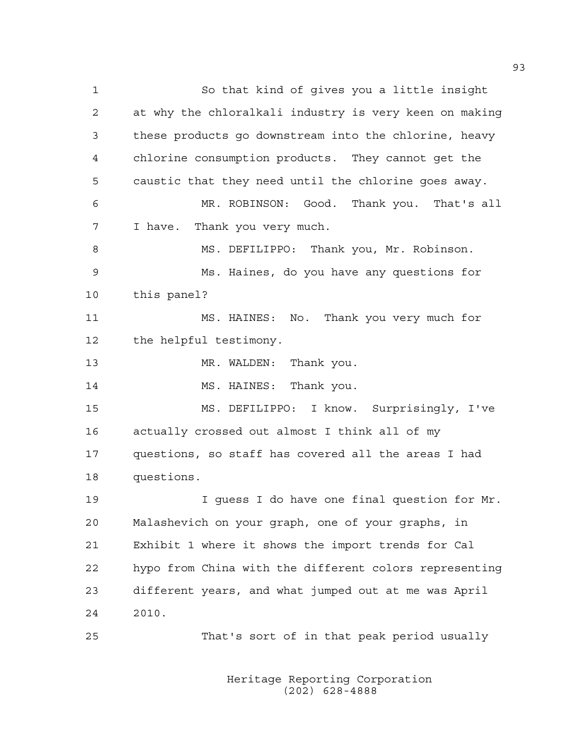1 So that kind of gives you a little insight
2 at why the chloralkali industry is very keen on making
3 these products go downstream into the chlorine, heavy
4 chlorine consumption products. They cannot get the
5 caustic that they need until the chlorine goes away.
6 MR. ROBINSON: Good. Thank you. That's all
7 I have. Thank you very much.
8 MS. DEFILIPPO: Thank you, Mr. Robinson.
9 Ms. Haines, do you have any questions for
10 this panel?
11 MS. HAINES: No. Thank you very much for
12 the helpful testimony.
13 MR. WALDEN: Thank you.
14 MS. HAINES: Thank you.
15 MS. DEFILIPPO: I know. Surprisingly, I've
16 actually crossed out almost I think all of my
17 questions, so staff has covered all the areas I had
18 questions.
19 I guess I do have one final question for Mr.
20 Malashevich on your graph, one of your graphs, in
21 Exhibit 1 where it shows the import trends for Cal
22 hypo from China with the different colors representing
23 different years, and what jumped out at me was April
24 2010.
25 That's sort of in that peak period usually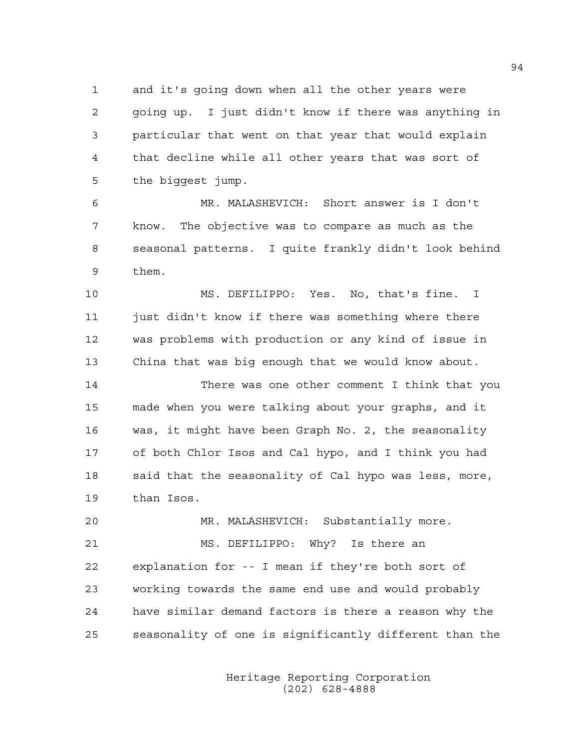and it's going down when all the other years were going up. I just didn't know if there was anything in particular that went on that year that would explain that decline while all other years that was sort of the biggest jump.

MR. MALASHEVICH: Short answer is I don't know. The objective was to compare as much as the seasonal patterns. I quite frankly didn't look behind them.

MS. DEFILIPPO: Yes. No, that's fine. I just didn't know if there was something where there was problems with production or any kind of issue in China that was big enough that we would know about.

There was one other comment I think that you made when you were talking about your graphs, and it was, it might have been Graph No. 2, the seasonality of both Chlor Isos and Cal hypo, and I think you had said that the seasonality of Cal hypo was less, more, than Isos.

MR. MALASHEVICH: Substantially more.

MS. DEFILIPPO: Why? Is there an explanation for -- I mean if they're both sort of working towards the same end use and would probably have similar demand factors is there a reason why the seasonality of one is significantly different than the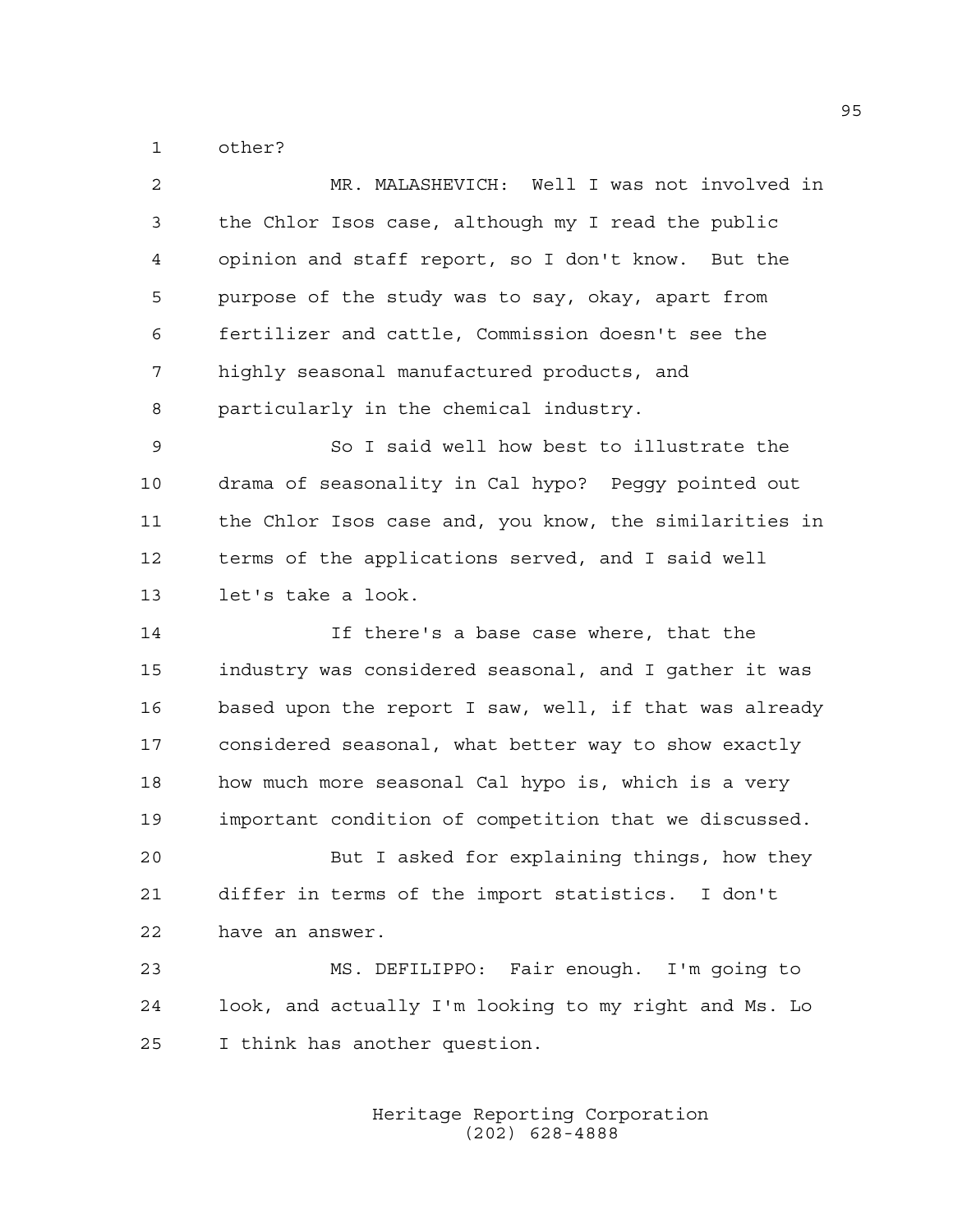other?

MR. MALASHEVICH: Well I was not involved in the Chlor Isos case, although my I read the public opinion and staff report, so I don't know. But the purpose of the study was to say, okay, apart from fertilizer and cattle, Commission doesn't see the highly seasonal manufactured products, and particularly in the chemical industry.

So I said well how best to illustrate the drama of seasonality in Cal hypo? Peggy pointed out the Chlor Isos case and, you know, the similarities in terms of the applications served, and I said well let's take a look.

If there's a base case where, that the industry was considered seasonal, and I gather it was based upon the report I saw, well, if that was already considered seasonal, what better way to show exactly how much more seasonal Cal hypo is, which is a very important condition of competition that we discussed.

But I asked for explaining things, how they differ in terms of the import statistics. I don't have an answer.

MS. DEFILIPPO: Fair enough. I'm going to look, and actually I'm looking to my right and Ms. Lo I think has another question.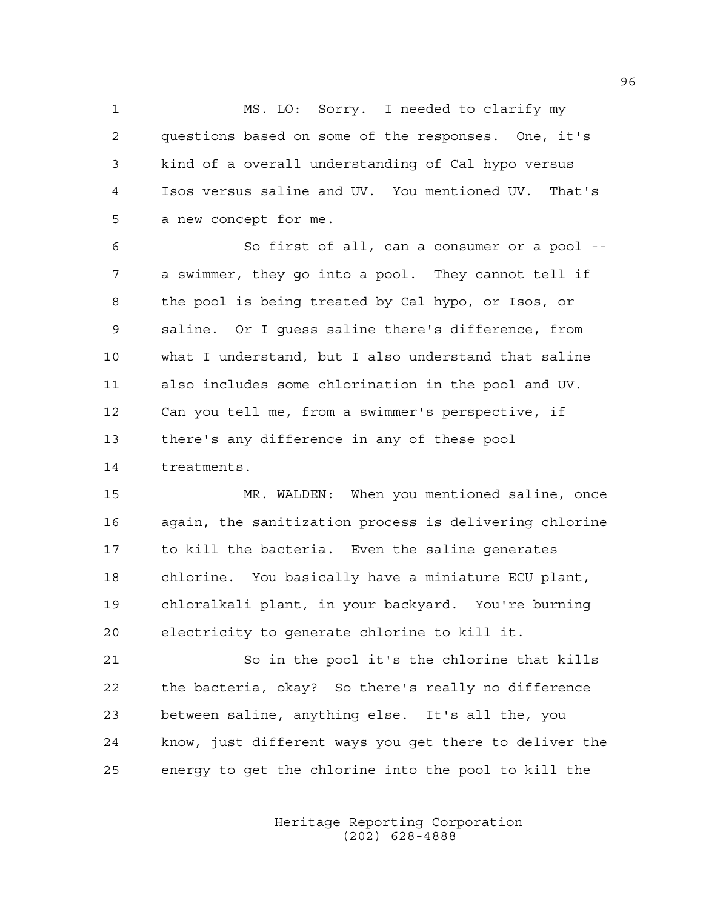MS. LO: Sorry. I needed to clarify my questions based on some of the responses. One, it's kind of a overall understanding of Cal hypo versus Isos versus saline and UV. You mentioned UV. That's a new concept for me.

So first of all, can a consumer or a pool -- a swimmer, they go into a pool. They cannot tell if the pool is being treated by Cal hypo, or Isos, or saline. Or I guess saline there's difference, from what I understand, but I also understand that saline also includes some chlorination in the pool and UV. Can you tell me, from a swimmer's perspective, if there's any difference in any of these pool treatments.

MR. WALDEN: When you mentioned saline, once again, the sanitization process is delivering chlorine to kill the bacteria. Even the saline generates chlorine. You basically have a miniature ECU plant, chloralkali plant, in your backyard. You're burning electricity to generate chlorine to kill it.

So in the pool it's the chlorine that kills the bacteria, okay? So there's really no difference between saline, anything else. It's all the, you know, just different ways you get there to deliver the energy to get the chlorine into the pool to kill the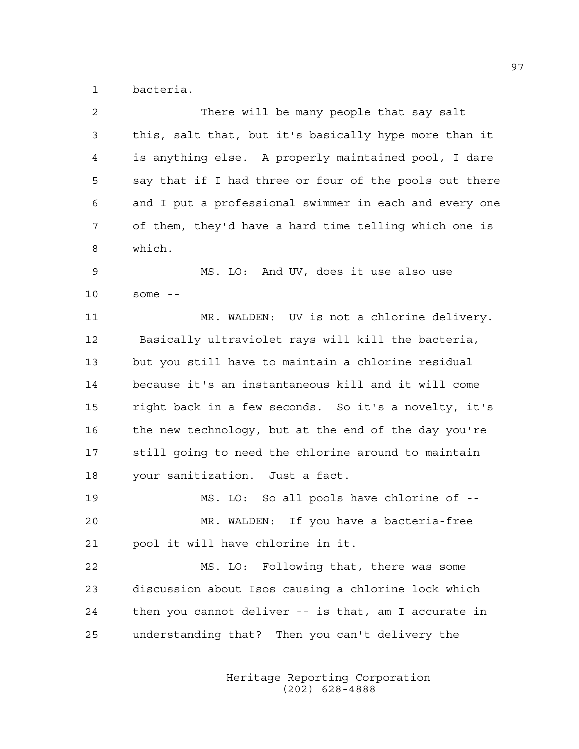bacteria.

There will be many people that say salt this, salt that, but it's basically hype more than it is anything else. A properly maintained pool, I dare say that if I had three or four of the pools out there and I put a professional swimmer in each and every one of them, they'd have a hard time telling which one is which.

MS. LO: And UV, does it use also use some --

MR. WALDEN: UV is not a chlorine delivery. Basically ultraviolet rays will kill the bacteria, but you still have to maintain a chlorine residual because it's an instantaneous kill and it will come right back in a few seconds. So it's a novelty, it's the new technology, but at the end of the day you're still going to need the chlorine around to maintain your sanitization. Just a fact.

MS. LO: So all pools have chlorine of --

MR. WALDEN: If you have a bacteria-free pool it will have chlorine in it.

MS. LO: Following that, there was some discussion about Isos causing a chlorine lock which then you cannot deliver -- is that, am I accurate in understanding that? Then you can't delivery the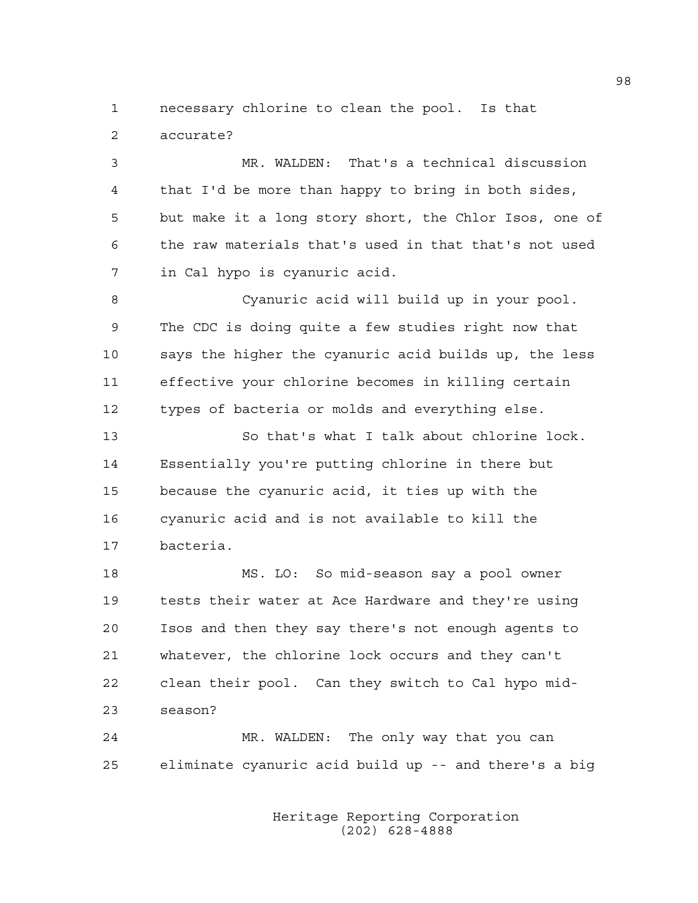necessary chlorine to clean the pool. Is that accurate?

MR. WALDEN: That's a technical discussion that I'd be more than happy to bring in both sides, but make it a long story short, the Chlor Isos, one of the raw materials that's used in that that's not used in Cal hypo is cyanuric acid.

Cyanuric acid will build up in your pool. The CDC is doing quite a few studies right now that says the higher the cyanuric acid builds up, the less effective your chlorine becomes in killing certain types of bacteria or molds and everything else.

So that's what I talk about chlorine lock. Essentially you're putting chlorine in there but because the cyanuric acid, it ties up with the cyanuric acid and is not available to kill the bacteria.

MS. LO: So mid-season say a pool owner tests their water at Ace Hardware and they're using Isos and then they say there's not enough agents to whatever, the chlorine lock occurs and they can't clean their pool. Can they switch to Cal hypo mid-season?

MR. WALDEN: The only way that you can eliminate cyanuric acid build up -- and there's a big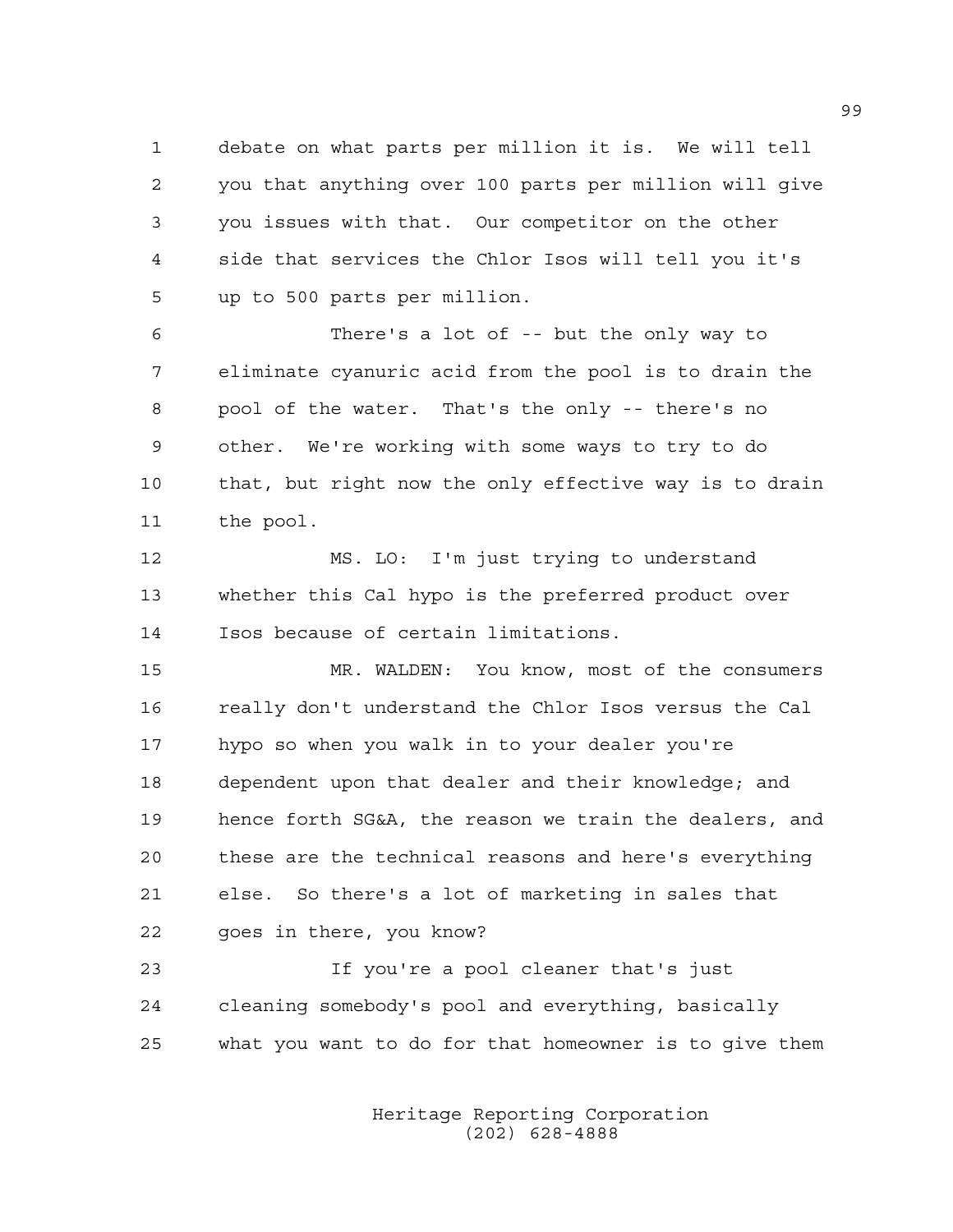debate on what parts per million it is. We will tell you that anything over 100 parts per million will give you issues with that. Our competitor on the other side that services the Chlor Isos will tell you it's up to 500 parts per million.

There's a lot of -- but the only way to eliminate cyanuric acid from the pool is to drain the pool of the water. That's the only -- there's no other. We're working with some ways to try to do that, but right now the only effective way is to drain the pool.

MS. LO: I'm just trying to understand whether this Cal hypo is the preferred product over Isos because of certain limitations.

MR. WALDEN: You know, most of the consumers really don't understand the Chlor Isos versus the Cal hypo so when you walk in to your dealer you're dependent upon that dealer and their knowledge; and hence forth SG&A, the reason we train the dealers, and these are the technical reasons and here's everything else. So there's a lot of marketing in sales that goes in there, you know?

If you're a pool cleaner that's just cleaning somebody's pool and everything, basically what you want to do for that homeowner is to give them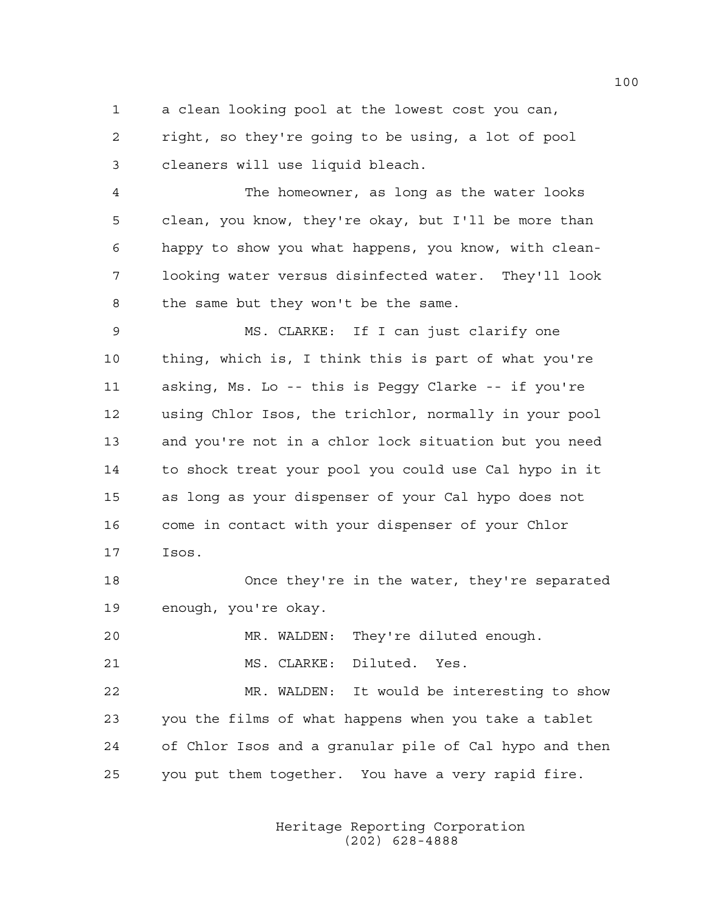a clean looking pool at the lowest cost you can, right, so they're going to be using, a lot of pool cleaners will use liquid bleach.

The homeowner, as long as the water looks clean, you know, they're okay, but I'll be more than happy to show you what happens, you know, with clean-looking water versus disinfected water. They'll look the same but they won't be the same.

MS. CLARKE: If I can just clarify one thing, which is, I think this is part of what you're asking, Ms. Lo -- this is Peggy Clarke -- if you're using Chlor Isos, the trichlor, normally in your pool and you're not in a chlor lock situation but you need to shock treat your pool you could use Cal hypo in it as long as your dispenser of your Cal hypo does not come in contact with your dispenser of your Chlor Isos.

Once they're in the water, they're separated enough, you're okay.

MR. WALDEN: They're diluted enough.

MS. CLARKE: Diluted. Yes.

MR. WALDEN: It would be interesting to show you the films of what happens when you take a tablet of Chlor Isos and a granular pile of Cal hypo and then you put them together. You have a very rapid fire.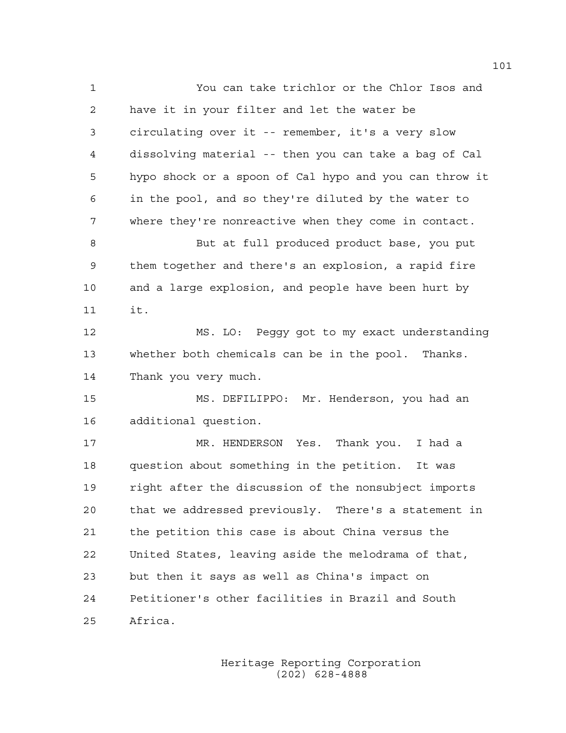You can take trichlor or the Chlor Isos and have it in your filter and let the water be circulating over it -- remember, it's a very slow dissolving material -- then you can take a bag of Cal hypo shock or a spoon of Cal hypo and you can throw it in the pool, and so they're diluted by the water to where they're nonreactive when they come in contact.

But at full produced product base, you put them together and there's an explosion, a rapid fire and a large explosion, and people have been hurt by it.

MS. LO: Peggy got to my exact understanding whether both chemicals can be in the pool. Thanks. Thank you very much.

MS. DEFILIPPO: Mr. Henderson, you had an additional question.

MR. HENDERSON Yes. Thank you. I had a question about something in the petition. It was right after the discussion of the nonsubject imports that we addressed previously. There's a statement in the petition this case is about China versus the United States, leaving aside the melodrama of that, but then it says as well as China's impact on Petitioner's other facilities in Brazil and South Africa.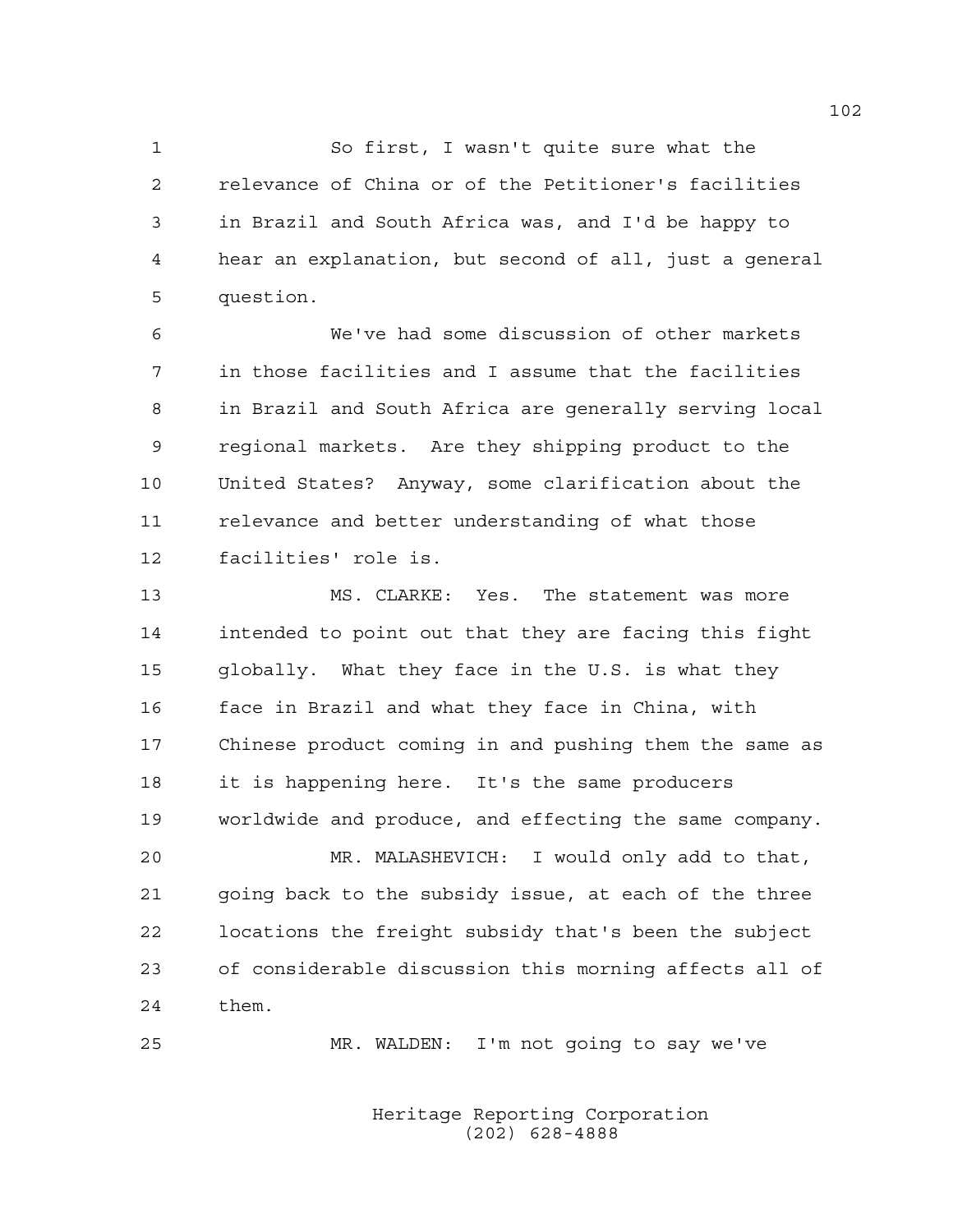So first, I wasn't quite sure what the relevance of China or of the Petitioner's facilities in Brazil and South Africa was, and I'd be happy to hear an explanation, but second of all, just a general question.

We've had some discussion of other markets in those facilities and I assume that the facilities in Brazil and South Africa are generally serving local regional markets. Are they shipping product to the United States? Anyway, some clarification about the relevance and better understanding of what those facilities' role is.

MS. CLARKE: Yes. The statement was more intended to point out that they are facing this fight globally. What they face in the U.S. is what they face in Brazil and what they face in China, with Chinese product coming in and pushing them the same as it is happening here. It's the same producers worldwide and produce, and effecting the same company.

MR. MALASHEVICH: I would only add to that, going back to the subsidy issue, at each of the three locations the freight subsidy that's been the subject of considerable discussion this morning affects all of them.

MR. WALDEN: I'm not going to say we've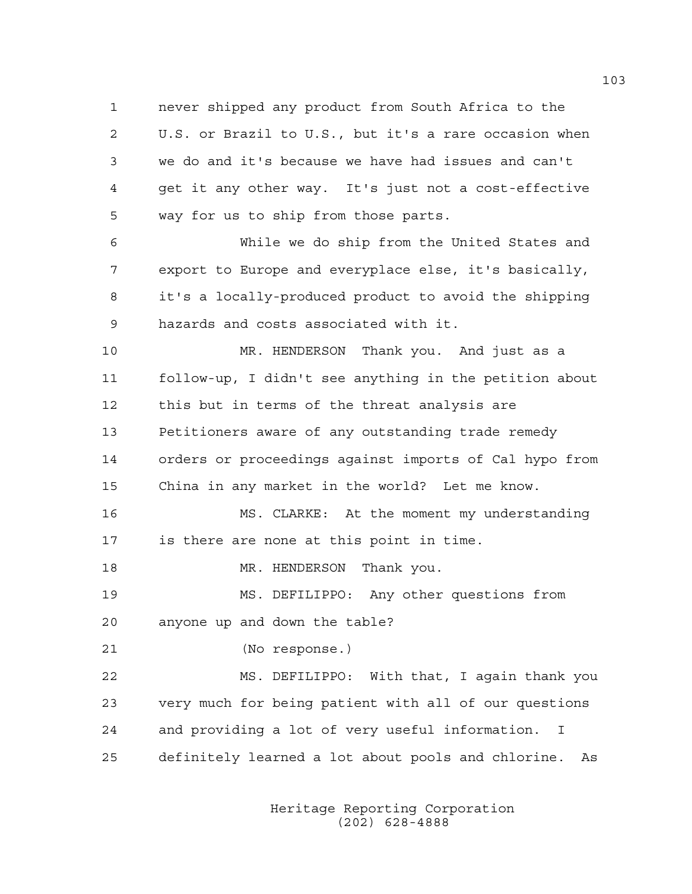never shipped any product from South Africa to the U.S. or Brazil to U.S., but it's a rare occasion when we do and it's because we have had issues and can't get it any other way. It's just not a cost-effective way for us to ship from those parts.

While we do ship from the United States and export to Europe and everyplace else, it's basically, it's a locally-produced product to avoid the shipping hazards and costs associated with it.

MR. HENDERSON Thank you. And just as a follow-up, I didn't see anything in the petition about this but in terms of the threat analysis are Petitioners aware of any outstanding trade remedy orders or proceedings against imports of Cal hypo from China in any market in the world? Let me know.

MS. CLARKE: At the moment my understanding is there are none at this point in time.

MR. HENDERSON Thank you.

MS. DEFILIPPO: Any other questions from anyone up and down the table?

(No response.)

MS. DEFILIPPO: With that, I again thank you very much for being patient with all of our questions and providing a lot of very useful information. I definitely learned a lot about pools and chlorine. As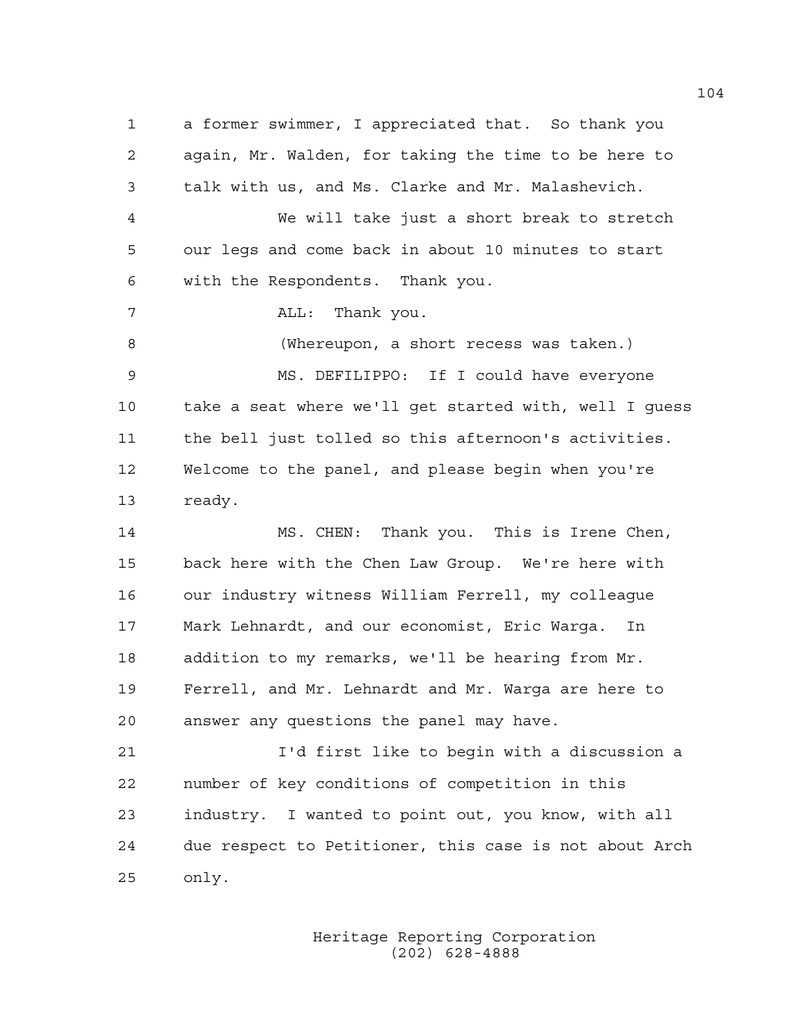a former swimmer, I appreciated that. So thank you again, Mr. Walden, for taking the time to be here to talk with us, and Ms. Clarke and Mr. Malashevich.

We will take just a short break to stretch our legs and come back in about 10 minutes to start with the Respondents. Thank you.

ALL: Thank you.

(Whereupon, a short recess was taken.)

MS. DEFILIPPO: If I could have everyone take a seat where we'll get started with, well I guess the bell just tolled so this afternoon's activities. Welcome to the panel, and please begin when you're ready.

MS. CHEN: Thank you. This is Irene Chen, back here with the Chen Law Group. We're here with our industry witness William Ferrell, my colleague Mark Lehnardt, and our economist, Eric Warga. In addition to my remarks, we'll be hearing from Mr. Ferrell, and Mr. Lehnardt and Mr. Warga are here to answer any questions the panel may have.

I'd first like to begin with a discussion a number of key conditions of competition in this industry. I wanted to point out, you know, with all due respect to Petitioner, this case is not about Arch only.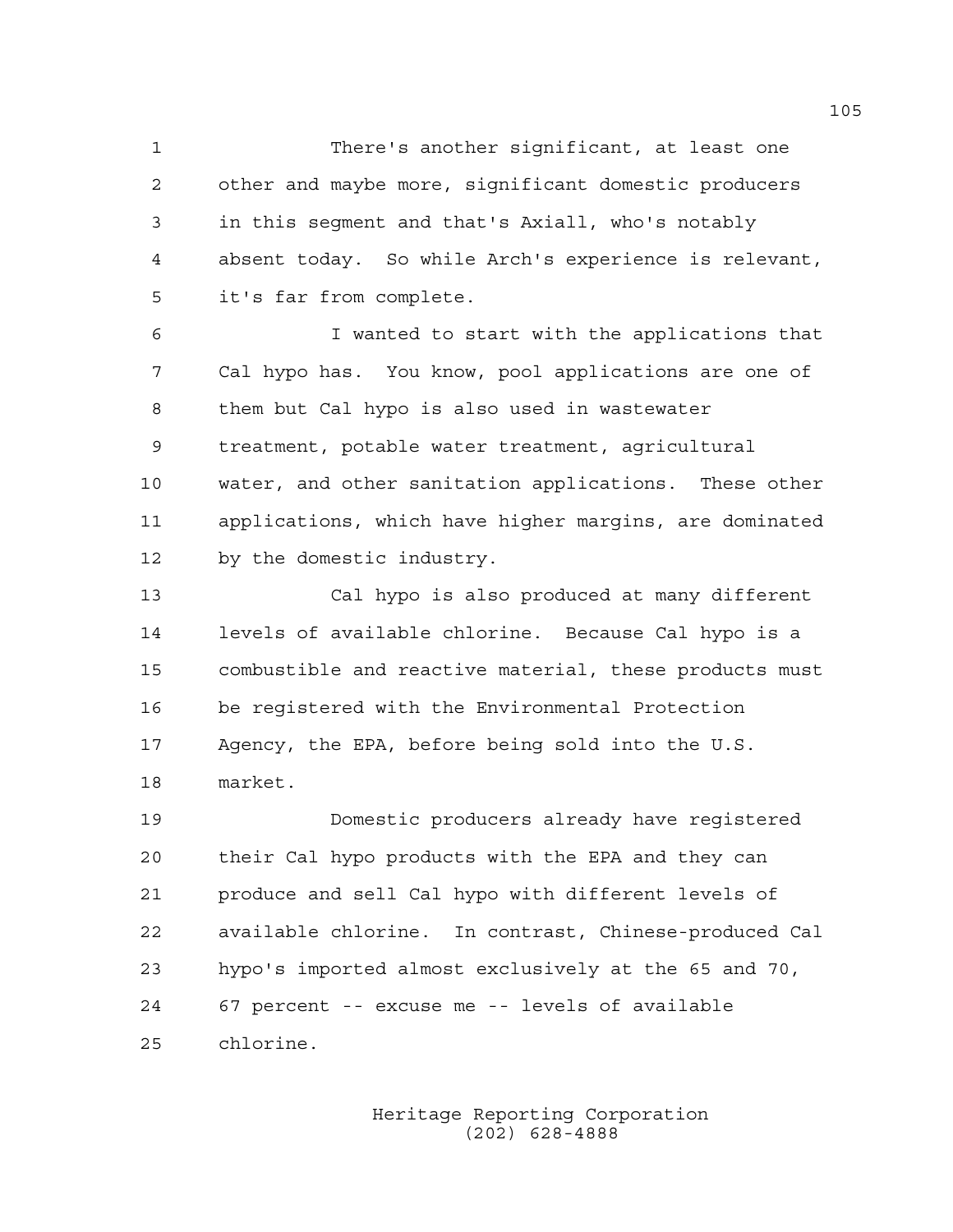There's another significant, at least one other and maybe more, significant domestic producers in this segment and that's Axiall, who's notably absent today. So while Arch's experience is relevant, it's far from complete.

I wanted to start with the applications that Cal hypo has. You know, pool applications are one of them but Cal hypo is also used in wastewater treatment, potable water treatment, agricultural water, and other sanitation applications. These other applications, which have higher margins, are dominated by the domestic industry.

Cal hypo is also produced at many different levels of available chlorine. Because Cal hypo is a combustible and reactive material, these products must be registered with the Environmental Protection Agency, the EPA, before being sold into the U.S. market.

Domestic producers already have registered their Cal hypo products with the EPA and they can produce and sell Cal hypo with different levels of available chlorine. In contrast, Chinese-produced Cal hypo's imported almost exclusively at the 65 and 70, 67 percent -- excuse me -- levels of available chlorine.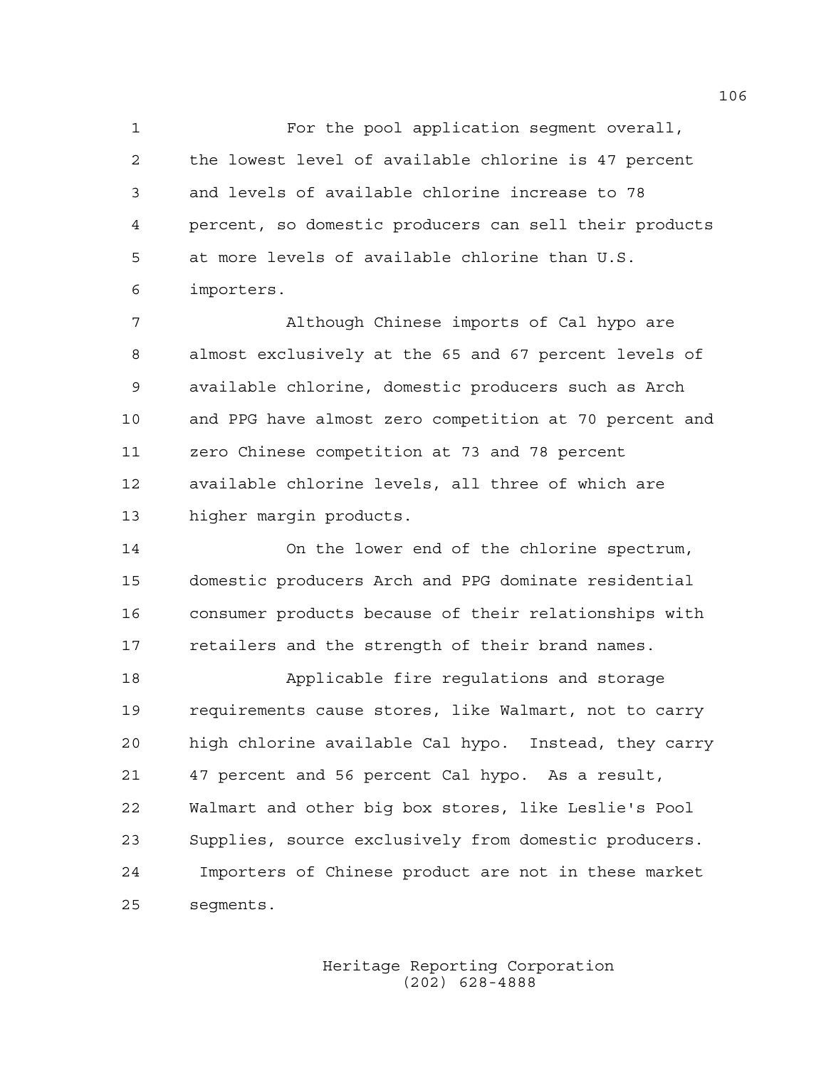For the pool application segment overall, the lowest level of available chlorine is 47 percent and levels of available chlorine increase to 78 percent, so domestic producers can sell their products at more levels of available chlorine than U.S. importers.

Although Chinese imports of Cal hypo are almost exclusively at the 65 and 67 percent levels of available chlorine, domestic producers such as Arch and PPG have almost zero competition at 70 percent and zero Chinese competition at 73 and 78 percent available chlorine levels, all three of which are higher margin products.

On the lower end of the chlorine spectrum, domestic producers Arch and PPG dominate residential consumer products because of their relationships with retailers and the strength of their brand names.

Applicable fire regulations and storage requirements cause stores, like Walmart, not to carry high chlorine available Cal hypo. Instead, they carry 47 percent and 56 percent Cal hypo. As a result, Walmart and other big box stores, like Leslie's Pool Supplies, source exclusively from domestic producers. Importers of Chinese product are not in these market segments.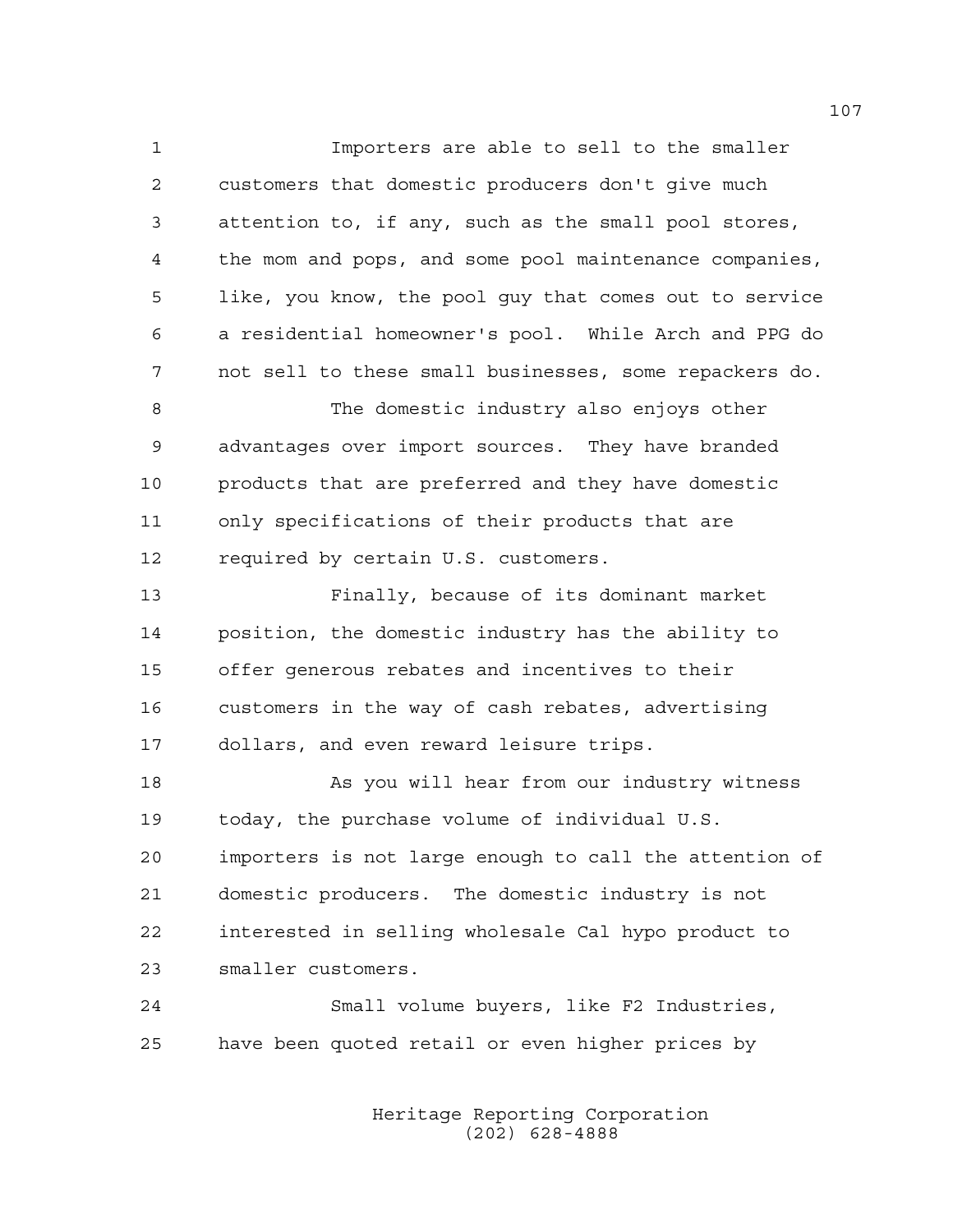Importers are able to sell to the smaller customers that domestic producers don't give much attention to, if any, such as the small pool stores, the mom and pops, and some pool maintenance companies, like, you know, the pool guy that comes out to service a residential homeowner's pool. While Arch and PPG do not sell to these small businesses, some repackers do.

The domestic industry also enjoys other advantages over import sources. They have branded products that are preferred and they have domestic only specifications of their products that are required by certain U.S. customers.

Finally, because of its dominant market position, the domestic industry has the ability to offer generous rebates and incentives to their customers in the way of cash rebates, advertising dollars, and even reward leisure trips.

As you will hear from our industry witness today, the purchase volume of individual U.S. importers is not large enough to call the attention of domestic producers. The domestic industry is not interested in selling wholesale Cal hypo product to smaller customers.

Small volume buyers, like F2 Industries, have been quoted retail or even higher prices by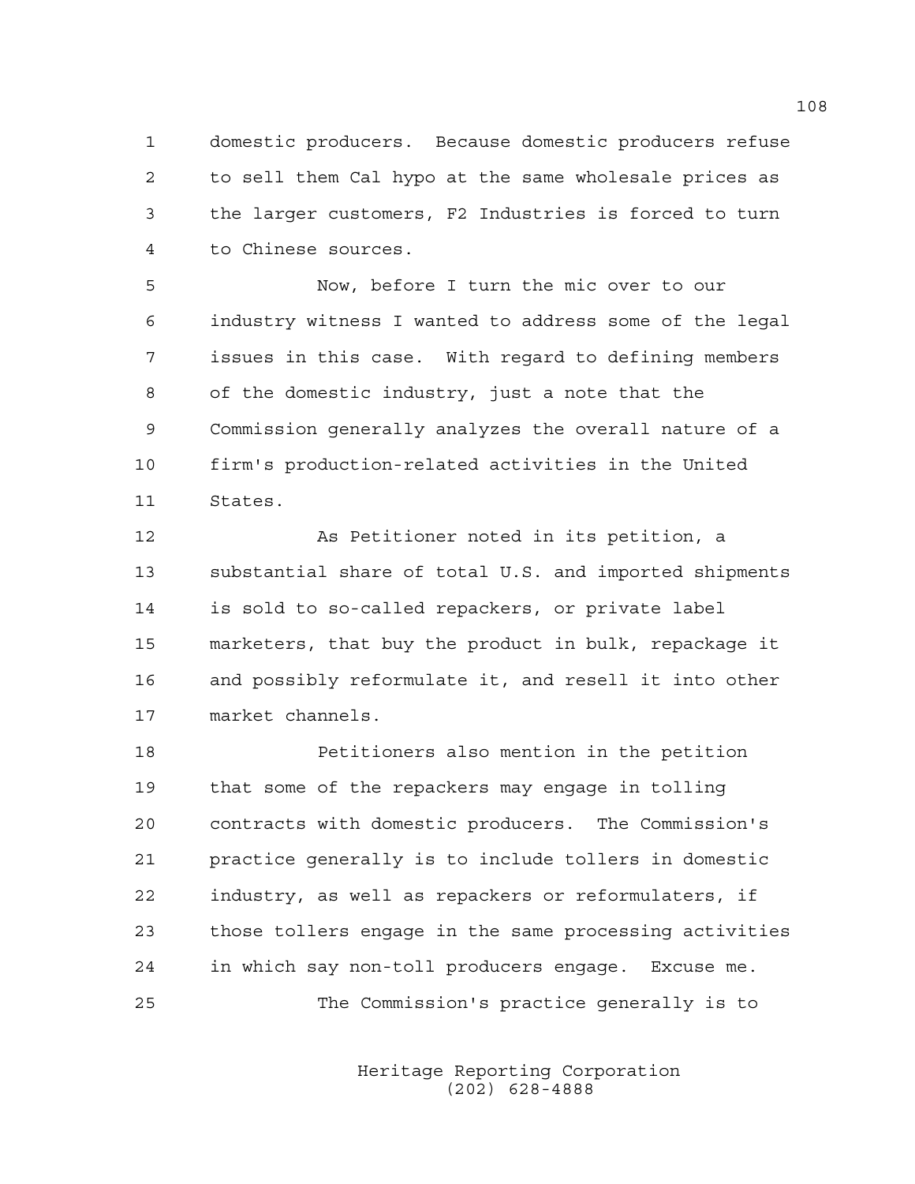domestic producers. Because domestic producers refuse to sell them Cal hypo at the same wholesale prices as the larger customers, F2 Industries is forced to turn to Chinese sources.

Now, before I turn the mic over to our industry witness I wanted to address some of the legal issues in this case. With regard to defining members of the domestic industry, just a note that the Commission generally analyzes the overall nature of a firm's production-related activities in the United States.

As Petitioner noted in its petition, a substantial share of total U.S. and imported shipments is sold to so-called repackers, or private label marketers, that buy the product in bulk, repackage it and possibly reformulate it, and resell it into other market channels.

Petitioners also mention in the petition that some of the repackers may engage in tolling contracts with domestic producers. The Commission's practice generally is to include tollers in domestic industry, as well as repackers or reformulaters, if those tollers engage in the same processing activities in which say non-toll producers engage. Excuse me.

The Commission's practice generally is to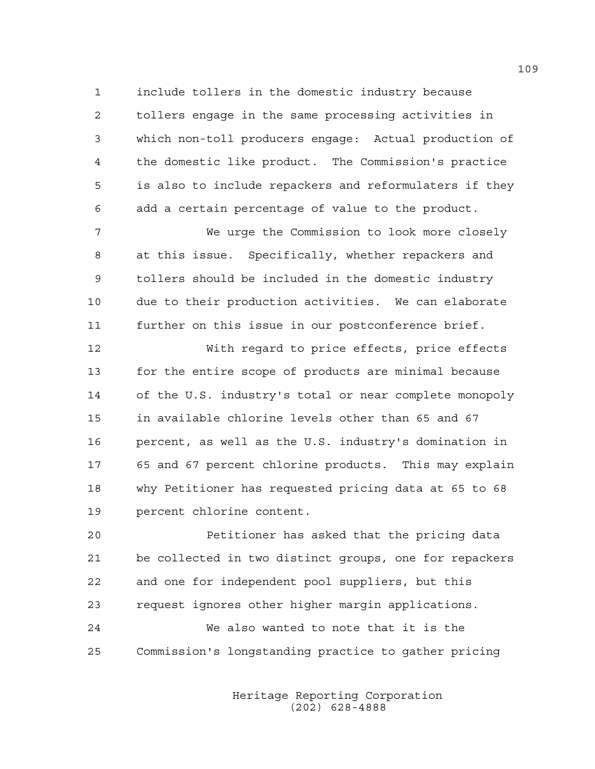include tollers in the domestic industry because tollers engage in the same processing activities in which non-toll producers engage: Actual production of the domestic like product. The Commission's practice is also to include repackers and reformulaters if they add a certain percentage of value to the product.

We urge the Commission to look more closely at this issue. Specifically, whether repackers and tollers should be included in the domestic industry due to their production activities. We can elaborate further on this issue in our postconference brief.

With regard to price effects, price effects for the entire scope of products are minimal because of the U.S. industry's total or near complete monopoly in available chlorine levels other than 65 and 67 percent, as well as the U.S. industry's domination in 65 and 67 percent chlorine products. This may explain why Petitioner has requested pricing data at 65 to 68 percent chlorine content.

Petitioner has asked that the pricing data be collected in two distinct groups, one for repackers and one for independent pool suppliers, but this request ignores other higher margin applications.

We also wanted to note that it is the Commission's longstanding practice to gather pricing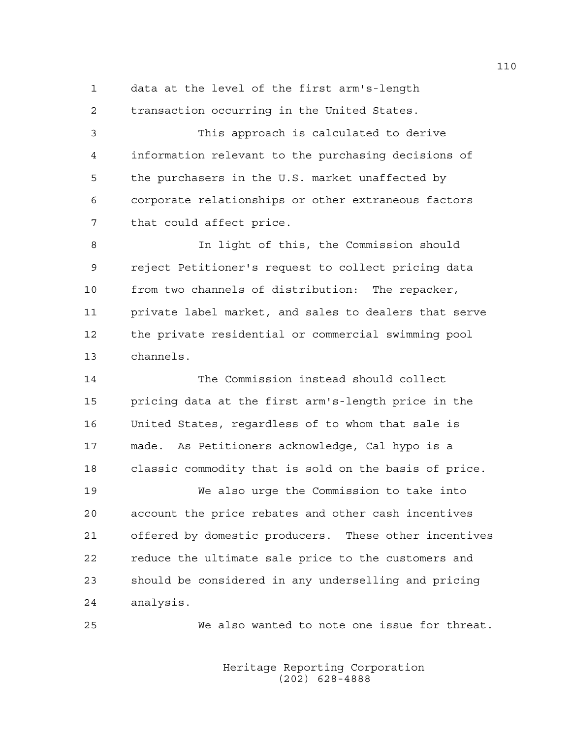data at the level of the first arm's-length transaction occurring in the United States.

This approach is calculated to derive information relevant to the purchasing decisions of the purchasers in the U.S. market unaffected by corporate relationships or other extraneous factors that could affect price.

In light of this, the Commission should reject Petitioner's request to collect pricing data from two channels of distribution: The repacker, private label market, and sales to dealers that serve the private residential or commercial swimming pool channels.

The Commission instead should collect pricing data at the first arm's-length price in the United States, regardless of to whom that sale is made. As Petitioners acknowledge, Cal hypo is a classic commodity that is sold on the basis of price.

We also urge the Commission to take into account the price rebates and other cash incentives offered by domestic producers. These other incentives reduce the ultimate sale price to the customers and should be considered in any underselling and pricing analysis.

We also wanted to note one issue for threat.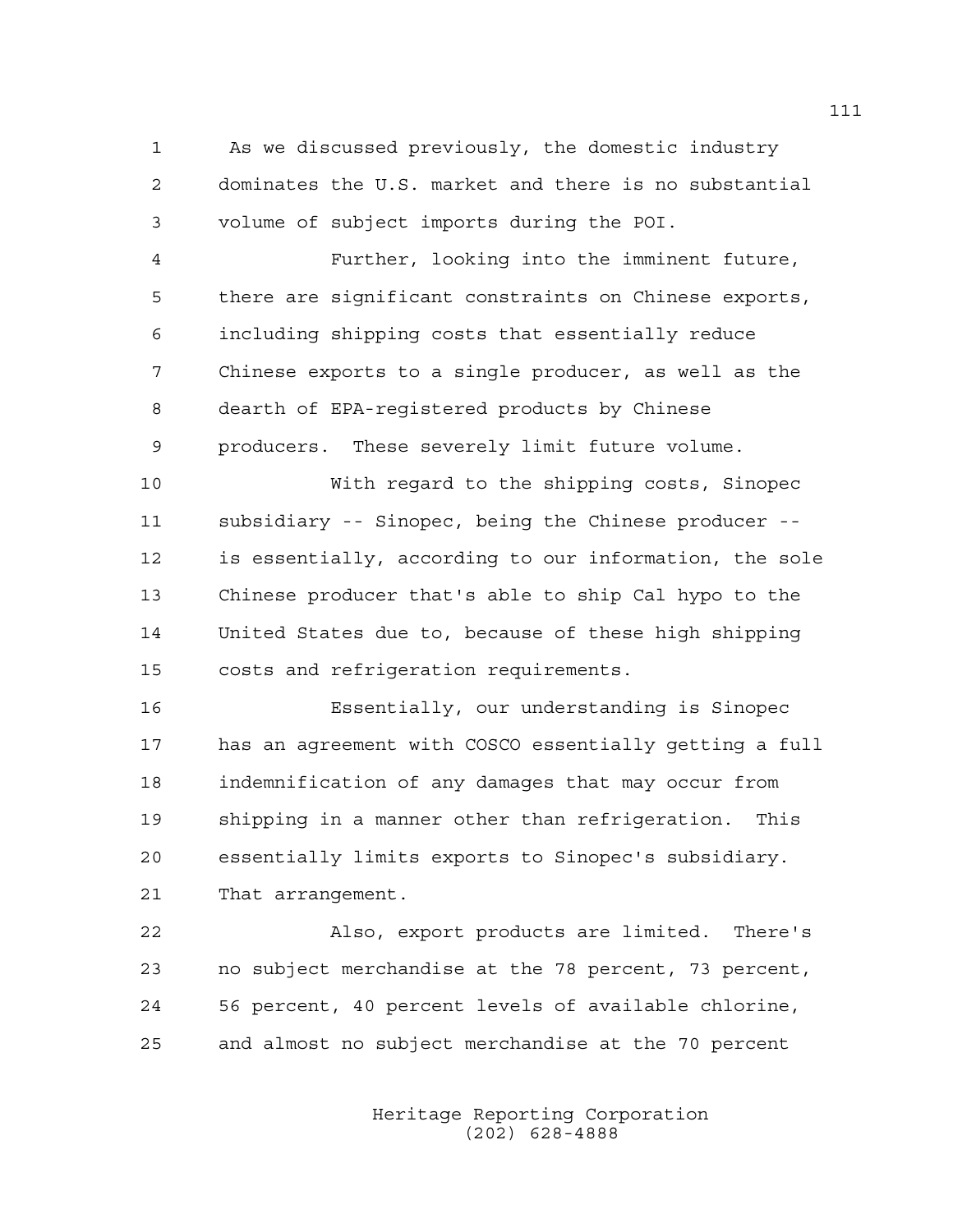As we discussed previously, the domestic industry dominates the U.S. market and there is no substantial volume of subject imports during the POI.

Further, looking into the imminent future, there are significant constraints on Chinese exports, including shipping costs that essentially reduce Chinese exports to a single producer, as well as the dearth of EPA-registered products by Chinese producers. These severely limit future volume.

With regard to the shipping costs, Sinopec subsidiary -- Sinopec, being the Chinese producer -- is essentially, according to our information, the sole Chinese producer that's able to ship Cal hypo to the United States due to, because of these high shipping costs and refrigeration requirements.

Essentially, our understanding is Sinopec has an agreement with COSCO essentially getting a full indemnification of any damages that may occur from shipping in a manner other than refrigeration. This essentially limits exports to Sinopec's subsidiary. That arrangement.

Also, export products are limited. There's no subject merchandise at the 78 percent, 73 percent, 56 percent, 40 percent levels of available chlorine, and almost no subject merchandise at the 70 percent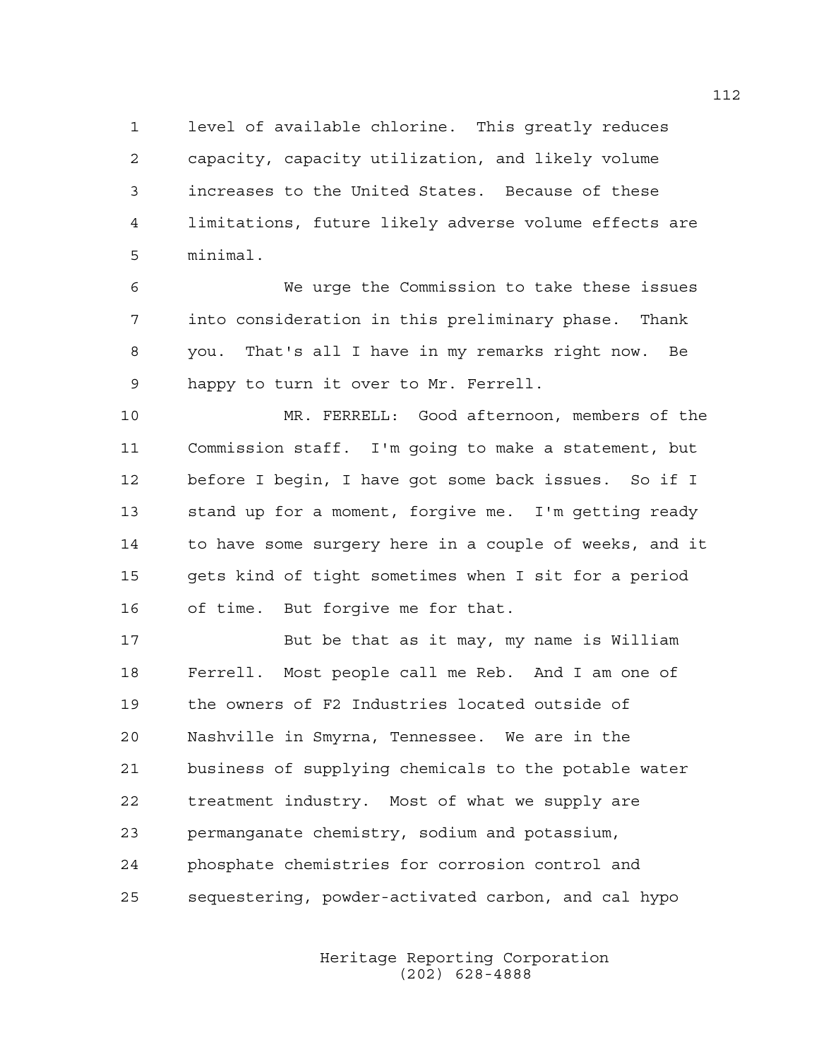level of available chlorine. This greatly reduces capacity, capacity utilization, and likely volume increases to the United States. Because of these limitations, future likely adverse volume effects are minimal.

We urge the Commission to take these issues into consideration in this preliminary phase. Thank you. That's all I have in my remarks right now. Be happy to turn it over to Mr. Ferrell.

MR. FERRELL: Good afternoon, members of the Commission staff. I'm going to make a statement, but before I begin, I have got some back issues. So if I stand up for a moment, forgive me. I'm getting ready to have some surgery here in a couple of weeks, and it gets kind of tight sometimes when I sit for a period of time. But forgive me for that.

But be that as it may, my name is William Ferrell. Most people call me Reb. And I am one of the owners of F2 Industries located outside of Nashville in Smyrna, Tennessee. We are in the business of supplying chemicals to the potable water treatment industry. Most of what we supply are permanganate chemistry, sodium and potassium, phosphate chemistries for corrosion control and sequestering, powder-activated carbon, and cal hypo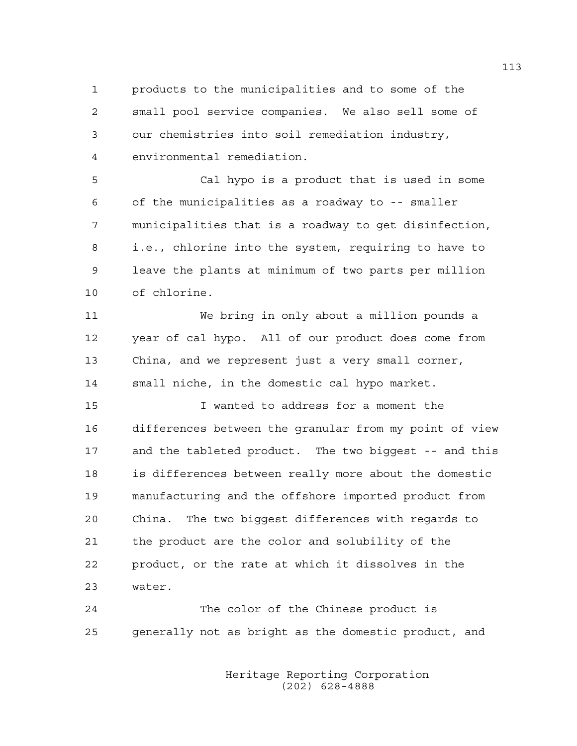products to the municipalities and to some of the small pool service companies. We also sell some of our chemistries into soil remediation industry, environmental remediation.

Cal hypo is a product that is used in some of the municipalities as a roadway to -- smaller municipalities that is a roadway to get disinfection, i.e., chlorine into the system, requiring to have to leave the plants at minimum of two parts per million of chlorine.

We bring in only about a million pounds a year of cal hypo. All of our product does come from China, and we represent just a very small corner, small niche, in the domestic cal hypo market.

I wanted to address for a moment the differences between the granular from my point of view and the tableted product. The two biggest -- and this is differences between really more about the domestic manufacturing and the offshore imported product from China. The two biggest differences with regards to the product are the color and solubility of the product, or the rate at which it dissolves in the water.

The color of the Chinese product is generally not as bright as the domestic product, and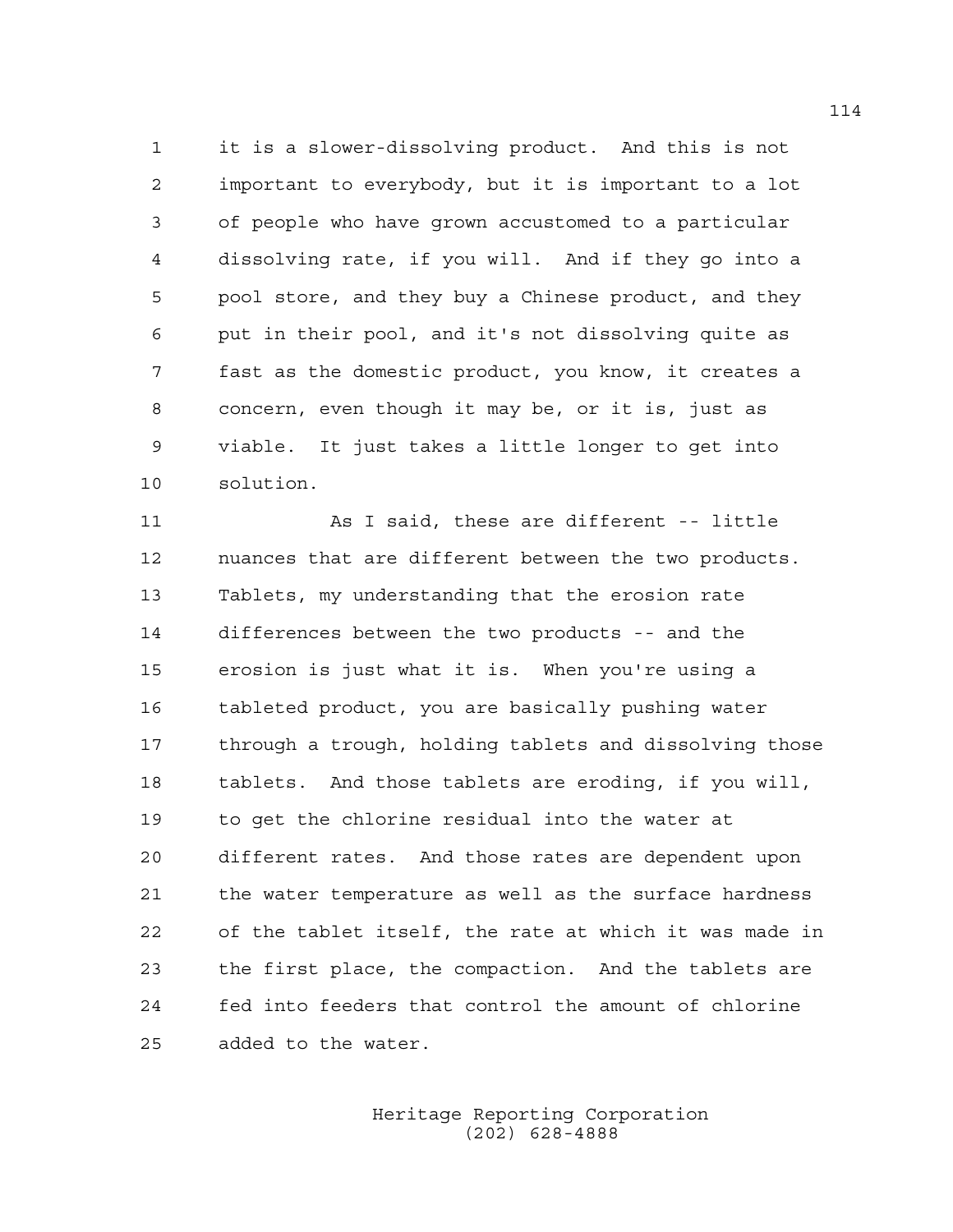it is a slower-dissolving product. And this is not important to everybody, but it is important to a lot of people who have grown accustomed to a particular dissolving rate, if you will. And if they go into a pool store, and they buy a Chinese product, and they put in their pool, and it's not dissolving quite as fast as the domestic product, you know, it creates a concern, even though it may be, or it is, just as viable. It just takes a little longer to get into solution.

As I said, these are different -- little nuances that are different between the two products. Tablets, my understanding that the erosion rate differences between the two products -- and the erosion is just what it is. When you're using a tableted product, you are basically pushing water through a trough, holding tablets and dissolving those tablets. And those tablets are eroding, if you will, to get the chlorine residual into the water at different rates. And those rates are dependent upon the water temperature as well as the surface hardness of the tablet itself, the rate at which it was made in the first place, the compaction. And the tablets are fed into feeders that control the amount of chlorine added to the water.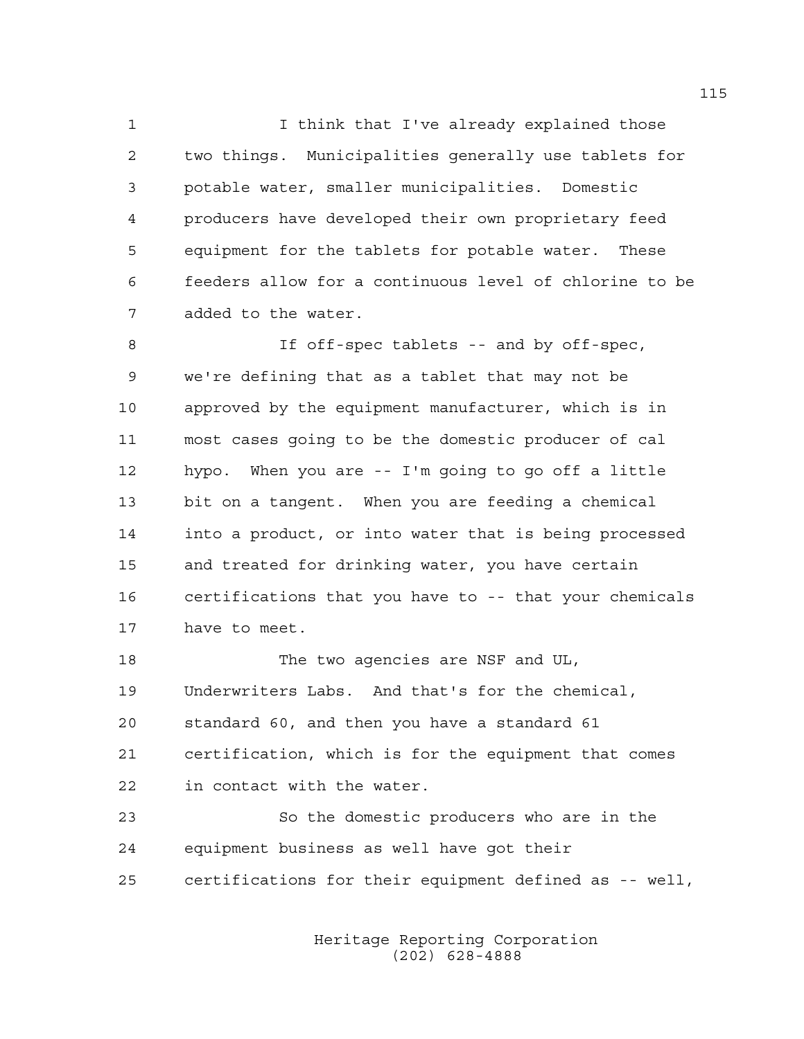I think that I've already explained those two things. Municipalities generally use tablets for potable water, smaller municipalities. Domestic producers have developed their own proprietary feed equipment for the tablets for potable water. These feeders allow for a continuous level of chlorine to be added to the water.

If off-spec tablets -- and by off-spec, we're defining that as a tablet that may not be approved by the equipment manufacturer, which is in most cases going to be the domestic producer of cal hypo. When you are -- I'm going to go off a little bit on a tangent. When you are feeding a chemical into a product, or into water that is being processed and treated for drinking water, you have certain certifications that you have to -- that your chemicals have to meet.

The two agencies are NSF and UL, Underwriters Labs. And that's for the chemical, standard 60, and then you have a standard 61 certification, which is for the equipment that comes in contact with the water.

So the domestic producers who are in the equipment business as well have got their certifications for their equipment defined as -- well,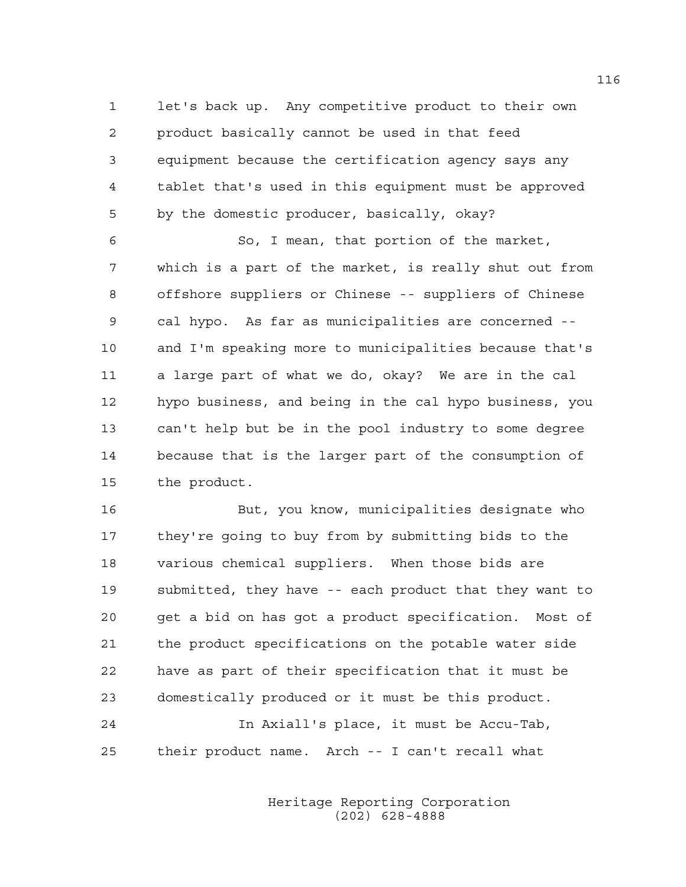let's back up. Any competitive product to their own product basically cannot be used in that feed equipment because the certification agency says any tablet that's used in this equipment must be approved by the domestic producer, basically, okay?

So, I mean, that portion of the market, which is a part of the market, is really shut out from offshore suppliers or Chinese -- suppliers of Chinese cal hypo. As far as municipalities are concerned -- and I'm speaking more to municipalities because that's a large part of what we do, okay? We are in the cal hypo business, and being in the cal hypo business, you can't help but be in the pool industry to some degree because that is the larger part of the consumption of the product.

But, you know, municipalities designate who they're going to buy from by submitting bids to the various chemical suppliers. When those bids are submitted, they have -- each product that they want to get a bid on has got a product specification. Most of the product specifications on the potable water side have as part of their specification that it must be domestically produced or it must be this product.

In Axiall's place, it must be Accu-Tab, their product name. Arch -- I can't recall what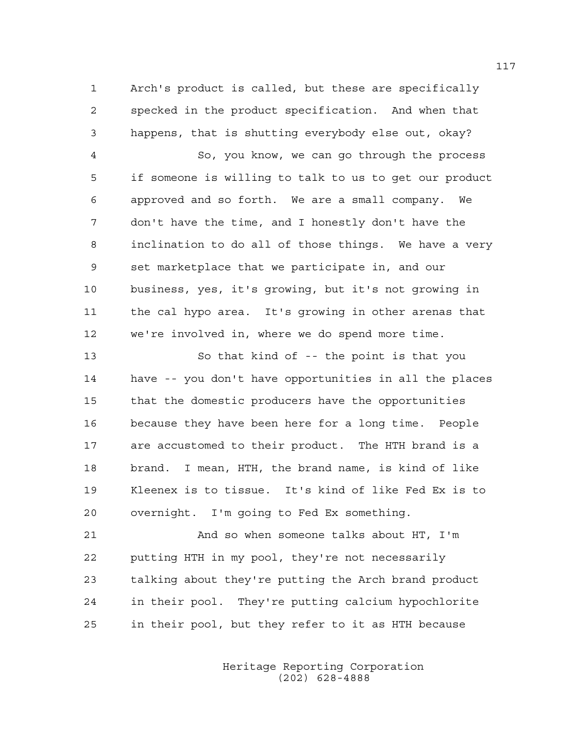Arch's product is called, but these are specifically specked in the product specification. And when that happens, that is shutting everybody else out, okay?

So, you know, we can go through the process if someone is willing to talk to us to get our product approved and so forth. We are a small company. We don't have the time, and I honestly don't have the inclination to do all of those things. We have a very set marketplace that we participate in, and our business, yes, it's growing, but it's not growing in the cal hypo area. It's growing in other arenas that we're involved in, where we do spend more time.

So that kind of -- the point is that you have -- you don't have opportunities in all the places that the domestic producers have the opportunities because they have been here for a long time. People are accustomed to their product. The HTH brand is a brand. I mean, HTH, the brand name, is kind of like Kleenex is to tissue. It's kind of like Fed Ex is to overnight. I'm going to Fed Ex something.

And so when someone talks about HT, I'm putting HTH in my pool, they're not necessarily talking about they're putting the Arch brand product in their pool. They're putting calcium hypochlorite in their pool, but they refer to it as HTH because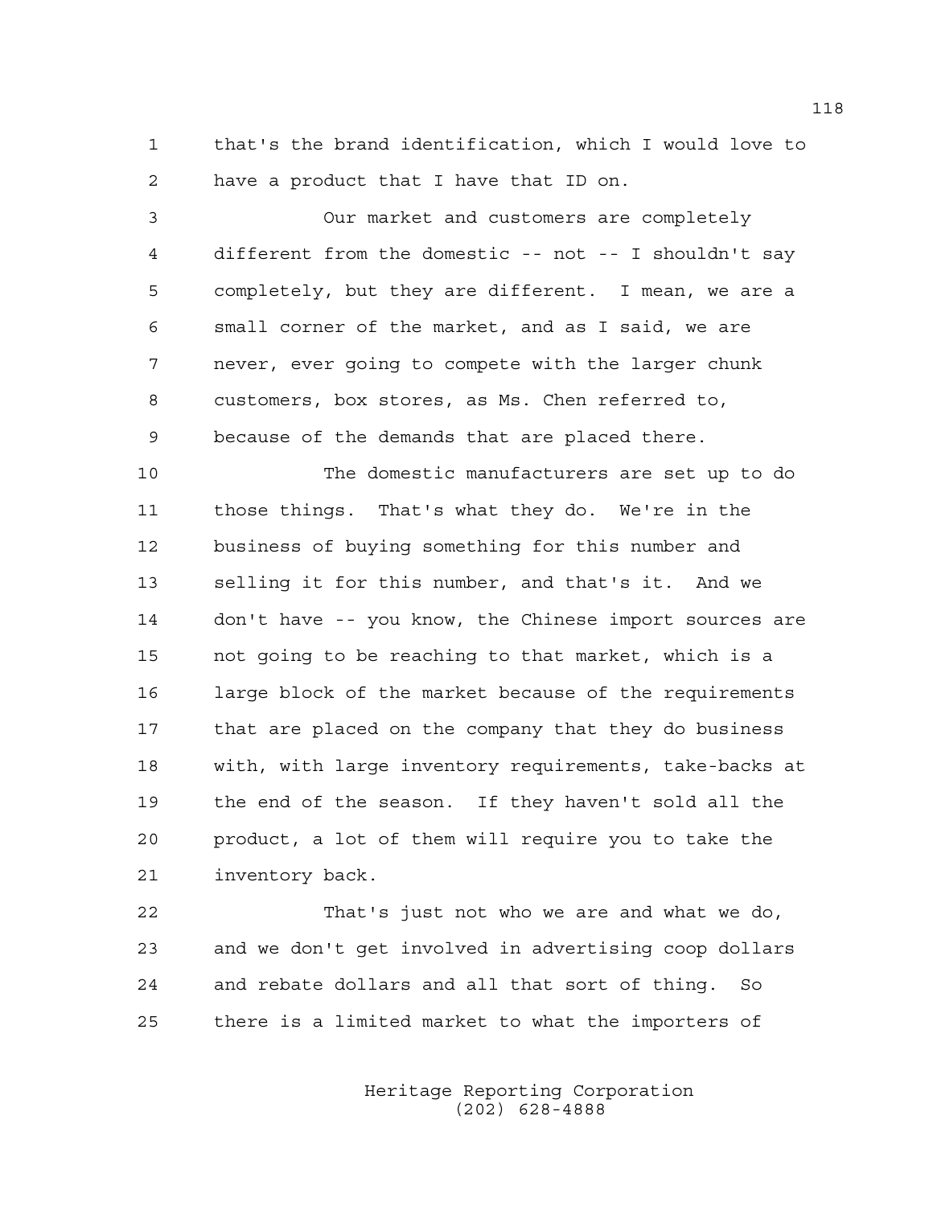that's the brand identification, which I would love to have a product that I have that ID on.

Our market and customers are completely different from the domestic -- not -- I shouldn't say completely, but they are different. I mean, we are a small corner of the market, and as I said, we are never, ever going to compete with the larger chunk customers, box stores, as Ms. Chen referred to, because of the demands that are placed there.

The domestic manufacturers are set up to do those things. That's what they do. We're in the business of buying something for this number and selling it for this number, and that's it. And we don't have -- you know, the Chinese import sources are not going to be reaching to that market, which is a large block of the market because of the requirements that are placed on the company that they do business with, with large inventory requirements, take-backs at the end of the season. If they haven't sold all the product, a lot of them will require you to take the inventory back.

That's just not who we are and what we do, and we don't get involved in advertising coop dollars and rebate dollars and all that sort of thing. So there is a limited market to what the importers of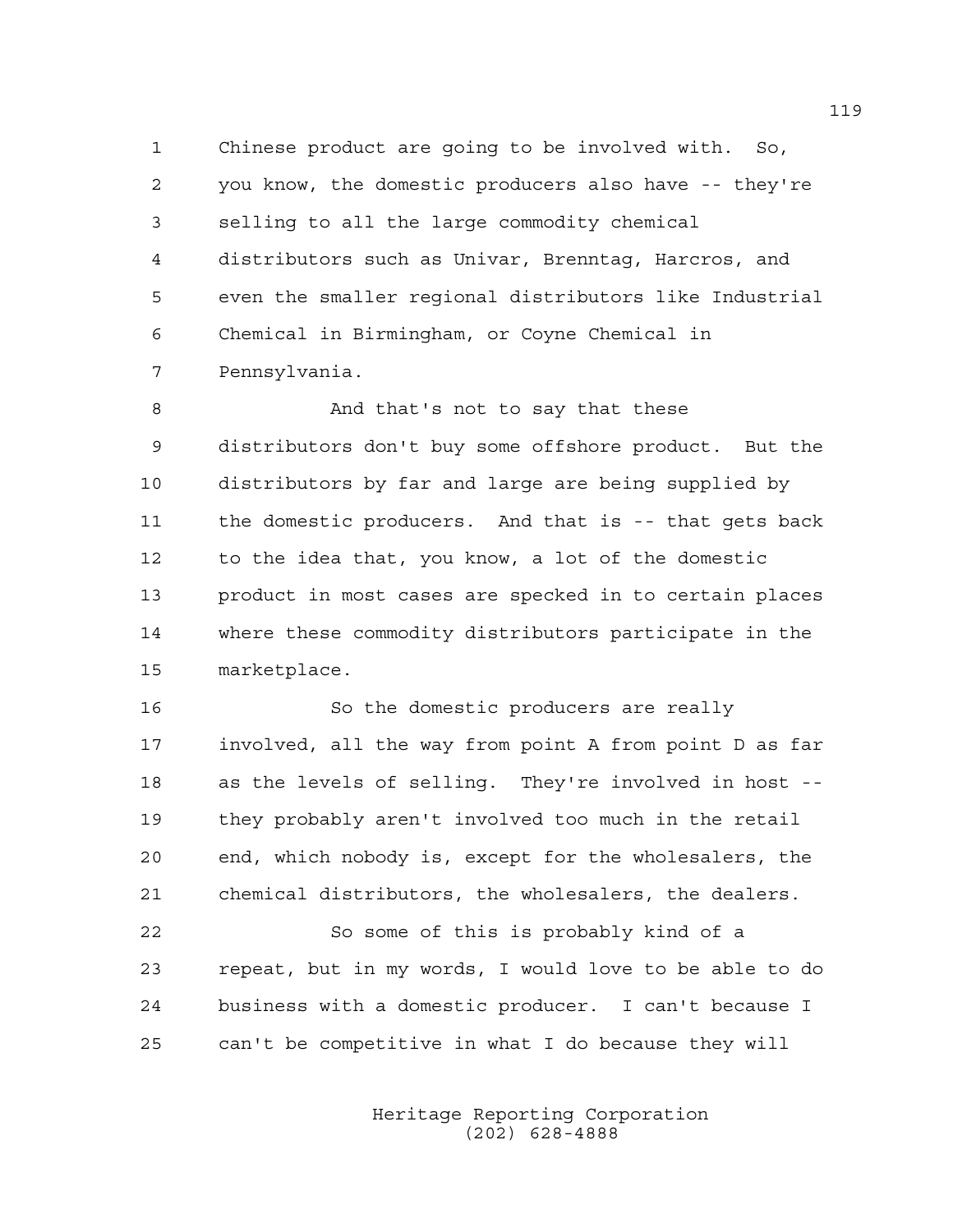Chinese product are going to be involved with. So, you know, the domestic producers also have -- they're selling to all the large commodity chemical distributors such as Univar, Brenntag, Harcros, and even the smaller regional distributors like Industrial Chemical in Birmingham, or Coyne Chemical in Pennsylvania.

And that's not to say that these distributors don't buy some offshore product. But the distributors by far and large are being supplied by the domestic producers. And that is -- that gets back to the idea that, you know, a lot of the domestic product in most cases are specked in to certain places where these commodity distributors participate in the marketplace.

So the domestic producers are really involved, all the way from point A from point D as far as the levels of selling. They're involved in host -- they probably aren't involved too much in the retail end, which nobody is, except for the wholesalers, the chemical distributors, the wholesalers, the dealers.

So some of this is probably kind of a repeat, but in my words, I would love to be able to do business with a domestic producer. I can't because I can't be competitive in what I do because they will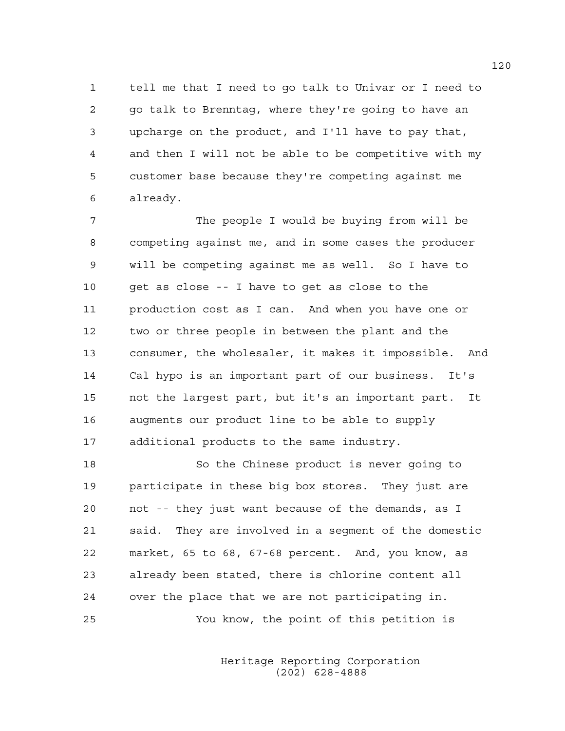tell me that I need to go talk to Univar or I need to go talk to Brenntag, where they're going to have an upcharge on the product, and I'll have to pay that, and then I will not be able to be competitive with my customer base because they're competing against me already.

The people I would be buying from will be competing against me, and in some cases the producer will be competing against me as well. So I have to get as close -- I have to get as close to the production cost as I can. And when you have one or two or three people in between the plant and the consumer, the wholesaler, it makes it impossible. And Cal hypo is an important part of our business. It's not the largest part, but it's an important part. It augments our product line to be able to supply additional products to the same industry.

So the Chinese product is never going to participate in these big box stores. They just are not -- they just want because of the demands, as I said. They are involved in a segment of the domestic market, 65 to 68, 67-68 percent. And, you know, as already been stated, there is chlorine content all over the place that we are not participating in.

You know, the point of this petition is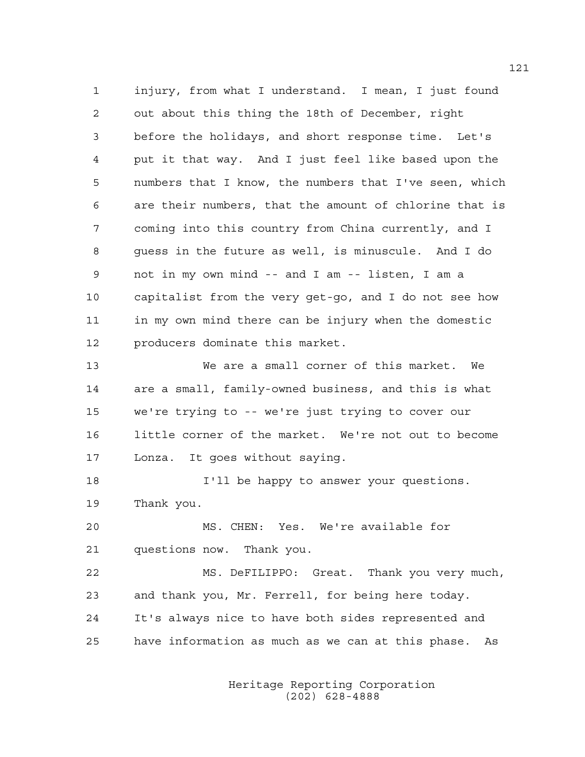injury, from what I understand. I mean, I just found out about this thing the 18th of December, right before the holidays, and short response time. Let's put it that way. And I just feel like based upon the numbers that I know, the numbers that I've seen, which are their numbers, that the amount of chlorine that is coming into this country from China currently, and I guess in the future as well, is minuscule. And I do not in my own mind -- and I am -- listen, I am a capitalist from the very get-go, and I do not see how in my own mind there can be injury when the domestic producers dominate this market.

We are a small corner of this market. We are a small, family-owned business, and this is what we're trying to -- we're just trying to cover our little corner of the market. We're not out to become Lonza. It goes without saying.

I'll be happy to answer your questions. Thank you.

MS. CHEN: Yes. We're available for questions now. Thank you.

MS. DeFILIPPO: Great. Thank you very much, and thank you, Mr. Ferrell, for being here today. It's always nice to have both sides represented and have information as much as we can at this phase. As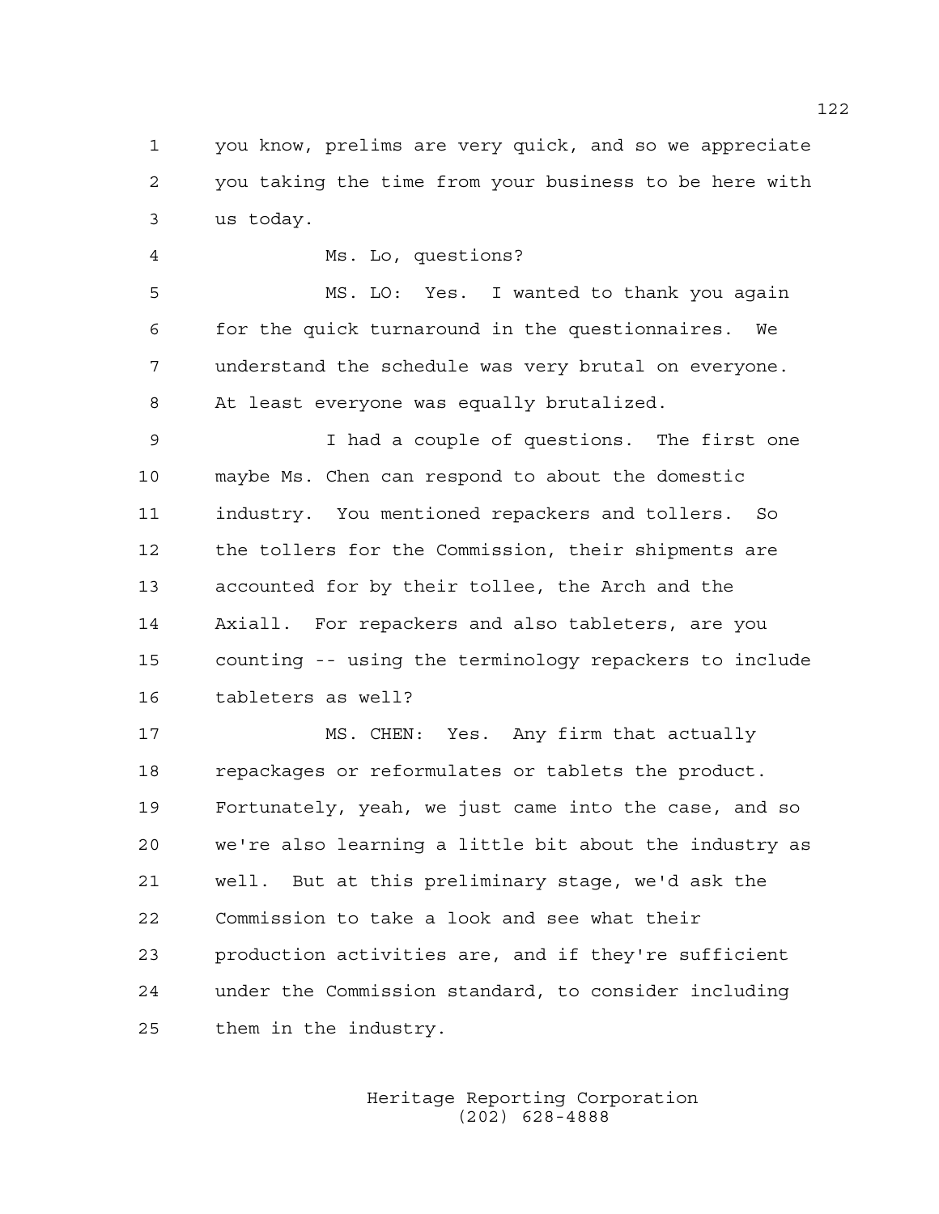1 you know, prelims are very quick, and so we appreciate
2 you taking the time from your business to be here with
3 us today.

4 Ms. Lo, questions?

5 MS. LO: Yes. I wanted to thank you again
6 for the quick turnaround in the questionnaires. We
7 understand the schedule was very brutal on everyone.
8 At least everyone was equally brutalized.

9 I had a couple of questions. The first one
10 maybe Ms. Chen can respond to about the domestic
11 industry. You mentioned repackers and tollers. So
12 the tollers for the Commission, their shipments are
13 accounted for by their tollee, the Arch and the
14 Axiall. For repackers and also tableters, are you
15 counting -- using the terminology repackers to include
16 tableters as well?

17 MS. CHEN: Yes. Any firm that actually
18 repackages or reformulates or tablets the product.
19 Fortunately, yeah, we just came into the case, and so
20 we're also learning a little bit about the industry as
21 well. But at this preliminary stage, we'd ask the
22 Commission to take a look and see what their
23 production activities are, and if they're sufficient
24 under the Commission standard, to consider including
25 them in the industry.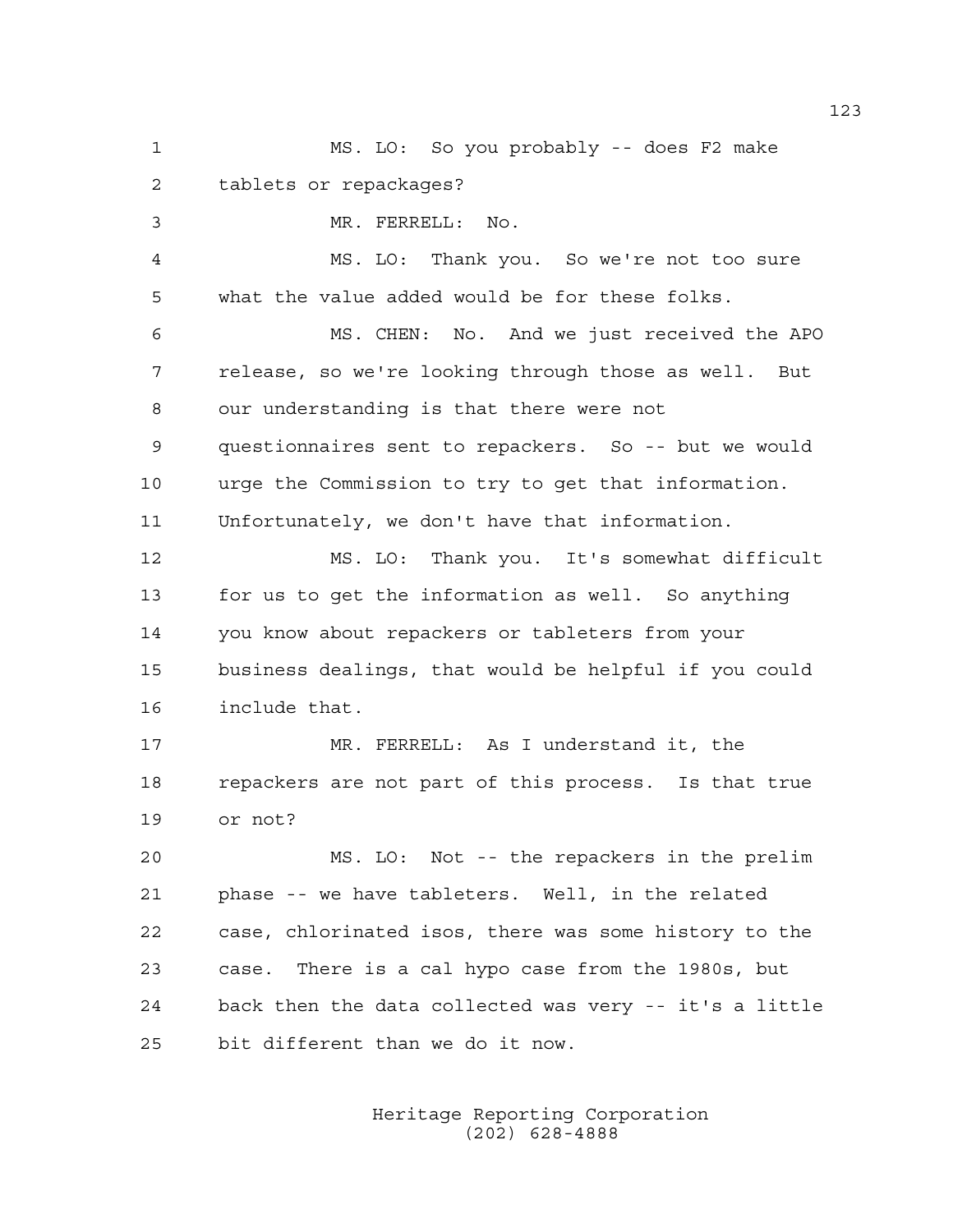MS. LO: So you probably -- does F2 make tablets or repackages?

MR. FERRELL: No.

MS. LO: Thank you. So we're not too sure what the value added would be for these folks.

MS. CHEN: No. And we just received the APO release, so we're looking through those as well. But our understanding is that there were not questionnaires sent to repackers. So -- but we would urge the Commission to try to get that information. Unfortunately, we don't have that information.

MS. LO: Thank you. It's somewhat difficult for us to get the information as well. So anything you know about repackers or tableters from your business dealings, that would be helpful if you could include that.

MR. FERRELL: As I understand it, the repackers are not part of this process. Is that true or not?

MS. LO: Not -- the repackers in the prelim phase -- we have tableters. Well, in the related case, chlorinated isos, there was some history to the case. There is a cal hypo case from the 1980s, but back then the data collected was very -- it's a little bit different than we do it now.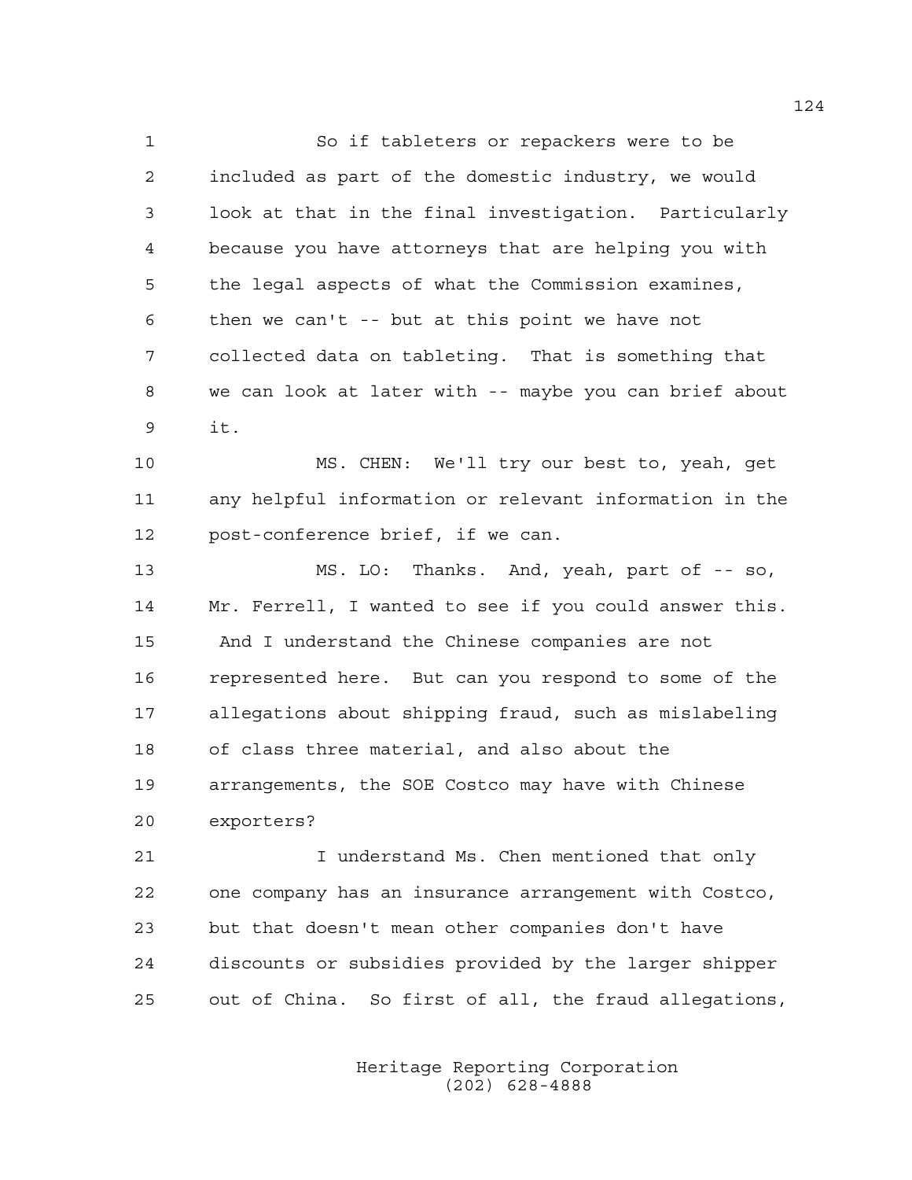So if tableters or repackers were to be included as part of the domestic industry, we would look at that in the final investigation. Particularly because you have attorneys that are helping you with the legal aspects of what the Commission examines, then we can't -- but at this point we have not collected data on tableting. That is something that we can look at later with -- maybe you can brief about it.

MS. CHEN: We'll try our best to, yeah, get any helpful information or relevant information in the post-conference brief, if we can.

MS. LO: Thanks. And, yeah, part of -- so, Mr. Ferrell, I wanted to see if you could answer this. And I understand the Chinese companies are not represented here. But can you respond to some of the allegations about shipping fraud, such as mislabeling of class three material, and also about the arrangements, the SOE Costco may have with Chinese exporters?

I understand Ms. Chen mentioned that only one company has an insurance arrangement with Costco, but that doesn't mean other companies don't have discounts or subsidies provided by the larger shipper out of China. So first of all, the fraud allegations,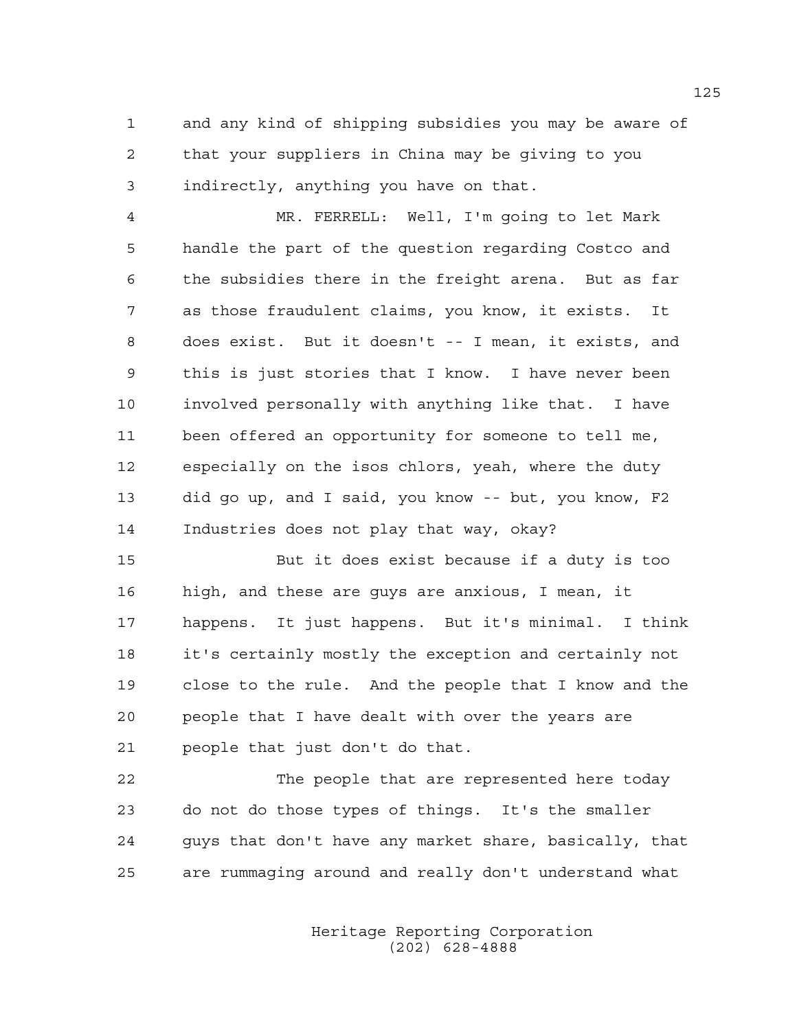and any kind of shipping subsidies you may be aware of that your suppliers in China may be giving to you indirectly, anything you have on that.

MR. FERRELL: Well, I'm going to let Mark handle the part of the question regarding Costco and the subsidies there in the freight arena. But as far as those fraudulent claims, you know, it exists. It does exist. But it doesn't -- I mean, it exists, and this is just stories that I know. I have never been involved personally with anything like that. I have been offered an opportunity for someone to tell me, especially on the isos chlors, yeah, where the duty did go up, and I said, you know -- but, you know, F2 Industries does not play that way, okay?

But it does exist because if a duty is too high, and these are guys are anxious, I mean, it happens. It just happens. But it's minimal. I think it's certainly mostly the exception and certainly not close to the rule. And the people that I know and the people that I have dealt with over the years are people that just don't do that.

The people that are represented here today do not do those types of things. It's the smaller guys that don't have any market share, basically, that are rummaging around and really don't understand what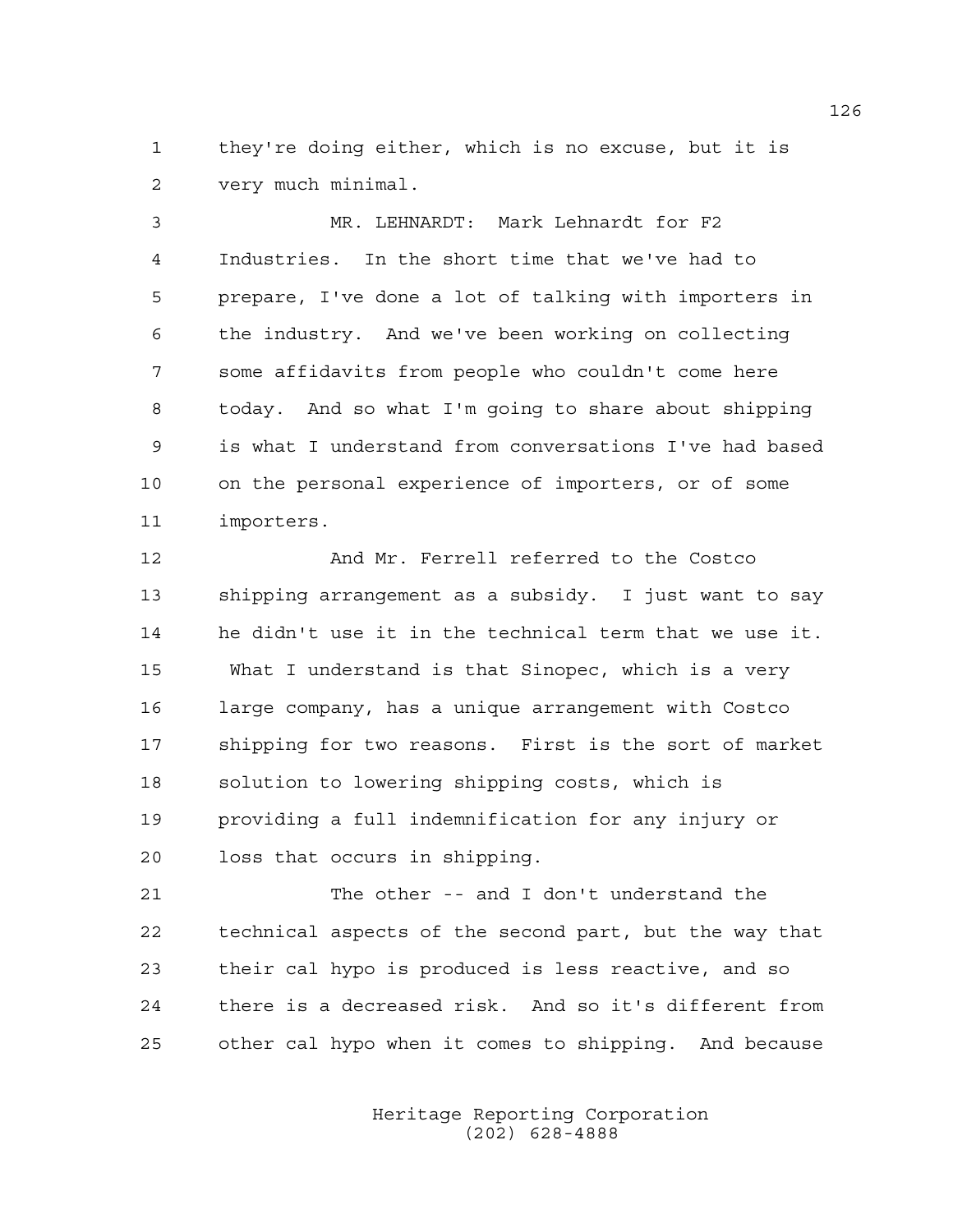they're doing either, which is no excuse, but it is very much minimal.

MR. LEHNARDT: Mark Lehnardt for F2 Industries. In the short time that we've had to prepare, I've done a lot of talking with importers in the industry. And we've been working on collecting some affidavits from people who couldn't come here today. And so what I'm going to share about shipping is what I understand from conversations I've had based on the personal experience of importers, or of some importers.

And Mr. Ferrell referred to the Costco shipping arrangement as a subsidy. I just want to say he didn't use it in the technical term that we use it. What I understand is that Sinopec, which is a very large company, has a unique arrangement with Costco shipping for two reasons. First is the sort of market solution to lowering shipping costs, which is providing a full indemnification for any injury or loss that occurs in shipping.

The other -- and I don't understand the technical aspects of the second part, but the way that their cal hypo is produced is less reactive, and so there is a decreased risk. And so it's different from other cal hypo when it comes to shipping. And because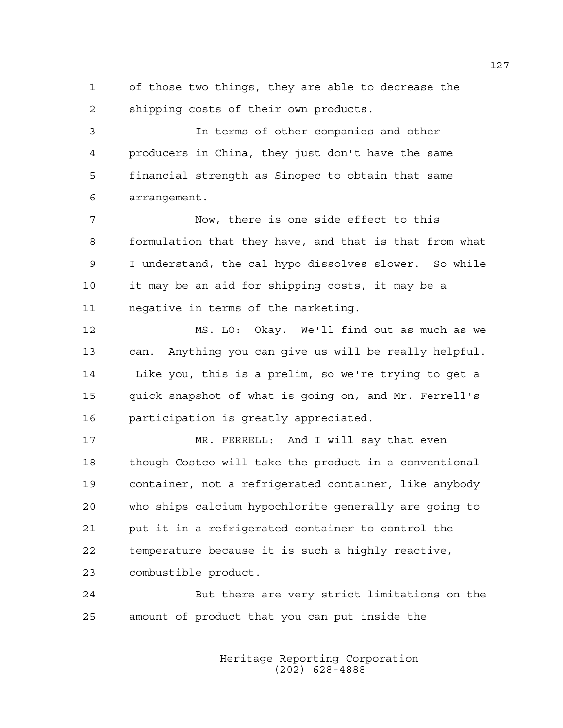of those two things, they are able to decrease the shipping costs of their own products.

In terms of other companies and other producers in China, they just don't have the same financial strength as Sinopec to obtain that same arrangement.

Now, there is one side effect to this formulation that they have, and that is that from what I understand, the cal hypo dissolves slower. So while it may be an aid for shipping costs, it may be a negative in terms of the marketing.

MS. LO: Okay. We'll find out as much as we can. Anything you can give us will be really helpful. Like you, this is a prelim, so we're trying to get a quick snapshot of what is going on, and Mr. Ferrell's participation is greatly appreciated.

MR. FERRELL: And I will say that even though Costco will take the product in a conventional container, not a refrigerated container, like anybody who ships calcium hypochlorite generally are going to put it in a refrigerated container to control the temperature because it is such a highly reactive, combustible product.

But there are very strict limitations on the amount of product that you can put inside the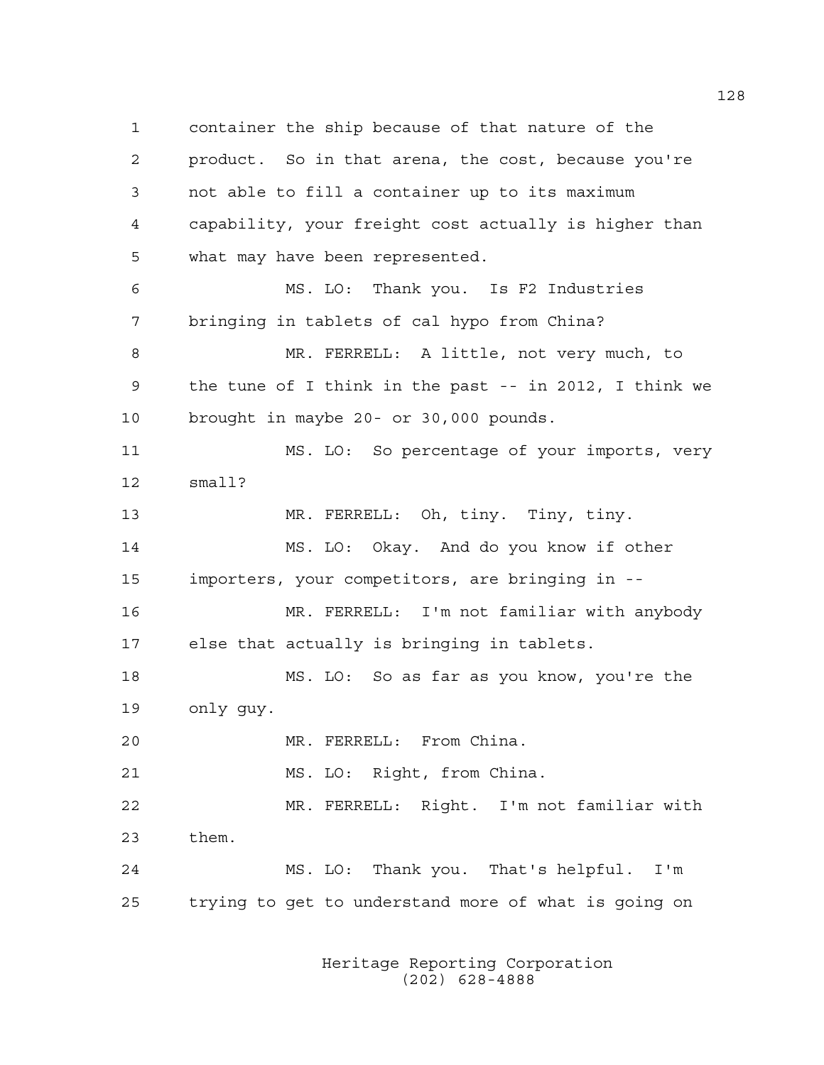container the ship because of that nature of the product. So in that arena, the cost, because you're not able to fill a container up to its maximum capability, your freight cost actually is higher than what may have been represented.

MS. LO: Thank you. Is F2 Industries bringing in tablets of cal hypo from China?

MR. FERRELL: A little, not very much, to the tune of I think in the past -- in 2012, I think we brought in maybe 20- or 30,000 pounds.

MS. LO: So percentage of your imports, very small?

MR. FERRELL: Oh, tiny. Tiny, tiny.

MS. LO: Okay. And do you know if other importers, your competitors, are bringing in --

MR. FERRELL: I'm not familiar with anybody else that actually is bringing in tablets.

MS. LO: So as far as you know, you're the only guy.

MR. FERRELL: From China.

MS. LO: Right, from China.

MR. FERRELL: Right. I'm not familiar with them.

MS. LO: Thank you. That's helpful. I'm trying to get to understand more of what is going on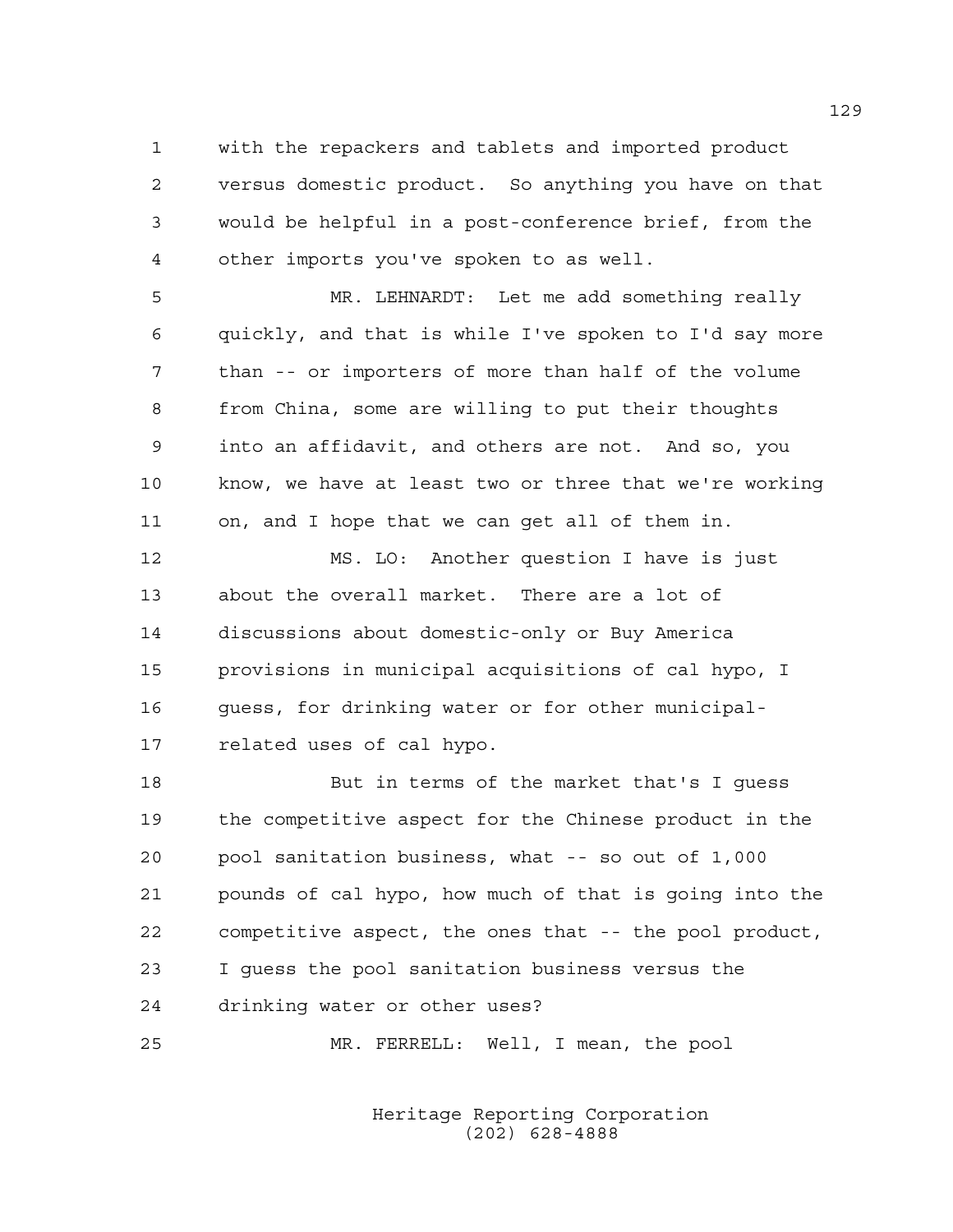with the repackers and tablets and imported product versus domestic product. So anything you have on that would be helpful in a post-conference brief, from the other imports you've spoken to as well.

MR. LEHNARDT: Let me add something really quickly, and that is while I've spoken to I'd say more than -- or importers of more than half of the volume from China, some are willing to put their thoughts into an affidavit, and others are not. And so, you know, we have at least two or three that we're working on, and I hope that we can get all of them in.

MS. LO: Another question I have is just about the overall market. There are a lot of discussions about domestic-only or Buy America provisions in municipal acquisitions of cal hypo, I guess, for drinking water or for other municipal-related uses of cal hypo.

But in terms of the market that's I guess the competitive aspect for the Chinese product in the pool sanitation business, what -- so out of 1,000 pounds of cal hypo, how much of that is going into the competitive aspect, the ones that -- the pool product, I guess the pool sanitation business versus the drinking water or other uses?

MR. FERRELL: Well, I mean, the pool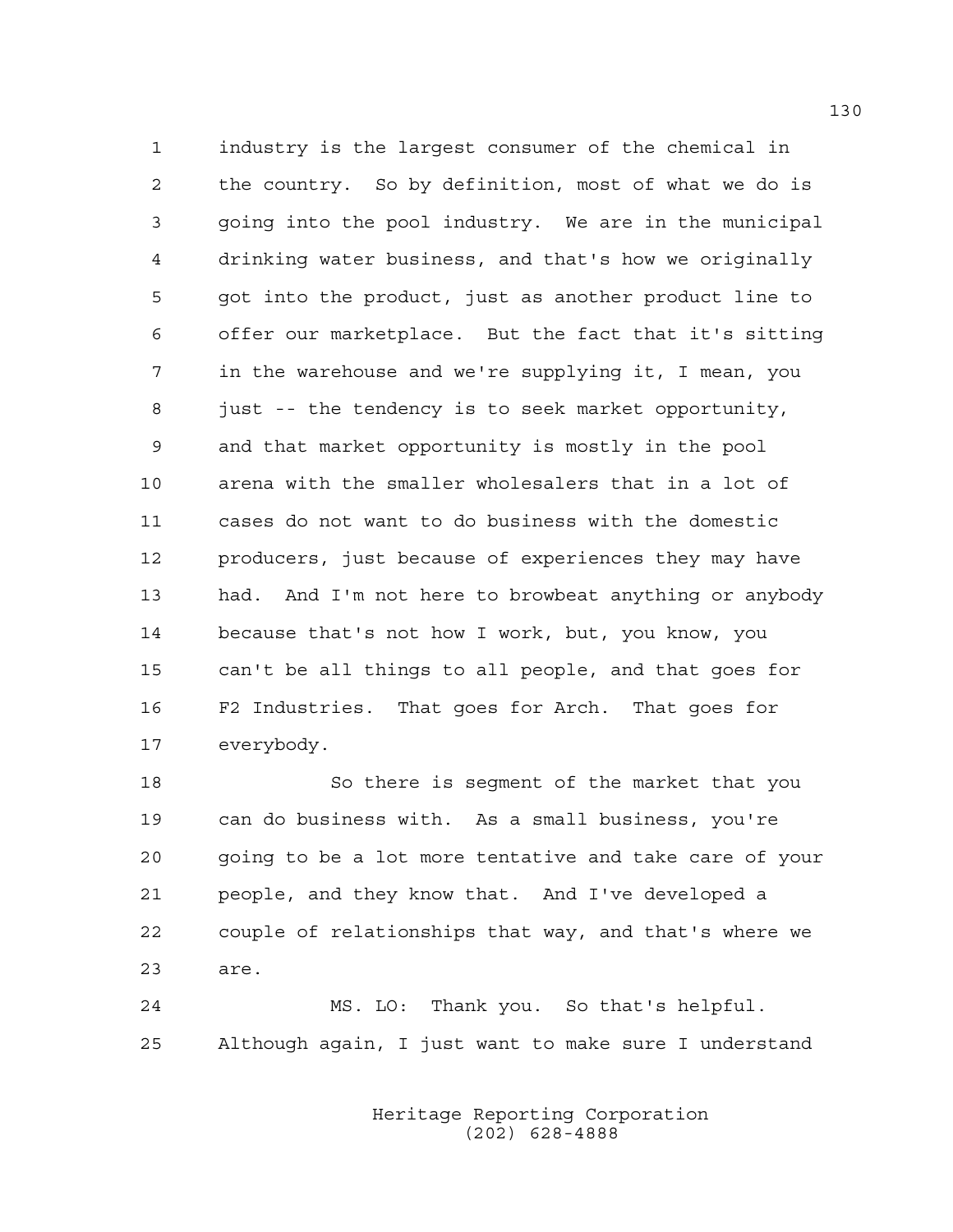industry is the largest consumer of the chemical in the country. So by definition, most of what we do is going into the pool industry. We are in the municipal drinking water business, and that's how we originally got into the product, just as another product line to offer our marketplace. But the fact that it's sitting in the warehouse and we're supplying it, I mean, you just -- the tendency is to seek market opportunity, and that market opportunity is mostly in the pool arena with the smaller wholesalers that in a lot of cases do not want to do business with the domestic producers, just because of experiences they may have had. And I'm not here to browbeat anything or anybody because that's not how I work, but, you know, you can't be all things to all people, and that goes for F2 Industries. That goes for Arch. That goes for everybody.

So there is segment of the market that you can do business with. As a small business, you're going to be a lot more tentative and take care of your people, and they know that. And I've developed a couple of relationships that way, and that's where we are.

MS. LO: Thank you. So that's helpful. Although again, I just want to make sure I understand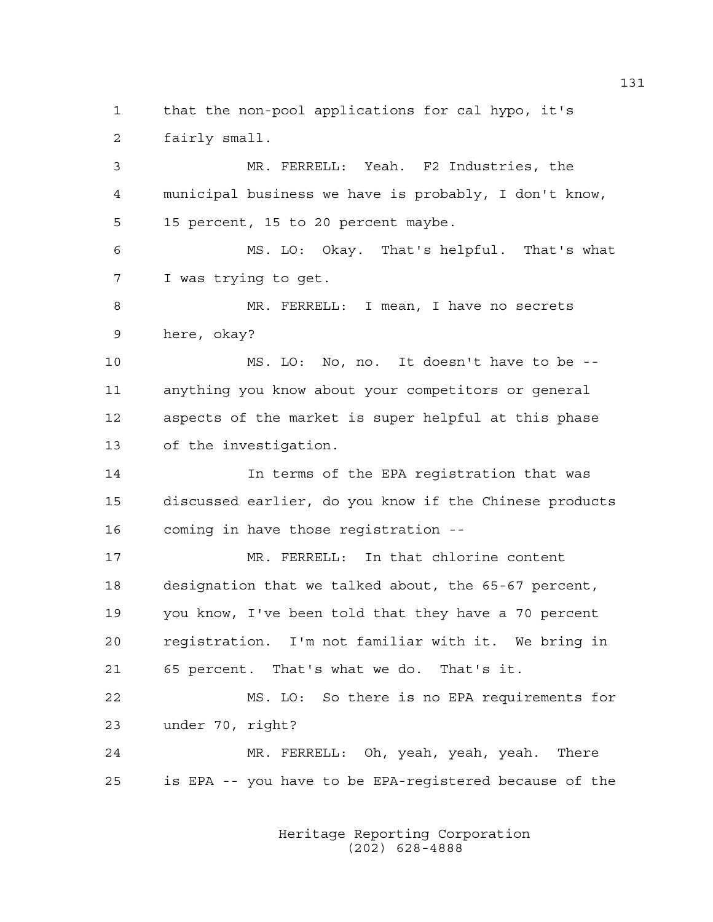that the non-pool applications for cal hypo, it's fairly small.

MR. FERRELL: Yeah. F2 Industries, the municipal business we have is probably, I don't know, 15 percent, 15 to 20 percent maybe.

MS. LO: Okay. That's helpful. That's what I was trying to get.

MR. FERRELL: I mean, I have no secrets here, okay?

MS. LO: No, no. It doesn't have to be -- anything you know about your competitors or general aspects of the market is super helpful at this phase of the investigation.

In terms of the EPA registration that was discussed earlier, do you know if the Chinese products coming in have those registration --

MR. FERRELL: In that chlorine content designation that we talked about, the 65-67 percent, you know, I've been told that they have a 70 percent registration. I'm not familiar with it. We bring in 65 percent. That's what we do. That's it.

MS. LO: So there is no EPA requirements for under 70, right?

MR. FERRELL: Oh, yeah, yeah, yeah. There is EPA -- you have to be EPA-registered because of the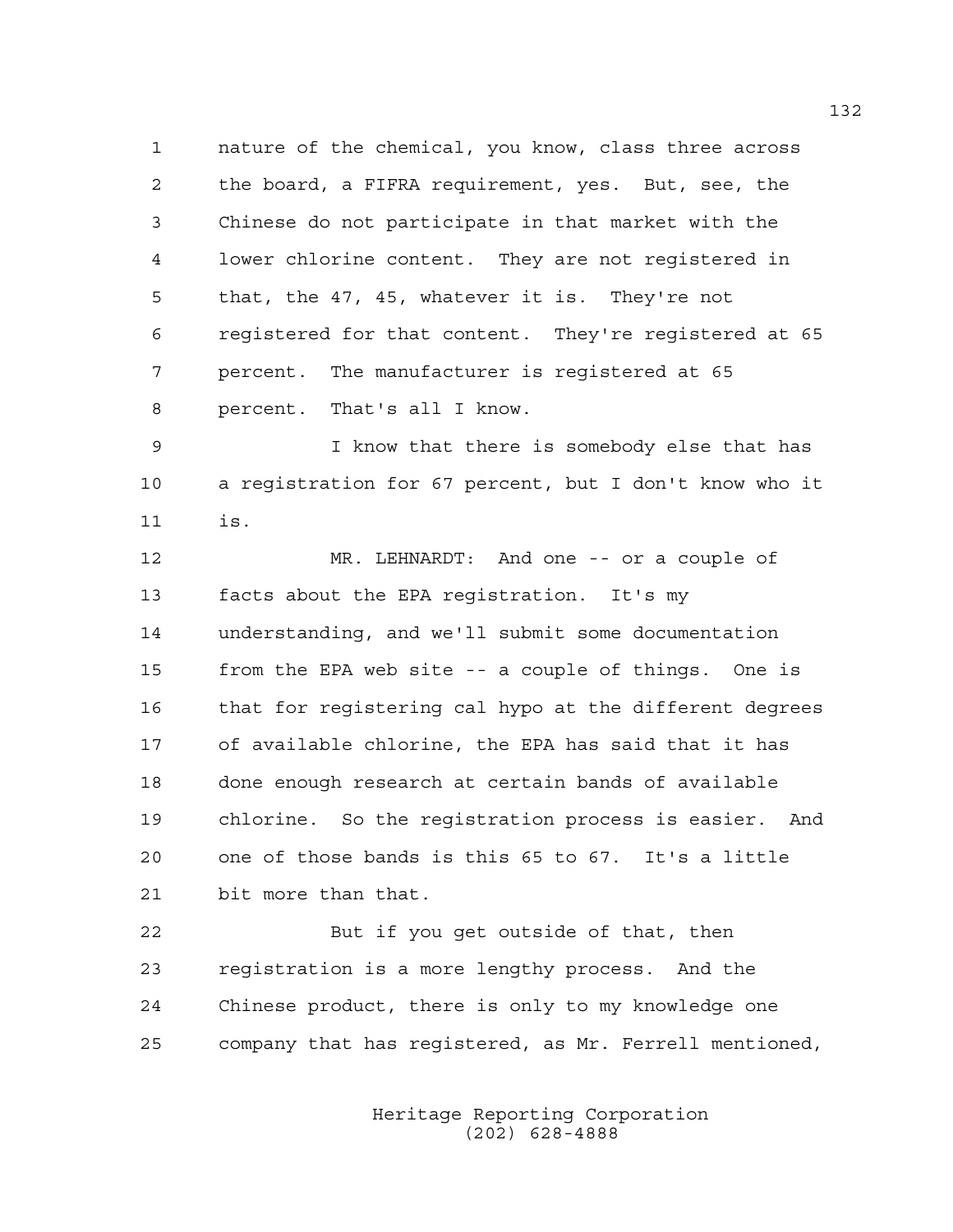nature of the chemical, you know, class three across the board, a FIFRA requirement, yes. But, see, the Chinese do not participate in that market with the lower chlorine content. They are not registered in that, the 47, 45, whatever it is. They're not registered for that content. They're registered at 65 percent. The manufacturer is registered at 65 percent. That's all I know.

I know that there is somebody else that has a registration for 67 percent, but I don't know who it is.

MR. LEHNARDT: And one -- or a couple of facts about the EPA registration. It's my understanding, and we'll submit some documentation from the EPA web site -- a couple of things. One is that for registering cal hypo at the different degrees of available chlorine, the EPA has said that it has done enough research at certain bands of available chlorine. So the registration process is easier. And one of those bands is this 65 to 67. It's a little bit more than that.

But if you get outside of that, then registration is a more lengthy process. And the Chinese product, there is only to my knowledge one company that has registered, as Mr. Ferrell mentioned,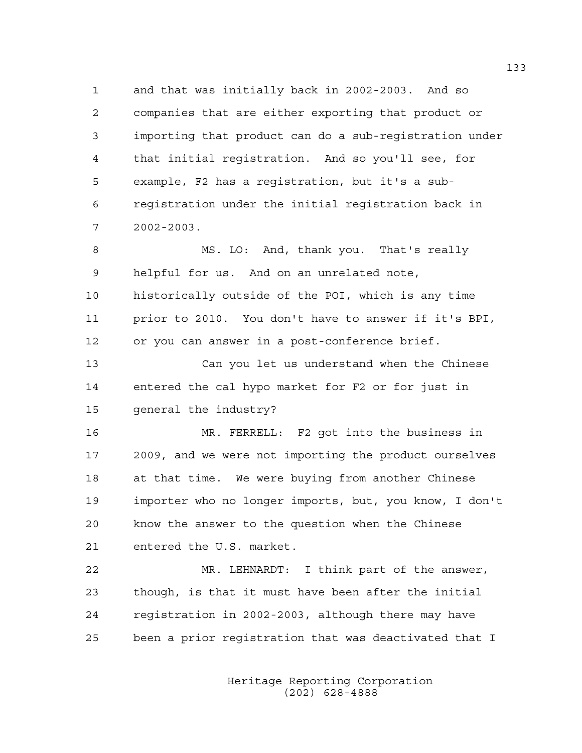and that was initially back in 2002-2003. And so companies that are either exporting that product or importing that product can do a sub-registration under that initial registration. And so you'll see, for example, F2 has a registration, but it's a sub-registration under the initial registration back in 2002-2003.

MS. LO: And, thank you. That's really helpful for us. And on an unrelated note, historically outside of the POI, which is any time prior to 2010. You don't have to answer if it's BPI, or you can answer in a post-conference brief.

Can you let us understand when the Chinese entered the cal hypo market for F2 or for just in general the industry?

MR. FERRELL: F2 got into the business in 2009, and we were not importing the product ourselves at that time. We were buying from another Chinese importer who no longer imports, but, you know, I don't know the answer to the question when the Chinese entered the U.S. market.

MR. LEHNARDT: I think part of the answer, though, is that it must have been after the initial registration in 2002-2003, although there may have been a prior registration that was deactivated that I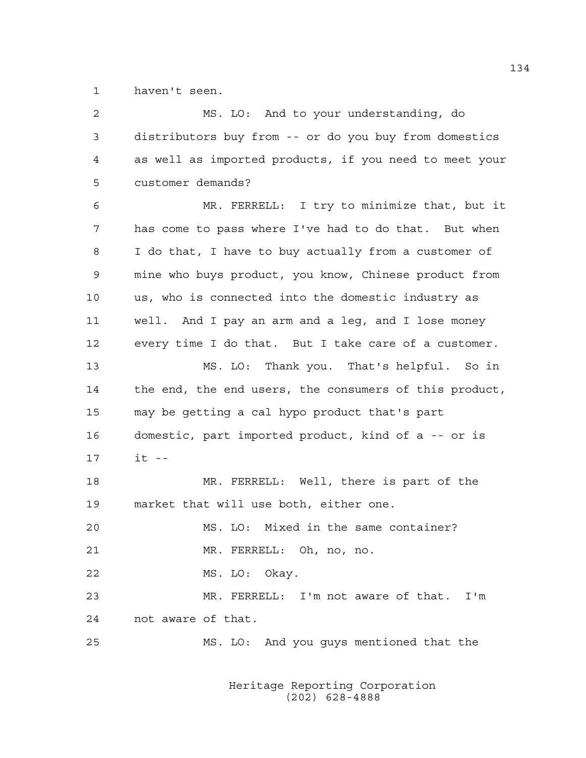haven't seen.

MS. LO: And to your understanding, do distributors buy from -- or do you buy from domestics as well as imported products, if you need to meet your customer demands?

MR. FERRELL: I try to minimize that, but it has come to pass where I've had to do that. But when I do that, I have to buy actually from a customer of mine who buys product, you know, Chinese product from us, who is connected into the domestic industry as well. And I pay an arm and a leg, and I lose money every time I do that. But I take care of a customer.

MS. LO: Thank you. That's helpful. So in the end, the end users, the consumers of this product, may be getting a cal hypo product that's part domestic, part imported product, kind of a -- or is it --

MR. FERRELL: Well, there is part of the market that will use both, either one.

MS. LO: Mixed in the same container?

MR. FERRELL: Oh, no, no.

MS. LO: Okay.

MR. FERRELL: I'm not aware of that. I'm not aware of that.

MS. LO: And you guys mentioned that the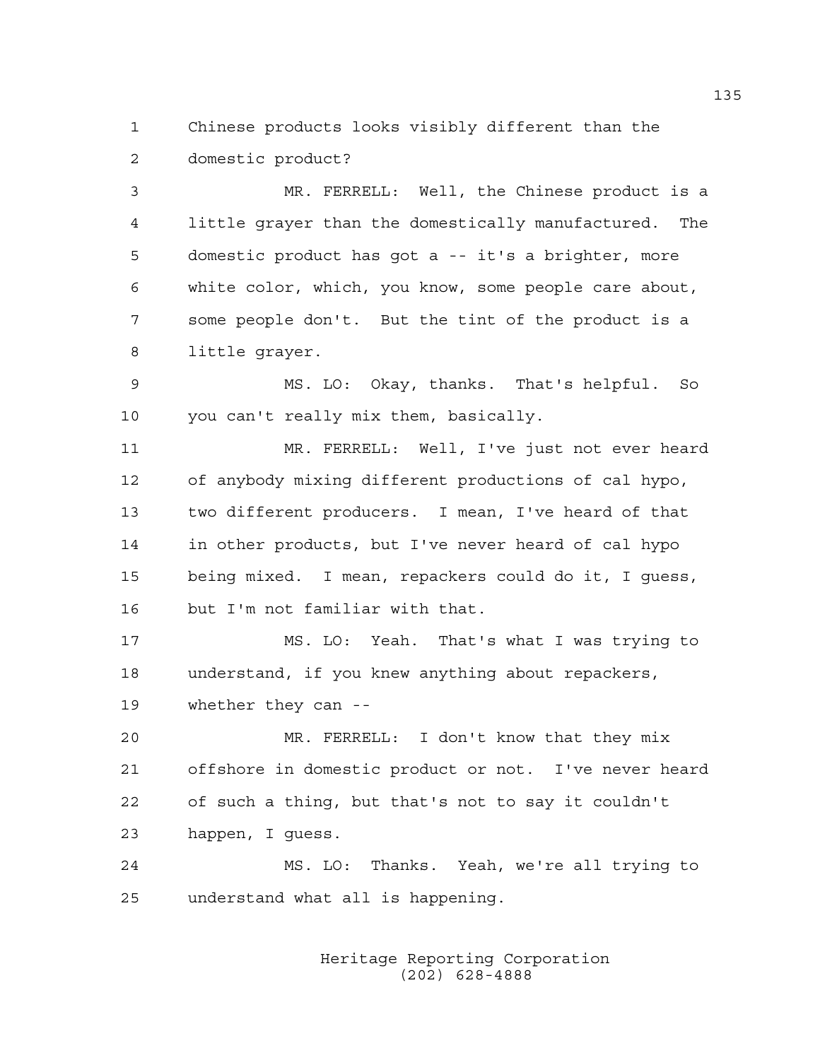Chinese products looks visibly different than the domestic product?

MR. FERRELL: Well, the Chinese product is a little grayer than the domestically manufactured. The domestic product has got a -- it's a brighter, more white color, which, you know, some people care about, some people don't. But the tint of the product is a little grayer.

MS. LO: Okay, thanks. That's helpful. So you can't really mix them, basically.

MR. FERRELL: Well, I've just not ever heard of anybody mixing different productions of cal hypo, two different producers. I mean, I've heard of that in other products, but I've never heard of cal hypo being mixed. I mean, repackers could do it, I guess, but I'm not familiar with that.

MS. LO: Yeah. That's what I was trying to understand, if you knew anything about repackers, whether they can --

MR. FERRELL: I don't know that they mix offshore in domestic product or not. I've never heard of such a thing, but that's not to say it couldn't happen, I guess.

MS. LO: Thanks. Yeah, we're all trying to understand what all is happening.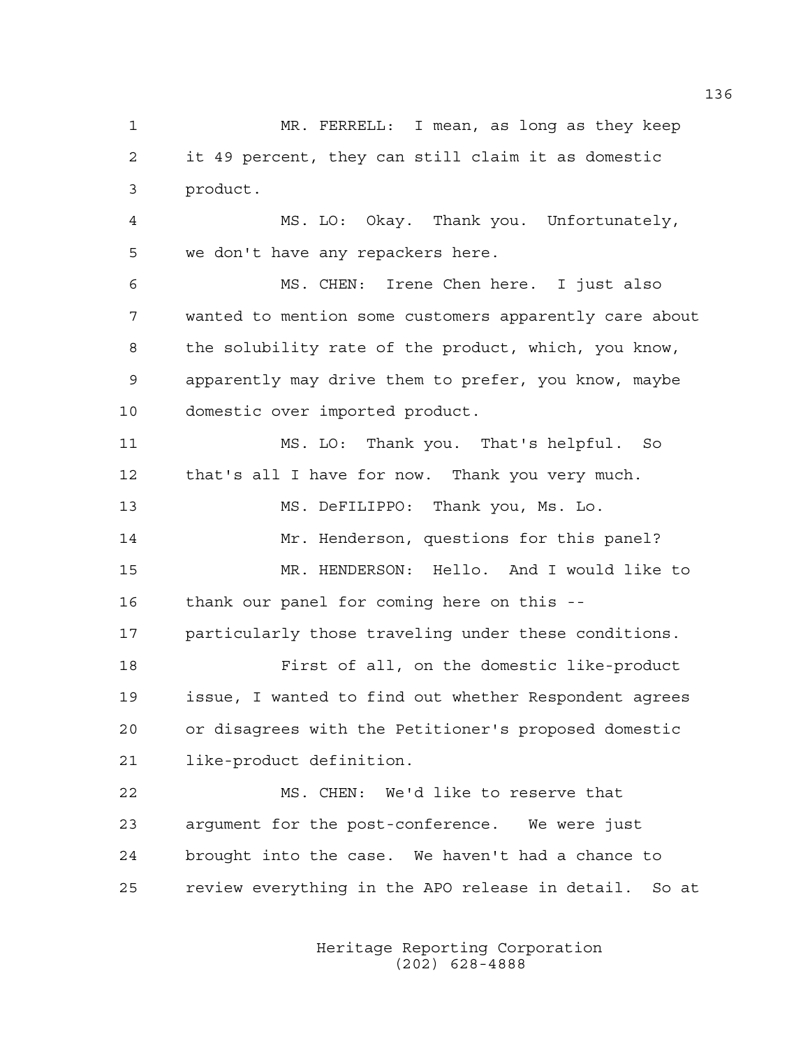MR. FERRELL: I mean, as long as they keep it 49 percent, they can still claim it as domestic product.

MS. LO: Okay. Thank you. Unfortunately, we don't have any repackers here.

MS. CHEN: Irene Chen here. I just also wanted to mention some customers apparently care about the solubility rate of the product, which, you know, apparently may drive them to prefer, you know, maybe domestic over imported product.

MS. LO: Thank you. That's helpful. So that's all I have for now. Thank you very much.

MS. DeFILIPPO: Thank you, Ms. Lo.

Mr. Henderson, questions for this panel?

MR. HENDERSON: Hello. And I would like to thank our panel for coming here on this -- particularly those traveling under these conditions.

First of all, on the domestic like-product issue, I wanted to find out whether Respondent agrees or disagrees with the Petitioner's proposed domestic like-product definition.

MS. CHEN: We'd like to reserve that argument for the post-conference. We were just brought into the case. We haven't had a chance to review everything in the APO release in detail. So at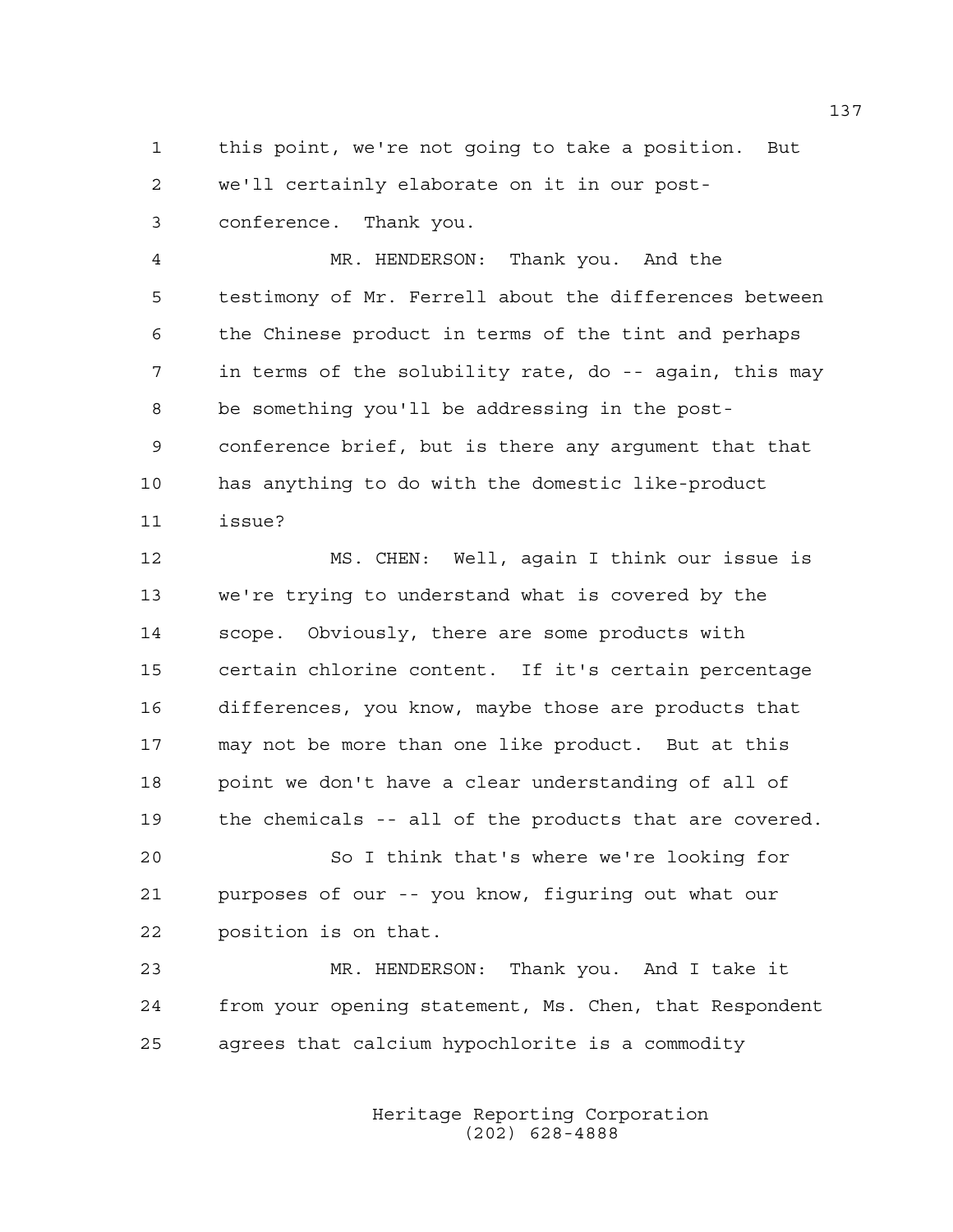this point, we're not going to take a position. But we'll certainly elaborate on it in our post-conference. Thank you.

MR. HENDERSON: Thank you. And the testimony of Mr. Ferrell about the differences between the Chinese product in terms of the tint and perhaps in terms of the solubility rate, do -- again, this may be something you'll be addressing in the post-conference brief, but is there any argument that that has anything to do with the domestic like-product issue?

MS. CHEN: Well, again I think our issue is we're trying to understand what is covered by the scope. Obviously, there are some products with certain chlorine content. If it's certain percentage differences, you know, maybe those are products that may not be more than one like product. But at this point we don't have a clear understanding of all of the chemicals -- all of the products that are covered.

So I think that's where we're looking for purposes of our -- you know, figuring out what our position is on that.

MR. HENDERSON: Thank you. And I take it from your opening statement, Ms. Chen, that Respondent agrees that calcium hypochlorite is a commodity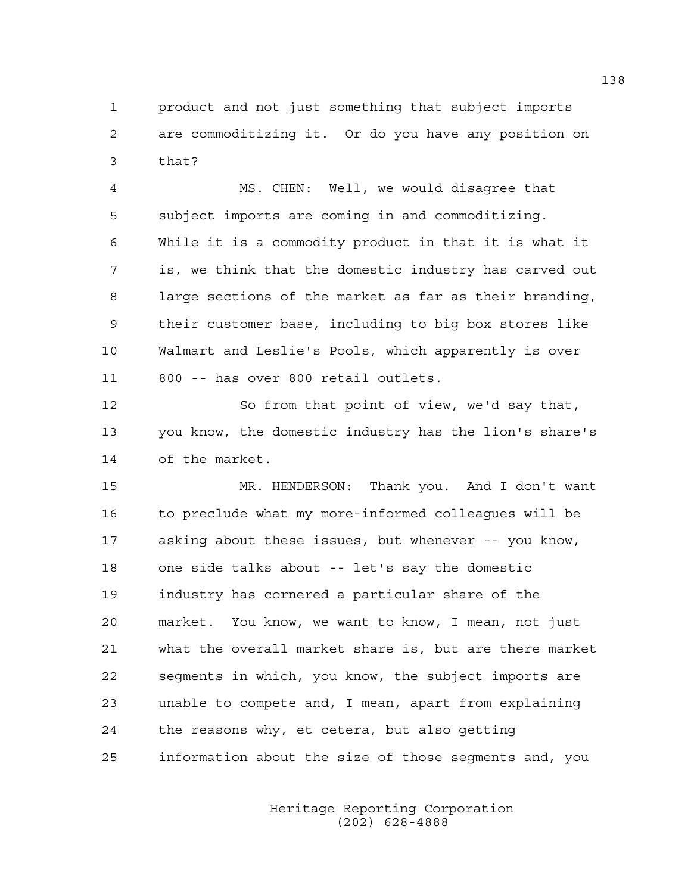product and not just something that subject imports are commoditizing it. Or do you have any position on that?

MS. CHEN: Well, we would disagree that subject imports are coming in and commoditizing. While it is a commodity product in that it is what it is, we think that the domestic industry has carved out large sections of the market as far as their branding, their customer base, including to big box stores like Walmart and Leslie's Pools, which apparently is over 800 -- has over 800 retail outlets.

So from that point of view, we'd say that, you know, the domestic industry has the lion's share's of the market.

MR. HENDERSON: Thank you. And I don't want to preclude what my more-informed colleagues will be asking about these issues, but whenever -- you know, one side talks about -- let's say the domestic industry has cornered a particular share of the market. You know, we want to know, I mean, not just what the overall market share is, but are there market segments in which, you know, the subject imports are unable to compete and, I mean, apart from explaining the reasons why, et cetera, but also getting information about the size of those segments and, you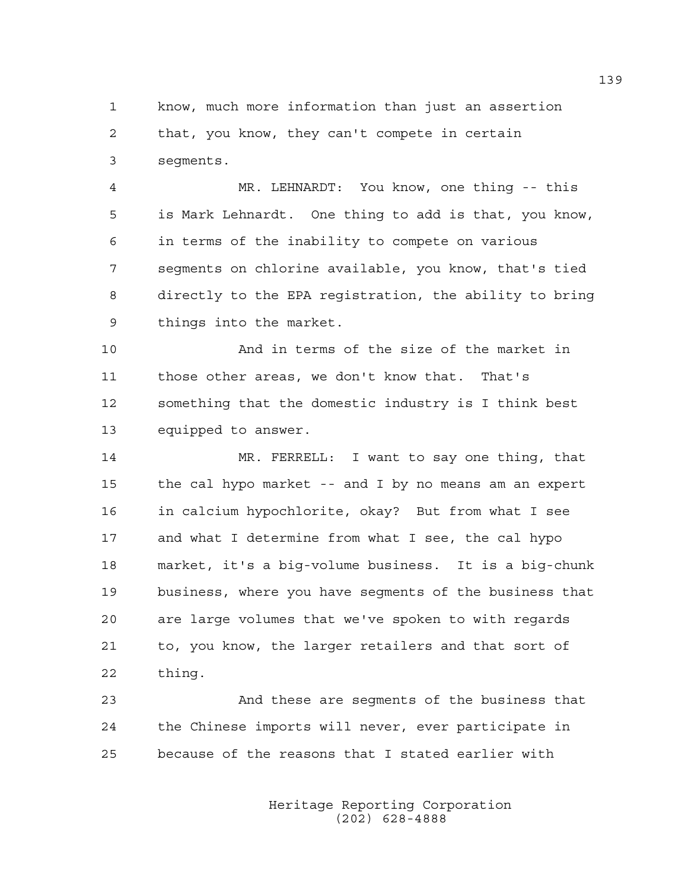know, much more information than just an assertion that, you know, they can't compete in certain segments.

MR. LEHNARDT: You know, one thing -- this is Mark Lehnardt. One thing to add is that, you know, in terms of the inability to compete on various segments on chlorine available, you know, that's tied directly to the EPA registration, the ability to bring things into the market.

And in terms of the size of the market in those other areas, we don't know that. That's something that the domestic industry is I think best equipped to answer.

MR. FERRELL: I want to say one thing, that the cal hypo market -- and I by no means am an expert in calcium hypochlorite, okay? But from what I see and what I determine from what I see, the cal hypo market, it's a big-volume business. It is a big-chunk business, where you have segments of the business that are large volumes that we've spoken to with regards to, you know, the larger retailers and that sort of thing.

And these are segments of the business that the Chinese imports will never, ever participate in because of the reasons that I stated earlier with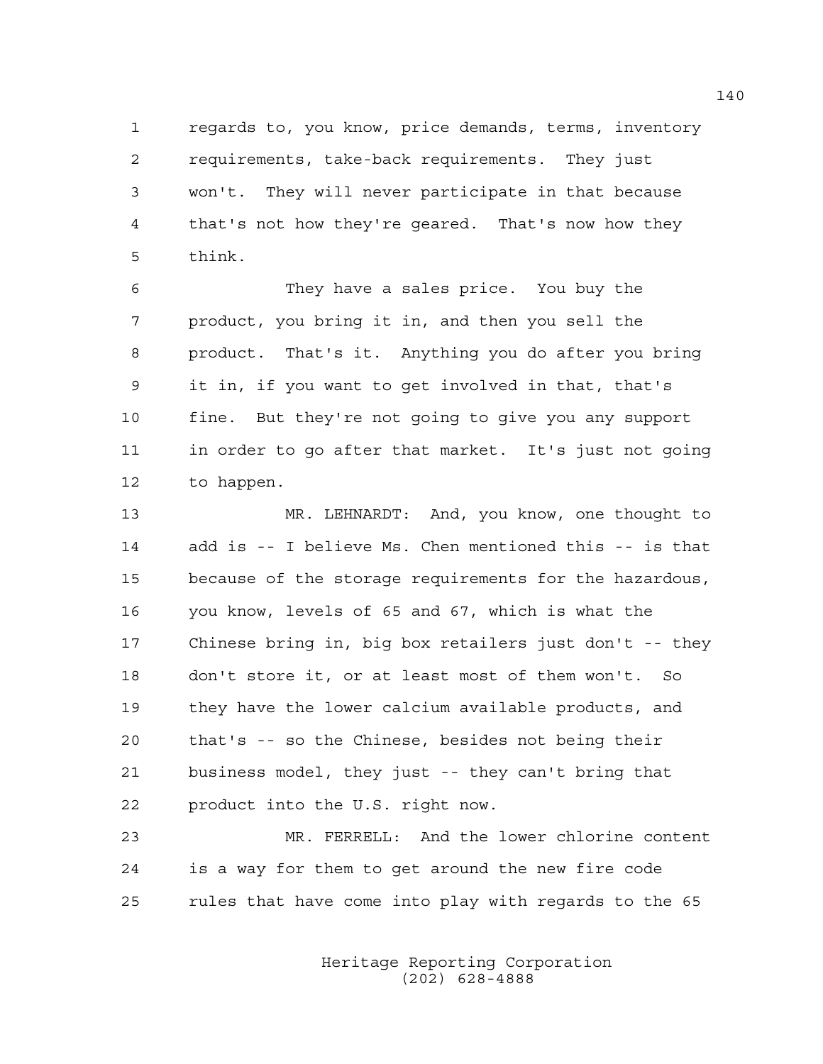regards to, you know, price demands, terms, inventory requirements, take-back requirements. They just won't. They will never participate in that because that's not how they're geared. That's now how they think.

They have a sales price. You buy the product, you bring it in, and then you sell the product. That's it. Anything you do after you bring it in, if you want to get involved in that, that's fine. But they're not going to give you any support in order to go after that market. It's just not going to happen.

MR. LEHNARDT: And, you know, one thought to add is -- I believe Ms. Chen mentioned this -- is that because of the storage requirements for the hazardous, you know, levels of 65 and 67, which is what the Chinese bring in, big box retailers just don't -- they don't store it, or at least most of them won't. So they have the lower calcium available products, and that's -- so the Chinese, besides not being their business model, they just -- they can't bring that product into the U.S. right now.

MR. FERRELL: And the lower chlorine content is a way for them to get around the new fire code rules that have come into play with regards to the 65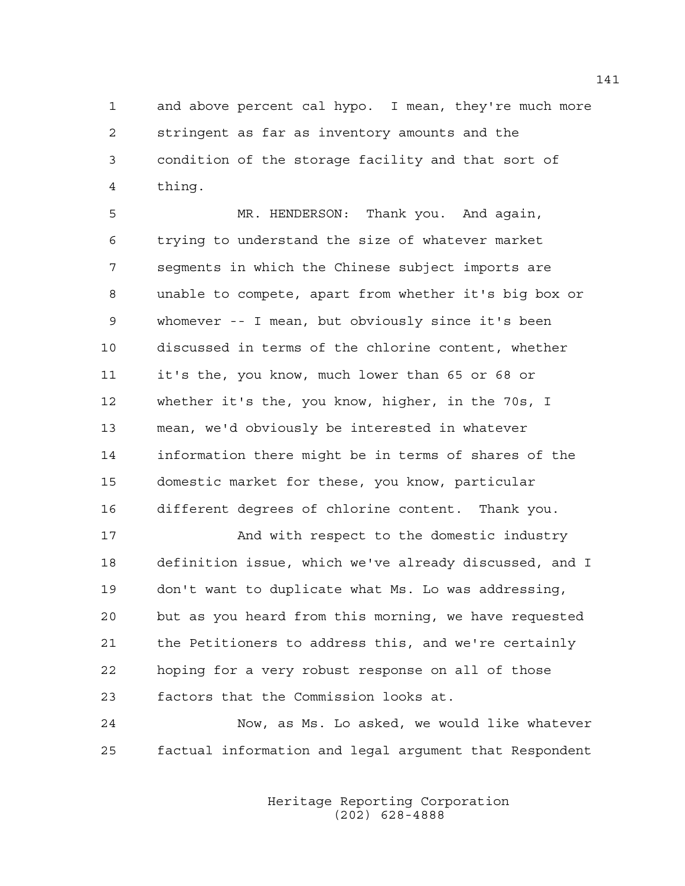and above percent cal hypo. I mean, they're much more stringent as far as inventory amounts and the condition of the storage facility and that sort of thing.

MR. HENDERSON: Thank you. And again, trying to understand the size of whatever market segments in which the Chinese subject imports are unable to compete, apart from whether it's big box or whomever -- I mean, but obviously since it's been discussed in terms of the chlorine content, whether it's the, you know, much lower than 65 or 68 or whether it's the, you know, higher, in the 70s, I mean, we'd obviously be interested in whatever information there might be in terms of shares of the domestic market for these, you know, particular different degrees of chlorine content. Thank you.

And with respect to the domestic industry definition issue, which we've already discussed, and I don't want to duplicate what Ms. Lo was addressing, but as you heard from this morning, we have requested the Petitioners to address this, and we're certainly hoping for a very robust response on all of those factors that the Commission looks at.

Now, as Ms. Lo asked, we would like whatever factual information and legal argument that Respondent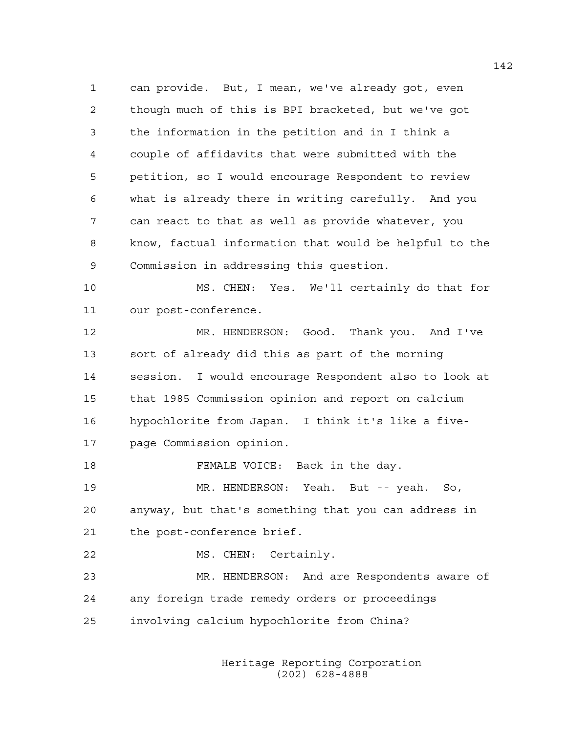can provide. But, I mean, we've already got, even though much of this is BPI bracketed, but we've got the information in the petition and in I think a couple of affidavits that were submitted with the petition, so I would encourage Respondent to review what is already there in writing carefully. And you can react to that as well as provide whatever, you know, factual information that would be helpful to the Commission in addressing this question.

MS. CHEN: Yes. We'll certainly do that for our post-conference.

MR. HENDERSON: Good. Thank you. And I've sort of already did this as part of the morning session. I would encourage Respondent also to look at that 1985 Commission opinion and report on calcium hypochlorite from Japan. I think it's like a five-page Commission opinion.

FEMALE VOICE: Back in the day.

MR. HENDERSON: Yeah. But -- yeah. So, anyway, but that's something that you can address in the post-conference brief.

MS. CHEN: Certainly.

MR. HENDERSON: And are Respondents aware of any foreign trade remedy orders or proceedings involving calcium hypochlorite from China?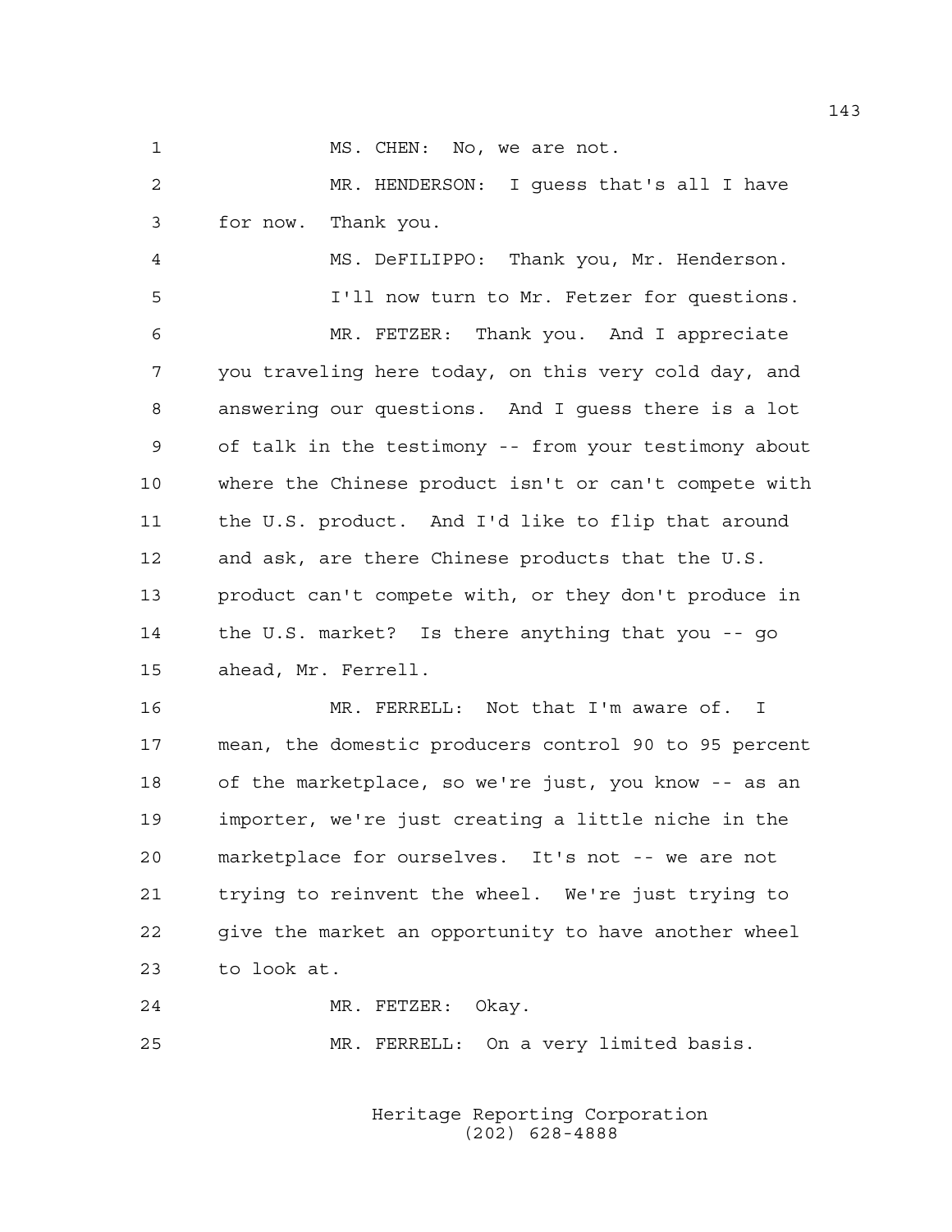MS. CHEN: No, we are not.

MR. HENDERSON: I guess that's all I have for now. Thank you.

MS. DeFILIPPO: Thank you, Mr. Henderson.

I'll now turn to Mr. Fetzer for questions.

MR. FETZER: Thank you. And I appreciate you traveling here today, on this very cold day, and answering our questions. And I guess there is a lot of talk in the testimony -- from your testimony about where the Chinese product isn't or can't compete with the U.S. product. And I'd like to flip that around and ask, are there Chinese products that the U.S. product can't compete with, or they don't produce in the U.S. market? Is there anything that you -- go ahead, Mr. Ferrell.

MR. FERRELL: Not that I'm aware of. I mean, the domestic producers control 90 to 95 percent of the marketplace, so we're just, you know -- as an importer, we're just creating a little niche in the marketplace for ourselves. It's not -- we are not trying to reinvent the wheel. We're just trying to give the market an opportunity to have another wheel to look at.

MR. FETZER: Okay.

MR. FERRELL: On a very limited basis.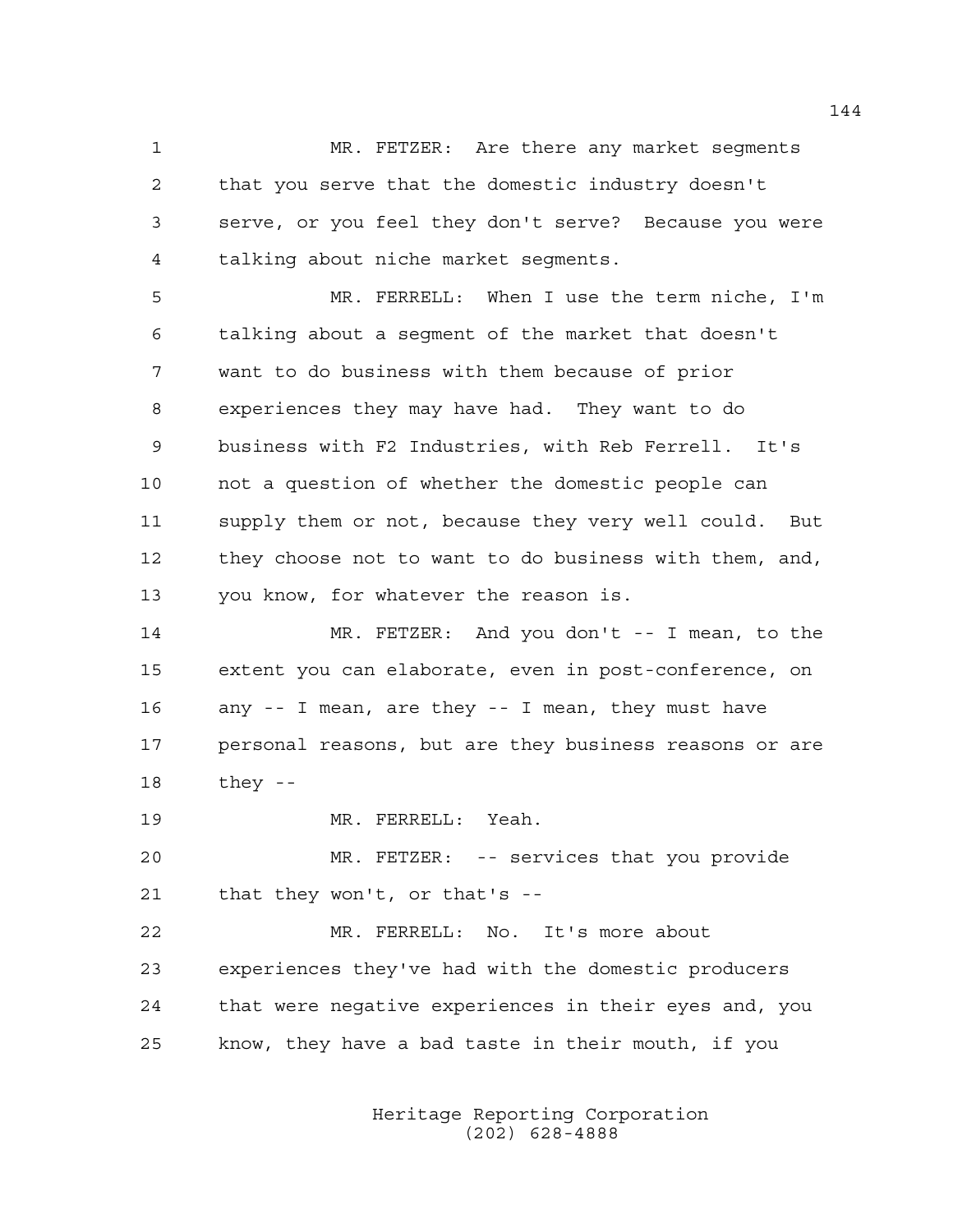MR. FETZER: Are there any market segments that you serve that the domestic industry doesn't serve, or you feel they don't serve? Because you were talking about niche market segments.

MR. FERRELL: When I use the term niche, I'm talking about a segment of the market that doesn't want to do business with them because of prior experiences they may have had. They want to do business with F2 Industries, with Reb Ferrell. It's not a question of whether the domestic people can supply them or not, because they very well could. But they choose not to want to do business with them, and, you know, for whatever the reason is.

MR. FETZER: And you don't -- I mean, to the extent you can elaborate, even in post-conference, on any -- I mean, are they -- I mean, they must have personal reasons, but are they business reasons or are they --

MR. FERRELL: Yeah.

MR. FETZER: -- services that you provide that they won't, or that's --

MR. FERRELL: No. It's more about experiences they've had with the domestic producers that were negative experiences in their eyes and, you know, they have a bad taste in their mouth, if you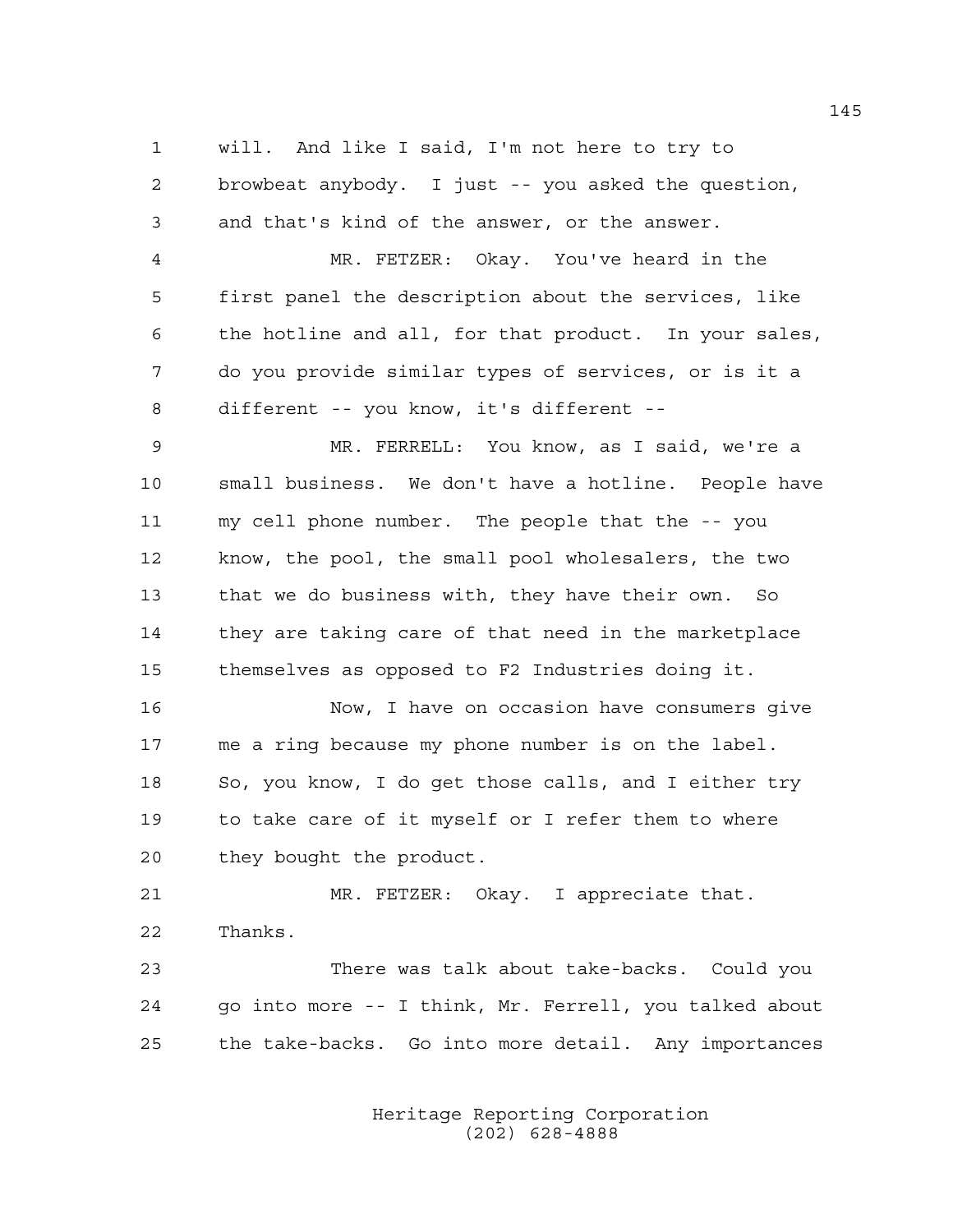will. And like I said, I'm not here to try to browbeat anybody. I just -- you asked the question, and that's kind of the answer, or the answer.

MR. FETZER: Okay. You've heard in the first panel the description about the services, like the hotline and all, for that product. In your sales, do you provide similar types of services, or is it a different -- you know, it's different --

MR. FERRELL: You know, as I said, we're a small business. We don't have a hotline. People have my cell phone number. The people that the -- you know, the pool, the small pool wholesalers, the two that we do business with, they have their own. So they are taking care of that need in the marketplace themselves as opposed to F2 Industries doing it.

Now, I have on occasion have consumers give me a ring because my phone number is on the label. So, you know, I do get those calls, and I either try to take care of it myself or I refer them to where they bought the product.

MR. FETZER: Okay. I appreciate that. Thanks.

There was talk about take-backs. Could you go into more -- I think, Mr. Ferrell, you talked about the take-backs. Go into more detail. Any importances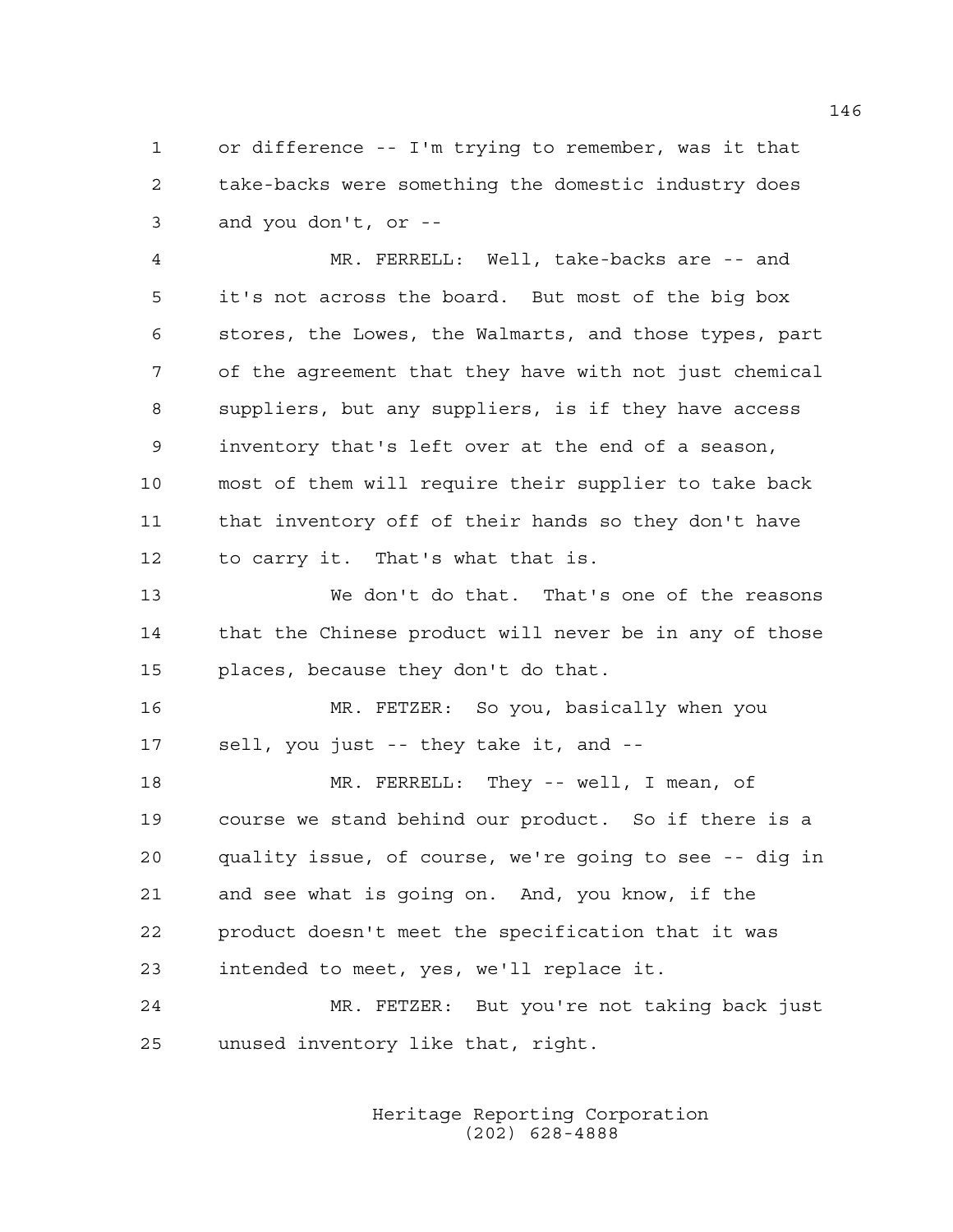or difference -- I'm trying to remember, was it that take-backs were something the domestic industry does and you don't, or --

MR. FERRELL: Well, take-backs are -- and it's not across the board. But most of the big box stores, the Lowes, the Walmarts, and those types, part of the agreement that they have with not just chemical suppliers, but any suppliers, is if they have access inventory that's left over at the end of a season, most of them will require their supplier to take back that inventory off of their hands so they don't have to carry it. That's what that is.

We don't do that. That's one of the reasons that the Chinese product will never be in any of those places, because they don't do that.

MR. FETZER: So you, basically when you sell, you just -- they take it, and --

MR. FERRELL: They -- well, I mean, of course we stand behind our product. So if there is a quality issue, of course, we're going to see -- dig in and see what is going on. And, you know, if the product doesn't meet the specification that it was intended to meet, yes, we'll replace it.

MR. FETZER: But you're not taking back just unused inventory like that, right.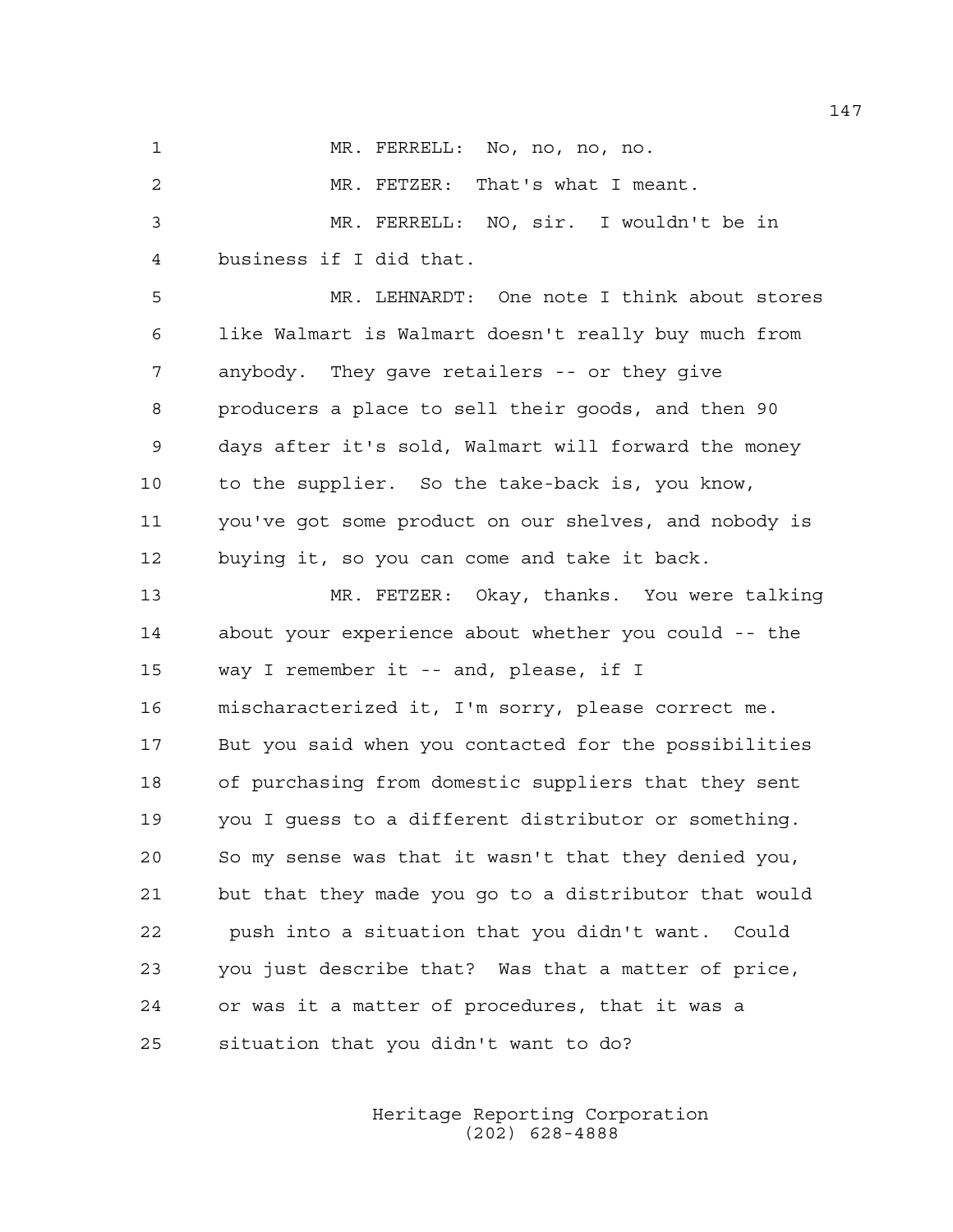MR. FERRELL: No, no, no, no.

MR. FETZER: That's what I meant.

MR. FERRELL: NO, sir. I wouldn't be in business if I did that.

MR. LEHNARDT: One note I think about stores like Walmart is Walmart doesn't really buy much from anybody. They gave retailers -- or they give producers a place to sell their goods, and then 90 days after it's sold, Walmart will forward the money to the supplier. So the take-back is, you know, you've got some product on our shelves, and nobody is buying it, so you can come and take it back.

MR. FETZER: Okay, thanks. You were talking about your experience about whether you could -- the way I remember it -- and, please, if I mischaracterized it, I'm sorry, please correct me. But you said when you contacted for the possibilities of purchasing from domestic suppliers that they sent you I guess to a different distributor or something. So my sense was that it wasn't that they denied you, but that they made you go to a distributor that would push into a situation that you didn't want. Could you just describe that? Was that a matter of price, or was it a matter of procedures, that it was a situation that you didn't want to do?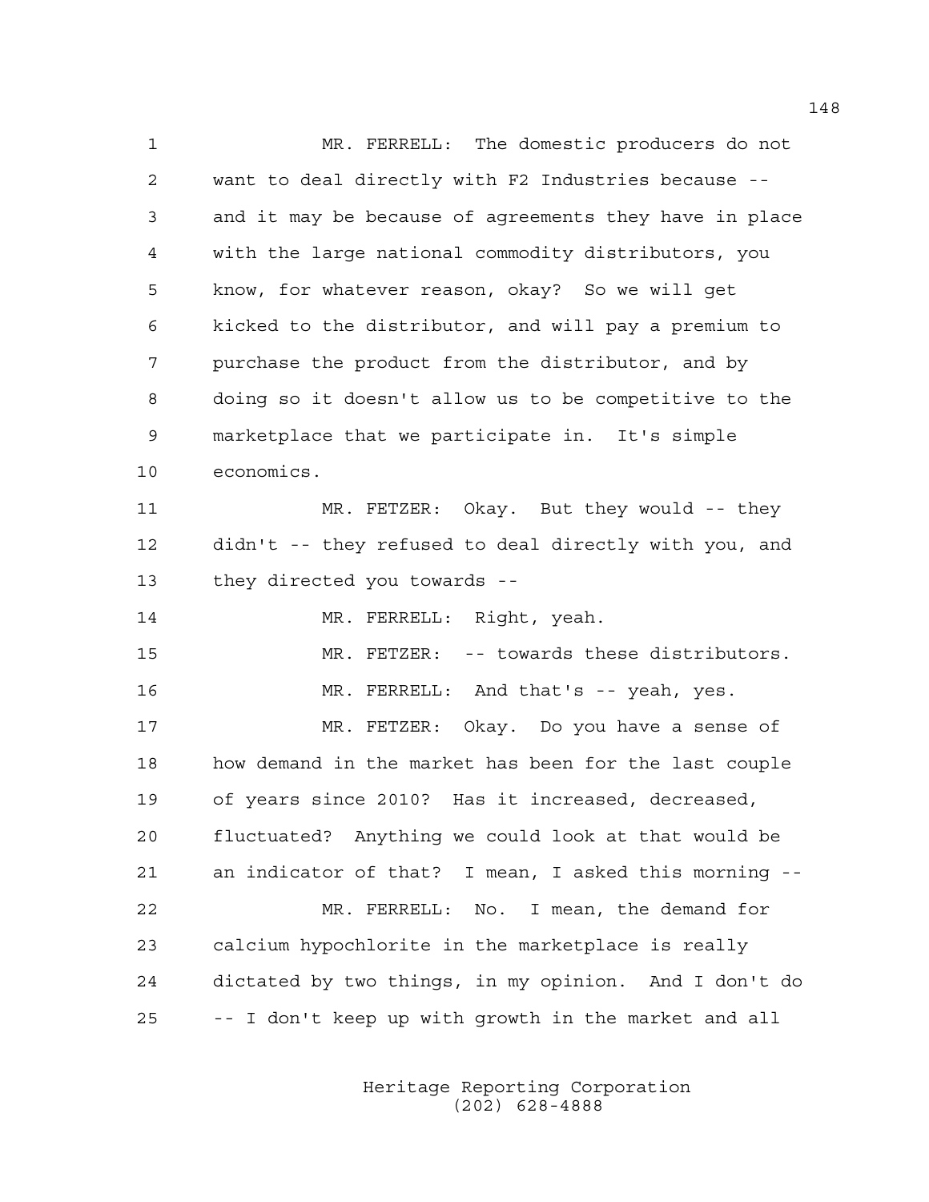MR. FERRELL: The domestic producers do not want to deal directly with F2 Industries because -- and it may be because of agreements they have in place with the large national commodity distributors, you know, for whatever reason, okay? So we will get kicked to the distributor, and will pay a premium to purchase the product from the distributor, and by doing so it doesn't allow us to be competitive to the marketplace that we participate in. It's simple economics.

MR. FETZER: Okay. But they would -- they didn't -- they refused to deal directly with you, and they directed you towards --

MR. FERRELL: Right, yeah.

MR. FETZER: -- towards these distributors.

MR. FERRELL: And that's -- yeah, yes.

MR. FETZER: Okay. Do you have a sense of how demand in the market has been for the last couple of years since 2010? Has it increased, decreased, fluctuated? Anything we could look at that would be an indicator of that? I mean, I asked this morning --

MR. FERRELL: No. I mean, the demand for calcium hypochlorite in the marketplace is really dictated by two things, in my opinion. And I don't do -- I don't keep up with growth in the market and all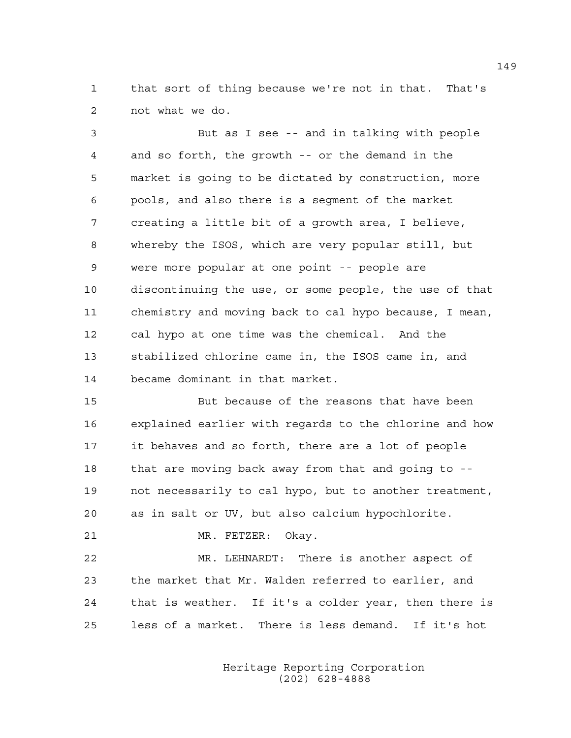that sort of thing because we're not in that. That's not what we do.

But as I see -- and in talking with people and so forth, the growth -- or the demand in the market is going to be dictated by construction, more pools, and also there is a segment of the market creating a little bit of a growth area, I believe, whereby the ISOS, which are very popular still, but were more popular at one point -- people are discontinuing the use, or some people, the use of that chemistry and moving back to cal hypo because, I mean, cal hypo at one time was the chemical. And the stabilized chlorine came in, the ISOS came in, and became dominant in that market.

But because of the reasons that have been explained earlier with regards to the chlorine and how it behaves and so forth, there are a lot of people that are moving back away from that and going to -- not necessarily to cal hypo, but to another treatment, as in salt or UV, but also calcium hypochlorite.

MR. FETZER: Okay.

MR. LEHNARDT: There is another aspect of the market that Mr. Walden referred to earlier, and that is weather. If it's a colder year, then there is less of a market. There is less demand. If it's hot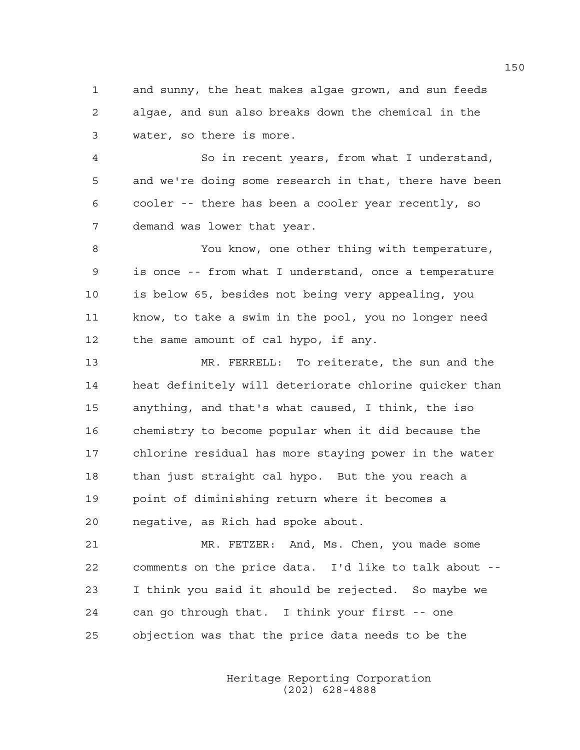and sunny, the heat makes algae grown, and sun feeds algae, and sun also breaks down the chemical in the water, so there is more.

So in recent years, from what I understand, and we're doing some research in that, there have been cooler -- there has been a cooler year recently, so demand was lower that year.

You know, one other thing with temperature, is once -- from what I understand, once a temperature is below 65, besides not being very appealing, you know, to take a swim in the pool, you no longer need the same amount of cal hypo, if any.

MR. FERRELL: To reiterate, the sun and the heat definitely will deteriorate chlorine quicker than anything, and that's what caused, I think, the iso chemistry to become popular when it did because the chlorine residual has more staying power in the water than just straight cal hypo. But the you reach a point of diminishing return where it becomes a negative, as Rich had spoke about.

MR. FETZER: And, Ms. Chen, you made some comments on the price data. I'd like to talk about -- I think you said it should be rejected. So maybe we can go through that. I think your first -- one objection was that the price data needs to be the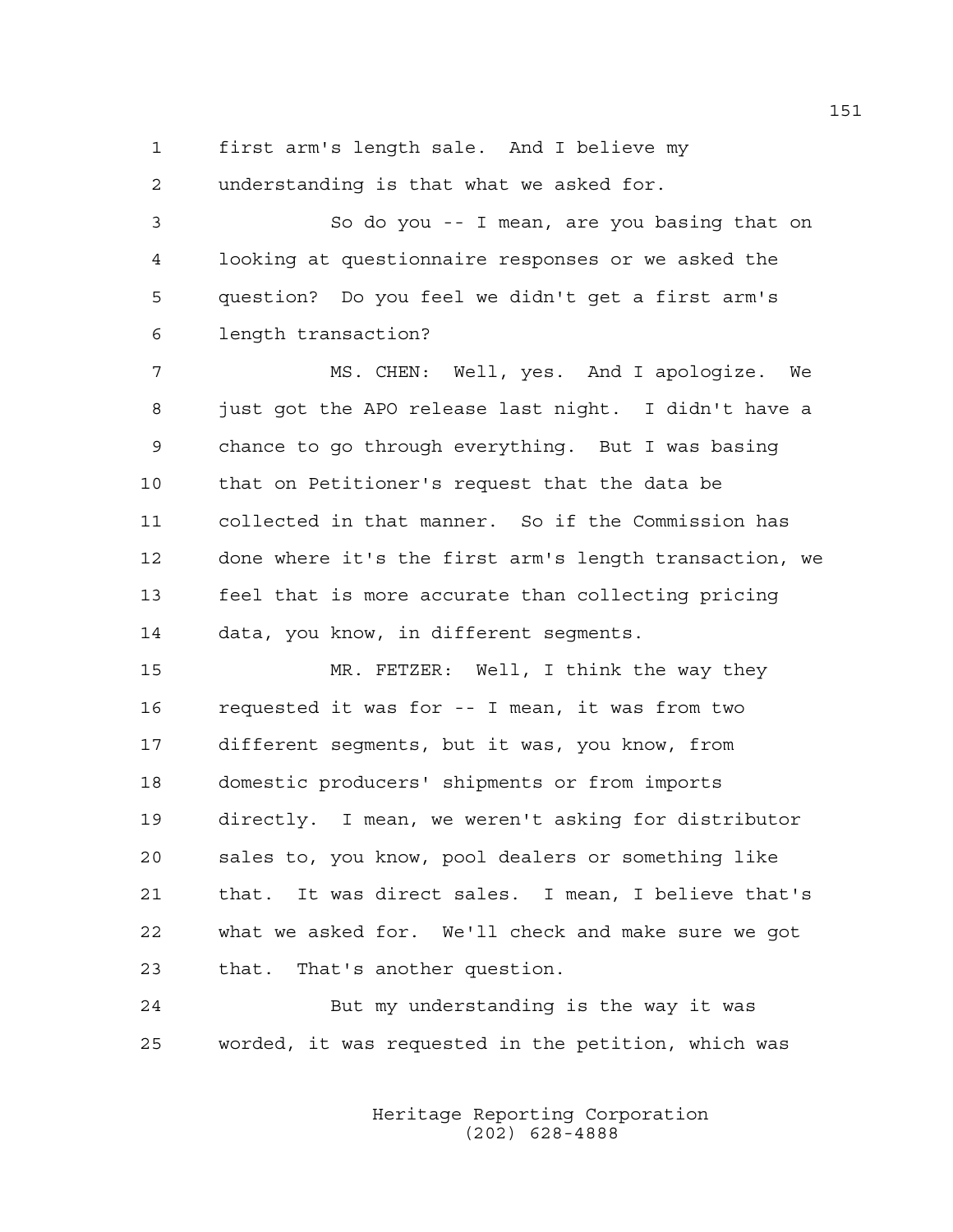first arm's length sale. And I believe my understanding is that what we asked for.

So do you -- I mean, are you basing that on looking at questionnaire responses or we asked the question? Do you feel we didn't get a first arm's length transaction?

MS. CHEN: Well, yes. And I apologize. We just got the APO release last night. I didn't have a chance to go through everything. But I was basing that on Petitioner's request that the data be collected in that manner. So if the Commission has done where it's the first arm's length transaction, we feel that is more accurate than collecting pricing data, you know, in different segments.

MR. FETZER: Well, I think the way they requested it was for -- I mean, it was from two different segments, but it was, you know, from domestic producers' shipments or from imports directly. I mean, we weren't asking for distributor sales to, you know, pool dealers or something like that. It was direct sales. I mean, I believe that's what we asked for. We'll check and make sure we got that. That's another question.

But my understanding is the way it was worded, it was requested in the petition, which was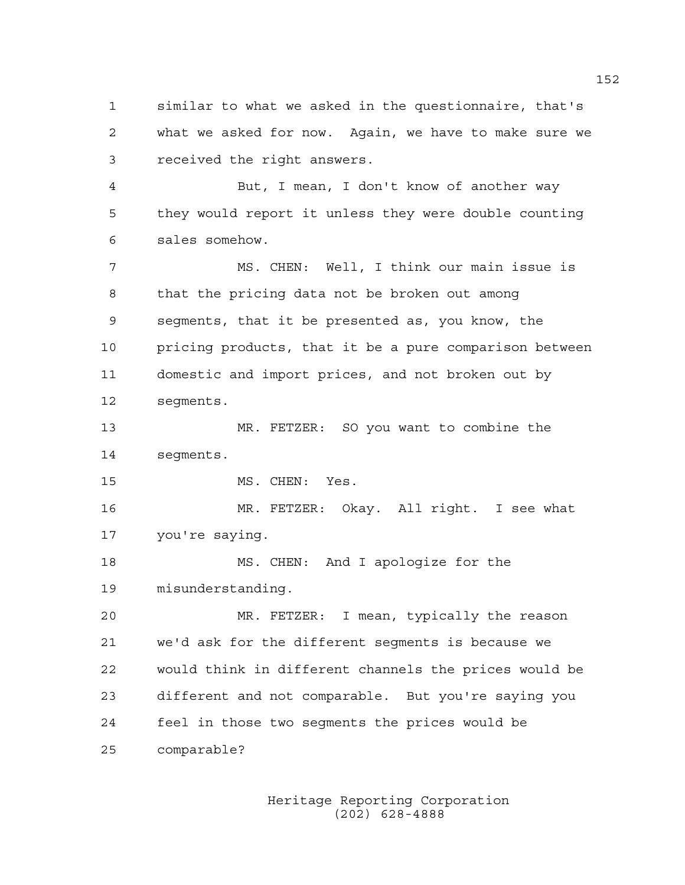similar to what we asked in the questionnaire, that's what we asked for now. Again, we have to make sure we received the right answers.

But, I mean, I don't know of another way they would report it unless they were double counting sales somehow.

MS. CHEN: Well, I think our main issue is that the pricing data not be broken out among segments, that it be presented as, you know, the pricing products, that it be a pure comparison between domestic and import prices, and not broken out by segments.

MR. FETZER: SO you want to combine the segments.

MS. CHEN: Yes.

MR. FETZER: Okay. All right. I see what you're saying.

MS. CHEN: And I apologize for the misunderstanding.

MR. FETZER: I mean, typically the reason we'd ask for the different segments is because we would think in different channels the prices would be different and not comparable. But you're saying you feel in those two segments the prices would be comparable?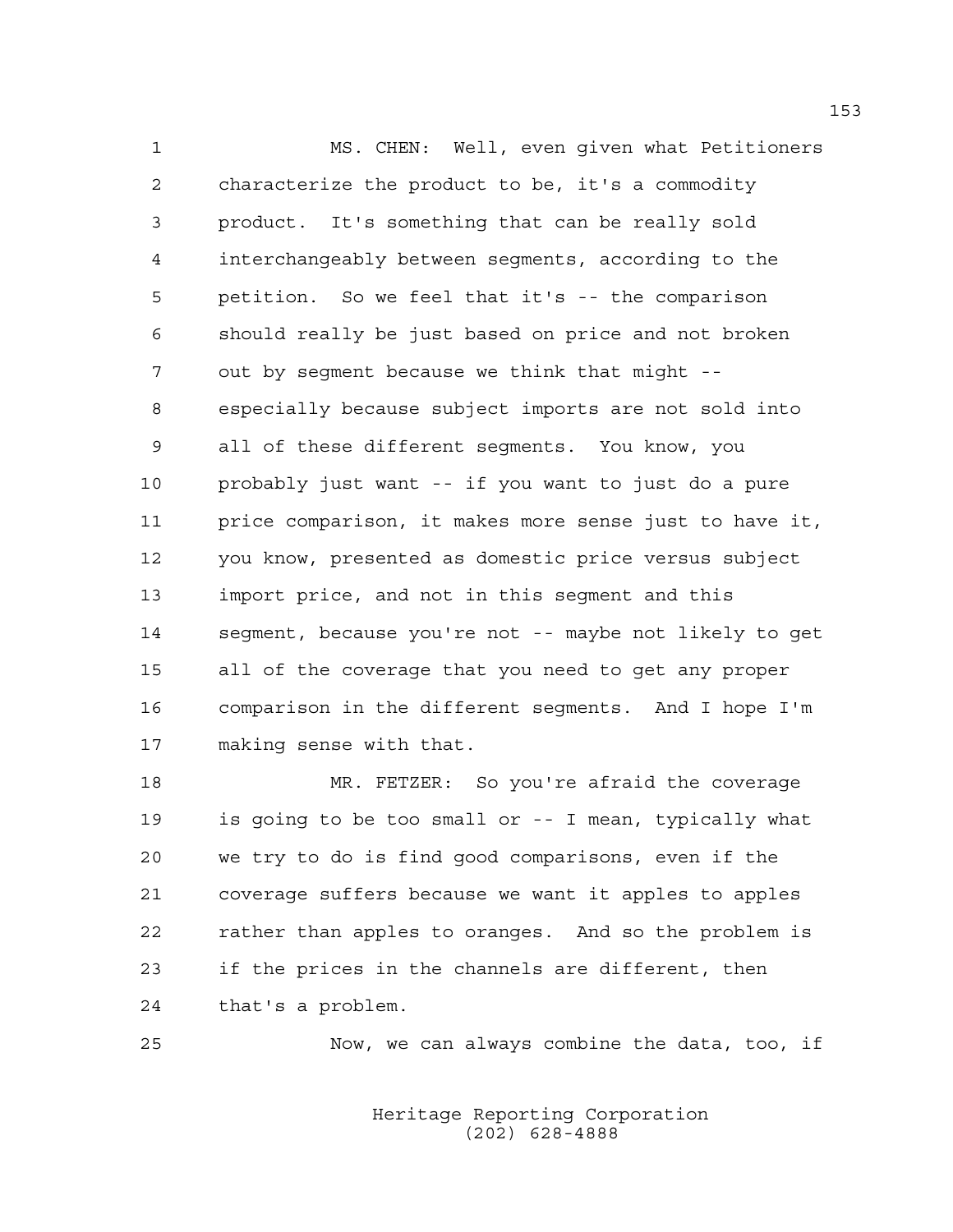MS. CHEN: Well, even given what Petitioners characterize the product to be, it's a commodity product. It's something that can be really sold interchangeably between segments, according to the petition. So we feel that it's -- the comparison should really be just based on price and not broken out by segment because we think that might -- especially because subject imports are not sold into all of these different segments. You know, you probably just want -- if you want to just do a pure price comparison, it makes more sense just to have it, you know, presented as domestic price versus subject import price, and not in this segment and this segment, because you're not -- maybe not likely to get all of the coverage that you need to get any proper comparison in the different segments. And I hope I'm making sense with that.

MR. FETZER: So you're afraid the coverage is going to be too small or -- I mean, typically what we try to do is find good comparisons, even if the coverage suffers because we want it apples to apples rather than apples to oranges. And so the problem is if the prices in the channels are different, then that's a problem.

Now, we can always combine the data, too, if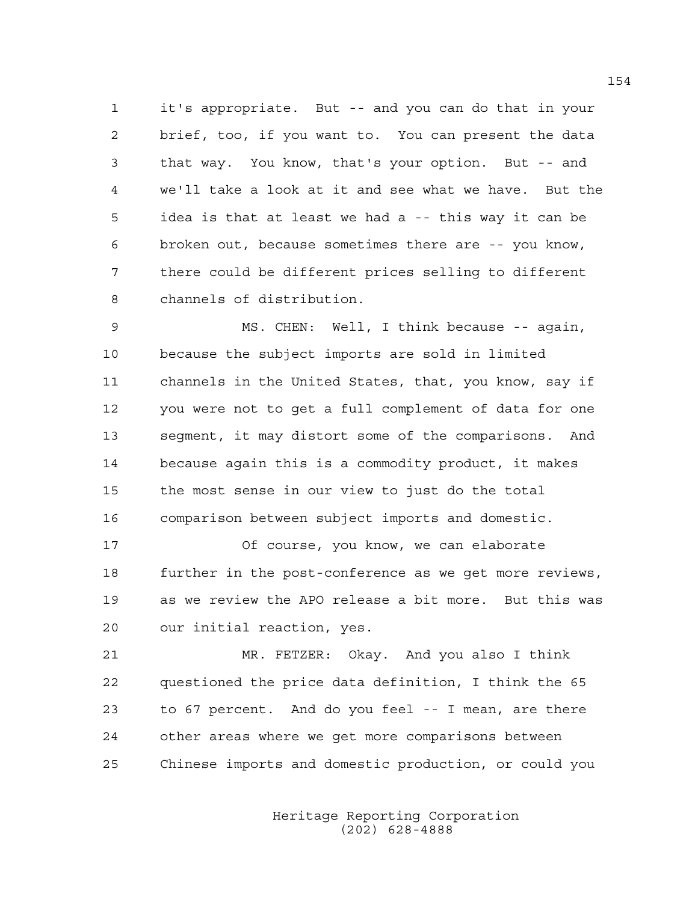it's appropriate. But -- and you can do that in your brief, too, if you want to. You can present the data that way. You know, that's your option. But -- and we'll take a look at it and see what we have. But the idea is that at least we had a -- this way it can be broken out, because sometimes there are -- you know, there could be different prices selling to different channels of distribution.

MS. CHEN: Well, I think because -- again, because the subject imports are sold in limited channels in the United States, that, you know, say if you were not to get a full complement of data for one segment, it may distort some of the comparisons. And because again this is a commodity product, it makes the most sense in our view to just do the total comparison between subject imports and domestic.

Of course, you know, we can elaborate further in the post-conference as we get more reviews, as we review the APO release a bit more. But this was our initial reaction, yes.

MR. FETZER: Okay. And you also I think questioned the price data definition, I think the 65 to 67 percent. And do you feel -- I mean, are there other areas where we get more comparisons between Chinese imports and domestic production, or could you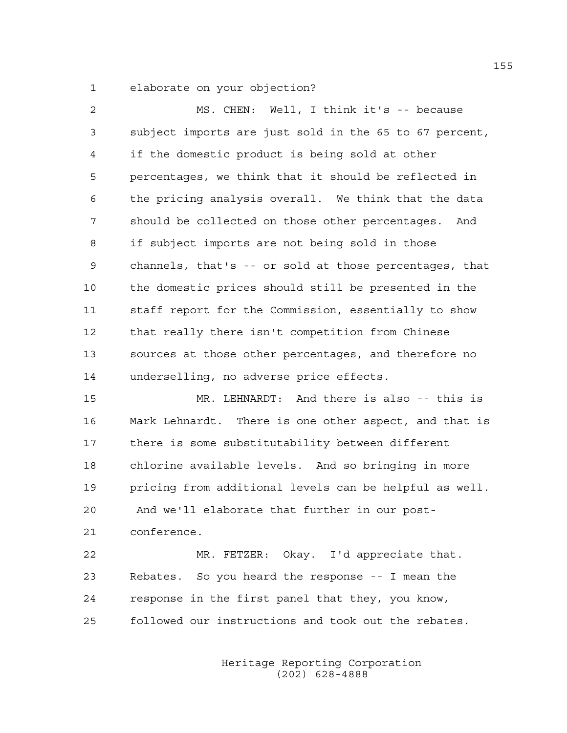elaborate on your objection?

MS. CHEN: Well, I think it's -- because subject imports are just sold in the 65 to 67 percent, if the domestic product is being sold at other percentages, we think that it should be reflected in the pricing analysis overall. We think that the data should be collected on those other percentages. And if subject imports are not being sold in those channels, that's -- or sold at those percentages, that the domestic prices should still be presented in the staff report for the Commission, essentially to show that really there isn't competition from Chinese sources at those other percentages, and therefore no underselling, no adverse price effects.

MR. LEHNARDT: And there is also -- this is Mark Lehnardt. There is one other aspect, and that is there is some substitutability between different chlorine available levels. And so bringing in more pricing from additional levels can be helpful as well. And we'll elaborate that further in our post-conference.

MR. FETZER: Okay. I'd appreciate that. Rebates. So you heard the response -- I mean the response in the first panel that they, you know, followed our instructions and took out the rebates.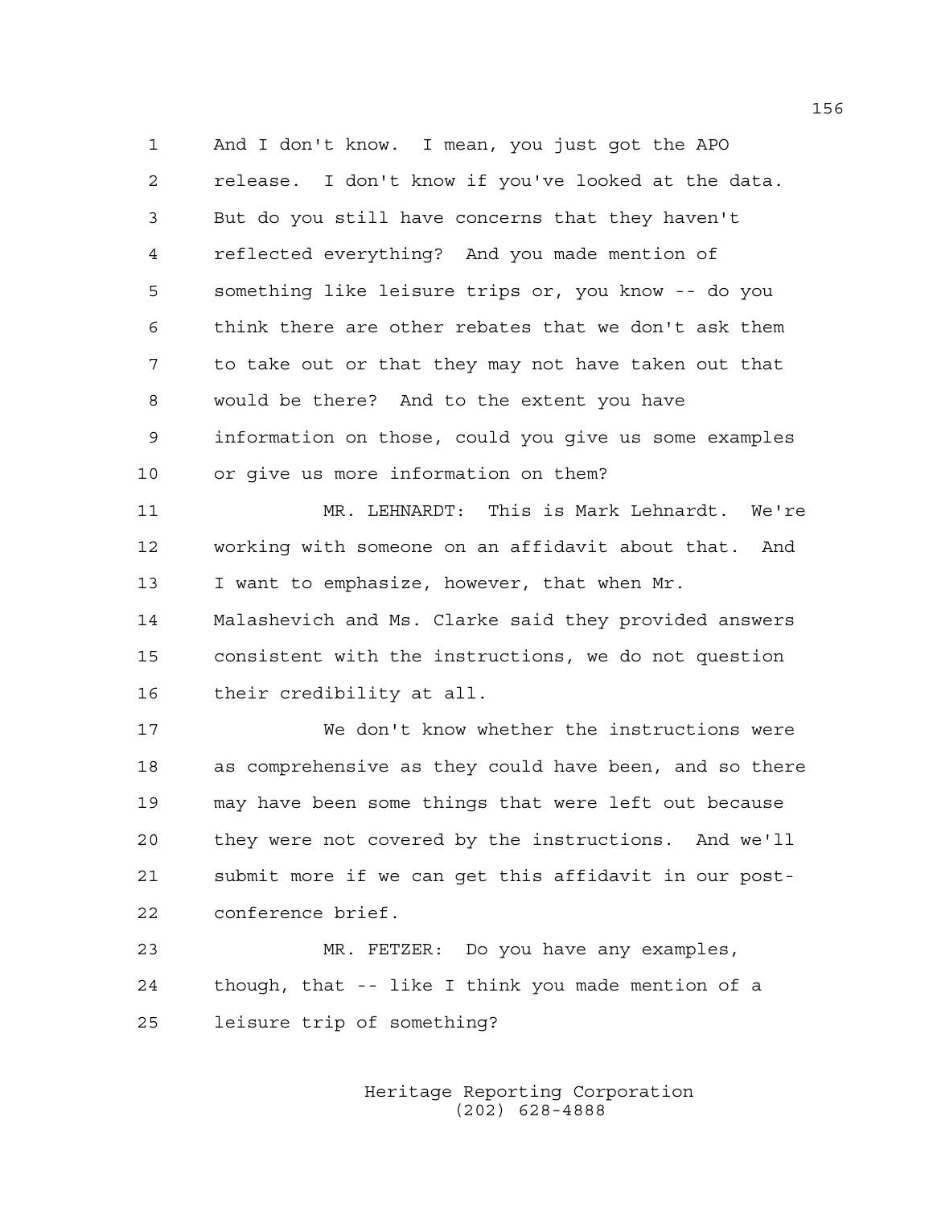And I don't know. I mean, you just got the APO release. I don't know if you've looked at the data. But do you still have concerns that they haven't reflected everything? And you made mention of something like leisure trips or, you know -- do you think there are other rebates that we don't ask them to take out or that they may not have taken out that would be there? And to the extent you have information on those, could you give us some examples or give us more information on them?

MR. LEHNARDT: This is Mark Lehnardt. We're working with someone on an affidavit about that. And I want to emphasize, however, that when Mr. Malashevich and Ms. Clarke said they provided answers consistent with the instructions, we do not question their credibility at all.

We don't know whether the instructions were as comprehensive as they could have been, and so there may have been some things that were left out because they were not covered by the instructions. And we'll submit more if we can get this affidavit in our post-conference brief.

MR. FETZER: Do you have any examples, though, that -- like I think you made mention of a leisure trip of something?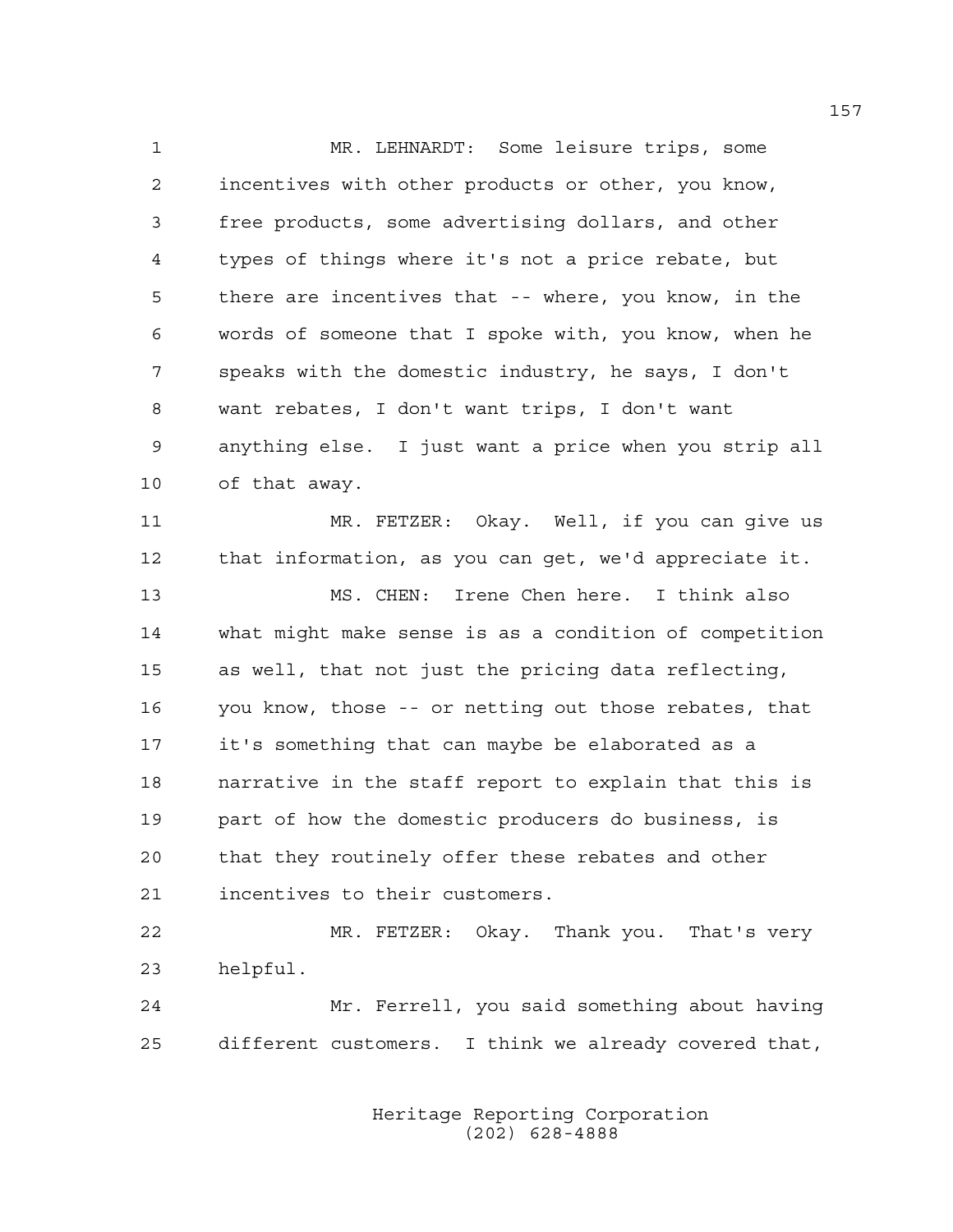MR. LEHNARDT: Some leisure trips, some incentives with other products or other, you know, free products, some advertising dollars, and other types of things where it's not a price rebate, but there are incentives that -- where, you know, in the words of someone that I spoke with, you know, when he speaks with the domestic industry, he says, I don't want rebates, I don't want trips, I don't want anything else. I just want a price when you strip all of that away.

MR. FETZER: Okay. Well, if you can give us that information, as you can get, we'd appreciate it.

MS. CHEN: Irene Chen here. I think also what might make sense is as a condition of competition as well, that not just the pricing data reflecting, you know, those -- or netting out those rebates, that it's something that can maybe be elaborated as a narrative in the staff report to explain that this is part of how the domestic producers do business, is that they routinely offer these rebates and other incentives to their customers.

MR. FETZER: Okay. Thank you. That's very helpful.

Mr. Ferrell, you said something about having different customers. I think we already covered that,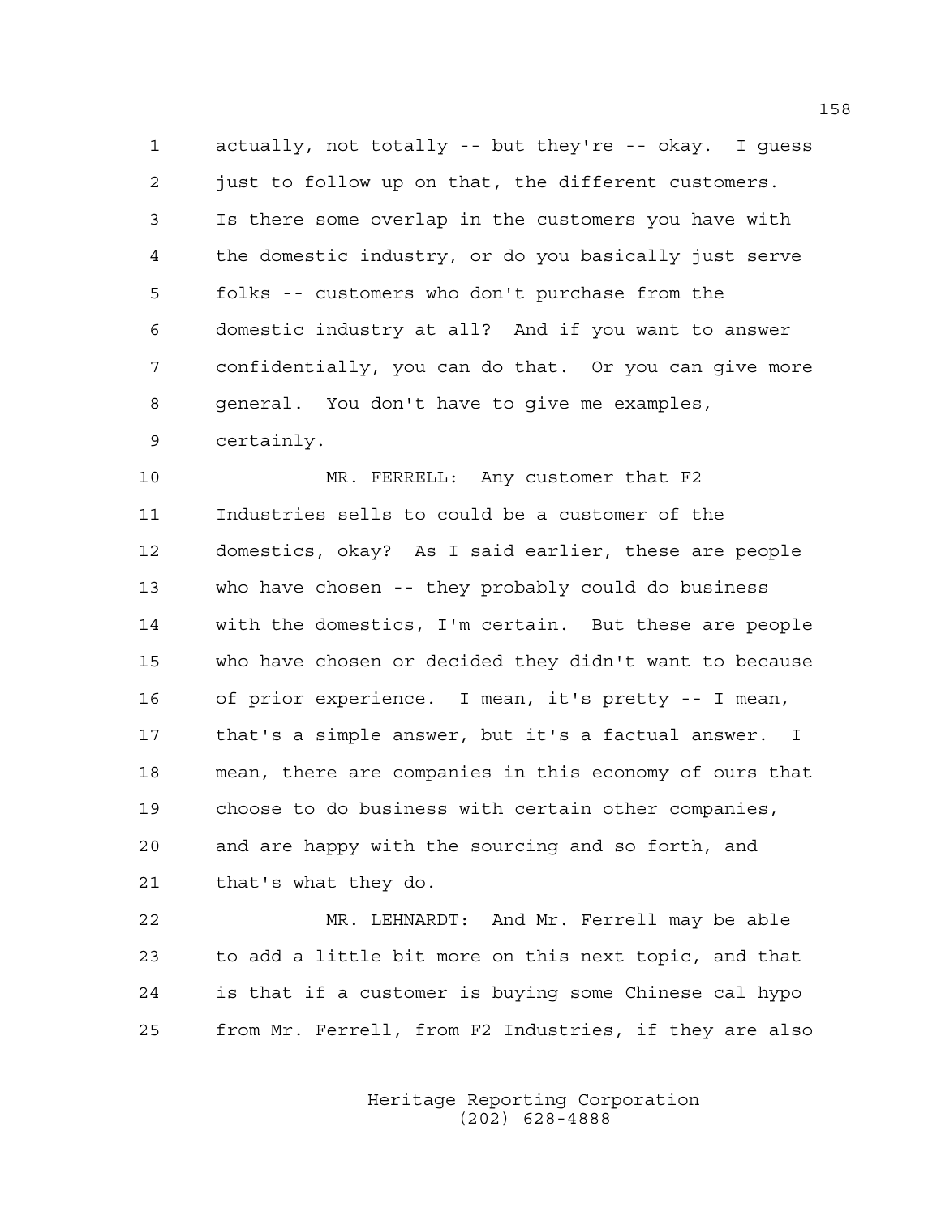actually, not totally -- but they're -- okay. I guess just to follow up on that, the different customers. Is there some overlap in the customers you have with the domestic industry, or do you basically just serve folks -- customers who don't purchase from the domestic industry at all? And if you want to answer confidentially, you can do that. Or you can give more general. You don't have to give me examples, certainly.

MR. FERRELL: Any customer that F2 Industries sells to could be a customer of the domestics, okay? As I said earlier, these are people who have chosen -- they probably could do business with the domestics, I'm certain. But these are people who have chosen or decided they didn't want to because of prior experience. I mean, it's pretty -- I mean, that's a simple answer, but it's a factual answer. I mean, there are companies in this economy of ours that choose to do business with certain other companies, and are happy with the sourcing and so forth, and that's what they do.

MR. LEHNARDT: And Mr. Ferrell may be able to add a little bit more on this next topic, and that is that if a customer is buying some Chinese cal hypo from Mr. Ferrell, from F2 Industries, if they are also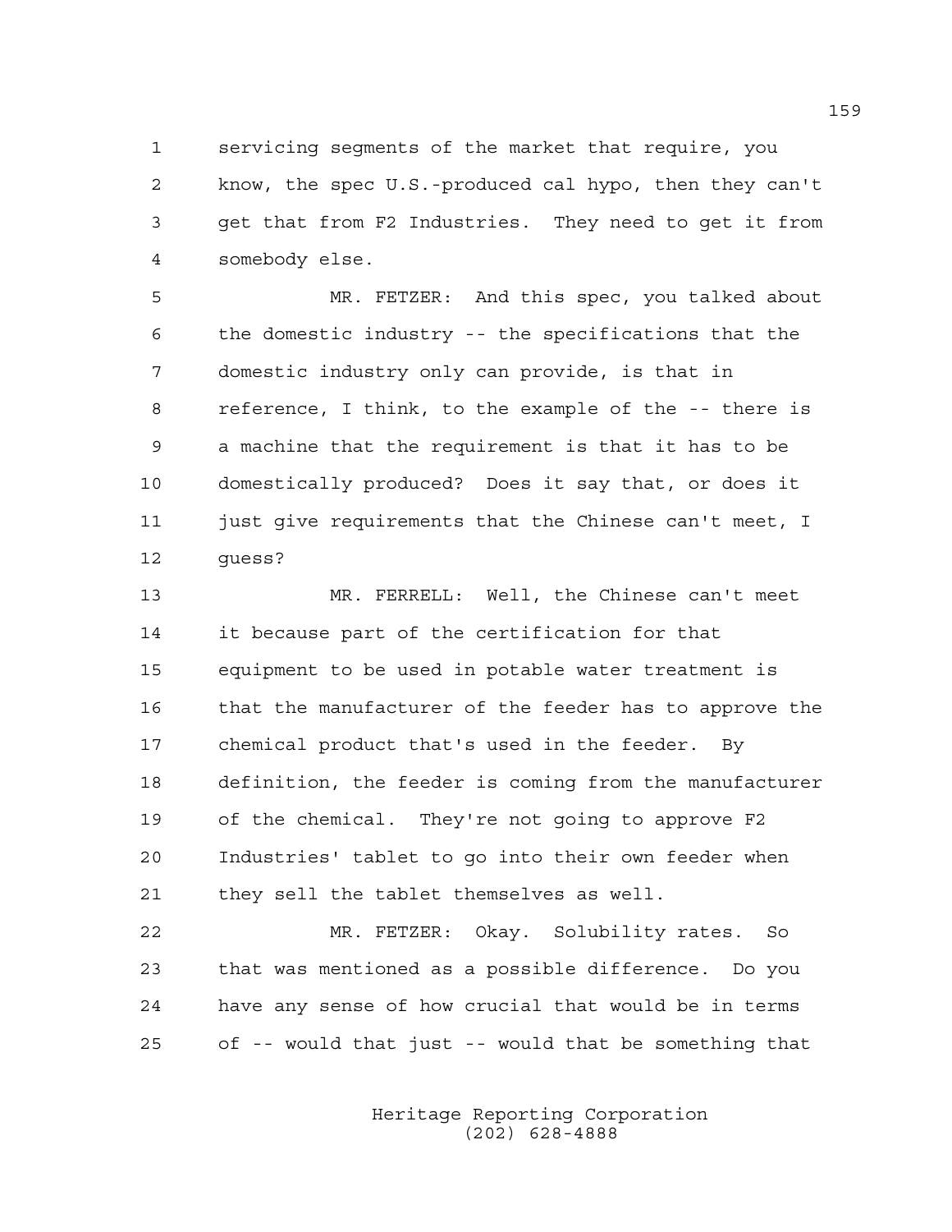servicing segments of the market that require, you know, the spec U.S.-produced cal hypo, then they can't get that from F2 Industries. They need to get it from somebody else.

MR. FETZER: And this spec, you talked about the domestic industry -- the specifications that the domestic industry only can provide, is that in reference, I think, to the example of the -- there is a machine that the requirement is that it has to be domestically produced? Does it say that, or does it just give requirements that the Chinese can't meet, I guess?

MR. FERRELL: Well, the Chinese can't meet it because part of the certification for that equipment to be used in potable water treatment is that the manufacturer of the feeder has to approve the chemical product that's used in the feeder. By definition, the feeder is coming from the manufacturer of the chemical. They're not going to approve F2 Industries' tablet to go into their own feeder when they sell the tablet themselves as well.

MR. FETZER: Okay. Solubility rates. So that was mentioned as a possible difference. Do you have any sense of how crucial that would be in terms of -- would that just -- would that be something that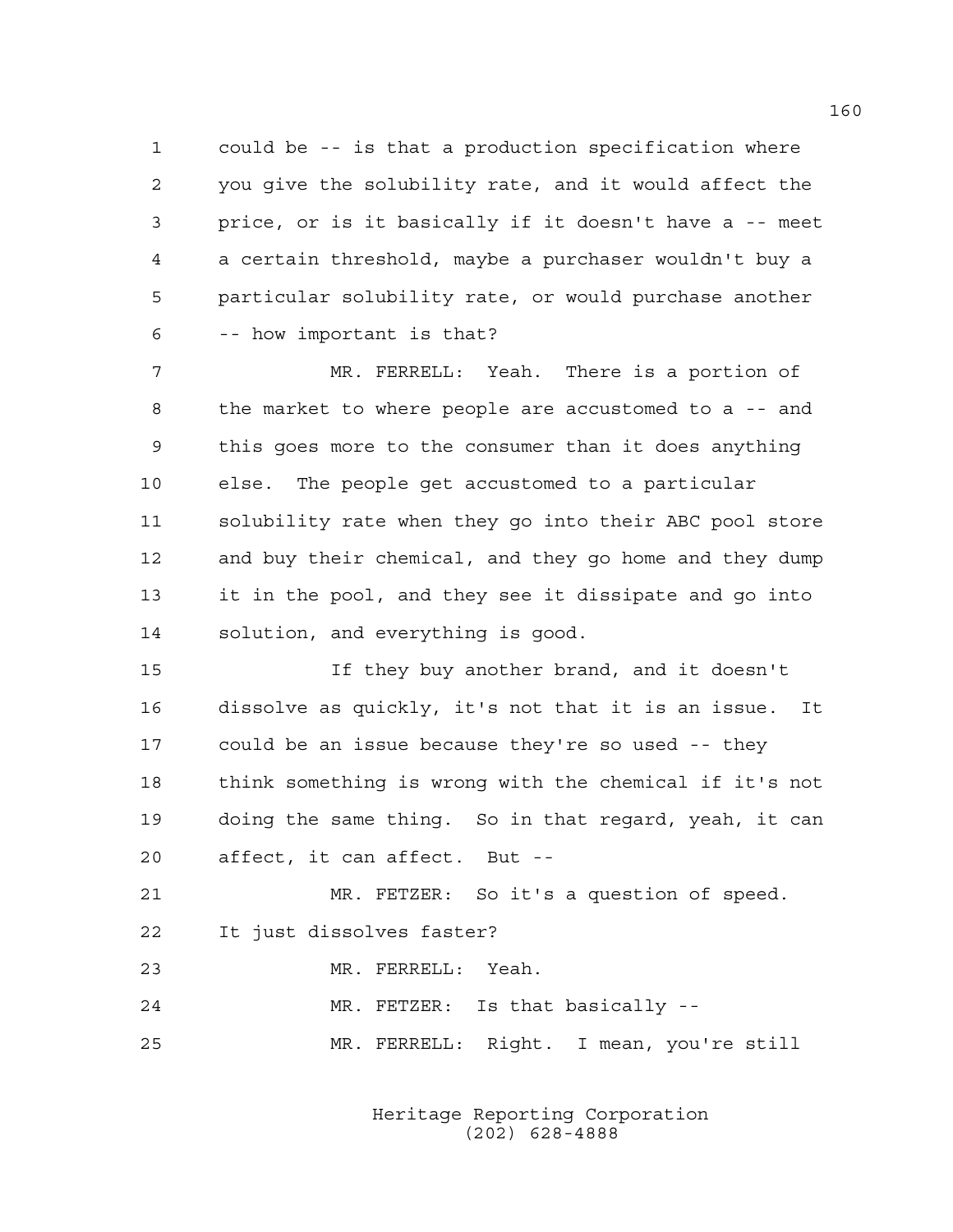could be -- is that a production specification where you give the solubility rate, and it would affect the price, or is it basically if it doesn't have a -- meet a certain threshold, maybe a purchaser wouldn't buy a particular solubility rate, or would purchase another -- how important is that?

MR. FERRELL: Yeah. There is a portion of the market to where people are accustomed to a -- and this goes more to the consumer than it does anything else. The people get accustomed to a particular solubility rate when they go into their ABC pool store and buy their chemical, and they go home and they dump it in the pool, and they see it dissipate and go into solution, and everything is good.

If they buy another brand, and it doesn't dissolve as quickly, it's not that it is an issue. It could be an issue because they're so used -- they think something is wrong with the chemical if it's not doing the same thing. So in that regard, yeah, it can affect, it can affect. But --

MR. FETZER: So it's a question of speed. It just dissolves faster?

MR. FERRELL: Yeah.

MR. FETZER: Is that basically --

MR. FERRELL: Right. I mean, you're still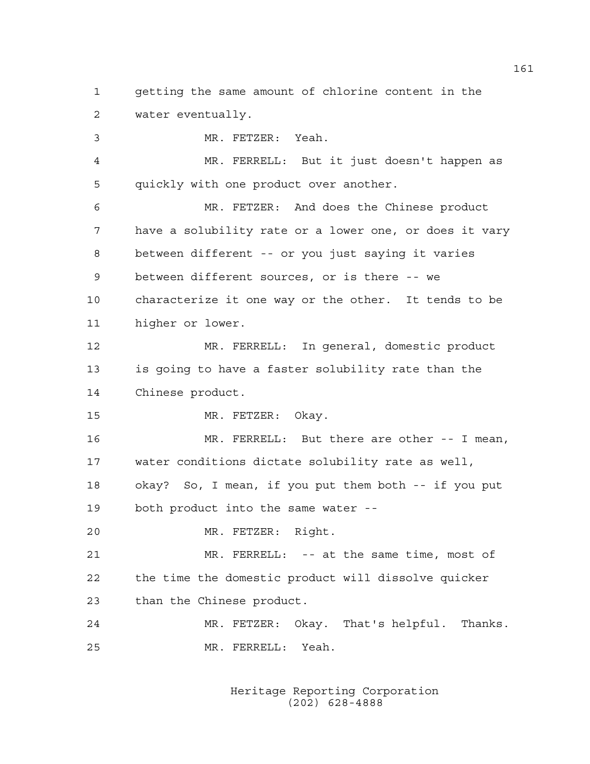getting the same amount of chlorine content in the water eventually.

MR. FETZER: Yeah.

MR. FERRELL: But it just doesn't happen as quickly with one product over another.

MR. FETZER: And does the Chinese product have a solubility rate or a lower one, or does it vary between different -- or you just saying it varies between different sources, or is there -- we characterize it one way or the other. It tends to be higher or lower.

MR. FERRELL: In general, domestic product is going to have a faster solubility rate than the Chinese product.

MR. FETZER: Okay.

MR. FERRELL: But there are other -- I mean, water conditions dictate solubility rate as well, okay? So, I mean, if you put them both -- if you put both product into the same water --

MR. FETZER: Right.

MR. FERRELL: -- at the same time, most of the time the domestic product will dissolve quicker than the Chinese product.

MR. FETZER: Okay. That's helpful. Thanks.

MR. FERRELL: Yeah.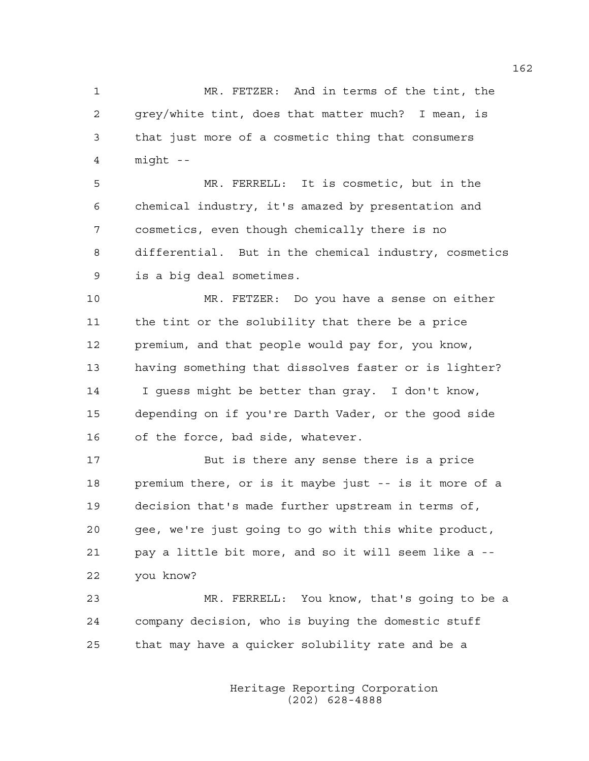MR. FETZER: And in terms of the tint, the grey/white tint, does that matter much? I mean, is that just more of a cosmetic thing that consumers might --

MR. FERRELL: It is cosmetic, but in the chemical industry, it's amazed by presentation and cosmetics, even though chemically there is no differential. But in the chemical industry, cosmetics is a big deal sometimes.

MR. FETZER: Do you have a sense on either the tint or the solubility that there be a price premium, and that people would pay for, you know, having something that dissolves faster or is lighter? I guess might be better than gray. I don't know, depending on if you're Darth Vader, or the good side of the force, bad side, whatever.

But is there any sense there is a price premium there, or is it maybe just -- is it more of a decision that's made further upstream in terms of, gee, we're just going to go with this white product, pay a little bit more, and so it will seem like a -- you know?

MR. FERRELL: You know, that's going to be a company decision, who is buying the domestic stuff that may have a quicker solubility rate and be a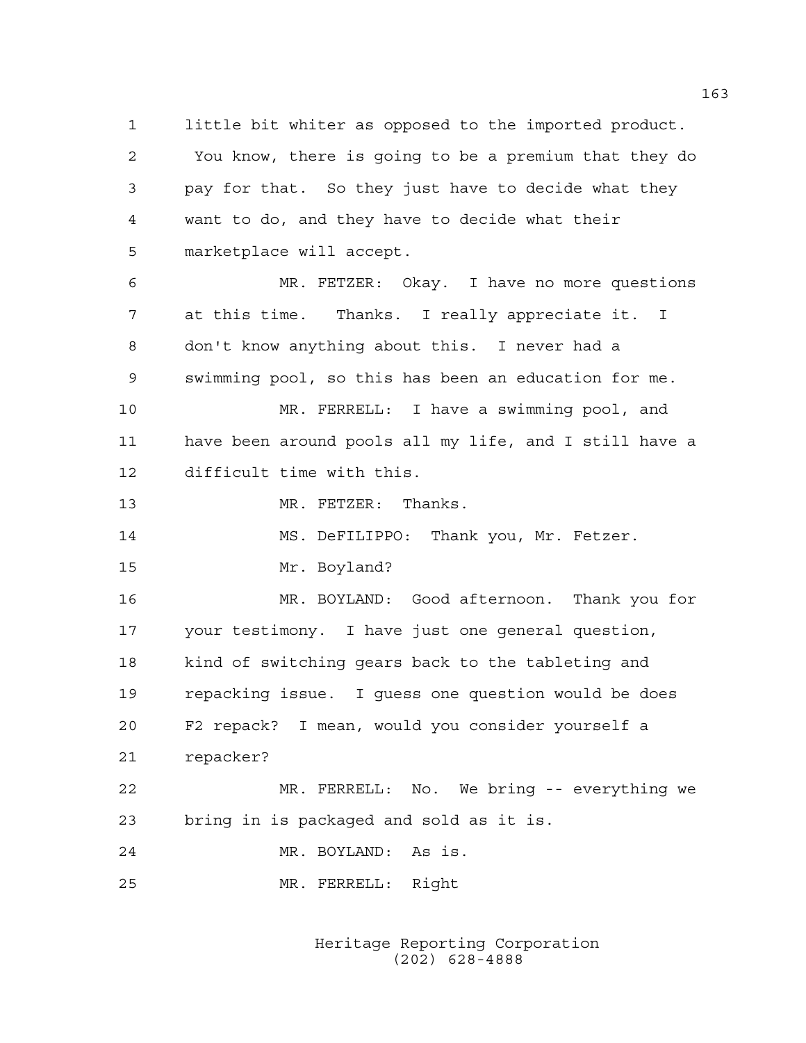little bit whiter as opposed to the imported product. You know, there is going to be a premium that they do pay for that. So they just have to decide what they want to do, and they have to decide what their marketplace will accept.

MR. FETZER: Okay. I have no more questions at this time. Thanks. I really appreciate it. I don't know anything about this. I never had a swimming pool, so this has been an education for me.

MR. FERRELL: I have a swimming pool, and have been around pools all my life, and I still have a difficult time with this.

MR. FETZER: Thanks.

MS. DeFILIPPO: Thank you, Mr. Fetzer.

Mr. Boyland?

MR. BOYLAND: Good afternoon. Thank you for your testimony. I have just one general question, kind of switching gears back to the tableting and repacking issue. I guess one question would be does F2 repack? I mean, would you consider yourself a repacker?

MR. FERRELL: No. We bring -- everything we bring in is packaged and sold as it is.

MR. BOYLAND: As is.

MR. FERRELL: Right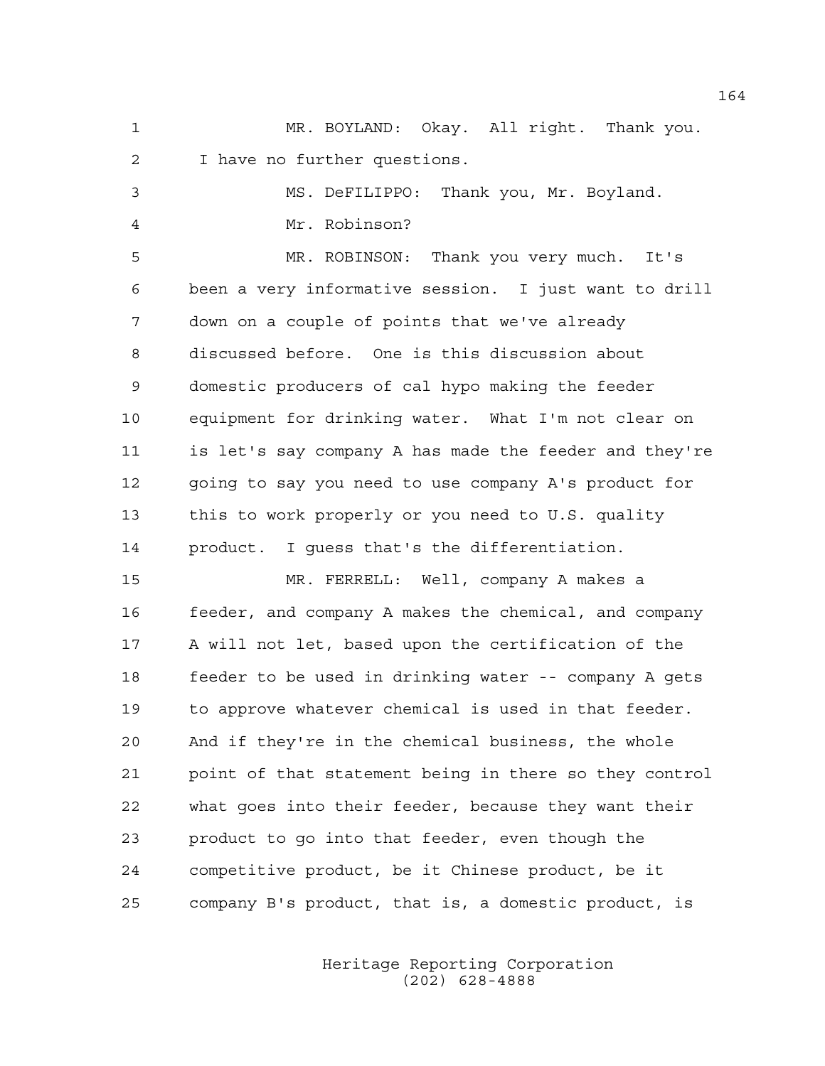MR. BOYLAND: Okay. All right. Thank you. I have no further questions.

MS. DeFILIPPO: Thank you, Mr. Boyland. Mr. Robinson?

MR. ROBINSON: Thank you very much. It's been a very informative session. I just want to drill down on a couple of points that we've already discussed before. One is this discussion about domestic producers of cal hypo making the feeder equipment for drinking water. What I'm not clear on is let's say company A has made the feeder and they're going to say you need to use company A's product for this to work properly or you need to U.S. quality product. I guess that's the differentiation.

MR. FERRELL: Well, company A makes a feeder, and company A makes the chemical, and company A will not let, based upon the certification of the feeder to be used in drinking water -- company A gets to approve whatever chemical is used in that feeder. And if they're in the chemical business, the whole point of that statement being in there so they control what goes into their feeder, because they want their product to go into that feeder, even though the competitive product, be it Chinese product, be it company B's product, that is, a domestic product, is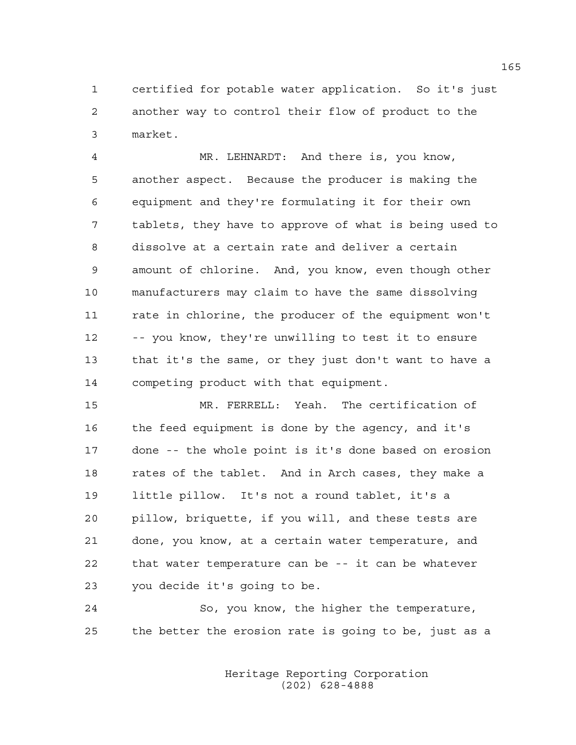certified for potable water application. So it's just another way to control their flow of product to the market.

MR. LEHNARDT: And there is, you know, another aspect. Because the producer is making the equipment and they're formulating it for their own tablets, they have to approve of what is being used to dissolve at a certain rate and deliver a certain amount of chlorine. And, you know, even though other manufacturers may claim to have the same dissolving rate in chlorine, the producer of the equipment won't -- you know, they're unwilling to test it to ensure that it's the same, or they just don't want to have a competing product with that equipment.

MR. FERRELL: Yeah. The certification of the feed equipment is done by the agency, and it's done -- the whole point is it's done based on erosion rates of the tablet. And in Arch cases, they make a little pillow. It's not a round tablet, it's a pillow, briquette, if you will, and these tests are done, you know, at a certain water temperature, and that water temperature can be -- it can be whatever you decide it's going to be.

So, you know, the higher the temperature, the better the erosion rate is going to be, just as a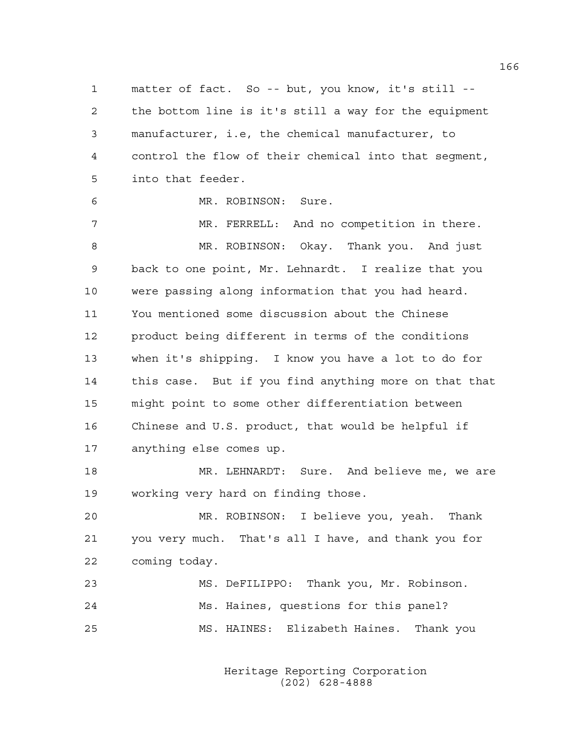1 matter of fact. So -- but, you know, it's still --
2 the bottom line is it's still a way for the equipment
3 manufacturer, i.e, the chemical manufacturer, to
4 control the flow of their chemical into that segment,
5 into that feeder.

6 MR. ROBINSON: Sure.

7 MR. FERRELL: And no competition in there.

8 MR. ROBINSON: Okay. Thank you. And just
9 back to one point, Mr. Lehnardt. I realize that you
10 were passing along information that you had heard.
11 You mentioned some discussion about the Chinese
12 product being different in terms of the conditions
13 when it's shipping. I know you have a lot to do for
14 this case. But if you find anything more on that that
15 might point to some other differentiation between
16 Chinese and U.S. product, that would be helpful if
17 anything else comes up.

18 MR. LEHNARDT: Sure. And believe me, we are
19 working very hard on finding those.

20 MR. ROBINSON: I believe you, yeah. Thank
21 you very much. That's all I have, and thank you for
22 coming today.

23 MS. DeFILIPPO: Thank you, Mr. Robinson.
24 Ms. Haines, questions for this panel?

25 MS. HAINES: Elizabeth Haines. Thank you

Heritage Reporting Corporation
(202) 628-4888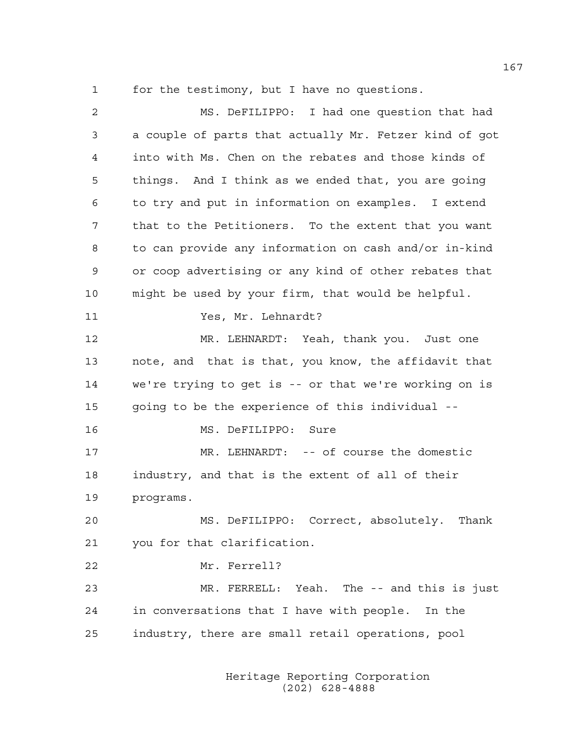1 for the testimony, but I have no questions.

2 MS. DeFILIPPO: I had one question that had

3 a couple of parts that actually Mr. Fetzer kind of got

4 into with Ms. Chen on the rebates and those kinds of

5 things. And I think as we ended that, you are going

6 to try and put in information on examples. I extend

7 that to the Petitioners. To the extent that you want

8 to can provide any information on cash and/or in-kind

9 or coop advertising or any kind of other rebates that

10 might be used by your firm, that would be helpful.

11 Yes, Mr. Lehnardt?

12 MR. LEHNARDT: Yeah, thank you. Just one

13 note, and that is that, you know, the affidavit that

14 we're trying to get is -- or that we're working on is

15 going to be the experience of this individual --

16 MS. DeFILIPPO: Sure

17 MR. LEHNARDT: -- of course the domestic

18 industry, and that is the extent of all of their

19 programs.

20 MS. DeFILIPPO: Correct, absolutely. Thank

21 you for that clarification.

22 Mr. Ferrell?

23 MR. FERRELL: Yeah. The -- and this is just

24 in conversations that I have with people. In the

25 industry, there are small retail operations, pool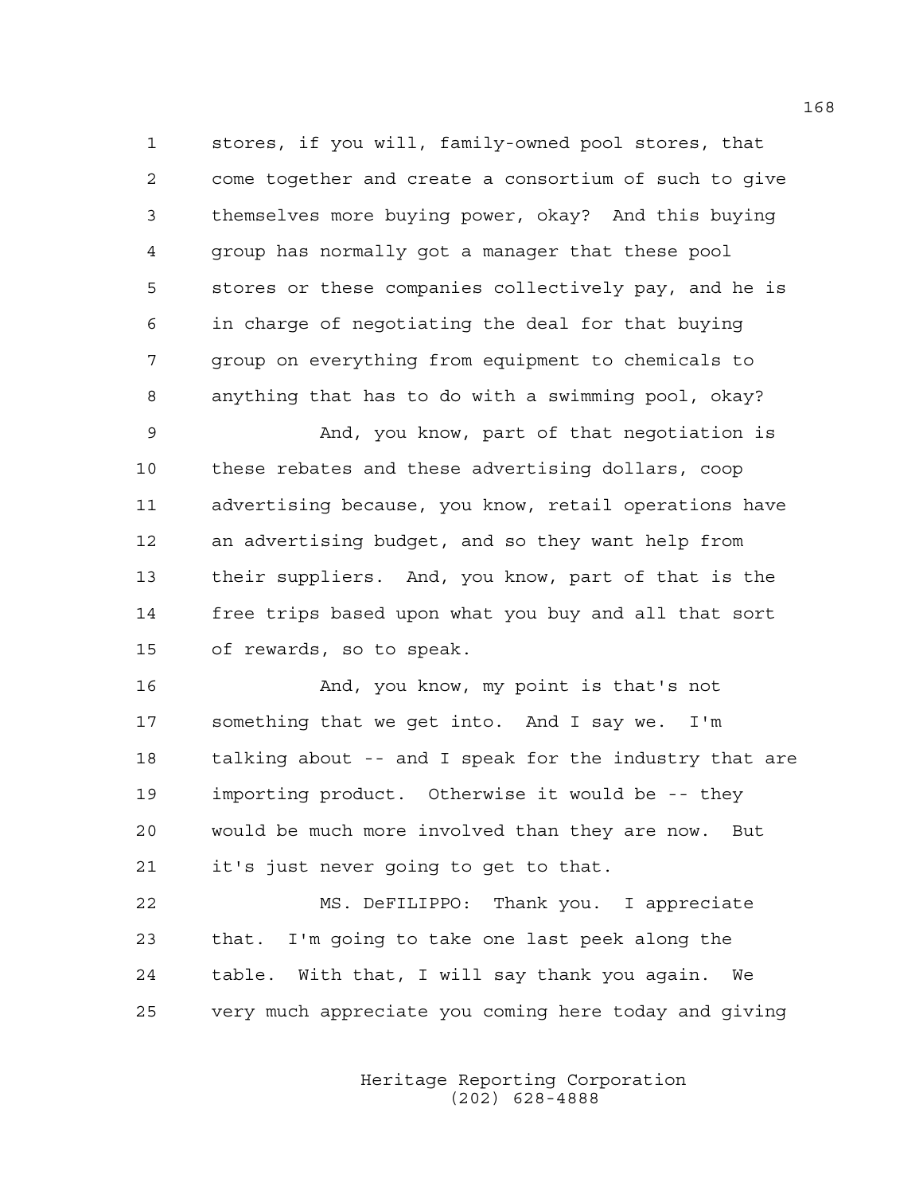stores, if you will, family-owned pool stores, that come together and create a consortium of such to give themselves more buying power, okay? And this buying group has normally got a manager that these pool stores or these companies collectively pay, and he is in charge of negotiating the deal for that buying group on everything from equipment to chemicals to anything that has to do with a swimming pool, okay?

And, you know, part of that negotiation is these rebates and these advertising dollars, coop advertising because, you know, retail operations have an advertising budget, and so they want help from their suppliers. And, you know, part of that is the free trips based upon what you buy and all that sort of rewards, so to speak.

And, you know, my point is that's not something that we get into. And I say we. I'm talking about -- and I speak for the industry that are importing product. Otherwise it would be -- they would be much more involved than they are now. But it's just never going to get to that.

MS. DeFILIPPO: Thank you. I appreciate that. I'm going to take one last peek along the table. With that, I will say thank you again. We very much appreciate you coming here today and giving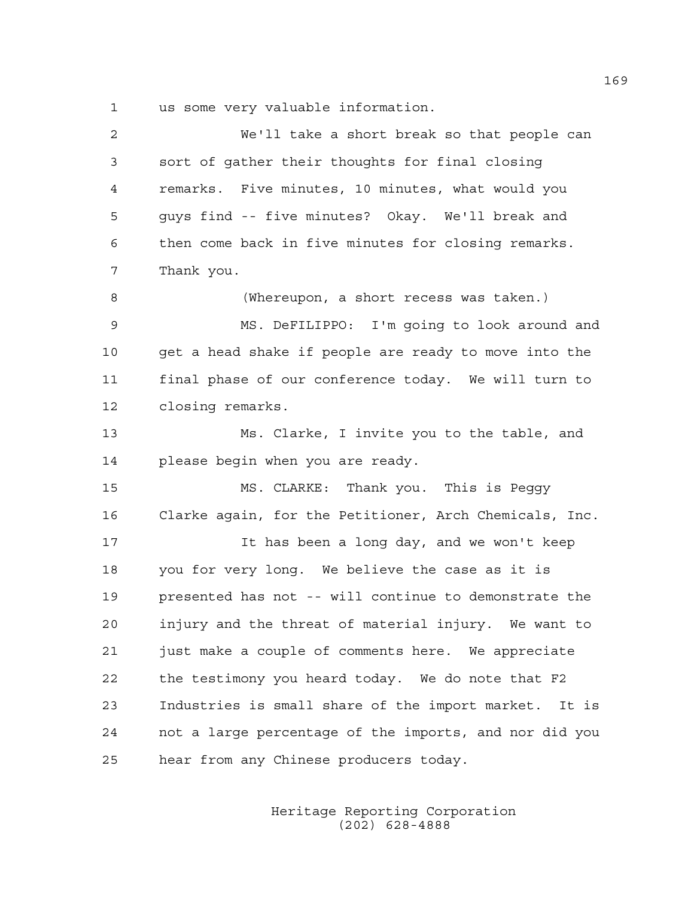us some very valuable information.

We'll take a short break so that people can sort of gather their thoughts for final closing remarks. Five minutes, 10 minutes, what would you guys find -- five minutes? Okay. We'll break and then come back in five minutes for closing remarks. Thank you.

(Whereupon, a short recess was taken.)

MS. DeFILIPPO: I'm going to look around and get a head shake if people are ready to move into the final phase of our conference today. We will turn to closing remarks.

Ms. Clarke, I invite you to the table, and please begin when you are ready.

MS. CLARKE: Thank you. This is Peggy Clarke again, for the Petitioner, Arch Chemicals, Inc.

It has been a long day, and we won't keep you for very long. We believe the case as it is presented has not -- will continue to demonstrate the injury and the threat of material injury. We want to just make a couple of comments here. We appreciate the testimony you heard today. We do note that F2 Industries is small share of the import market. It is not a large percentage of the imports, and nor did you hear from any Chinese producers today.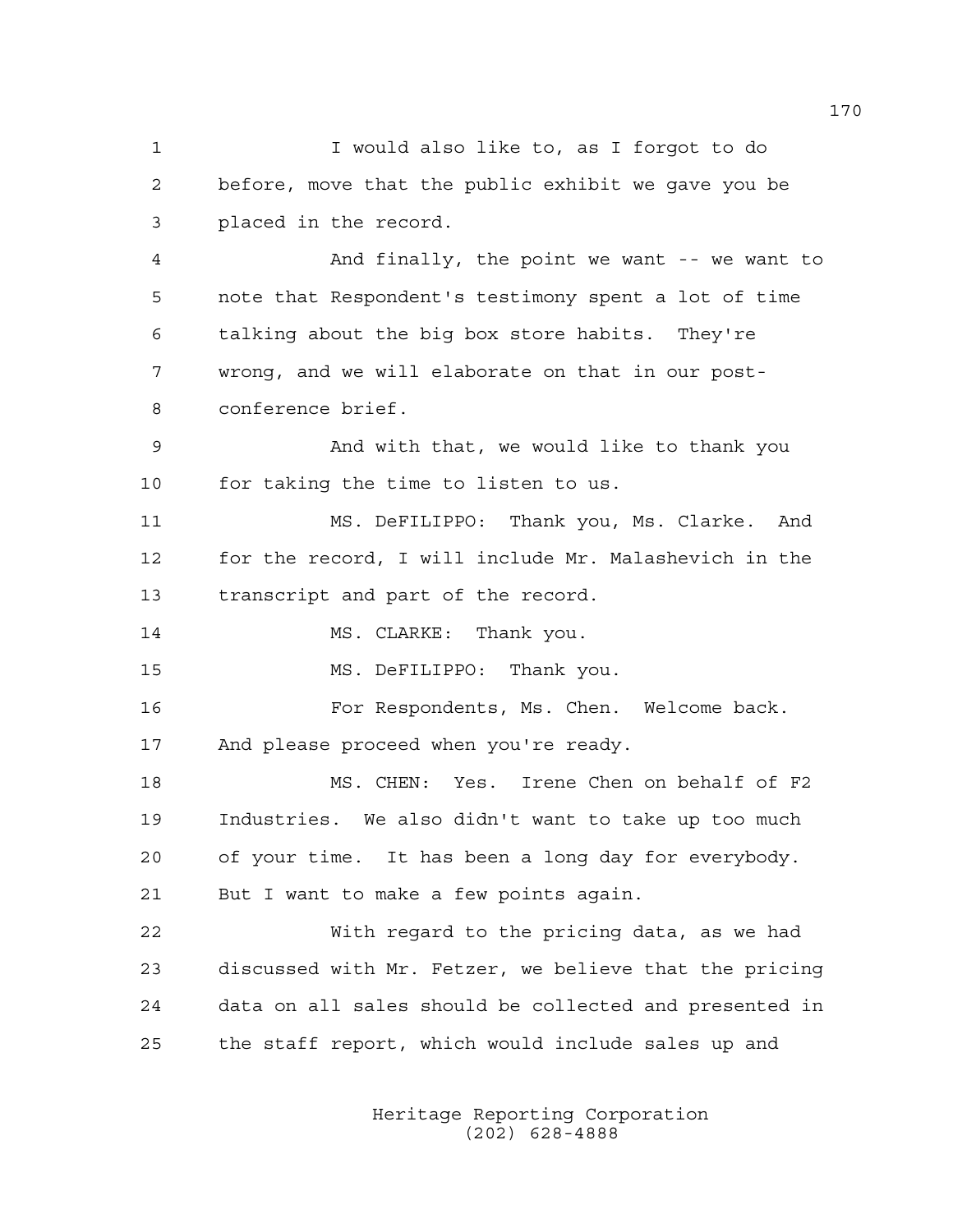I would also like to, as I forgot to do before, move that the public exhibit we gave you be placed in the record.

And finally, the point we want -- we want to note that Respondent's testimony spent a lot of time talking about the big box store habits. They're wrong, and we will elaborate on that in our post-conference brief.

And with that, we would like to thank you for taking the time to listen to us.

MS. DeFILIPPO: Thank you, Ms. Clarke. And for the record, I will include Mr. Malashevich in the transcript and part of the record.

MS. CLARKE: Thank you.

MS. DeFILIPPO: Thank you.

For Respondents, Ms. Chen. Welcome back. And please proceed when you're ready.

MS. CHEN: Yes. Irene Chen on behalf of F2 Industries. We also didn't want to take up too much of your time. It has been a long day for everybody. But I want to make a few points again.

With regard to the pricing data, as we had discussed with Mr. Fetzer, we believe that the pricing data on all sales should be collected and presented in the staff report, which would include sales up and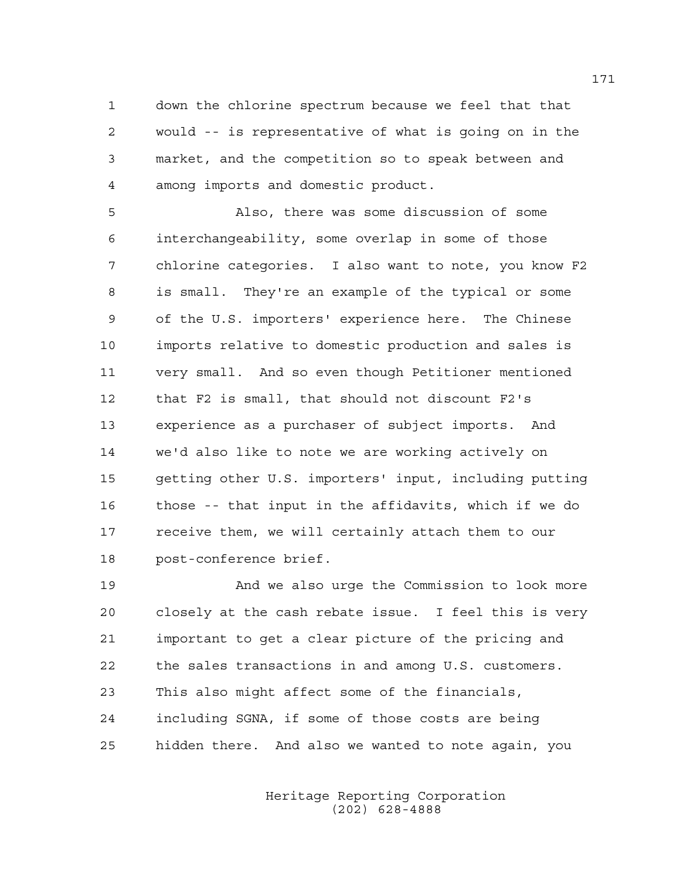down the chlorine spectrum because we feel that that would -- is representative of what is going on in the market, and the competition so to speak between and among imports and domestic product.

Also, there was some discussion of some interchangeability, some overlap in some of those chlorine categories. I also want to note, you know F2 is small. They're an example of the typical or some of the U.S. importers' experience here. The Chinese imports relative to domestic production and sales is very small. And so even though Petitioner mentioned that F2 is small, that should not discount F2's experience as a purchaser of subject imports. And we'd also like to note we are working actively on getting other U.S. importers' input, including putting those -- that input in the affidavits, which if we do receive them, we will certainly attach them to our post-conference brief.

And we also urge the Commission to look more closely at the cash rebate issue. I feel this is very important to get a clear picture of the pricing and the sales transactions in and among U.S. customers. This also might affect some of the financials, including SGNA, if some of those costs are being hidden there. And also we wanted to note again, you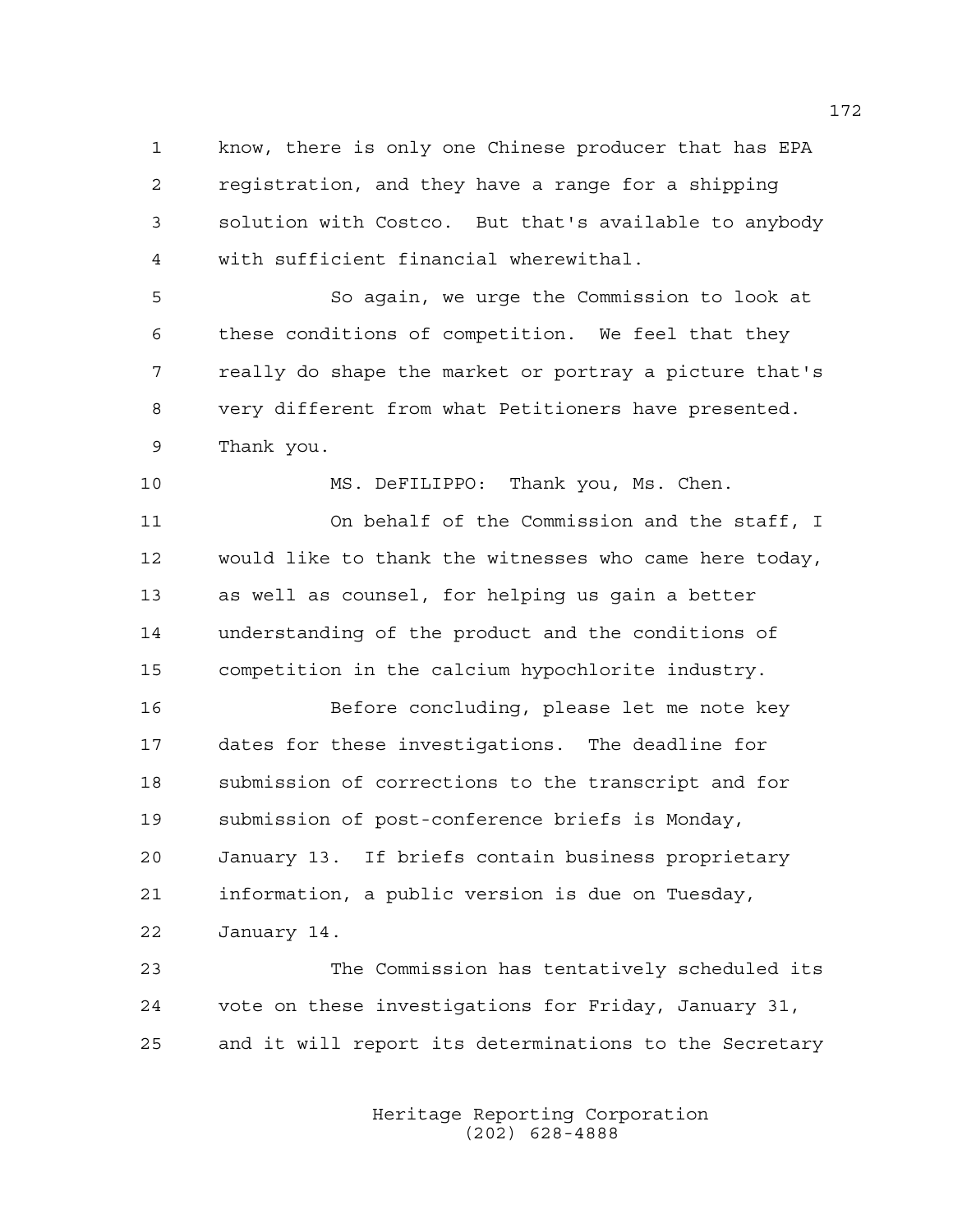know, there is only one Chinese producer that has EPA registration, and they have a range for a shipping solution with Costco. But that's available to anybody with sufficient financial wherewithal.

So again, we urge the Commission to look at these conditions of competition. We feel that they really do shape the market or portray a picture that's very different from what Petitioners have presented. Thank you.

MS. DeFILIPPO: Thank you, Ms. Chen.

On behalf of the Commission and the staff, I would like to thank the witnesses who came here today, as well as counsel, for helping us gain a better understanding of the product and the conditions of competition in the calcium hypochlorite industry.

Before concluding, please let me note key dates for these investigations. The deadline for submission of corrections to the transcript and for submission of post-conference briefs is Monday, January 13. If briefs contain business proprietary information, a public version is due on Tuesday, January 14.

The Commission has tentatively scheduled its vote on these investigations for Friday, January 31, and it will report its determinations to the Secretary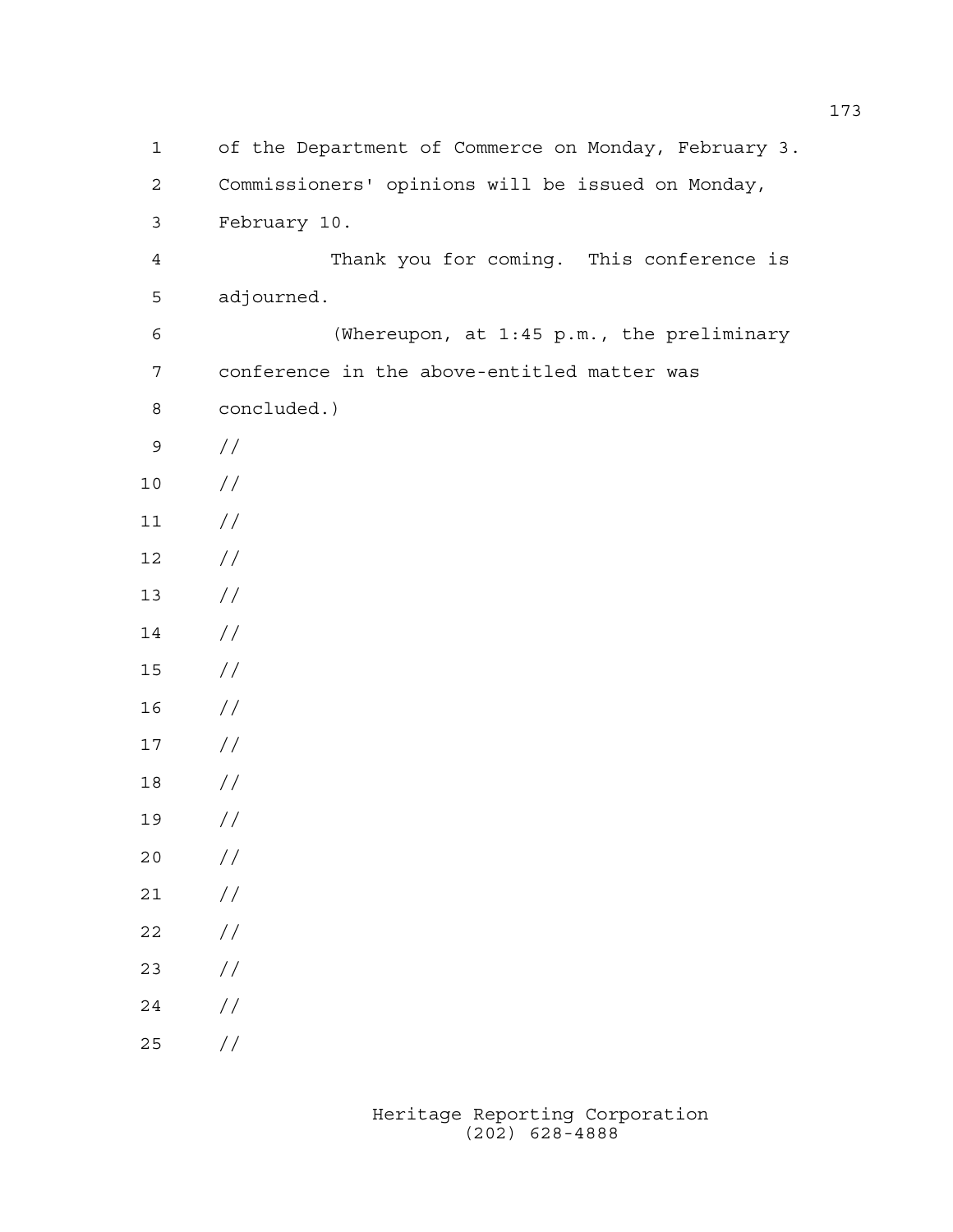of the Department of Commerce on Monday, February 3. Commissioners' opinions will be issued on Monday, February 10.

Thank you for coming. This conference is adjourned.

(Whereupon, at 1:45 p.m., the preliminary conference in the above-entitled matter was concluded.)

//

//

//

//

//

//

//

//

//

//

//

//

//

//

//

//

//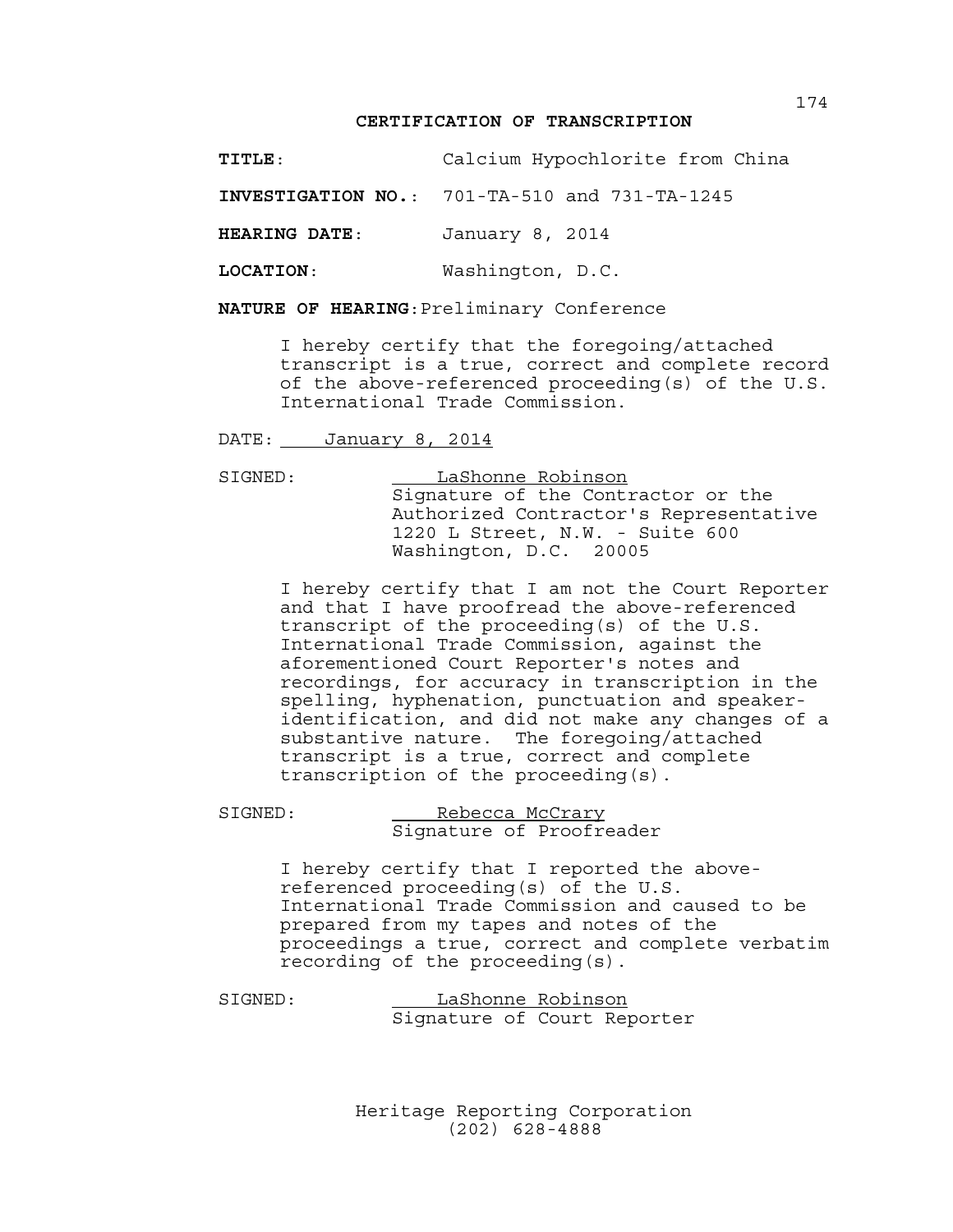## CERTIFICATION OF TRANSCRIPTION

**TITLE**: Calcium Hypochlorite from China

**INVESTIGATION NO.**: 701-TA-510 and 731-TA-1245

**HEARING DATE**: January 8, 2014

**LOCATION**: Washington, D.C.

**NATURE OF HEARING**: Preliminary Conference

I hereby certify that the foregoing/attached transcript is a true, correct and complete record of the above-referenced proceeding(s) of the U.S. International Trade Commission.

DATE: January 8, 2014

SIGNED: LaShonne Robinson
Signature of the Contractor or the Authorized Contractor's Representative
1220 L Street, N.W. - Suite 600
Washington, D.C. 20005

I hereby certify that I am not the Court Reporter and that I have proofread the above-referenced transcript of the proceeding(s) of the U.S. International Trade Commission, against the aforementioned Court Reporter's notes and recordings, for accuracy in transcription in the spelling, hyphenation, punctuation and speaker-identification, and did not make any changes of a substantive nature. The foregoing/attached transcript is a true, correct and complete transcription of the proceeding(s).

SIGNED: Rebecca McCrary
Signature of Proofreader

I hereby certify that I reported the above-referenced proceeding(s) of the U.S. International Trade Commission and caused to be prepared from my tapes and notes of the proceedings a true, correct and complete verbatim recording of the proceeding(s).

SIGNED: LaShonne Robinson
Signature of Court Reporter